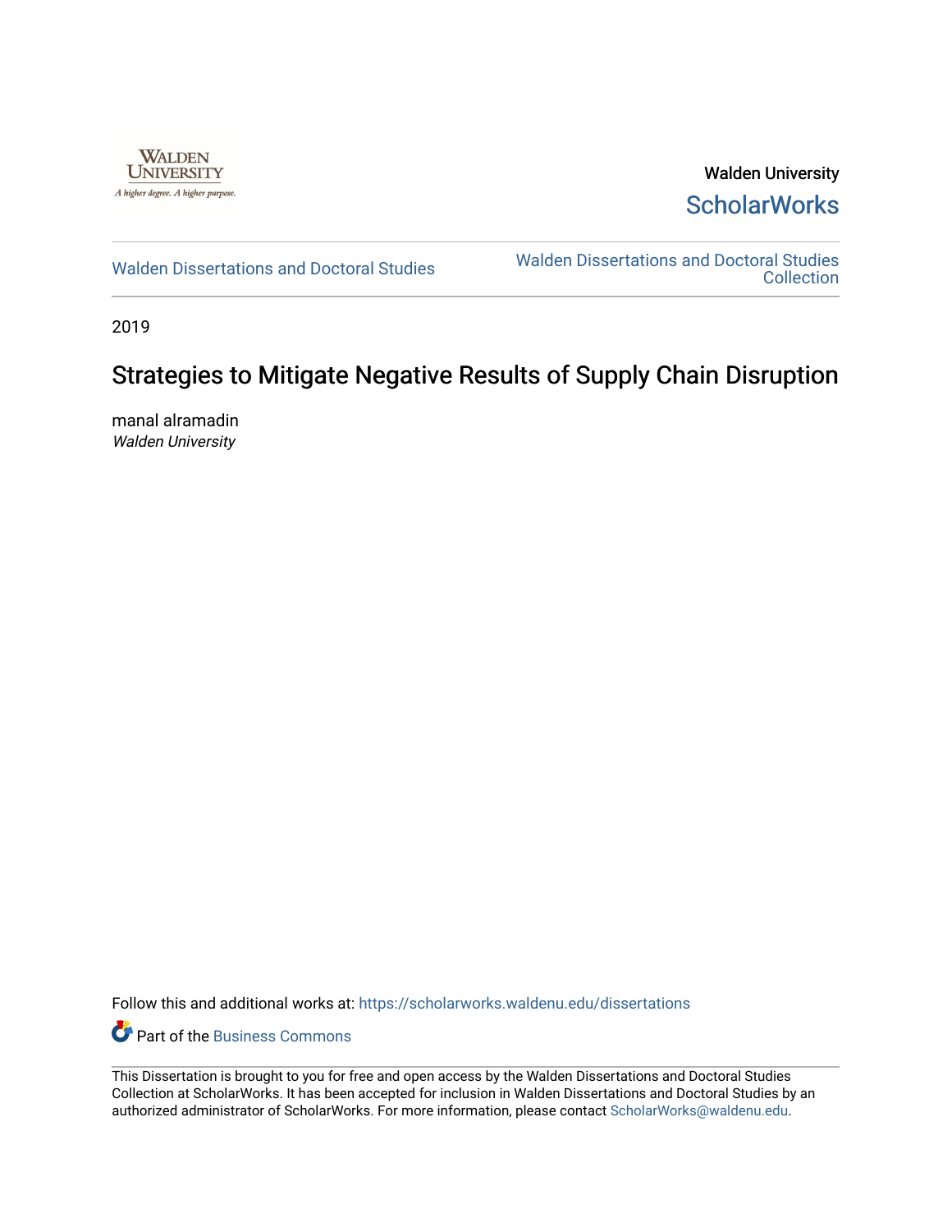Walden University

ScholarWorks

Walden Dissertations and Doctoral Studies

Walden Dissertations and Doctoral Studies Collection

2019

# Strategies to Mitigate Negative Results of Supply Chain Disruption

manal alramadin

*Walden University*

Follow this and additional works at: https://scholarworks.waldenu.edu/dissertations

Part of the Business Commons

This Dissertation is brought to you for free and open access by the Walden Dissertations and Doctoral Studies Collection at ScholarWorks. It has been accepted for inclusion in Walden Dissertations and Doctoral Studies by an authorized administrator of ScholarWorks. For more information, please contact ScholarWorks@waldenu.edu.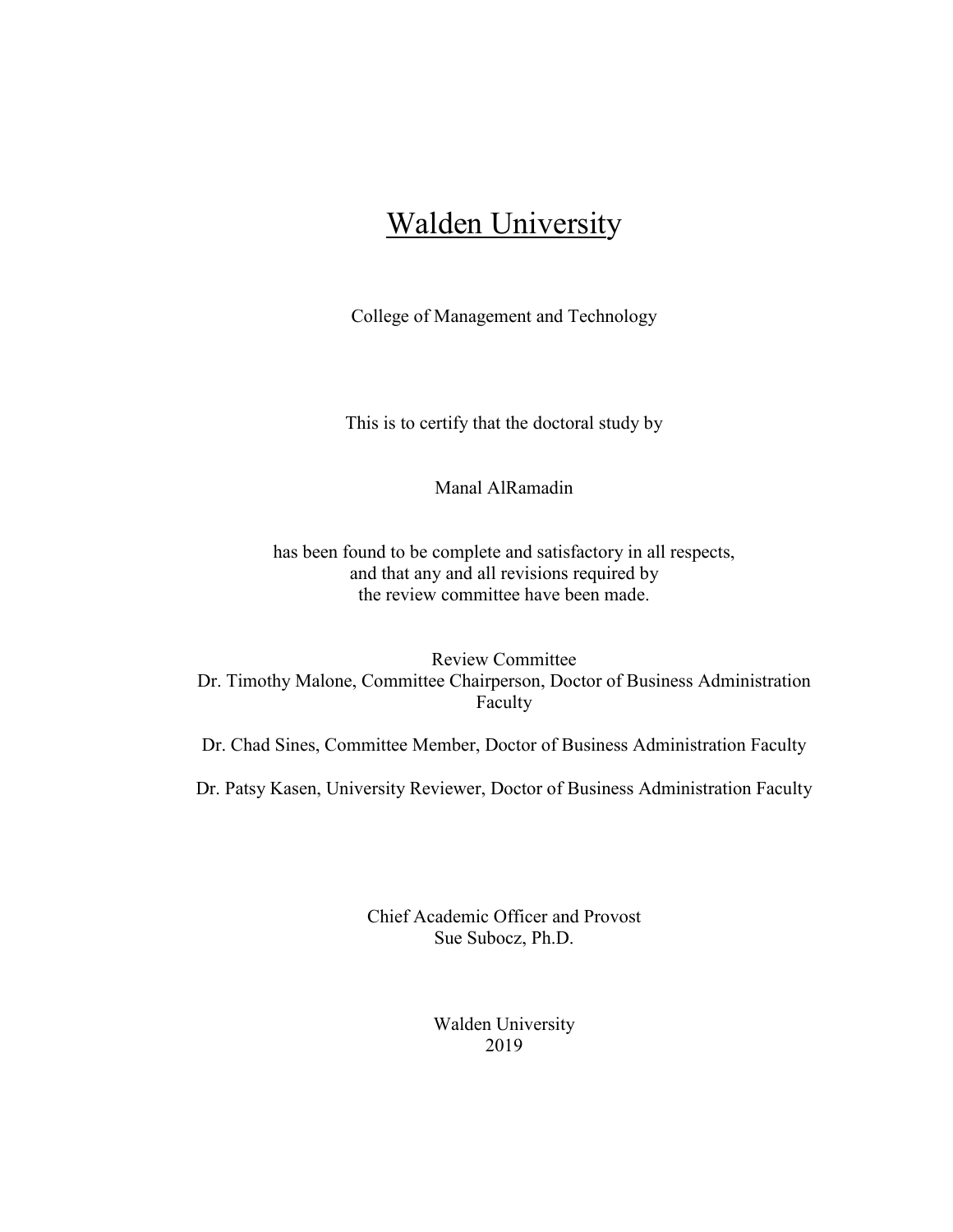# Walden University

College of Management and Technology

This is to certify that the doctoral study by

Manal AlRamadin

has been found to be complete and satisfactory in all respects,
and that any and all revisions required by
the review committee have been made.

Review Committee
Dr. Timothy Malone, Committee Chairperson, Doctor of Business Administration Faculty

Dr. Chad Sines, Committee Member, Doctor of Business Administration Faculty

Dr. Patsy Kasen, University Reviewer, Doctor of Business Administration Faculty

Chief Academic Officer and Provost
Sue Subocz, Ph.D.

Walden University
2019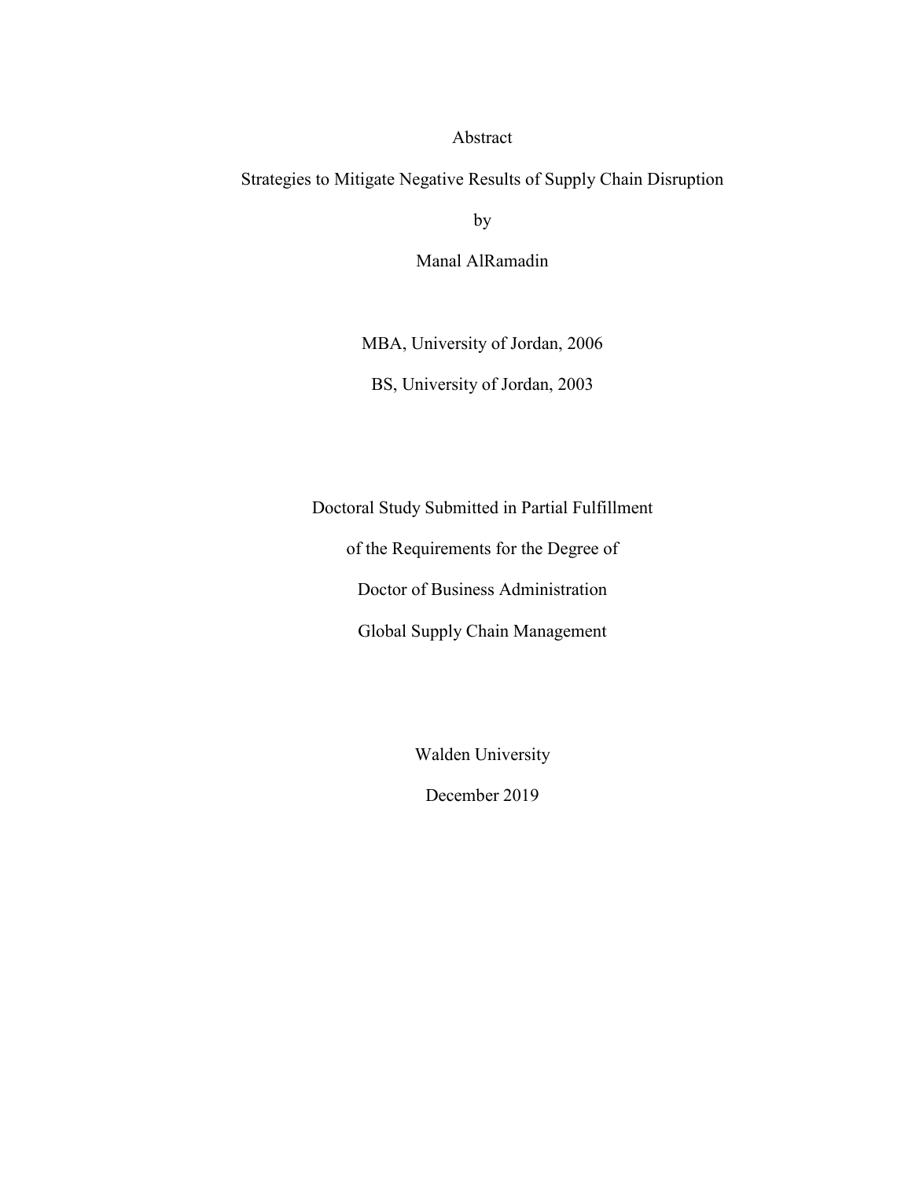Abstract

Strategies to Mitigate Negative Results of Supply Chain Disruption

by

Manal AlRamadin

MBA, University of Jordan, 2006

BS, University of Jordan, 2003

Doctoral Study Submitted in Partial Fulfillment

of the Requirements for the Degree of

Doctor of Business Administration

Global Supply Chain Management

Walden University

December 2019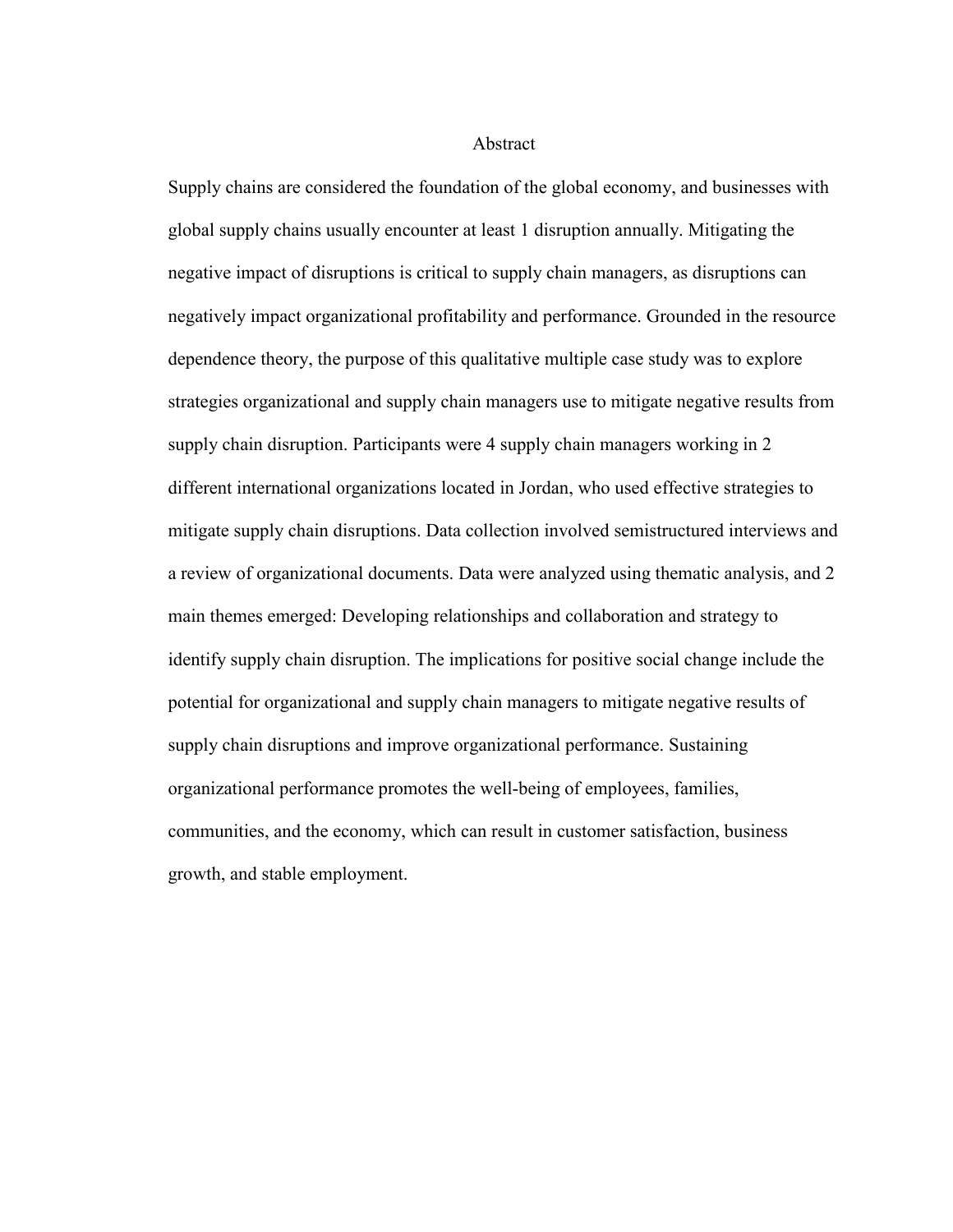# Abstract

Supply chains are considered the foundation of the global economy, and businesses with global supply chains usually encounter at least 1 disruption annually. Mitigating the negative impact of disruptions is critical to supply chain managers, as disruptions can negatively impact organizational profitability and performance. Grounded in the resource dependence theory, the purpose of this qualitative multiple case study was to explore strategies organizational and supply chain managers use to mitigate negative results from supply chain disruption. Participants were 4 supply chain managers working in 2 different international organizations located in Jordan, who used effective strategies to mitigate supply chain disruptions. Data collection involved semistructured interviews and a review of organizational documents. Data were analyzed using thematic analysis, and 2 main themes emerged: Developing relationships and collaboration and strategy to identify supply chain disruption. The implications for positive social change include the potential for organizational and supply chain managers to mitigate negative results of supply chain disruptions and improve organizational performance. Sustaining organizational performance promotes the well-being of employees, families, communities, and the economy, which can result in customer satisfaction, business growth, and stable employment.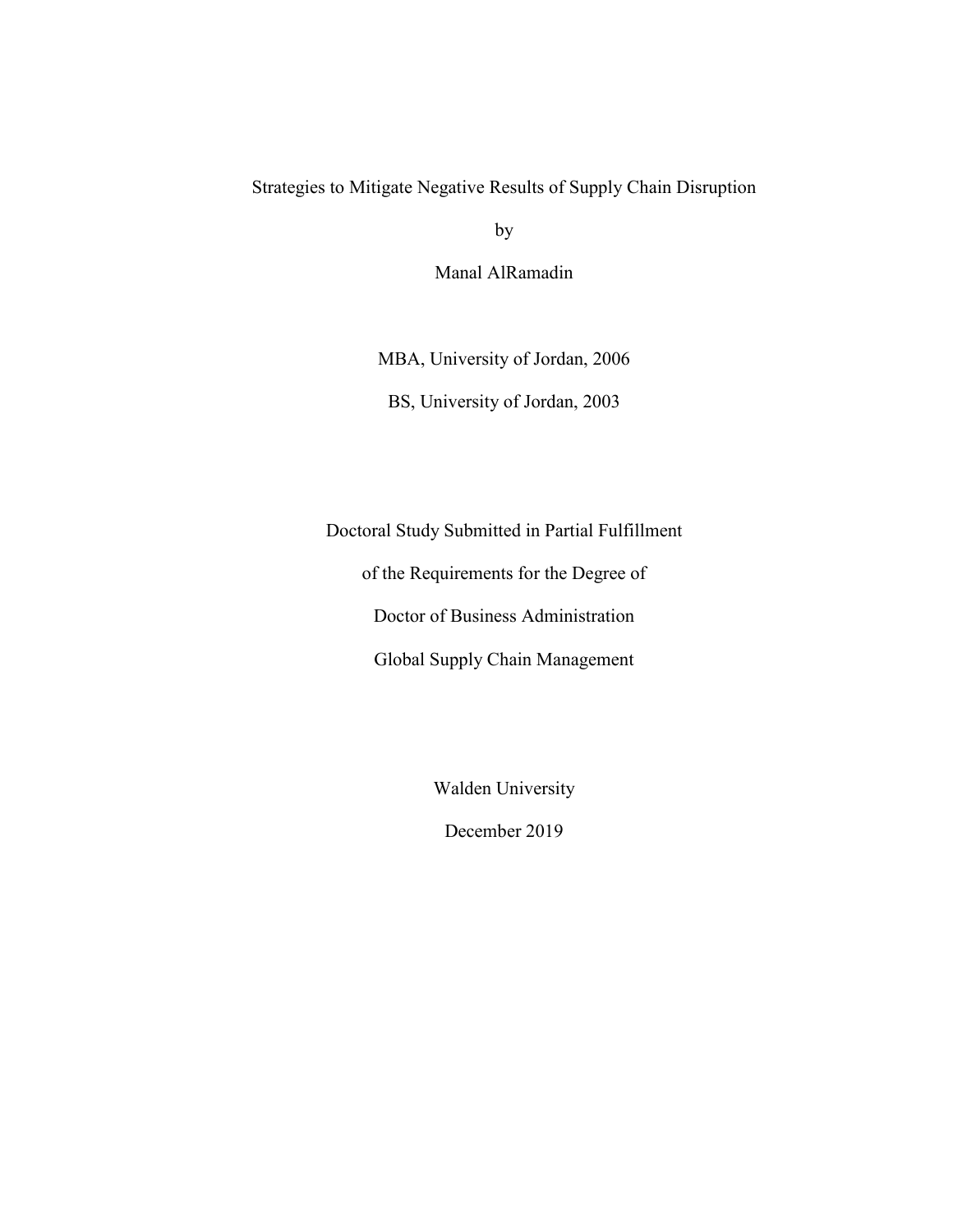Strategies to Mitigate Negative Results of Supply Chain Disruption

by

Manal AlRamadin

MBA, University of Jordan, 2006

BS, University of Jordan, 2003

Doctoral Study Submitted in Partial Fulfillment

of the Requirements for the Degree of

Doctor of Business Administration

Global Supply Chain Management

Walden University

December 2019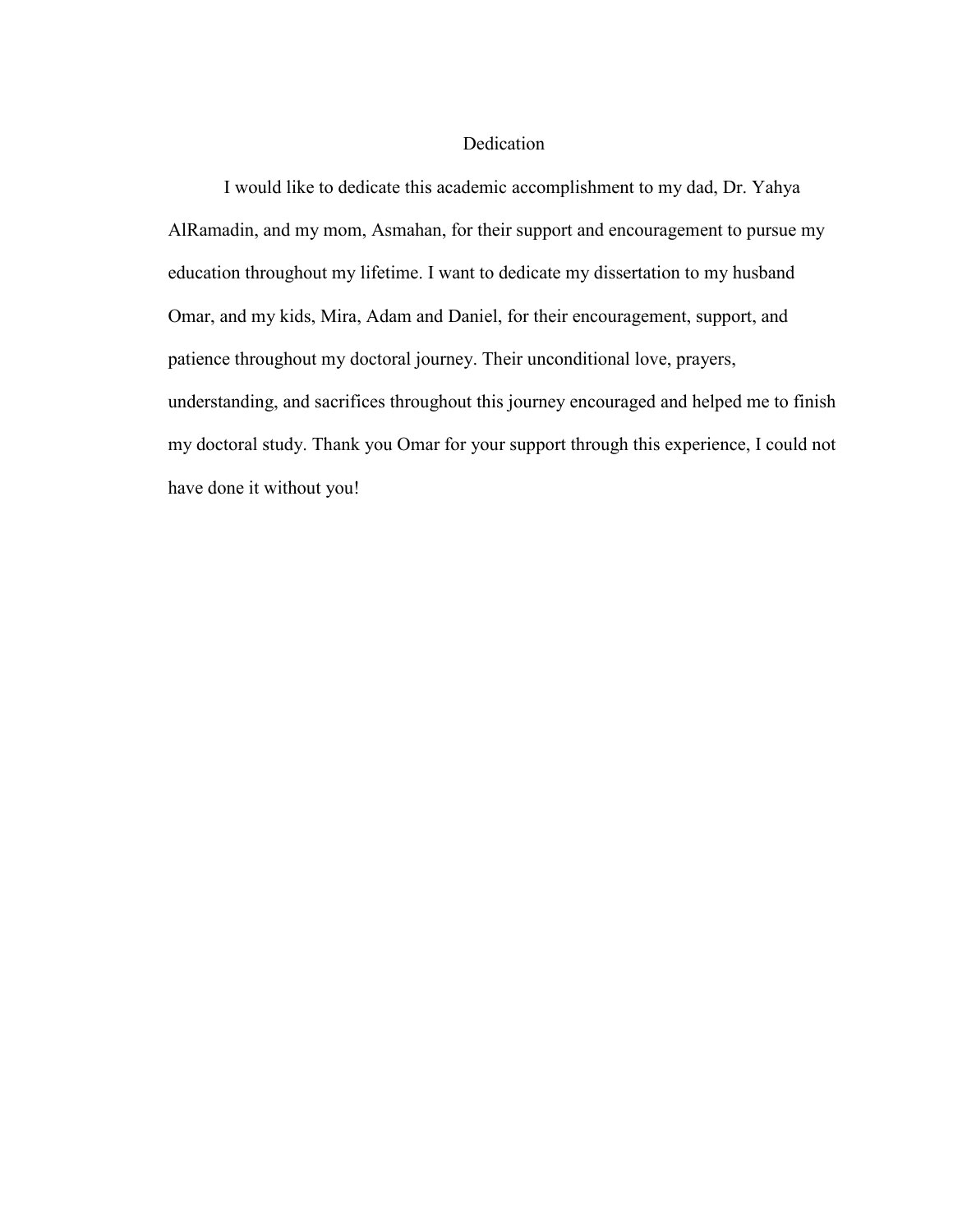# Dedication

I would like to dedicate this academic accomplishment to my dad, Dr. Yahya AlRamadin, and my mom, Asmahan, for their support and encouragement to pursue my education throughout my lifetime. I want to dedicate my dissertation to my husband Omar, and my kids, Mira, Adam and Daniel, for their encouragement, support, and patience throughout my doctoral journey. Their unconditional love, prayers, understanding, and sacrifices throughout this journey encouraged and helped me to finish my doctoral study. Thank you Omar for your support through this experience, I could not have done it without you!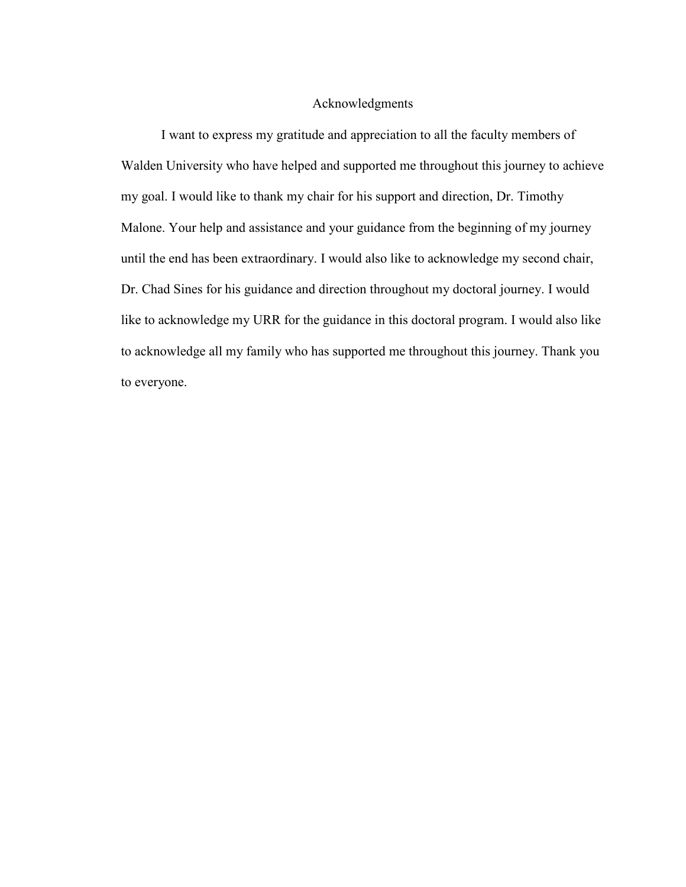# Acknowledgments

I want to express my gratitude and appreciation to all the faculty members of Walden University who have helped and supported me throughout this journey to achieve my goal. I would like to thank my chair for his support and direction, Dr. Timothy Malone. Your help and assistance and your guidance from the beginning of my journey until the end has been extraordinary. I would also like to acknowledge my second chair, Dr. Chad Sines for his guidance and direction throughout my doctoral journey. I would like to acknowledge my URR for the guidance in this doctoral program. I would also like to acknowledge all my family who has supported me throughout this journey. Thank you to everyone.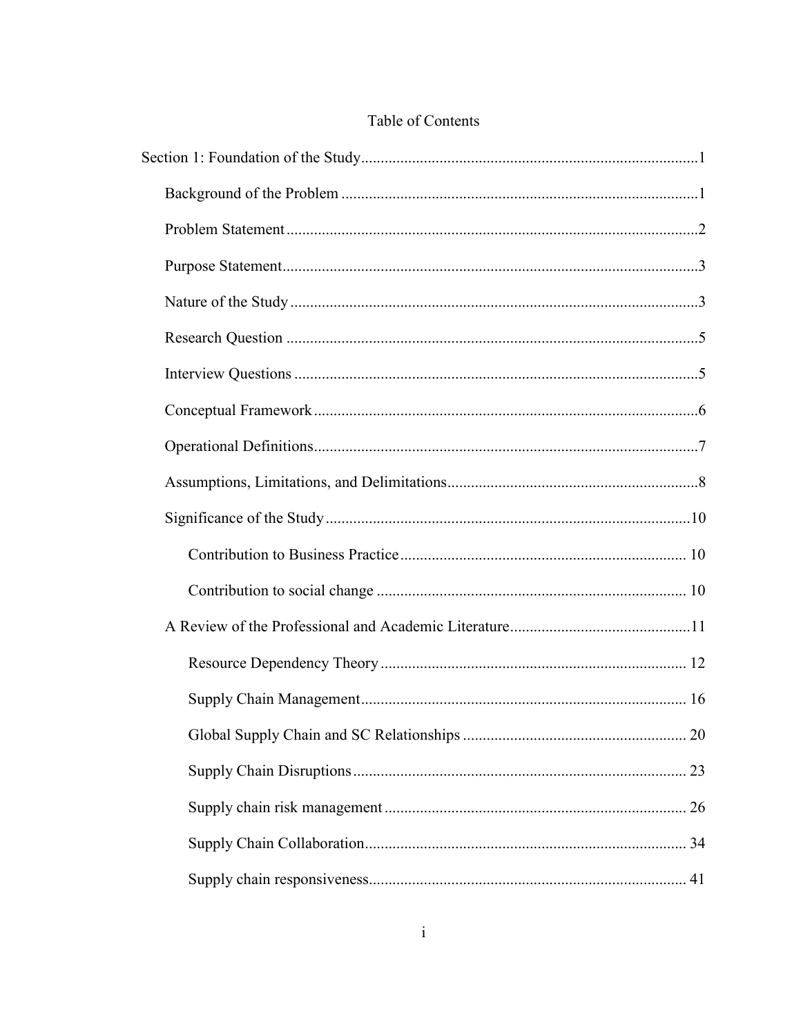# Table of Contents

Section 1: Foundation of the Study ....................................................................................1

- Background of the Problem ..........................................................................................1
- Problem Statement ........................................................................................................2
- Purpose Statement.........................................................................................................3
- Nature of the Study .......................................................................................................3
- Research Question ........................................................................................................5
- Interview Questions ......................................................................................................5
- Conceptual Framework .................................................................................................6
- Operational Definitions.................................................................................................7
- Assumptions, Limitations, and Delimitations................................................................8
- Significance of the Study ............................................................................................10
  - Contribution to Business Practice ........................................................................ 10
  - Contribution to social change .............................................................................. 10
- A Review of the Professional and Academic Literature.............................................11
  - Resource Dependency Theory ............................................................................. 12
  - Supply Chain Management.................................................................................. 16
  - Global Supply Chain and SC Relationships ........................................................ 20
  - Supply Chain Disruptions.................................................................................... 23
  - Supply chain risk management ............................................................................ 26
  - Supply Chain Collaboration................................................................................. 34
  - Supply chain responsiveness................................................................................ 41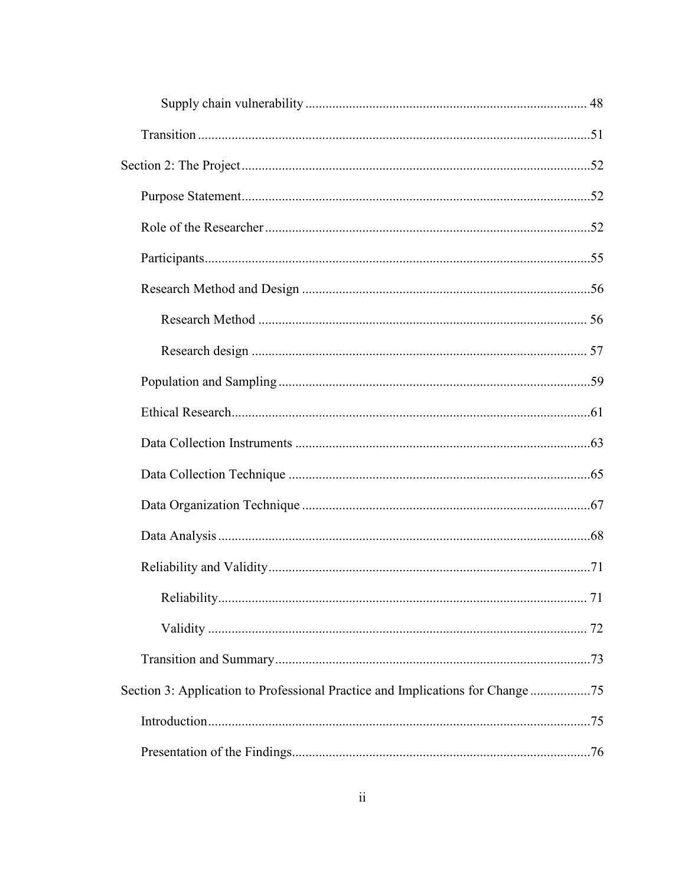Supply chain vulnerability ........................................................................................ 48

Transition ....................................................................................................................51

Section 2: The Project ......................................................................................................52

Purpose Statement.......................................................................................................52

Role of the Researcher ................................................................................................52

Participants..................................................................................................................55

Research Method and Design .....................................................................................56

Research Method ................................................................................................. 56

Research design ................................................................................................... 57

Population and Sampling ............................................................................................59

Ethical Research..........................................................................................................61

Data Collection Instruments .......................................................................................63

Data Collection Technique .........................................................................................65

Data Organization Technique .....................................................................................67

Data Analysis ..............................................................................................................68

Reliability and Validity...............................................................................................71

Reliability............................................................................................................. 71

Validity ................................................................................................................ 72

Transition and Summary.............................................................................................73

Section 3: Application to Professional Practice and Implications for Change .................75

Introduction.................................................................................................................75

Presentation of the Findings........................................................................................76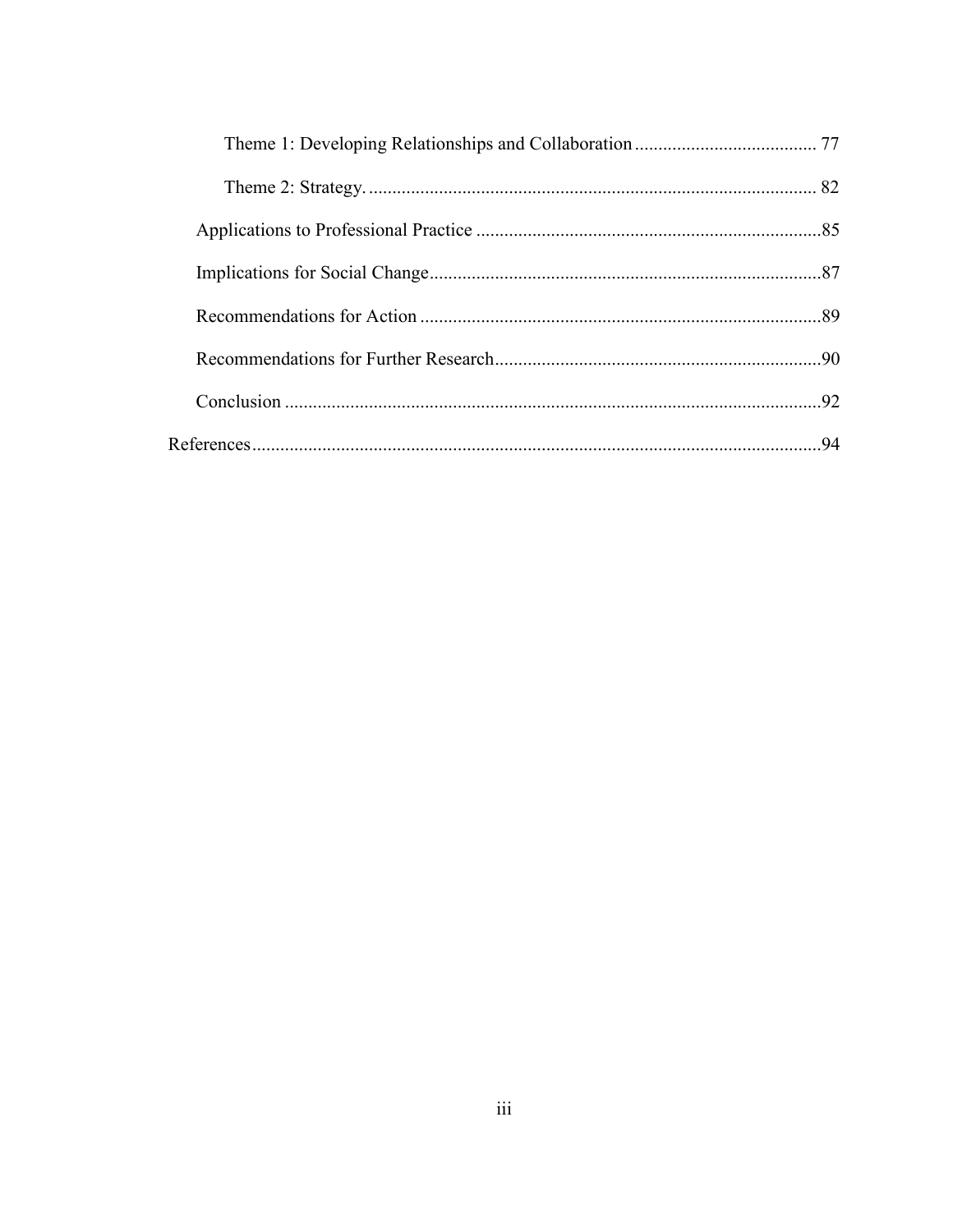Theme 1: Developing Relationships and Collaboration ...................................... 77

Theme 2: Strategy. ............................................................................................... 82

Applications to Professional Practice .........................................................................85

Implications for Social Change...................................................................................87

Recommendations for Action .....................................................................................89

Recommendations for Further Research.....................................................................90

Conclusion ..................................................................................................................92

References.........................................................................................................................94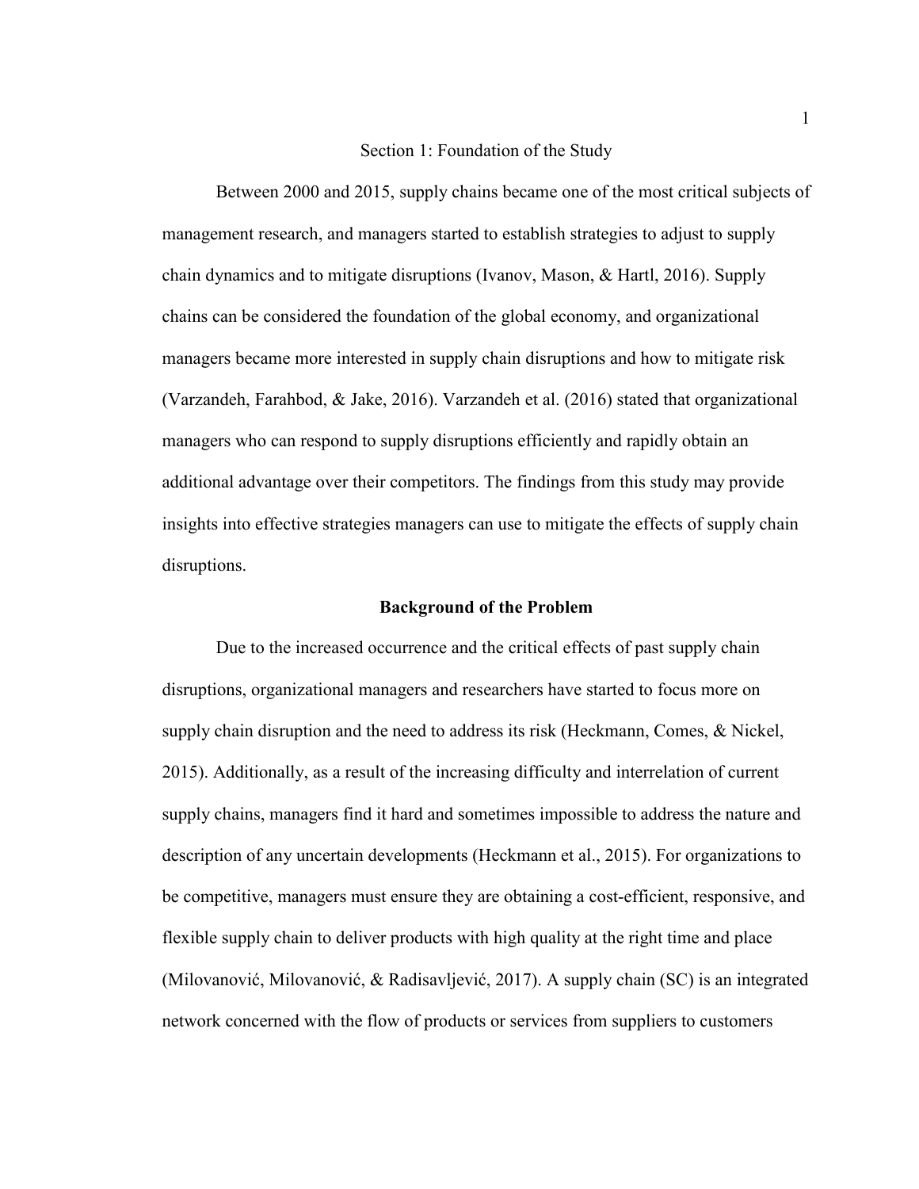# Section 1: Foundation of the Study

Between 2000 and 2015, supply chains became one of the most critical subjects of management research, and managers started to establish strategies to adjust to supply chain dynamics and to mitigate disruptions (Ivanov, Mason, & Hartl, 2016). Supply chains can be considered the foundation of the global economy, and organizational managers became more interested in supply chain disruptions and how to mitigate risk (Varzandeh, Farahbod, & Jake, 2016). Varzandeh et al. (2016) stated that organizational managers who can respond to supply disruptions efficiently and rapidly obtain an additional advantage over their competitors. The findings from this study may provide insights into effective strategies managers can use to mitigate the effects of supply chain disruptions.

## Background of the Problem

Due to the increased occurrence and the critical effects of past supply chain disruptions, organizational managers and researchers have started to focus more on supply chain disruption and the need to address its risk (Heckmann, Comes, & Nickel, 2015). Additionally, as a result of the increasing difficulty and interrelation of current supply chains, managers find it hard and sometimes impossible to address the nature and description of any uncertain developments (Heckmann et al., 2015). For organizations to be competitive, managers must ensure they are obtaining a cost-efficient, responsive, and flexible supply chain to deliver products with high quality at the right time and place (Milovanović, Milovanović, & Radisavljević, 2017). A supply chain (SC) is an integrated network concerned with the flow of products or services from suppliers to customers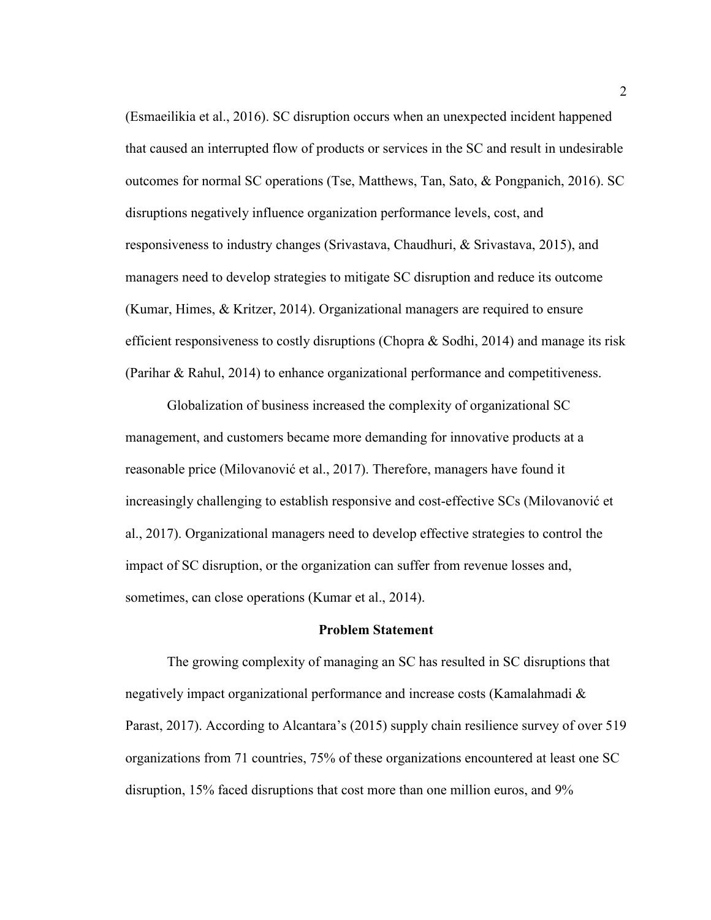(Esmaeilikia et al., 2016). SC disruption occurs when an unexpected incident happened that caused an interrupted flow of products or services in the SC and result in undesirable outcomes for normal SC operations (Tse, Matthews, Tan, Sato, & Pongpanich, 2016). SC disruptions negatively influence organization performance levels, cost, and responsiveness to industry changes (Srivastava, Chaudhuri, & Srivastava, 2015), and managers need to develop strategies to mitigate SC disruption and reduce its outcome (Kumar, Himes, & Kritzer, 2014). Organizational managers are required to ensure efficient responsiveness to costly disruptions (Chopra & Sodhi, 2014) and manage its risk (Parihar & Rahul, 2014) to enhance organizational performance and competitiveness.

Globalization of business increased the complexity of organizational SC management, and customers became more demanding for innovative products at a reasonable price (Milovanović et al., 2017). Therefore, managers have found it increasingly challenging to establish responsive and cost-effective SCs (Milovanović et al., 2017). Organizational managers need to develop effective strategies to control the impact of SC disruption, or the organization can suffer from revenue losses and, sometimes, can close operations (Kumar et al., 2014).

## Problem Statement

The growing complexity of managing an SC has resulted in SC disruptions that negatively impact organizational performance and increase costs (Kamalahmadi & Parast, 2017). According to Alcantara's (2015) supply chain resilience survey of over 519 organizations from 71 countries, 75% of these organizations encountered at least one SC disruption, 15% faced disruptions that cost more than one million euros, and 9%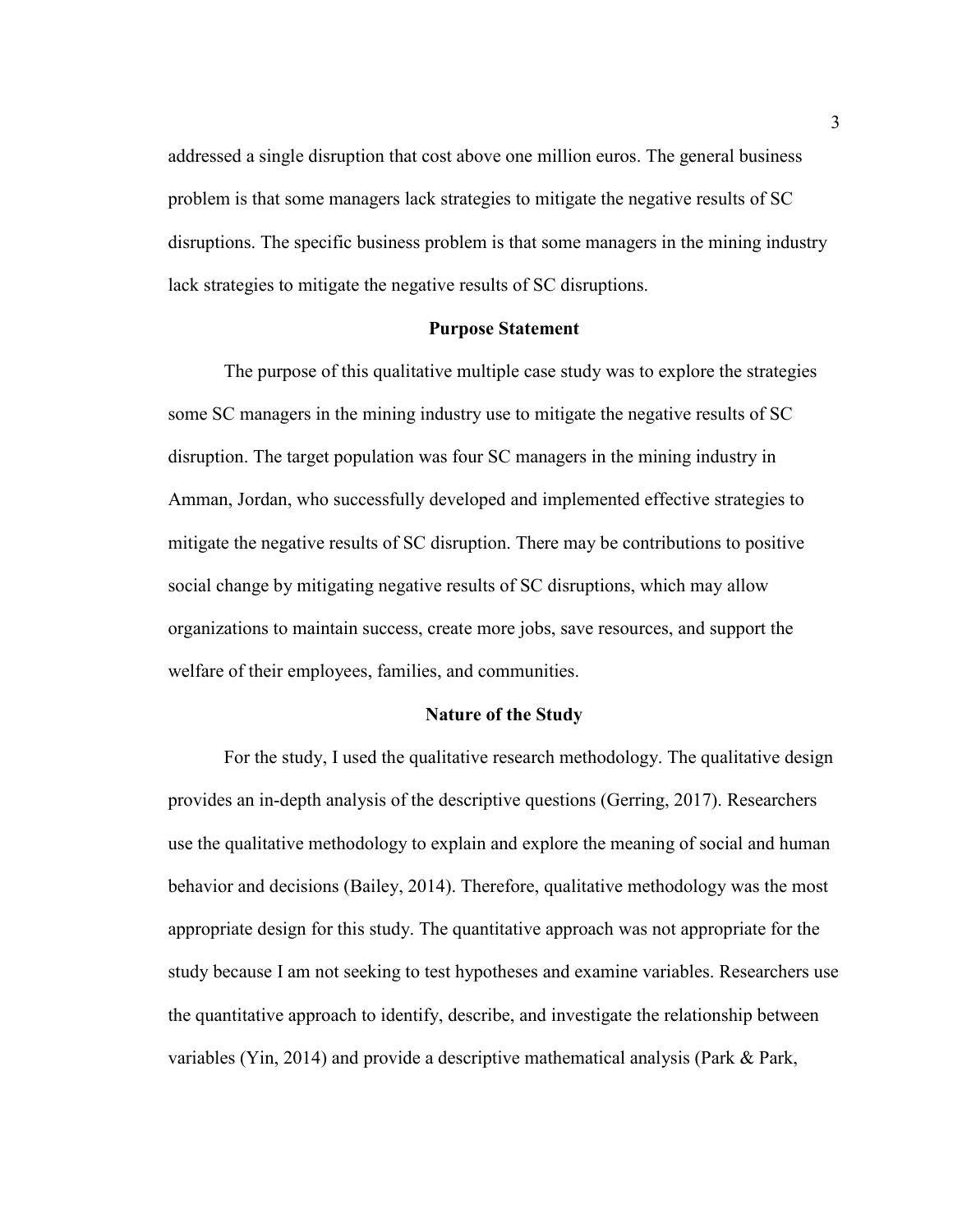addressed a single disruption that cost above one million euros. The general business problem is that some managers lack strategies to mitigate the negative results of SC disruptions. The specific business problem is that some managers in the mining industry lack strategies to mitigate the negative results of SC disruptions.

## Purpose Statement

The purpose of this qualitative multiple case study was to explore the strategies some SC managers in the mining industry use to mitigate the negative results of SC disruption. The target population was four SC managers in the mining industry in Amman, Jordan, who successfully developed and implemented effective strategies to mitigate the negative results of SC disruption. There may be contributions to positive social change by mitigating negative results of SC disruptions, which may allow organizations to maintain success, create more jobs, save resources, and support the welfare of their employees, families, and communities.

## Nature of the Study

For the study, I used the qualitative research methodology. The qualitative design provides an in-depth analysis of the descriptive questions (Gerring, 2017). Researchers use the qualitative methodology to explain and explore the meaning of social and human behavior and decisions (Bailey, 2014). Therefore, qualitative methodology was the most appropriate design for this study. The quantitative approach was not appropriate for the study because I am not seeking to test hypotheses and examine variables. Researchers use the quantitative approach to identify, describe, and investigate the relationship between variables (Yin, 2014) and provide a descriptive mathematical analysis (Park & Park,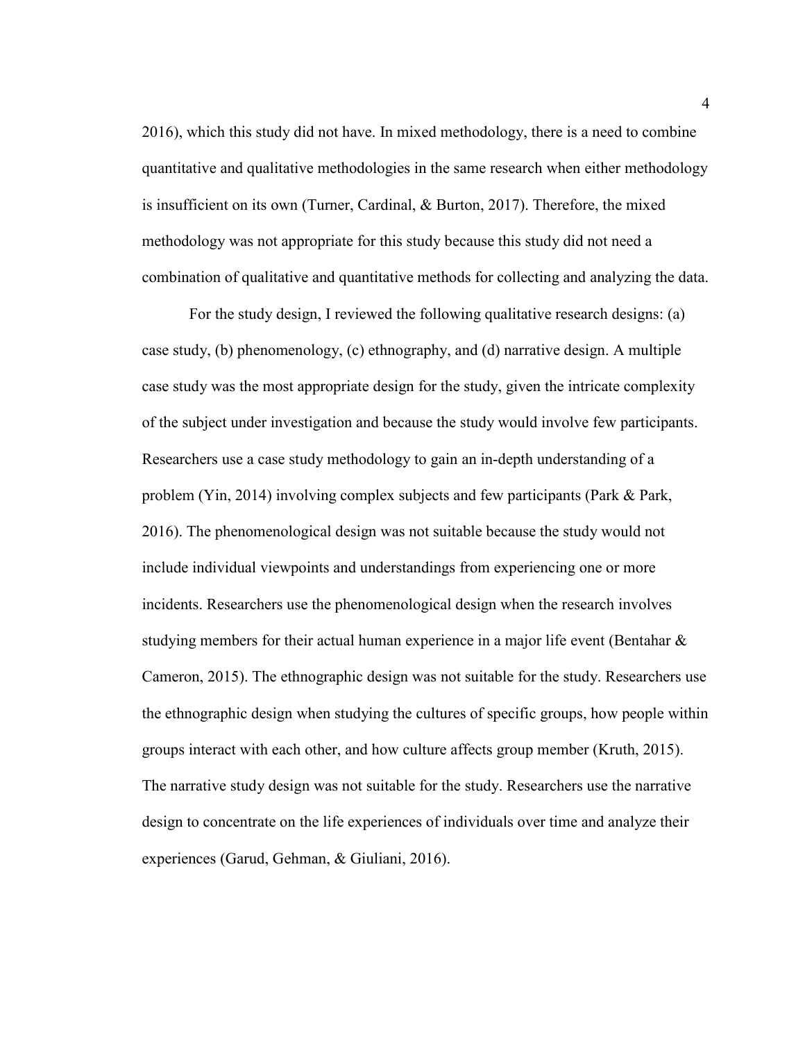2016), which this study did not have. In mixed methodology, there is a need to combine quantitative and qualitative methodologies in the same research when either methodology is insufficient on its own (Turner, Cardinal, & Burton, 2017). Therefore, the mixed methodology was not appropriate for this study because this study did not need a combination of qualitative and quantitative methods for collecting and analyzing the data.

For the study design, I reviewed the following qualitative research designs: (a) case study, (b) phenomenology, (c) ethnography, and (d) narrative design. A multiple case study was the most appropriate design for the study, given the intricate complexity of the subject under investigation and because the study would involve few participants. Researchers use a case study methodology to gain an in-depth understanding of a problem (Yin, 2014) involving complex subjects and few participants (Park & Park, 2016). The phenomenological design was not suitable because the study would not include individual viewpoints and understandings from experiencing one or more incidents. Researchers use the phenomenological design when the research involves studying members for their actual human experience in a major life event (Bentahar & Cameron, 2015). The ethnographic design was not suitable for the study. Researchers use the ethnographic design when studying the cultures of specific groups, how people within groups interact with each other, and how culture affects group member (Kruth, 2015). The narrative study design was not suitable for the study. Researchers use the narrative design to concentrate on the life experiences of individuals over time and analyze their experiences (Garud, Gehman, & Giuliani, 2016).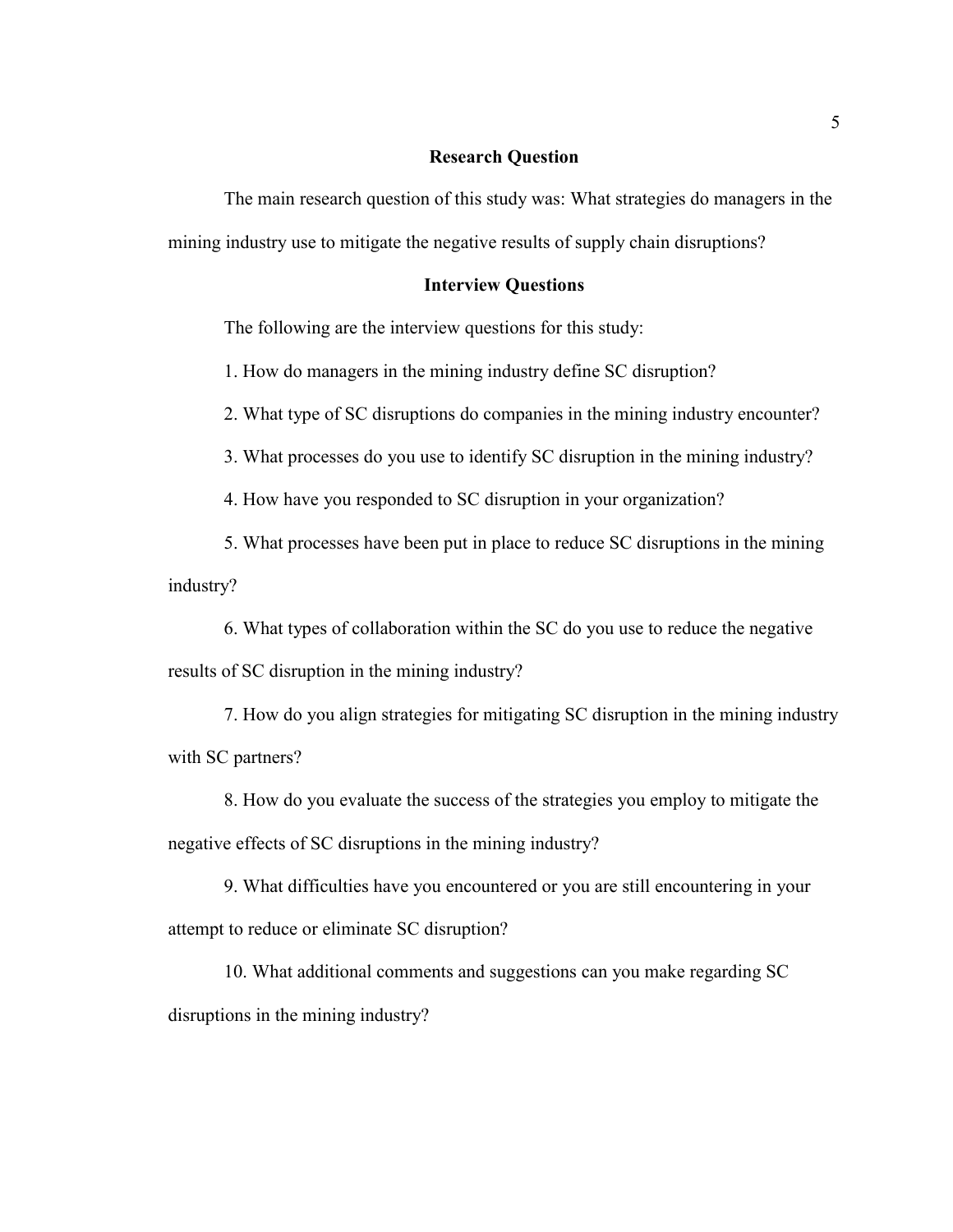## Research Question

The main research question of this study was: What strategies do managers in the mining industry use to mitigate the negative results of supply chain disruptions?

## Interview Questions

The following are the interview questions for this study:

1. How do managers in the mining industry define SC disruption?
2. What type of SC disruptions do companies in the mining industry encounter?
3. What processes do you use to identify SC disruption in the mining industry?
4. How have you responded to SC disruption in your organization?
5. What processes have been put in place to reduce SC disruptions in the mining industry?
6. What types of collaboration within the SC do you use to reduce the negative results of SC disruption in the mining industry?
7. How do you align strategies for mitigating SC disruption in the mining industry with SC partners?
8. How do you evaluate the success of the strategies you employ to mitigate the negative effects of SC disruptions in the mining industry?
9. What difficulties have you encountered or you are still encountering in your attempt to reduce or eliminate SC disruption?
10. What additional comments and suggestions can you make regarding SC disruptions in the mining industry?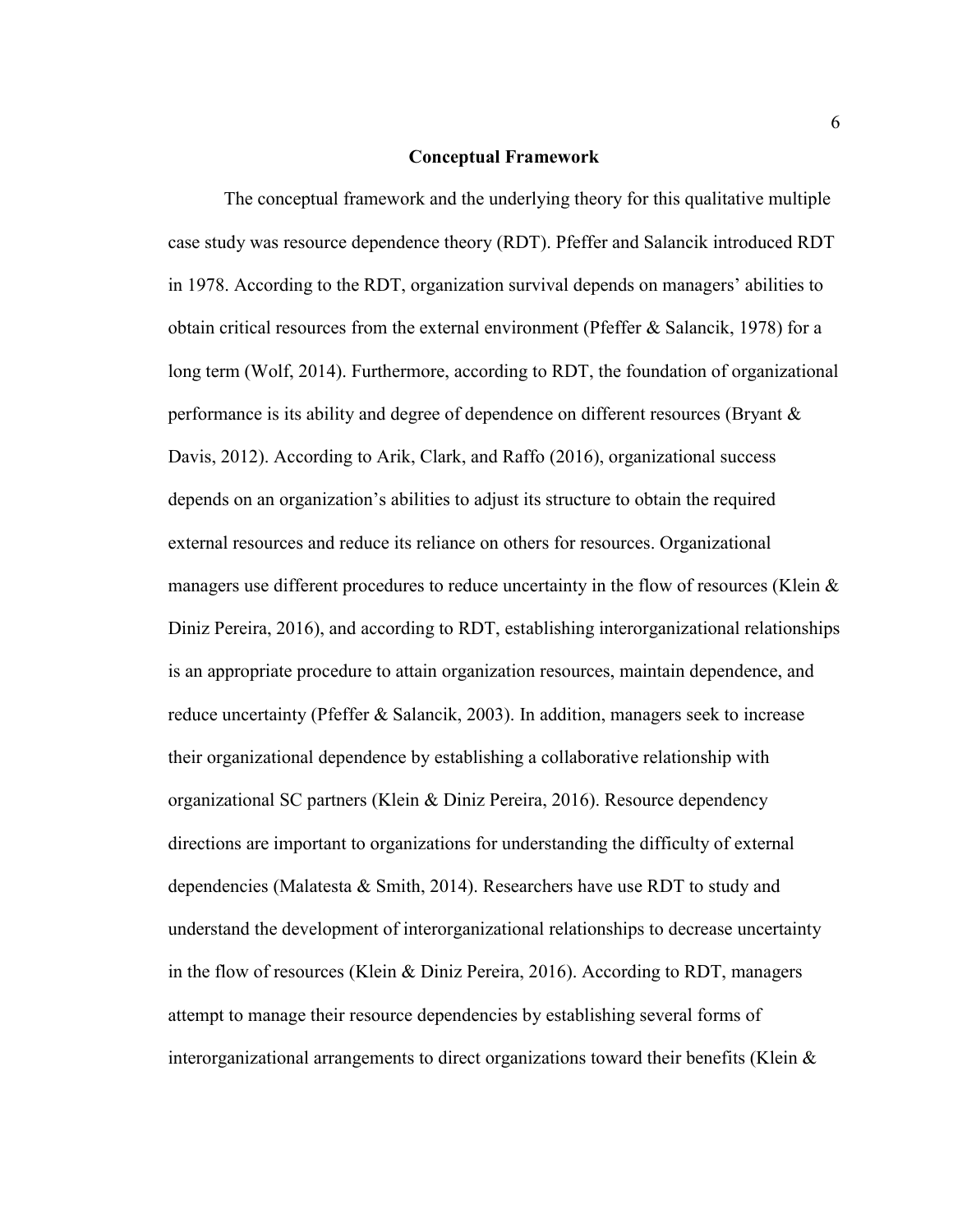## Conceptual Framework

The conceptual framework and the underlying theory for this qualitative multiple case study was resource dependence theory (RDT). Pfeffer and Salancik introduced RDT in 1978. According to the RDT, organization survival depends on managers' abilities to obtain critical resources from the external environment (Pfeffer & Salancik, 1978) for a long term (Wolf, 2014). Furthermore, according to RDT, the foundation of organizational performance is its ability and degree of dependence on different resources (Bryant & Davis, 2012). According to Arik, Clark, and Raffo (2016), organizational success depends on an organization's abilities to adjust its structure to obtain the required external resources and reduce its reliance on others for resources. Organizational managers use different procedures to reduce uncertainty in the flow of resources (Klein & Diniz Pereira, 2016), and according to RDT, establishing interorganizational relationships is an appropriate procedure to attain organization resources, maintain dependence, and reduce uncertainty (Pfeffer & Salancik, 2003). In addition, managers seek to increase their organizational dependence by establishing a collaborative relationship with organizational SC partners (Klein & Diniz Pereira, 2016). Resource dependency directions are important to organizations for understanding the difficulty of external dependencies (Malatesta & Smith, 2014). Researchers have use RDT to study and understand the development of interorganizational relationships to decrease uncertainty in the flow of resources (Klein & Diniz Pereira, 2016). According to RDT, managers attempt to manage their resource dependencies by establishing several forms of interorganizational arrangements to direct organizations toward their benefits (Klein &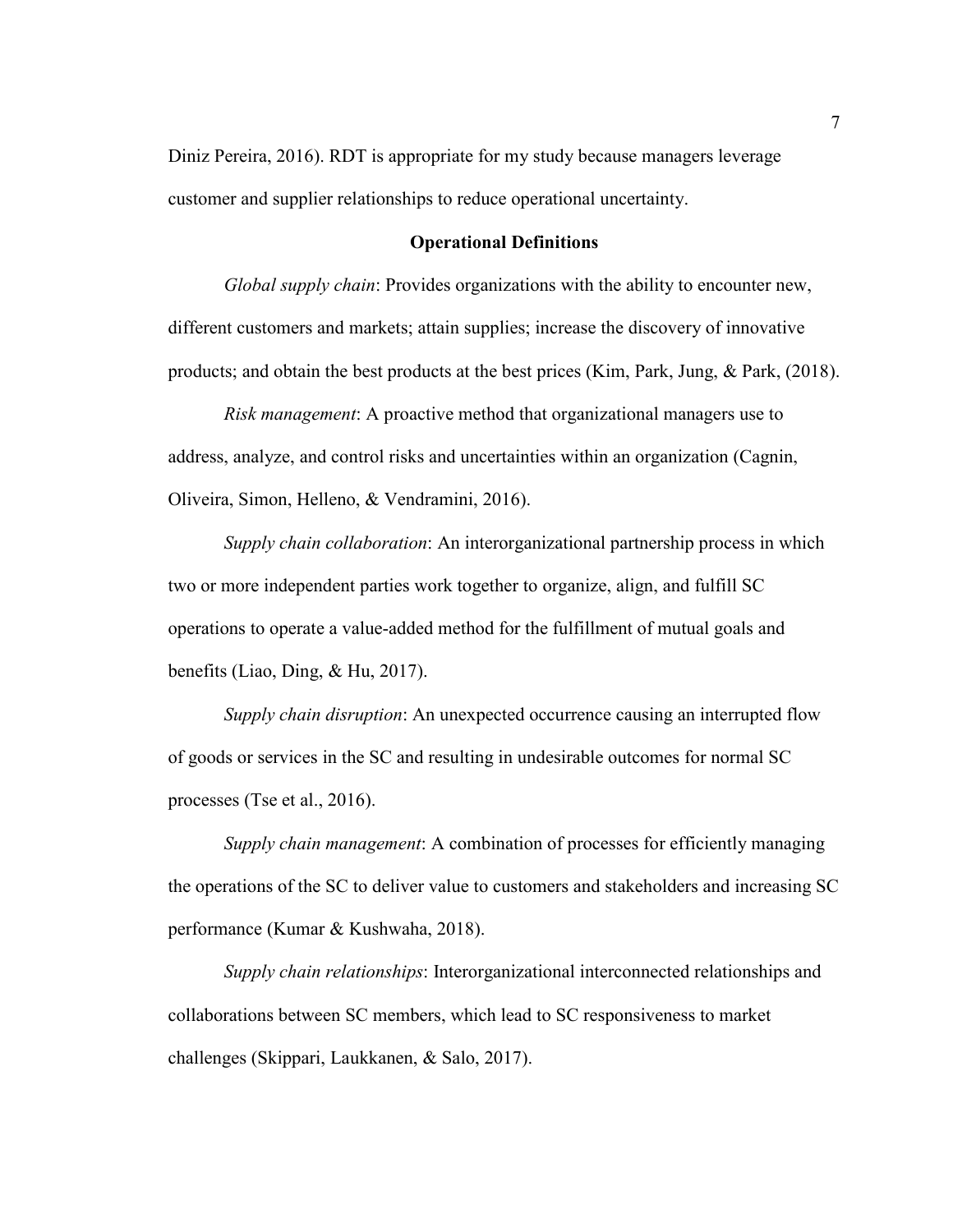Diniz Pereira, 2016). RDT is appropriate for my study because managers leverage customer and supplier relationships to reduce operational uncertainty.

## Operational Definitions

*Global supply chain*: Provides organizations with the ability to encounter new, different customers and markets; attain supplies; increase the discovery of innovative products; and obtain the best products at the best prices (Kim, Park, Jung, & Park, (2018).

*Risk management*: A proactive method that organizational managers use to address, analyze, and control risks and uncertainties within an organization (Cagnin, Oliveira, Simon, Helleno, & Vendramini, 2016).

*Supply chain collaboration*: An interorganizational partnership process in which two or more independent parties work together to organize, align, and fulfill SC operations to operate a value-added method for the fulfillment of mutual goals and benefits (Liao, Ding, & Hu, 2017).

*Supply chain disruption*: An unexpected occurrence causing an interrupted flow of goods or services in the SC and resulting in undesirable outcomes for normal SC processes (Tse et al., 2016).

*Supply chain management*: A combination of processes for efficiently managing the operations of the SC to deliver value to customers and stakeholders and increasing SC performance (Kumar & Kushwaha, 2018).

*Supply chain relationships*: Interorganizational interconnected relationships and collaborations between SC members, which lead to SC responsiveness to market challenges (Skippari, Laukkanen, & Salo, 2017).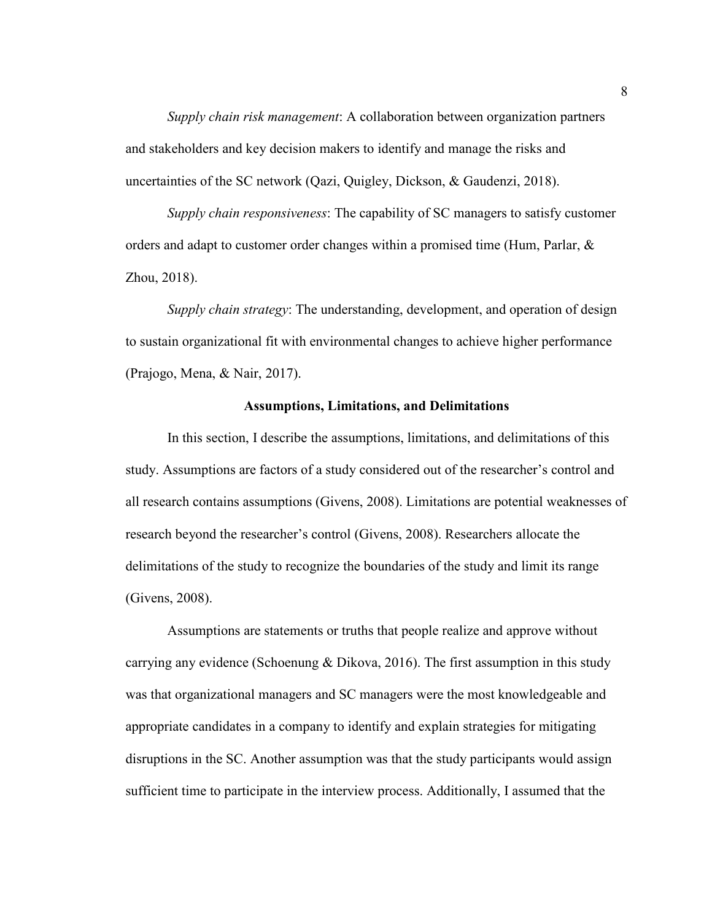*Supply chain risk management*: A collaboration between organization partners and stakeholders and key decision makers to identify and manage the risks and uncertainties of the SC network (Qazi, Quigley, Dickson, & Gaudenzi, 2018).

*Supply chain responsiveness*: The capability of SC managers to satisfy customer orders and adapt to customer order changes within a promised time (Hum, Parlar, & Zhou, 2018).

*Supply chain strategy*: The understanding, development, and operation of design to sustain organizational fit with environmental changes to achieve higher performance (Prajogo, Mena, & Nair, 2017).

## Assumptions, Limitations, and Delimitations

In this section, I describe the assumptions, limitations, and delimitations of this study. Assumptions are factors of a study considered out of the researcher's control and all research contains assumptions (Givens, 2008). Limitations are potential weaknesses of research beyond the researcher's control (Givens, 2008). Researchers allocate the delimitations of the study to recognize the boundaries of the study and limit its range (Givens, 2008).

Assumptions are statements or truths that people realize and approve without carrying any evidence (Schoenung & Dikova, 2016). The first assumption in this study was that organizational managers and SC managers were the most knowledgeable and appropriate candidates in a company to identify and explain strategies for mitigating disruptions in the SC. Another assumption was that the study participants would assign sufficient time to participate in the interview process. Additionally, I assumed that the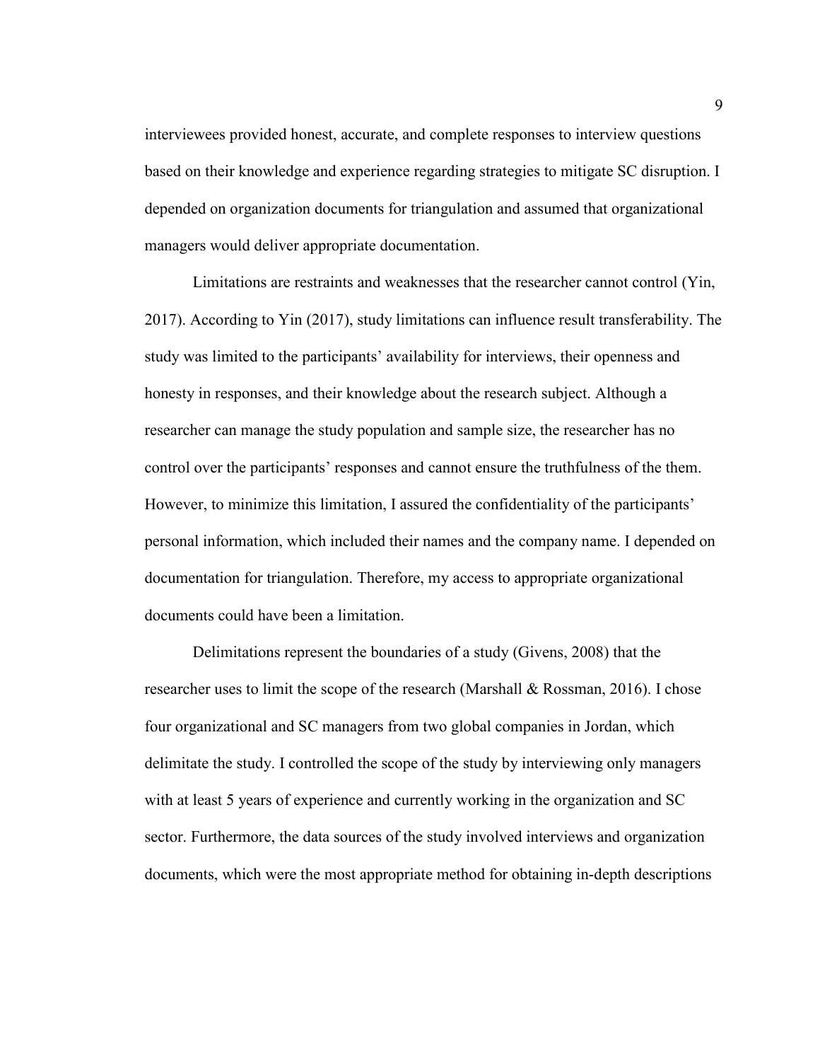interviewees provided honest, accurate, and complete responses to interview questions based on their knowledge and experience regarding strategies to mitigate SC disruption. I depended on organization documents for triangulation and assumed that organizational managers would deliver appropriate documentation.

Limitations are restraints and weaknesses that the researcher cannot control (Yin, 2017). According to Yin (2017), study limitations can influence result transferability. The study was limited to the participants' availability for interviews, their openness and honesty in responses, and their knowledge about the research subject. Although a researcher can manage the study population and sample size, the researcher has no control over the participants' responses and cannot ensure the truthfulness of the them. However, to minimize this limitation, I assured the confidentiality of the participants' personal information, which included their names and the company name. I depended on documentation for triangulation. Therefore, my access to appropriate organizational documents could have been a limitation.

Delimitations represent the boundaries of a study (Givens, 2008) that the researcher uses to limit the scope of the research (Marshall & Rossman, 2016). I chose four organizational and SC managers from two global companies in Jordan, which delimitate the study. I controlled the scope of the study by interviewing only managers with at least 5 years of experience and currently working in the organization and SC sector. Furthermore, the data sources of the study involved interviews and organization documents, which were the most appropriate method for obtaining in-depth descriptions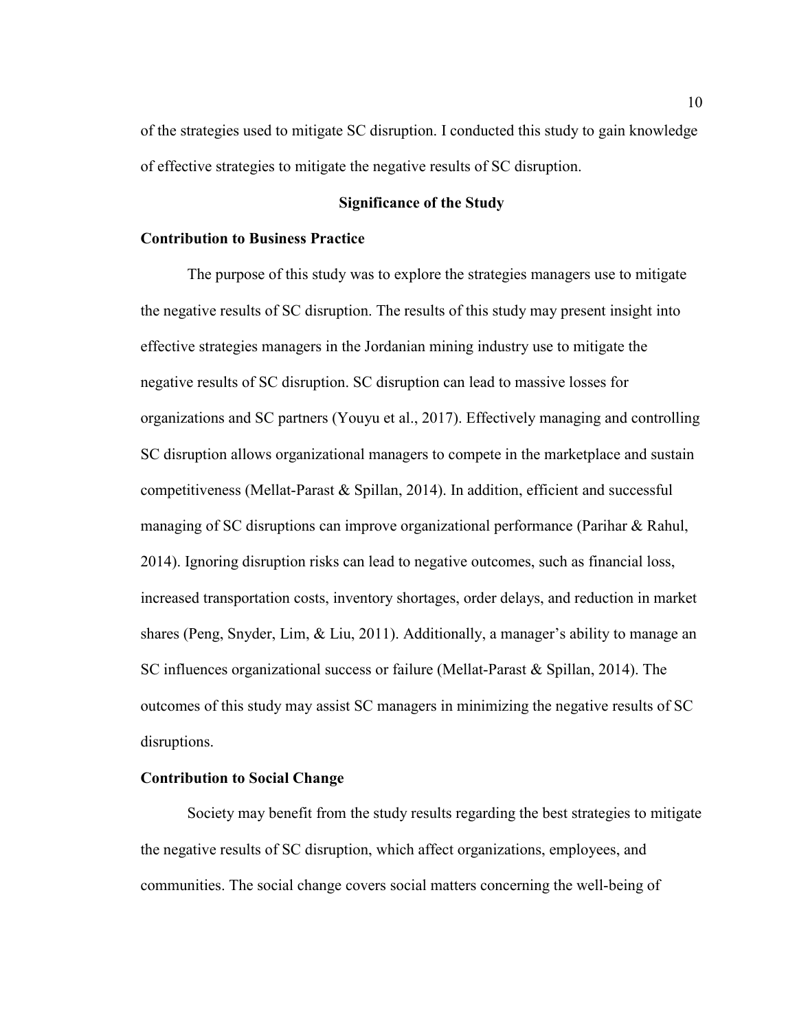of the strategies used to mitigate SC disruption. I conducted this study to gain knowledge of effective strategies to mitigate the negative results of SC disruption.

## Significance of the Study

### Contribution to Business Practice

The purpose of this study was to explore the strategies managers use to mitigate the negative results of SC disruption. The results of this study may present insight into effective strategies managers in the Jordanian mining industry use to mitigate the negative results of SC disruption. SC disruption can lead to massive losses for organizations and SC partners (Youyu et al., 2017). Effectively managing and controlling SC disruption allows organizational managers to compete in the marketplace and sustain competitiveness (Mellat-Parast & Spillan, 2014). In addition, efficient and successful managing of SC disruptions can improve organizational performance (Parihar & Rahul, 2014). Ignoring disruption risks can lead to negative outcomes, such as financial loss, increased transportation costs, inventory shortages, order delays, and reduction in market shares (Peng, Snyder, Lim, & Liu, 2011). Additionally, a manager's ability to manage an SC influences organizational success or failure (Mellat-Parast & Spillan, 2014). The outcomes of this study may assist SC managers in minimizing the negative results of SC disruptions.

### Contribution to Social Change

Society may benefit from the study results regarding the best strategies to mitigate the negative results of SC disruption, which affect organizations, employees, and communities. The social change covers social matters concerning the well-being of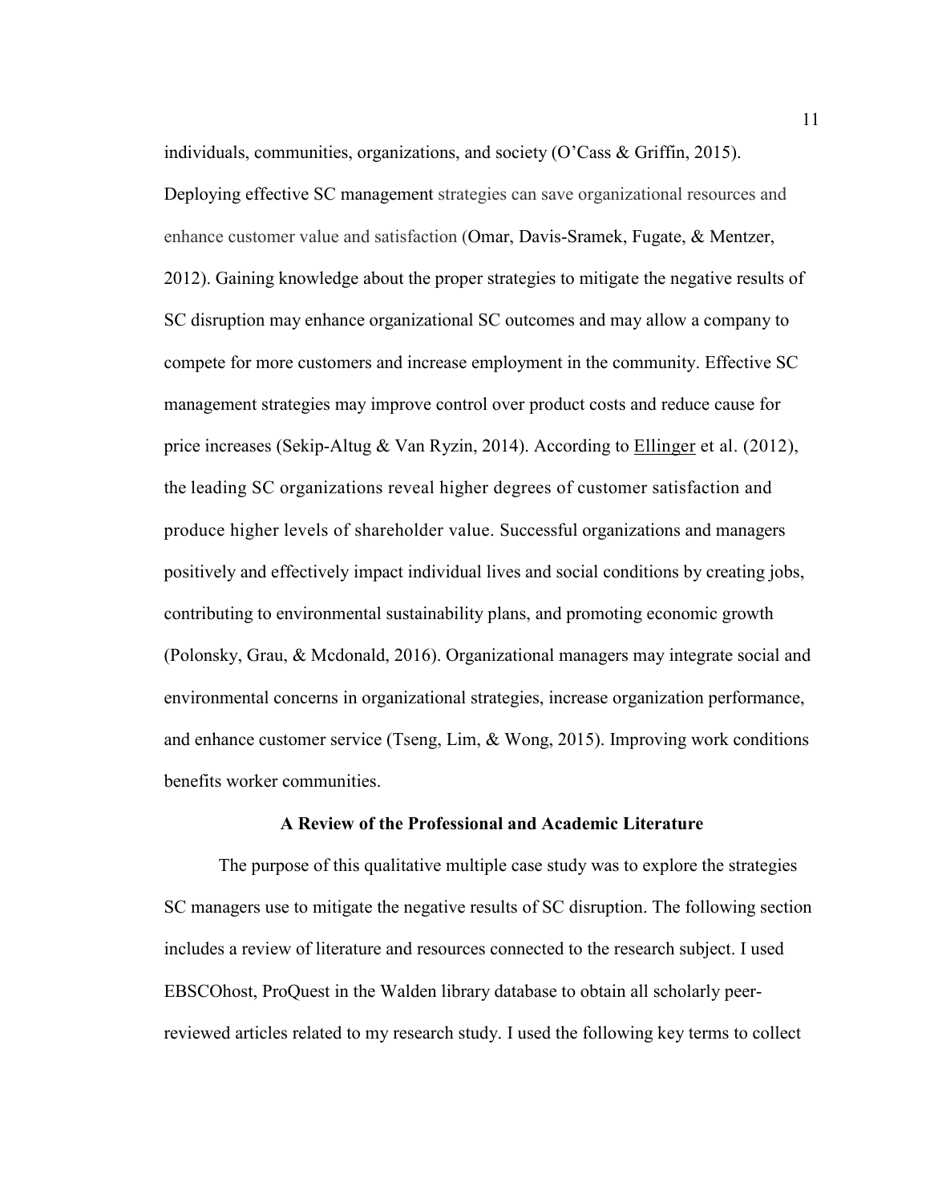individuals, communities, organizations, and society (O'Cass & Griffin, 2015). Deploying effective SC management strategies can save organizational resources and enhance customer value and satisfaction (Omar, Davis-Sramek, Fugate, & Mentzer, 2012). Gaining knowledge about the proper strategies to mitigate the negative results of SC disruption may enhance organizational SC outcomes and may allow a company to compete for more customers and increase employment in the community. Effective SC management strategies may improve control over product costs and reduce cause for price increases (Sekip-Altug & Van Ryzin, 2014). According to Ellinger et al. (2012), the leading SC organizations reveal higher degrees of customer satisfaction and produce higher levels of shareholder value. Successful organizations and managers positively and effectively impact individual lives and social conditions by creating jobs, contributing to environmental sustainability plans, and promoting economic growth (Polonsky, Grau, & Mcdonald, 2016). Organizational managers may integrate social and environmental concerns in organizational strategies, increase organization performance, and enhance customer service (Tseng, Lim, & Wong, 2015). Improving work conditions benefits worker communities.

## A Review of the Professional and Academic Literature

The purpose of this qualitative multiple case study was to explore the strategies SC managers use to mitigate the negative results of SC disruption. The following section includes a review of literature and resources connected to the research subject. I used EBSCOhost, ProQuest in the Walden library database to obtain all scholarly peer-reviewed articles related to my research study. I used the following key terms to collect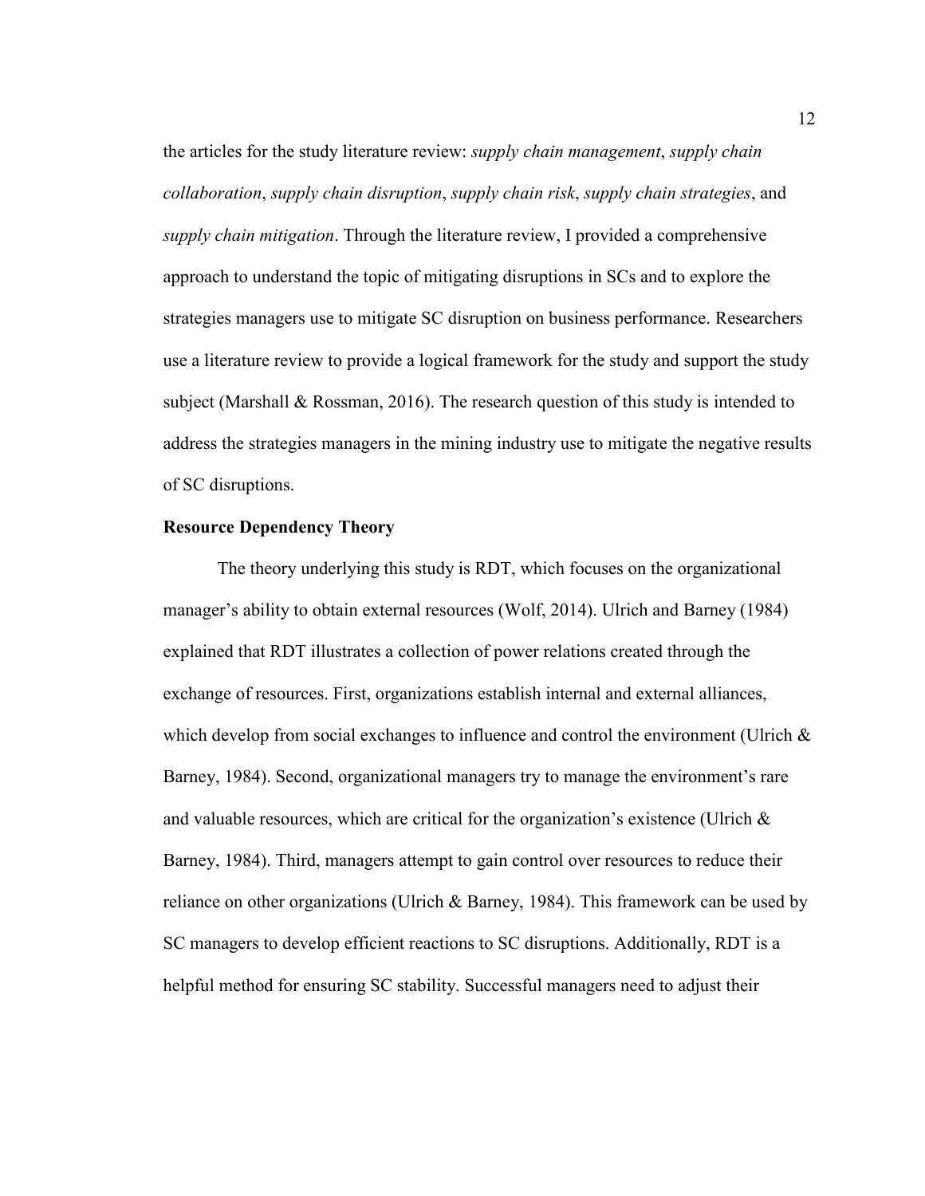the articles for the study literature review: *supply chain management*, *supply chain collaboration*, *supply chain disruption*, *supply chain risk*, *supply chain strategies*, and *supply chain mitigation*. Through the literature review, I provided a comprehensive approach to understand the topic of mitigating disruptions in SCs and to explore the strategies managers use to mitigate SC disruption on business performance. Researchers use a literature review to provide a logical framework for the study and support the study subject (Marshall & Rossman, 2016). The research question of this study is intended to address the strategies managers in the mining industry use to mitigate the negative results of SC disruptions.

## Resource Dependency Theory

The theory underlying this study is RDT, which focuses on the organizational manager's ability to obtain external resources (Wolf, 2014). Ulrich and Barney (1984) explained that RDT illustrates a collection of power relations created through the exchange of resources. First, organizations establish internal and external alliances, which develop from social exchanges to influence and control the environment (Ulrich & Barney, 1984). Second, organizational managers try to manage the environment's rare and valuable resources, which are critical for the organization's existence (Ulrich & Barney, 1984). Third, managers attempt to gain control over resources to reduce their reliance on other organizations (Ulrich & Barney, 1984). This framework can be used by SC managers to develop efficient reactions to SC disruptions. Additionally, RDT is a helpful method for ensuring SC stability. Successful managers need to adjust their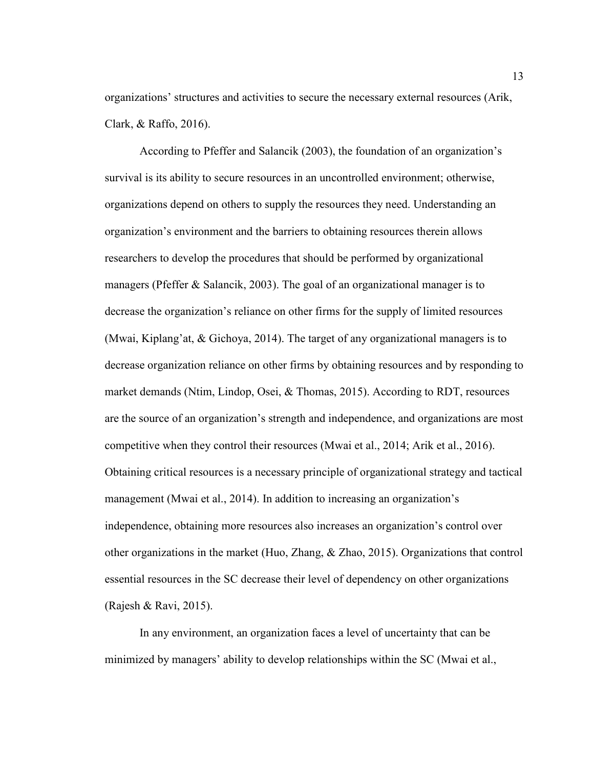organizations' structures and activities to secure the necessary external resources (Arik, Clark, & Raffo, 2016).

According to Pfeffer and Salancik (2003), the foundation of an organization's survival is its ability to secure resources in an uncontrolled environment; otherwise, organizations depend on others to supply the resources they need. Understanding an organization's environment and the barriers to obtaining resources therein allows researchers to develop the procedures that should be performed by organizational managers (Pfeffer & Salancik, 2003). The goal of an organizational manager is to decrease the organization's reliance on other firms for the supply of limited resources (Mwai, Kiplang'at, & Gichoya, 2014). The target of any organizational managers is to decrease organization reliance on other firms by obtaining resources and by responding to market demands (Ntim, Lindop, Osei, & Thomas, 2015). According to RDT, resources are the source of an organization's strength and independence, and organizations are most competitive when they control their resources (Mwai et al., 2014; Arik et al., 2016). Obtaining critical resources is a necessary principle of organizational strategy and tactical management (Mwai et al., 2014). In addition to increasing an organization's independence, obtaining more resources also increases an organization's control over other organizations in the market (Huo, Zhang, & Zhao, 2015). Organizations that control essential resources in the SC decrease their level of dependency on other organizations (Rajesh & Ravi, 2015).

In any environment, an organization faces a level of uncertainty that can be minimized by managers' ability to develop relationships within the SC (Mwai et al.,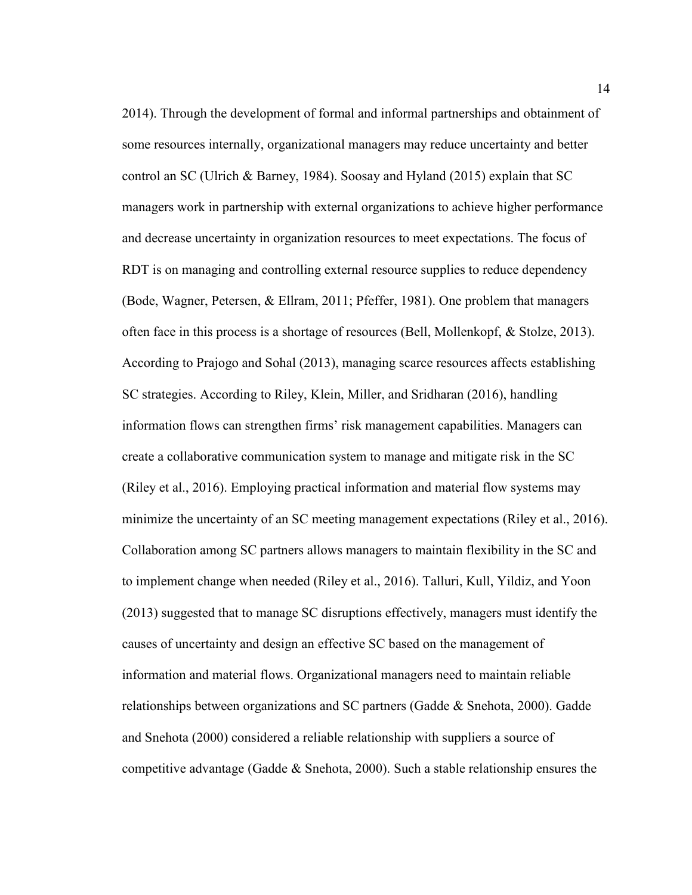2014). Through the development of formal and informal partnerships and obtainment of some resources internally, organizational managers may reduce uncertainty and better control an SC (Ulrich & Barney, 1984). Soosay and Hyland (2015) explain that SC managers work in partnership with external organizations to achieve higher performance and decrease uncertainty in organization resources to meet expectations. The focus of RDT is on managing and controlling external resource supplies to reduce dependency (Bode, Wagner, Petersen, & Ellram, 2011; Pfeffer, 1981). One problem that managers often face in this process is a shortage of resources (Bell, Mollenkopf, & Stolze, 2013). According to Prajogo and Sohal (2013), managing scarce resources affects establishing SC strategies. According to Riley, Klein, Miller, and Sridharan (2016), handling information flows can strengthen firms' risk management capabilities. Managers can create a collaborative communication system to manage and mitigate risk in the SC (Riley et al., 2016). Employing practical information and material flow systems may minimize the uncertainty of an SC meeting management expectations (Riley et al., 2016). Collaboration among SC partners allows managers to maintain flexibility in the SC and to implement change when needed (Riley et al., 2016). Talluri, Kull, Yildiz, and Yoon (2013) suggested that to manage SC disruptions effectively, managers must identify the causes of uncertainty and design an effective SC based on the management of information and material flows. Organizational managers need to maintain reliable relationships between organizations and SC partners (Gadde & Snehota, 2000). Gadde and Snehota (2000) considered a reliable relationship with suppliers a source of competitive advantage (Gadde & Snehota, 2000). Such a stable relationship ensures the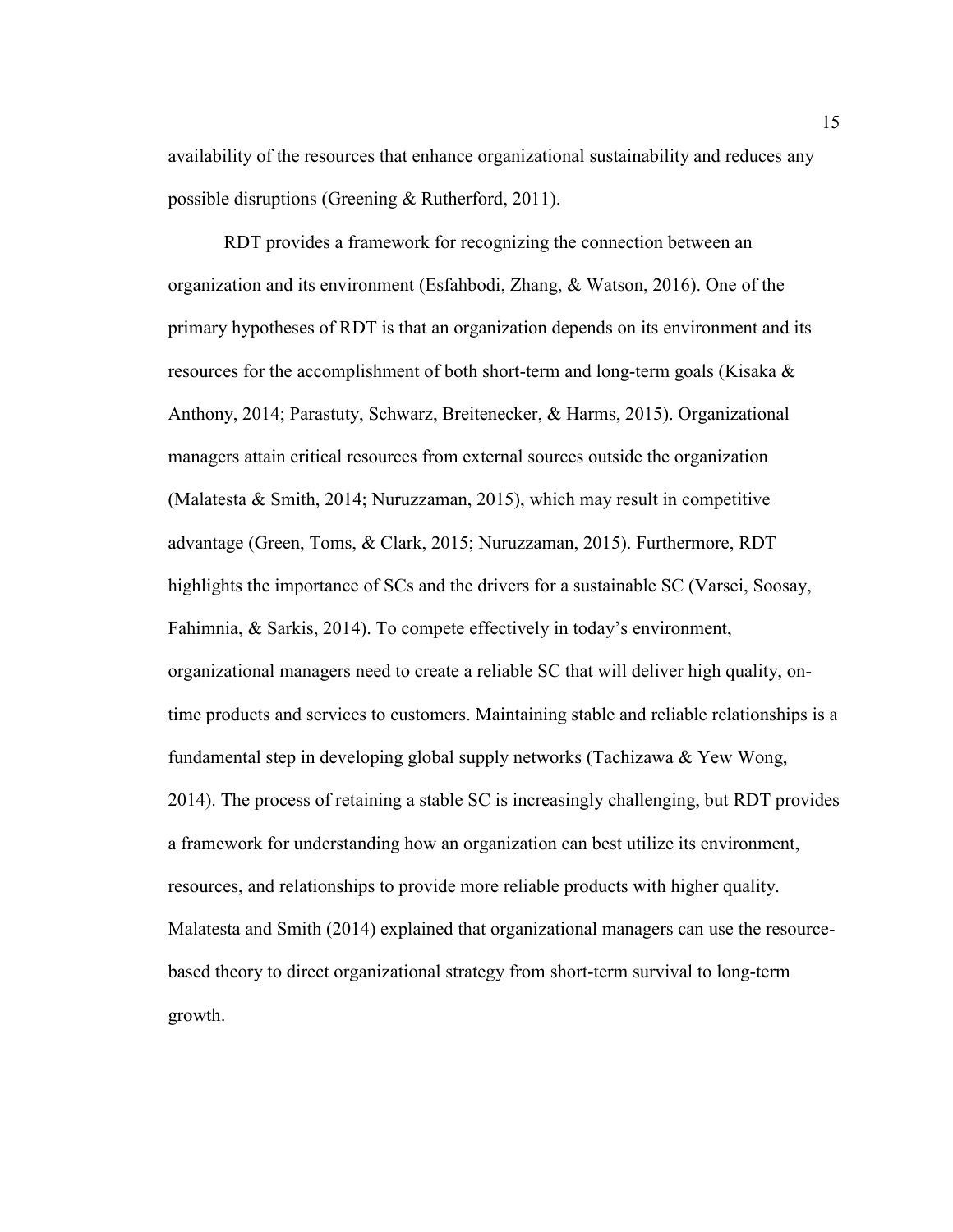availability of the resources that enhance organizational sustainability and reduces any possible disruptions (Greening & Rutherford, 2011).

RDT provides a framework for recognizing the connection between an organization and its environment (Esfahbodi, Zhang, & Watson, 2016). One of the primary hypotheses of RDT is that an organization depends on its environment and its resources for the accomplishment of both short-term and long-term goals (Kisaka & Anthony, 2014; Parastuty, Schwarz, Breitenecker, & Harms, 2015). Organizational managers attain critical resources from external sources outside the organization (Malatesta & Smith, 2014; Nuruzzaman, 2015), which may result in competitive advantage (Green, Toms, & Clark, 2015; Nuruzzaman, 2015). Furthermore, RDT highlights the importance of SCs and the drivers for a sustainable SC (Varsei, Soosay, Fahimnia, & Sarkis, 2014). To compete effectively in today's environment, organizational managers need to create a reliable SC that will deliver high quality, on-time products and services to customers. Maintaining stable and reliable relationships is a fundamental step in developing global supply networks (Tachizawa & Yew Wong, 2014). The process of retaining a stable SC is increasingly challenging, but RDT provides a framework for understanding how an organization can best utilize its environment, resources, and relationships to provide more reliable products with higher quality. Malatesta and Smith (2014) explained that organizational managers can use the resource-based theory to direct organizational strategy from short-term survival to long-term growth.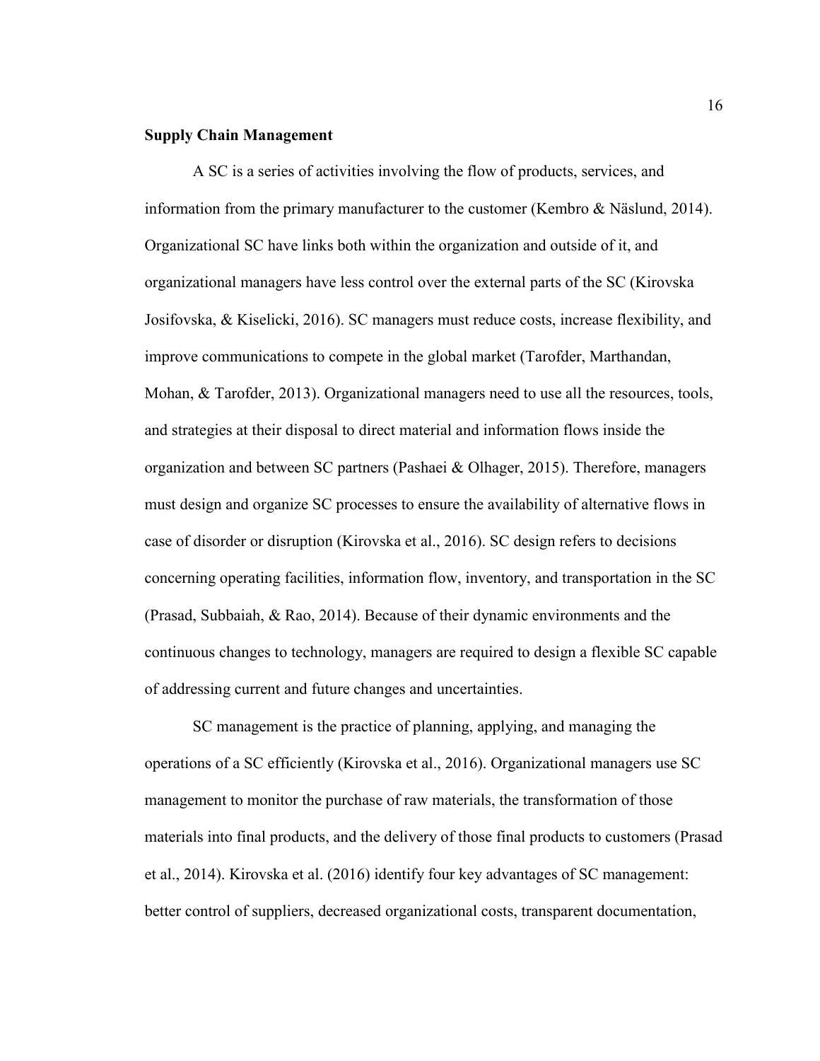## Supply Chain Management

A SC is a series of activities involving the flow of products, services, and information from the primary manufacturer to the customer (Kembro & Näslund, 2014). Organizational SC have links both within the organization and outside of it, and organizational managers have less control over the external parts of the SC (Kirovska Josifovska, & Kiselicki, 2016). SC managers must reduce costs, increase flexibility, and improve communications to compete in the global market (Tarofder, Marthandan, Mohan, & Tarofder, 2013). Organizational managers need to use all the resources, tools, and strategies at their disposal to direct material and information flows inside the organization and between SC partners (Pashaei & Olhager, 2015). Therefore, managers must design and organize SC processes to ensure the availability of alternative flows in case of disorder or disruption (Kirovska et al., 2016). SC design refers to decisions concerning operating facilities, information flow, inventory, and transportation in the SC (Prasad, Subbaiah, & Rao, 2014). Because of their dynamic environments and the continuous changes to technology, managers are required to design a flexible SC capable of addressing current and future changes and uncertainties.

SC management is the practice of planning, applying, and managing the operations of a SC efficiently (Kirovska et al., 2016). Organizational managers use SC management to monitor the purchase of raw materials, the transformation of those materials into final products, and the delivery of those final products to customers (Prasad et al., 2014). Kirovska et al. (2016) identify four key advantages of SC management: better control of suppliers, decreased organizational costs, transparent documentation,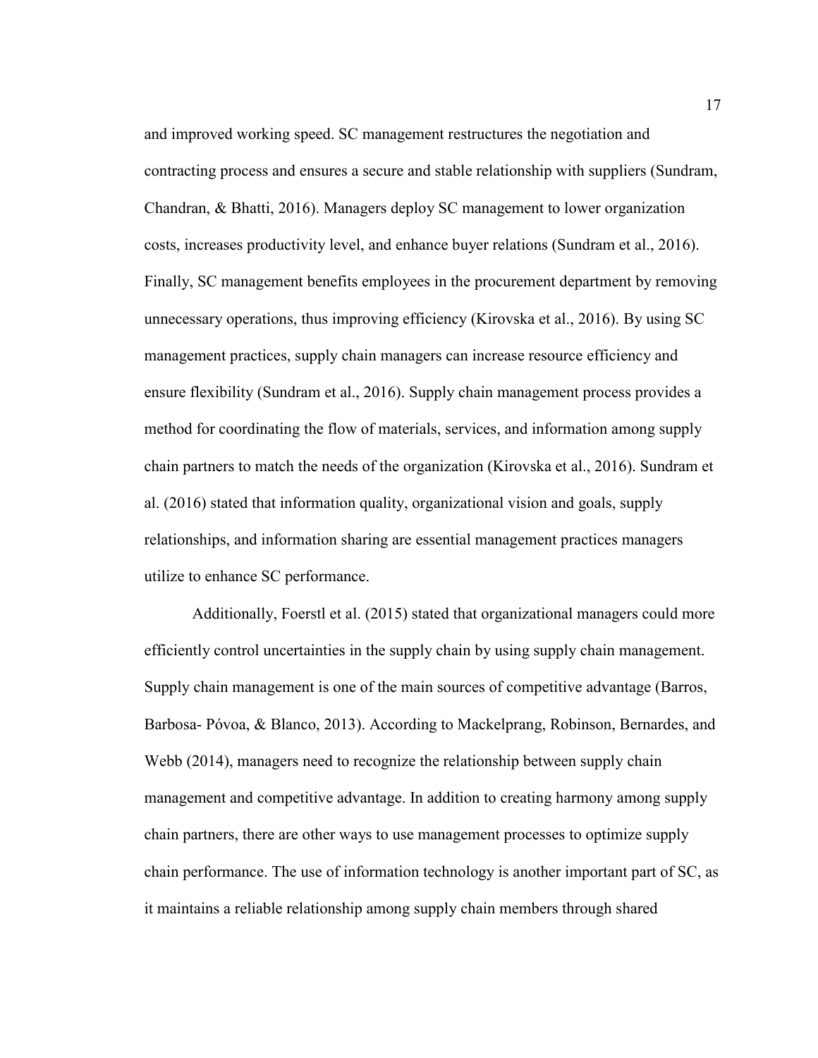and improved working speed. SC management restructures the negotiation and contracting process and ensures a secure and stable relationship with suppliers (Sundram, Chandran, & Bhatti, 2016). Managers deploy SC management to lower organization costs, increases productivity level, and enhance buyer relations (Sundram et al., 2016). Finally, SC management benefits employees in the procurement department by removing unnecessary operations, thus improving efficiency (Kirovska et al., 2016). By using SC management practices, supply chain managers can increase resource efficiency and ensure flexibility (Sundram et al., 2016). Supply chain management process provides a method for coordinating the flow of materials, services, and information among supply chain partners to match the needs of the organization (Kirovska et al., 2016). Sundram et al. (2016) stated that information quality, organizational vision and goals, supply relationships, and information sharing are essential management practices managers utilize to enhance SC performance.

Additionally, Foerstl et al. (2015) stated that organizational managers could more efficiently control uncertainties in the supply chain by using supply chain management. Supply chain management is one of the main sources of competitive advantage (Barros, Barbosa- Póvoa, & Blanco, 2013). According to Mackelprang, Robinson, Bernardes, and Webb (2014), managers need to recognize the relationship between supply chain management and competitive advantage. In addition to creating harmony among supply chain partners, there are other ways to use management processes to optimize supply chain performance. The use of information technology is another important part of SC, as it maintains a reliable relationship among supply chain members through shared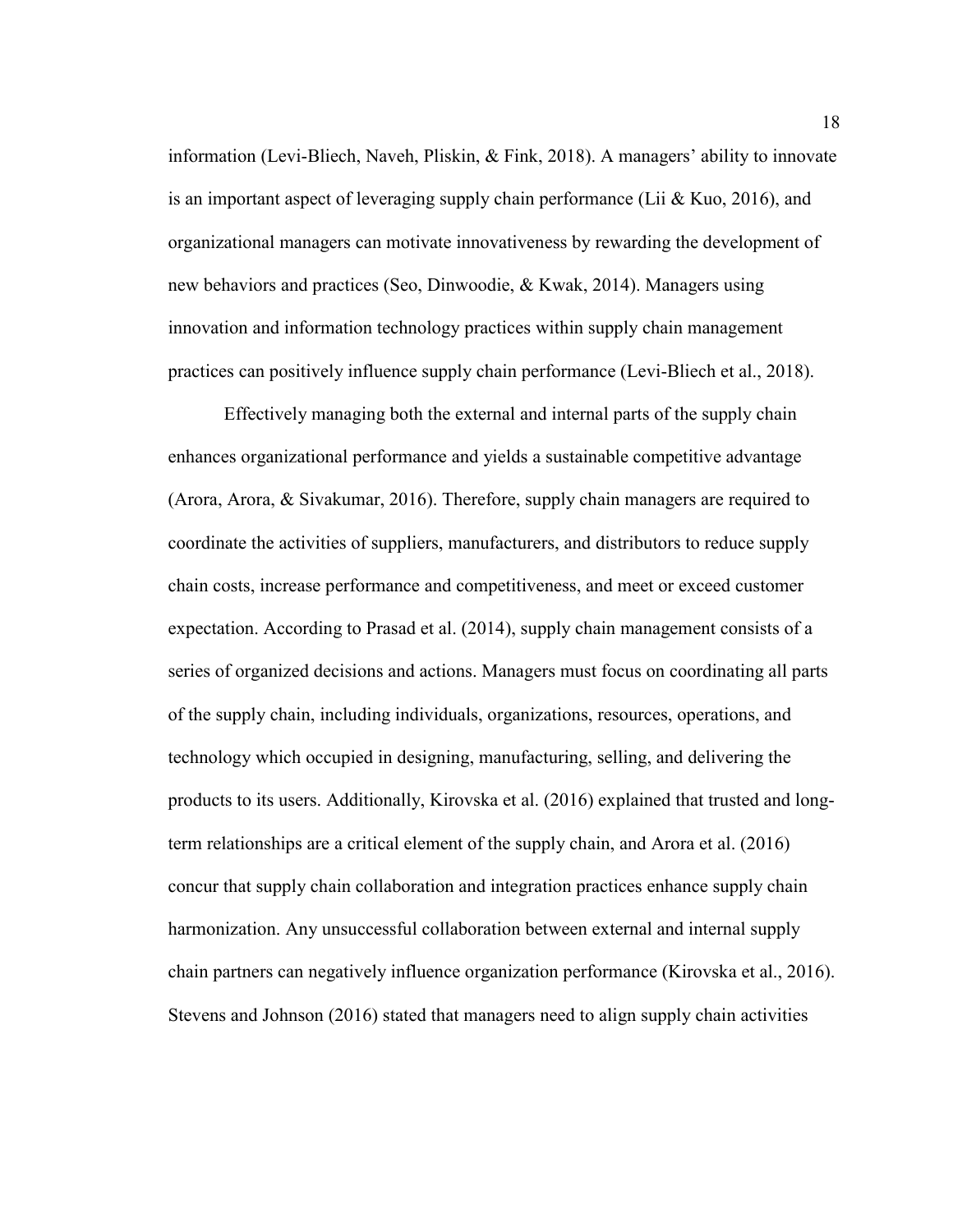information (Levi-Bliech, Naveh, Pliskin, & Fink, 2018). A managers' ability to innovate is an important aspect of leveraging supply chain performance (Lii & Kuo, 2016), and organizational managers can motivate innovativeness by rewarding the development of new behaviors and practices (Seo, Dinwoodie, & Kwak, 2014). Managers using innovation and information technology practices within supply chain management practices can positively influence supply chain performance (Levi-Bliech et al., 2018).

Effectively managing both the external and internal parts of the supply chain enhances organizational performance and yields a sustainable competitive advantage (Arora, Arora, & Sivakumar, 2016). Therefore, supply chain managers are required to coordinate the activities of suppliers, manufacturers, and distributors to reduce supply chain costs, increase performance and competitiveness, and meet or exceed customer expectation. According to Prasad et al. (2014), supply chain management consists of a series of organized decisions and actions. Managers must focus on coordinating all parts of the supply chain, including individuals, organizations, resources, operations, and technology which occupied in designing, manufacturing, selling, and delivering the products to its users. Additionally, Kirovska et al. (2016) explained that trusted and long-term relationships are a critical element of the supply chain, and Arora et al. (2016) concur that supply chain collaboration and integration practices enhance supply chain harmonization. Any unsuccessful collaboration between external and internal supply chain partners can negatively influence organization performance (Kirovska et al., 2016). Stevens and Johnson (2016) stated that managers need to align supply chain activities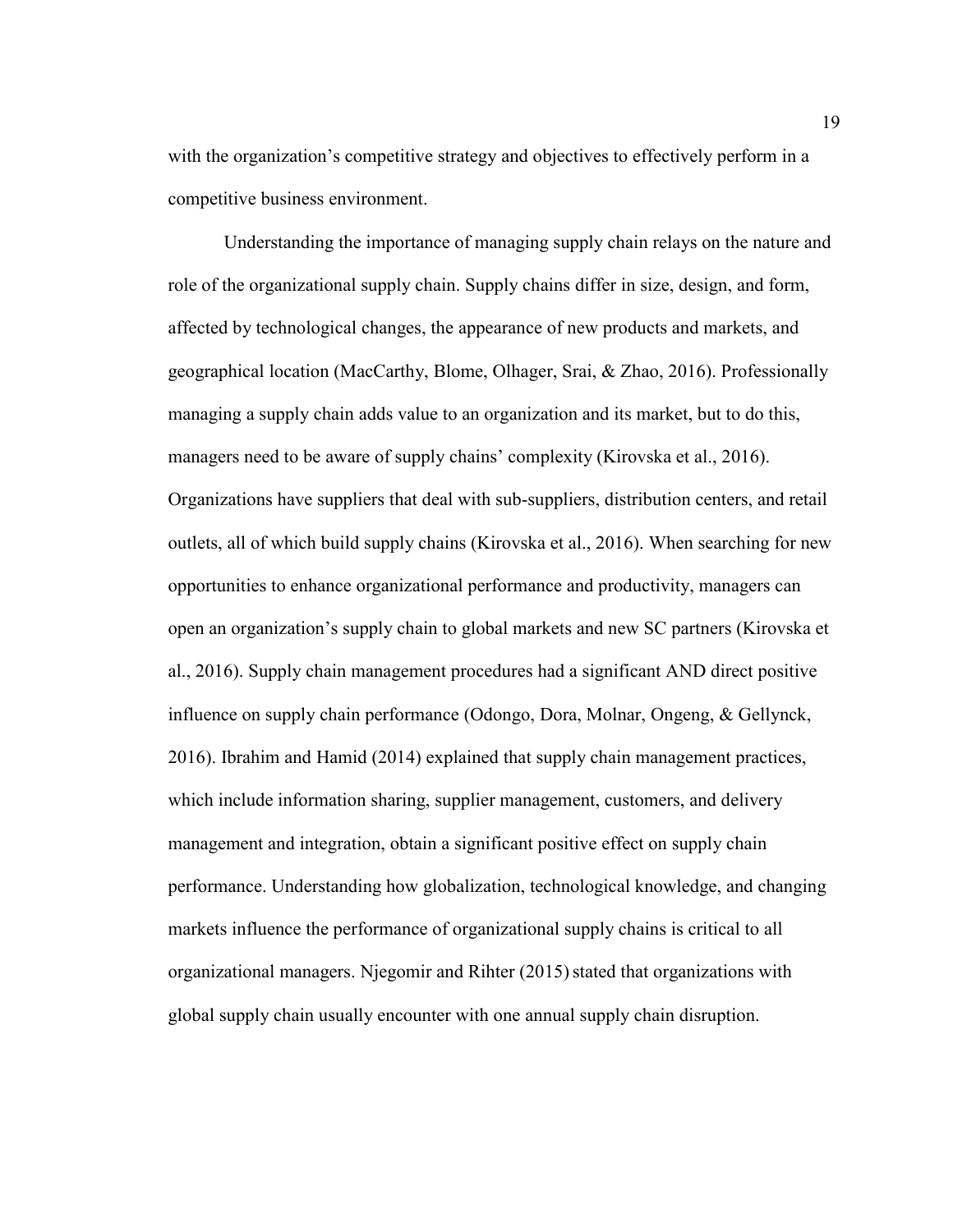with the organization's competitive strategy and objectives to effectively perform in a competitive business environment.

Understanding the importance of managing supply chain relays on the nature and role of the organizational supply chain. Supply chains differ in size, design, and form, affected by technological changes, the appearance of new products and markets, and geographical location (MacCarthy, Blome, Olhager, Srai, & Zhao, 2016). Professionally managing a supply chain adds value to an organization and its market, but to do this, managers need to be aware of supply chains' complexity (Kirovska et al., 2016). Organizations have suppliers that deal with sub-suppliers, distribution centers, and retail outlets, all of which build supply chains (Kirovska et al., 2016). When searching for new opportunities to enhance organizational performance and productivity, managers can open an organization's supply chain to global markets and new SC partners (Kirovska et al., 2016). Supply chain management procedures had a significant AND direct positive influence on supply chain performance (Odongo, Dora, Molnar, Ongeng, & Gellynck, 2016). Ibrahim and Hamid (2014) explained that supply chain management practices, which include information sharing, supplier management, customers, and delivery management and integration, obtain a significant positive effect on supply chain performance. Understanding how globalization, technological knowledge, and changing markets influence the performance of organizational supply chains is critical to all organizational managers. Njegomir and Rihter (2015) stated that organizations with global supply chain usually encounter with one annual supply chain disruption.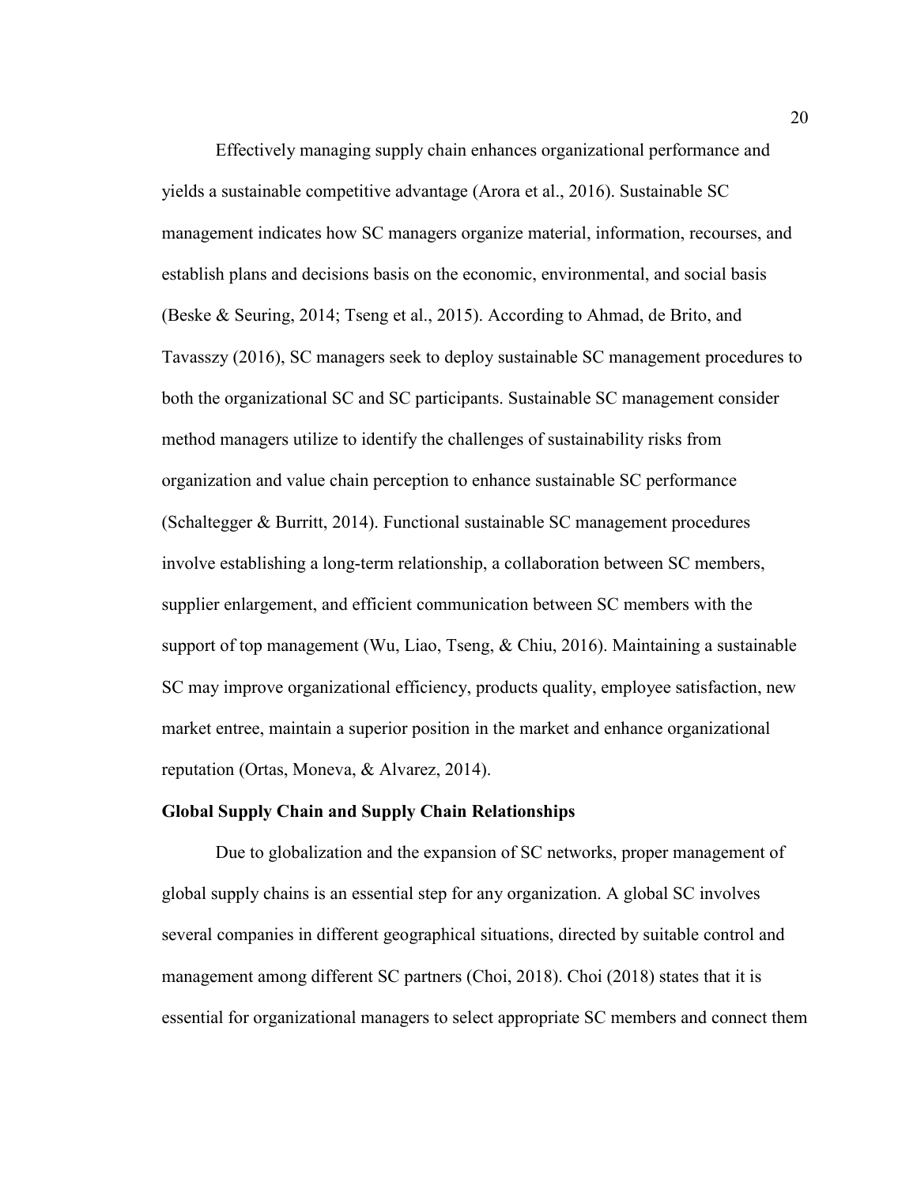Effectively managing supply chain enhances organizational performance and yields a sustainable competitive advantage (Arora et al., 2016). Sustainable SC management indicates how SC managers organize material, information, recourses, and establish plans and decisions basis on the economic, environmental, and social basis (Beske & Seuring, 2014; Tseng et al., 2015). According to Ahmad, de Brito, and Tavasszy (2016), SC managers seek to deploy sustainable SC management procedures to both the organizational SC and SC participants. Sustainable SC management consider method managers utilize to identify the challenges of sustainability risks from organization and value chain perception to enhance sustainable SC performance (Schaltegger & Burritt, 2014). Functional sustainable SC management procedures involve establishing a long-term relationship, a collaboration between SC members, supplier enlargement, and efficient communication between SC members with the support of top management (Wu, Liao, Tseng, & Chiu, 2016). Maintaining a sustainable SC may improve organizational efficiency, products quality, employee satisfaction, new market entree, maintain a superior position in the market and enhance organizational reputation (Ortas, Moneva, & Alvarez, 2014).

## Global Supply Chain and Supply Chain Relationships

Due to globalization and the expansion of SC networks, proper management of global supply chains is an essential step for any organization. A global SC involves several companies in different geographical situations, directed by suitable control and management among different SC partners (Choi, 2018). Choi (2018) states that it is essential for organizational managers to select appropriate SC members and connect them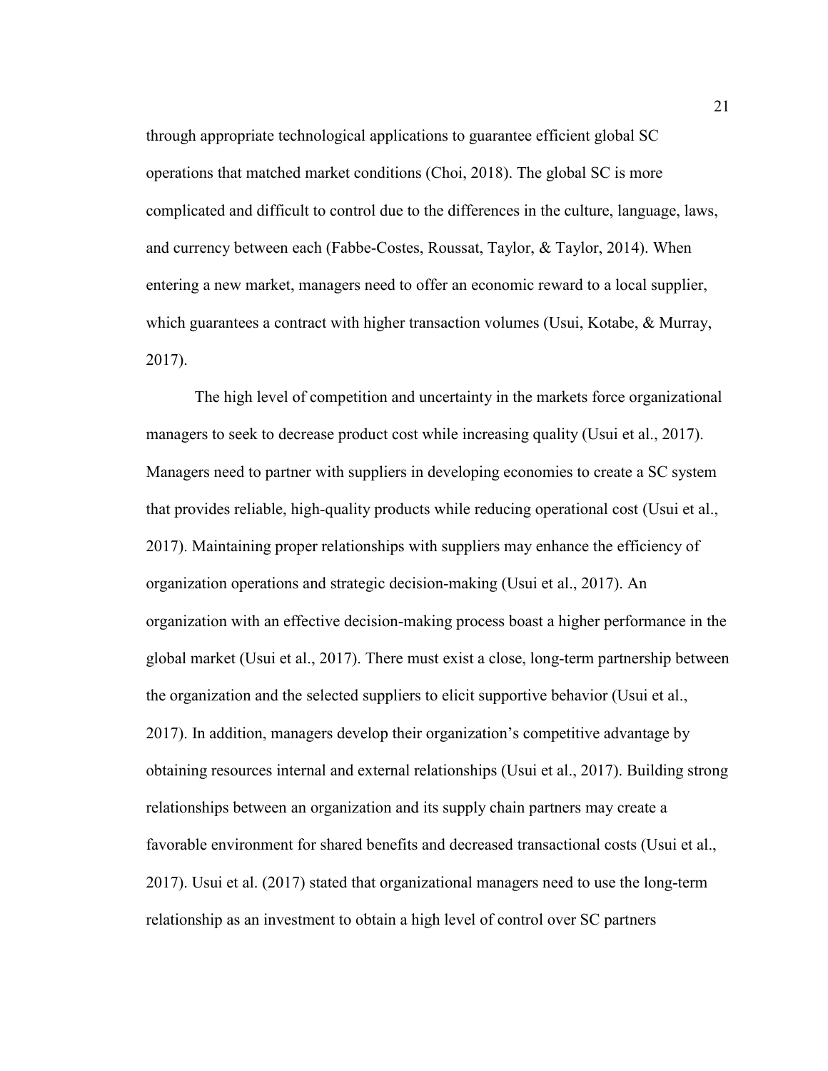through appropriate technological applications to guarantee efficient global SC operations that matched market conditions (Choi, 2018). The global SC is more complicated and difficult to control due to the differences in the culture, language, laws, and currency between each (Fabbe-Costes, Roussat, Taylor, & Taylor, 2014). When entering a new market, managers need to offer an economic reward to a local supplier, which guarantees a contract with higher transaction volumes (Usui, Kotabe, & Murray, 2017).

The high level of competition and uncertainty in the markets force organizational managers to seek to decrease product cost while increasing quality (Usui et al., 2017). Managers need to partner with suppliers in developing economies to create a SC system that provides reliable, high-quality products while reducing operational cost (Usui et al., 2017). Maintaining proper relationships with suppliers may enhance the efficiency of organization operations and strategic decision-making (Usui et al., 2017). An organization with an effective decision-making process boast a higher performance in the global market (Usui et al., 2017). There must exist a close, long-term partnership between the organization and the selected suppliers to elicit supportive behavior (Usui et al., 2017). In addition, managers develop their organization's competitive advantage by obtaining resources internal and external relationships (Usui et al., 2017). Building strong relationships between an organization and its supply chain partners may create a favorable environment for shared benefits and decreased transactional costs (Usui et al., 2017). Usui et al. (2017) stated that organizational managers need to use the long-term relationship as an investment to obtain a high level of control over SC partners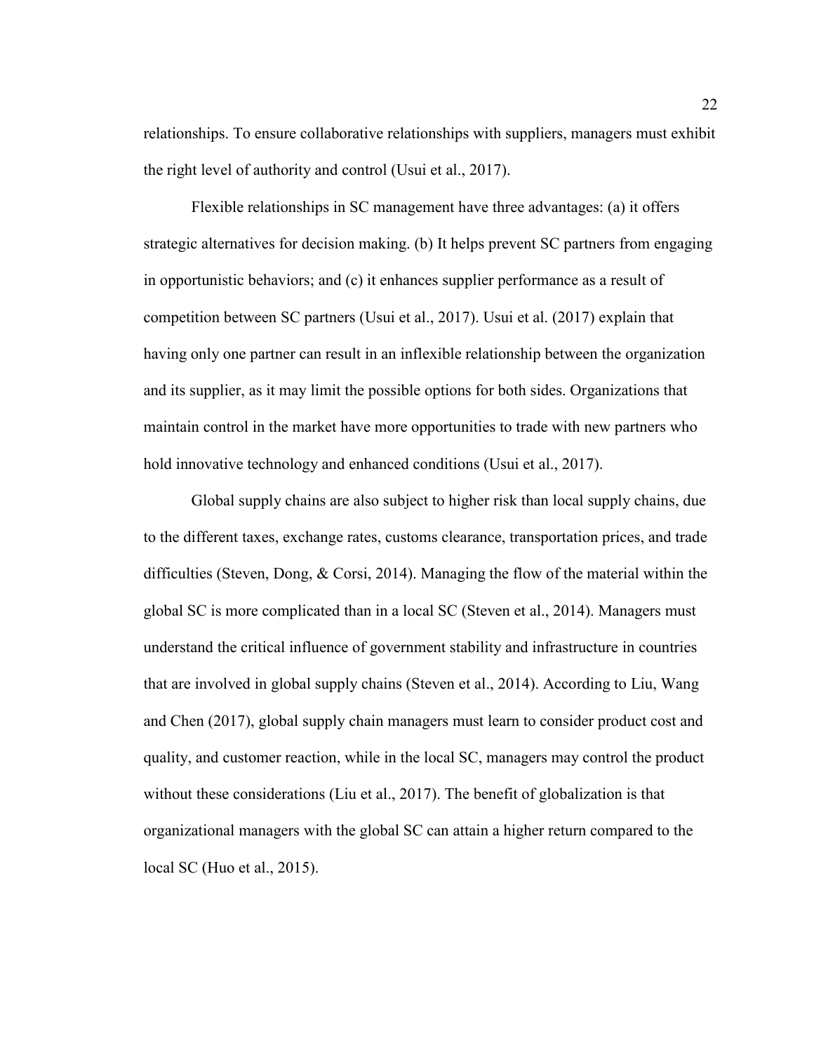relationships. To ensure collaborative relationships with suppliers, managers must exhibit the right level of authority and control (Usui et al., 2017).

Flexible relationships in SC management have three advantages: (a) it offers strategic alternatives for decision making. (b) It helps prevent SC partners from engaging in opportunistic behaviors; and (c) it enhances supplier performance as a result of competition between SC partners (Usui et al., 2017). Usui et al. (2017) explain that having only one partner can result in an inflexible relationship between the organization and its supplier, as it may limit the possible options for both sides. Organizations that maintain control in the market have more opportunities to trade with new partners who hold innovative technology and enhanced conditions (Usui et al., 2017).

Global supply chains are also subject to higher risk than local supply chains, due to the different taxes, exchange rates, customs clearance, transportation prices, and trade difficulties (Steven, Dong, & Corsi, 2014). Managing the flow of the material within the global SC is more complicated than in a local SC (Steven et al., 2014). Managers must understand the critical influence of government stability and infrastructure in countries that are involved in global supply chains (Steven et al., 2014). According to Liu, Wang and Chen (2017), global supply chain managers must learn to consider product cost and quality, and customer reaction, while in the local SC, managers may control the product without these considerations (Liu et al., 2017). The benefit of globalization is that organizational managers with the global SC can attain a higher return compared to the local SC (Huo et al., 2015).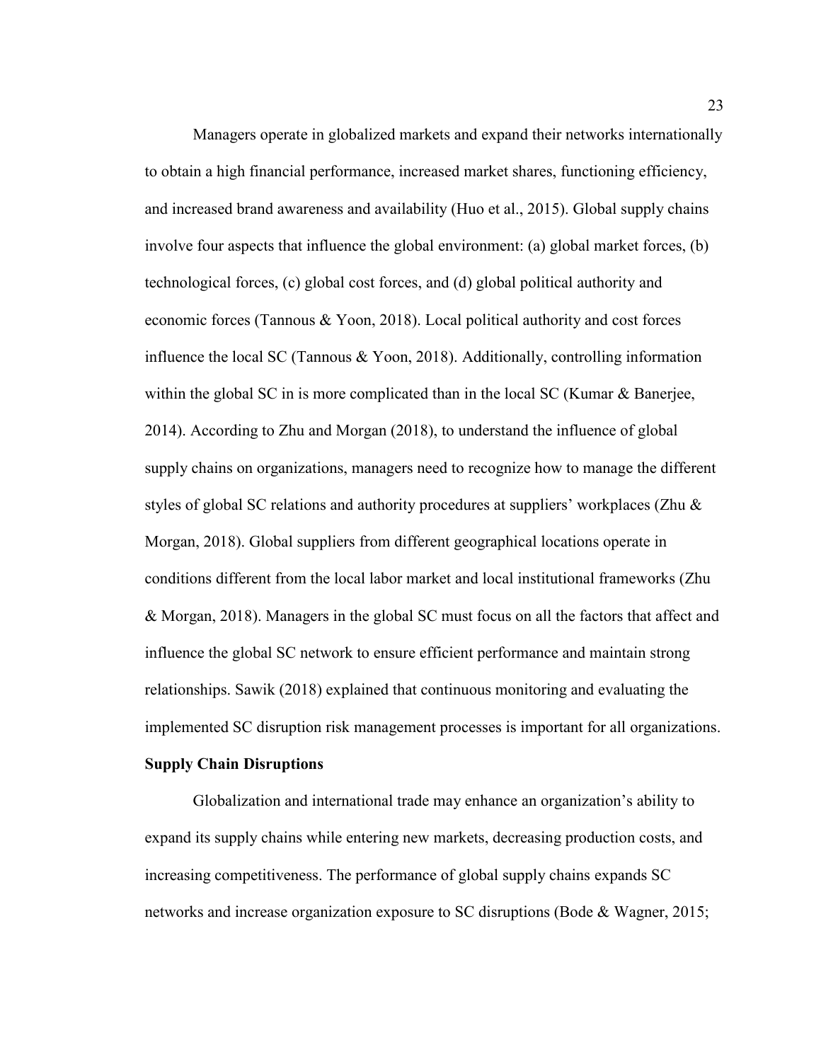Managers operate in globalized markets and expand their networks internationally to obtain a high financial performance, increased market shares, functioning efficiency, and increased brand awareness and availability (Huo et al., 2015). Global supply chains involve four aspects that influence the global environment: (a) global market forces, (b) technological forces, (c) global cost forces, and (d) global political authority and economic forces (Tannous & Yoon, 2018). Local political authority and cost forces influence the local SC (Tannous & Yoon, 2018). Additionally, controlling information within the global SC in is more complicated than in the local SC (Kumar & Banerjee, 2014). According to Zhu and Morgan (2018), to understand the influence of global supply chains on organizations, managers need to recognize how to manage the different styles of global SC relations and authority procedures at suppliers' workplaces (Zhu & Morgan, 2018). Global suppliers from different geographical locations operate in conditions different from the local labor market and local institutional frameworks (Zhu & Morgan, 2018). Managers in the global SC must focus on all the factors that affect and influence the global SC network to ensure efficient performance and maintain strong relationships. Sawik (2018) explained that continuous monitoring and evaluating the implemented SC disruption risk management processes is important for all organizations.

## Supply Chain Disruptions

Globalization and international trade may enhance an organization's ability to expand its supply chains while entering new markets, decreasing production costs, and increasing competitiveness. The performance of global supply chains expands SC networks and increase organization exposure to SC disruptions (Bode & Wagner, 2015;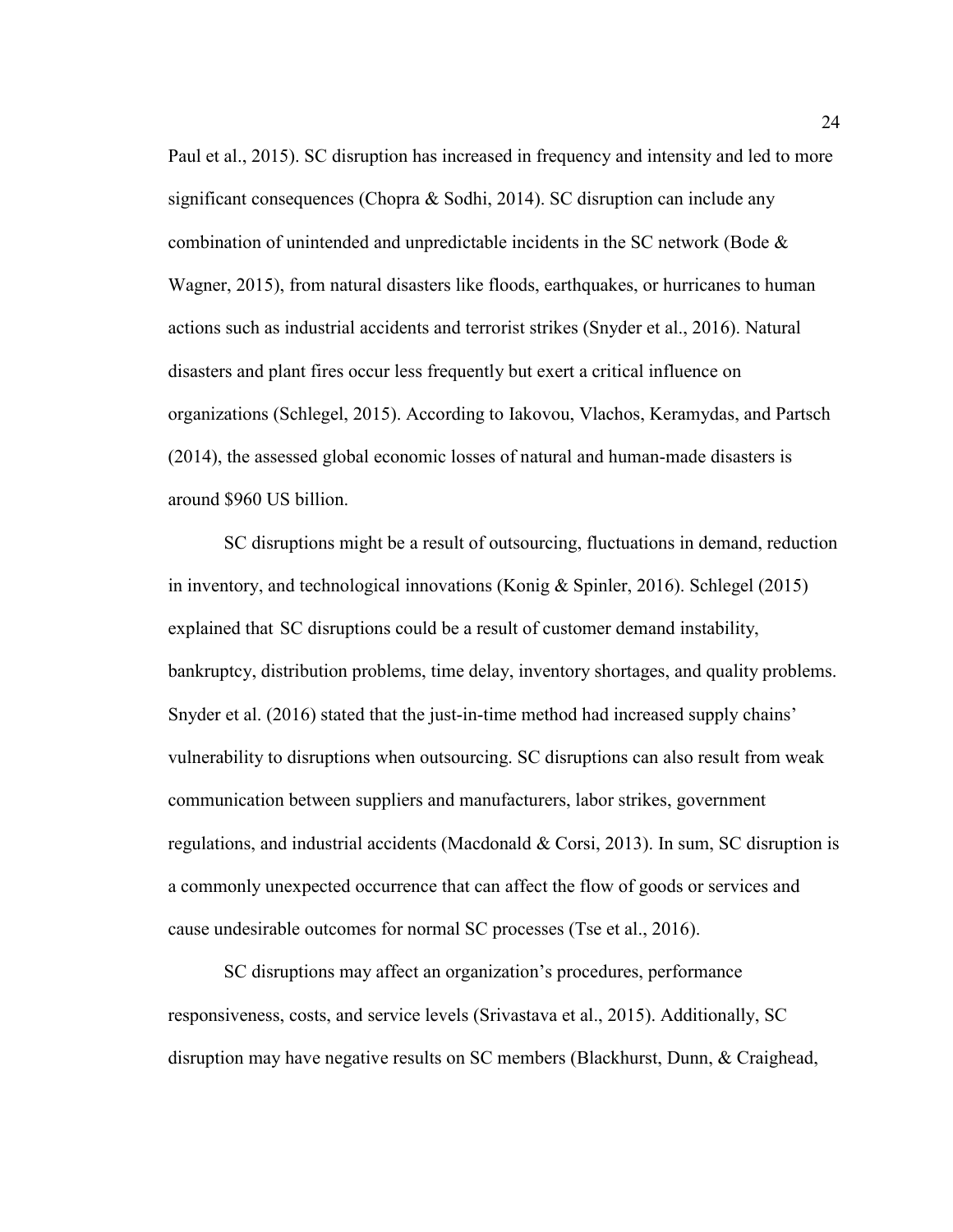Paul et al., 2015). SC disruption has increased in frequency and intensity and led to more significant consequences (Chopra & Sodhi, 2014). SC disruption can include any combination of unintended and unpredictable incidents in the SC network (Bode & Wagner, 2015), from natural disasters like floods, earthquakes, or hurricanes to human actions such as industrial accidents and terrorist strikes (Snyder et al., 2016). Natural disasters and plant fires occur less frequently but exert a critical influence on organizations (Schlegel, 2015). According to Iakovou, Vlachos, Keramydas, and Partsch (2014), the assessed global economic losses of natural and human-made disasters is around $960 US billion.

SC disruptions might be a result of outsourcing, fluctuations in demand, reduction in inventory, and technological innovations (Konig & Spinler, 2016). Schlegel (2015) explained that SC disruptions could be a result of customer demand instability, bankruptcy, distribution problems, time delay, inventory shortages, and quality problems. Snyder et al. (2016) stated that the just-in-time method had increased supply chains' vulnerability to disruptions when outsourcing. SC disruptions can also result from weak communication between suppliers and manufacturers, labor strikes, government regulations, and industrial accidents (Macdonald & Corsi, 2013). In sum, SC disruption is a commonly unexpected occurrence that can affect the flow of goods or services and cause undesirable outcomes for normal SC processes (Tse et al., 2016).

SC disruptions may affect an organization's procedures, performance responsiveness, costs, and service levels (Srivastava et al., 2015). Additionally, SC disruption may have negative results on SC members (Blackhurst, Dunn, & Craighead,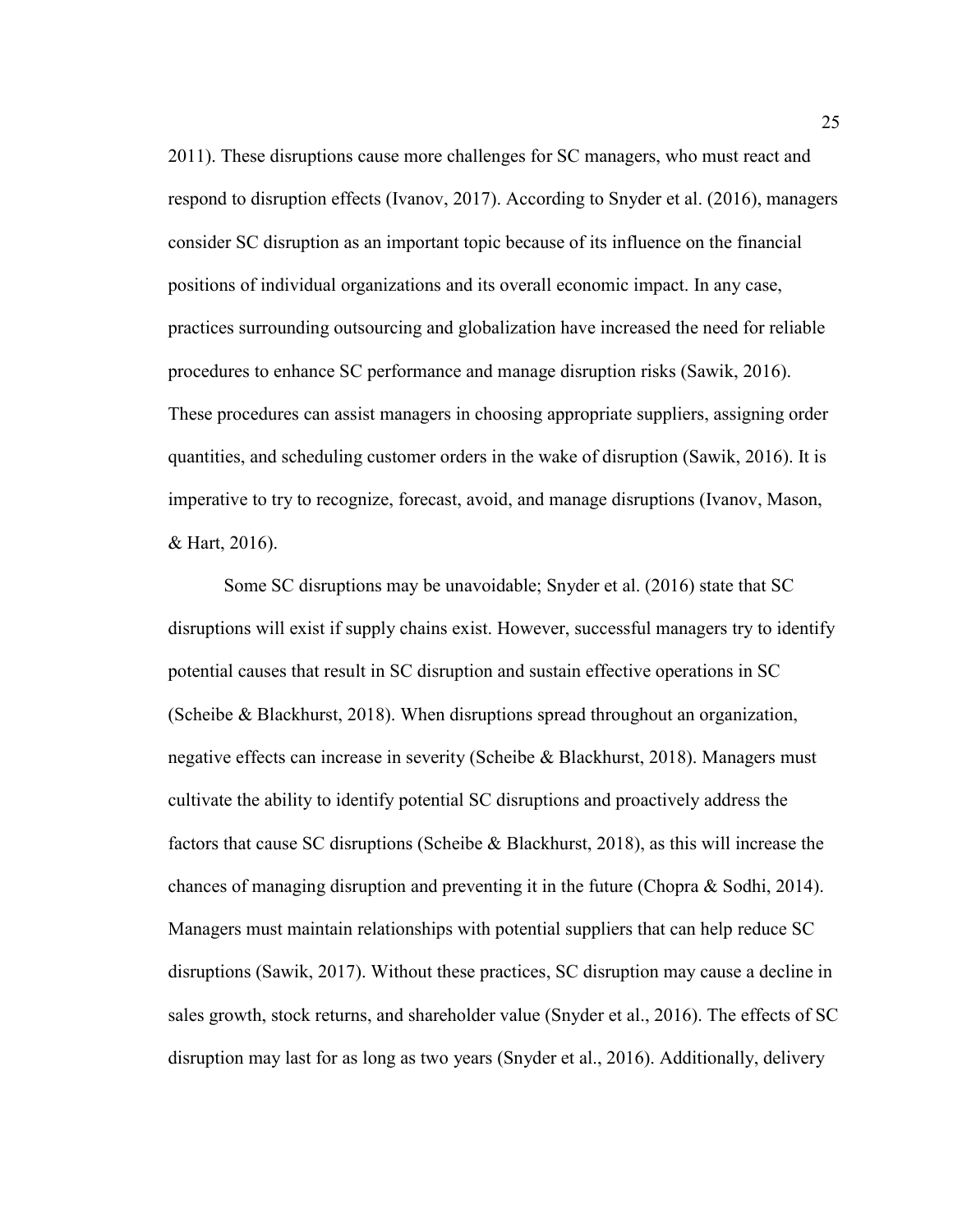2011). These disruptions cause more challenges for SC managers, who must react and respond to disruption effects (Ivanov, 2017). According to Snyder et al. (2016), managers consider SC disruption as an important topic because of its influence on the financial positions of individual organizations and its overall economic impact. In any case, practices surrounding outsourcing and globalization have increased the need for reliable procedures to enhance SC performance and manage disruption risks (Sawik, 2016). These procedures can assist managers in choosing appropriate suppliers, assigning order quantities, and scheduling customer orders in the wake of disruption (Sawik, 2016). It is imperative to try to recognize, forecast, avoid, and manage disruptions (Ivanov, Mason, & Hart, 2016).

Some SC disruptions may be unavoidable; Snyder et al. (2016) state that SC disruptions will exist if supply chains exist. However, successful managers try to identify potential causes that result in SC disruption and sustain effective operations in SC (Scheibe & Blackhurst, 2018). When disruptions spread throughout an organization, negative effects can increase in severity (Scheibe & Blackhurst, 2018). Managers must cultivate the ability to identify potential SC disruptions and proactively address the factors that cause SC disruptions (Scheibe & Blackhurst, 2018), as this will increase the chances of managing disruption and preventing it in the future (Chopra & Sodhi, 2014). Managers must maintain relationships with potential suppliers that can help reduce SC disruptions (Sawik, 2017). Without these practices, SC disruption may cause a decline in sales growth, stock returns, and shareholder value (Snyder et al., 2016). The effects of SC disruption may last for as long as two years (Snyder et al., 2016). Additionally, delivery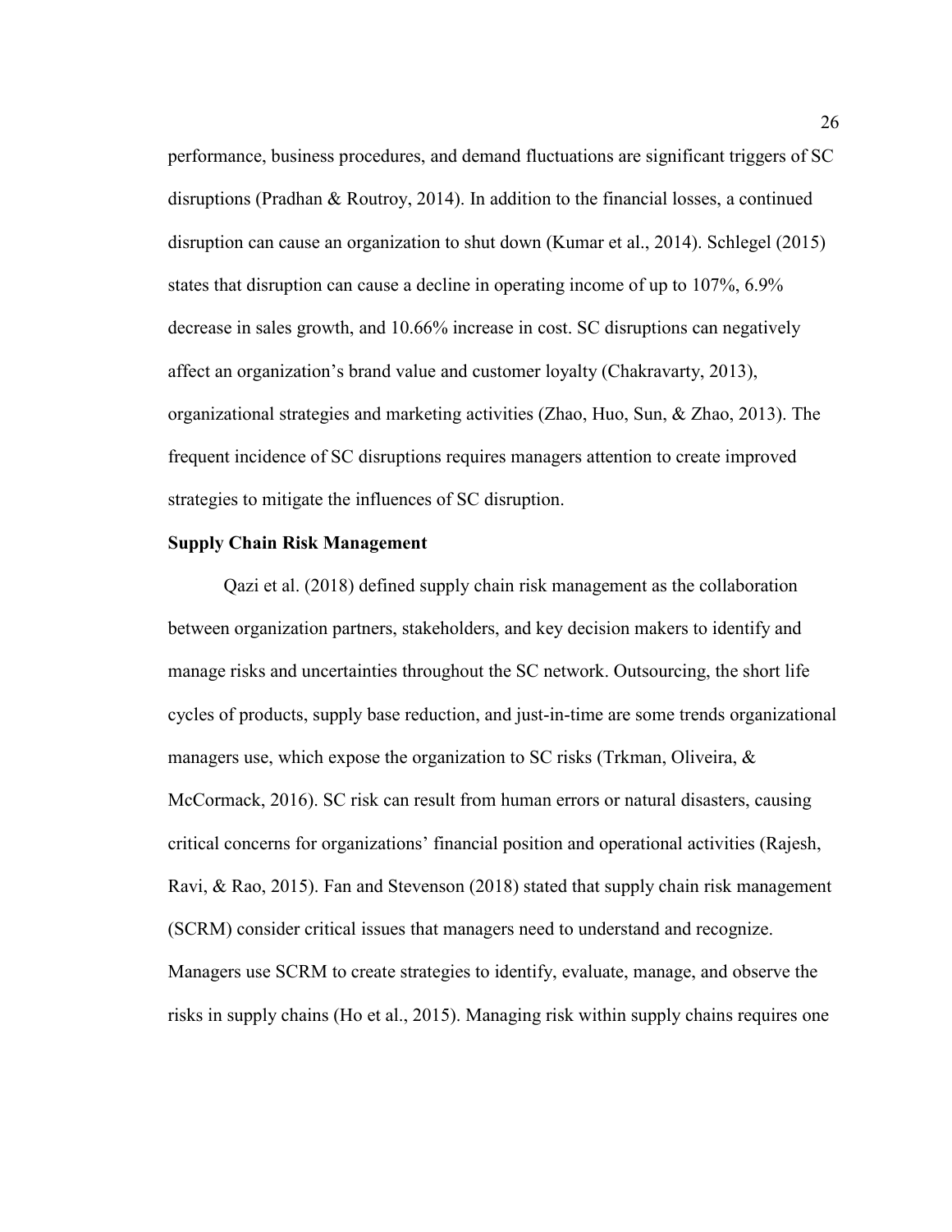performance, business procedures, and demand fluctuations are significant triggers of SC disruptions (Pradhan & Routroy, 2014). In addition to the financial losses, a continued disruption can cause an organization to shut down (Kumar et al., 2014). Schlegel (2015) states that disruption can cause a decline in operating income of up to 107%, 6.9% decrease in sales growth, and 10.66% increase in cost. SC disruptions can negatively affect an organization's brand value and customer loyalty (Chakravarty, 2013), organizational strategies and marketing activities (Zhao, Huo, Sun, & Zhao, 2013). The frequent incidence of SC disruptions requires managers attention to create improved strategies to mitigate the influences of SC disruption.

**Supply Chain Risk Management**

Qazi et al. (2018) defined supply chain risk management as the collaboration between organization partners, stakeholders, and key decision makers to identify and manage risks and uncertainties throughout the SC network. Outsourcing, the short life cycles of products, supply base reduction, and just-in-time are some trends organizational managers use, which expose the organization to SC risks (Trkman, Oliveira, & McCormack, 2016). SC risk can result from human errors or natural disasters, causing critical concerns for organizations' financial position and operational activities (Rajesh, Ravi, & Rao, 2015). Fan and Stevenson (2018) stated that supply chain risk management (SCRM) consider critical issues that managers need to understand and recognize. Managers use SCRM to create strategies to identify, evaluate, manage, and observe the risks in supply chains (Ho et al., 2015). Managing risk within supply chains requires one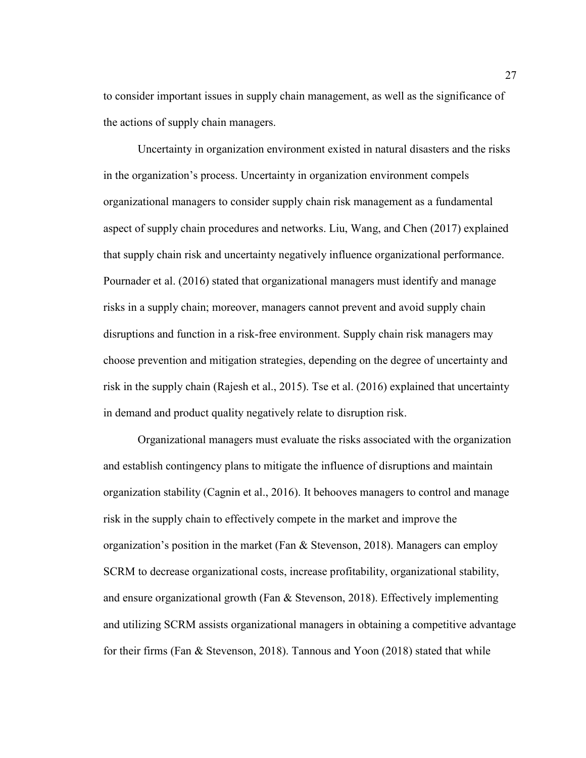to consider important issues in supply chain management, as well as the significance of the actions of supply chain managers.

Uncertainty in organization environment existed in natural disasters and the risks in the organization's process. Uncertainty in organization environment compels organizational managers to consider supply chain risk management as a fundamental aspect of supply chain procedures and networks. Liu, Wang, and Chen (2017) explained that supply chain risk and uncertainty negatively influence organizational performance. Pournader et al. (2016) stated that organizational managers must identify and manage risks in a supply chain; moreover, managers cannot prevent and avoid supply chain disruptions and function in a risk-free environment. Supply chain risk managers may choose prevention and mitigation strategies, depending on the degree of uncertainty and risk in the supply chain (Rajesh et al., 2015). Tse et al. (2016) explained that uncertainty in demand and product quality negatively relate to disruption risk.

Organizational managers must evaluate the risks associated with the organization and establish contingency plans to mitigate the influence of disruptions and maintain organization stability (Cagnin et al., 2016). It behooves managers to control and manage risk in the supply chain to effectively compete in the market and improve the organization's position in the market (Fan & Stevenson, 2018). Managers can employ SCRM to decrease organizational costs, increase profitability, organizational stability, and ensure organizational growth (Fan & Stevenson, 2018). Effectively implementing and utilizing SCRM assists organizational managers in obtaining a competitive advantage for their firms (Fan & Stevenson, 2018). Tannous and Yoon (2018) stated that while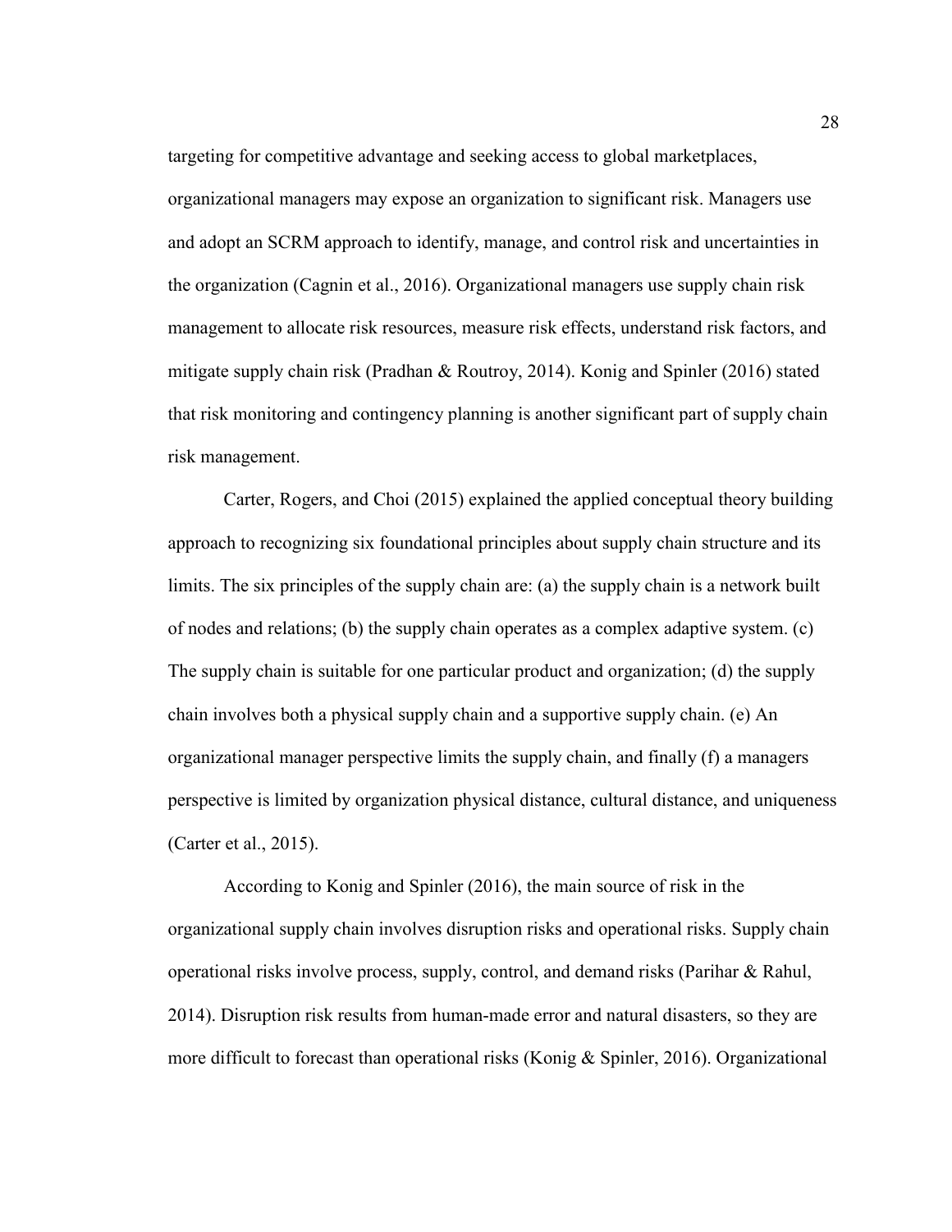targeting for competitive advantage and seeking access to global marketplaces, organizational managers may expose an organization to significant risk. Managers use and adopt an SCRM approach to identify, manage, and control risk and uncertainties in the organization (Cagnin et al., 2016). Organizational managers use supply chain risk management to allocate risk resources, measure risk effects, understand risk factors, and mitigate supply chain risk (Pradhan & Routroy, 2014). Konig and Spinler (2016) stated that risk monitoring and contingency planning is another significant part of supply chain risk management.

Carter, Rogers, and Choi (2015) explained the applied conceptual theory building approach to recognizing six foundational principles about supply chain structure and its limits. The six principles of the supply chain are: (a) the supply chain is a network built of nodes and relations; (b) the supply chain operates as a complex adaptive system. (c) The supply chain is suitable for one particular product and organization; (d) the supply chain involves both a physical supply chain and a supportive supply chain. (e) An organizational manager perspective limits the supply chain, and finally (f) a managers perspective is limited by organization physical distance, cultural distance, and uniqueness (Carter et al., 2015).

According to Konig and Spinler (2016), the main source of risk in the organizational supply chain involves disruption risks and operational risks. Supply chain operational risks involve process, supply, control, and demand risks (Parihar & Rahul, 2014). Disruption risk results from human-made error and natural disasters, so they are more difficult to forecast than operational risks (Konig & Spinler, 2016). Organizational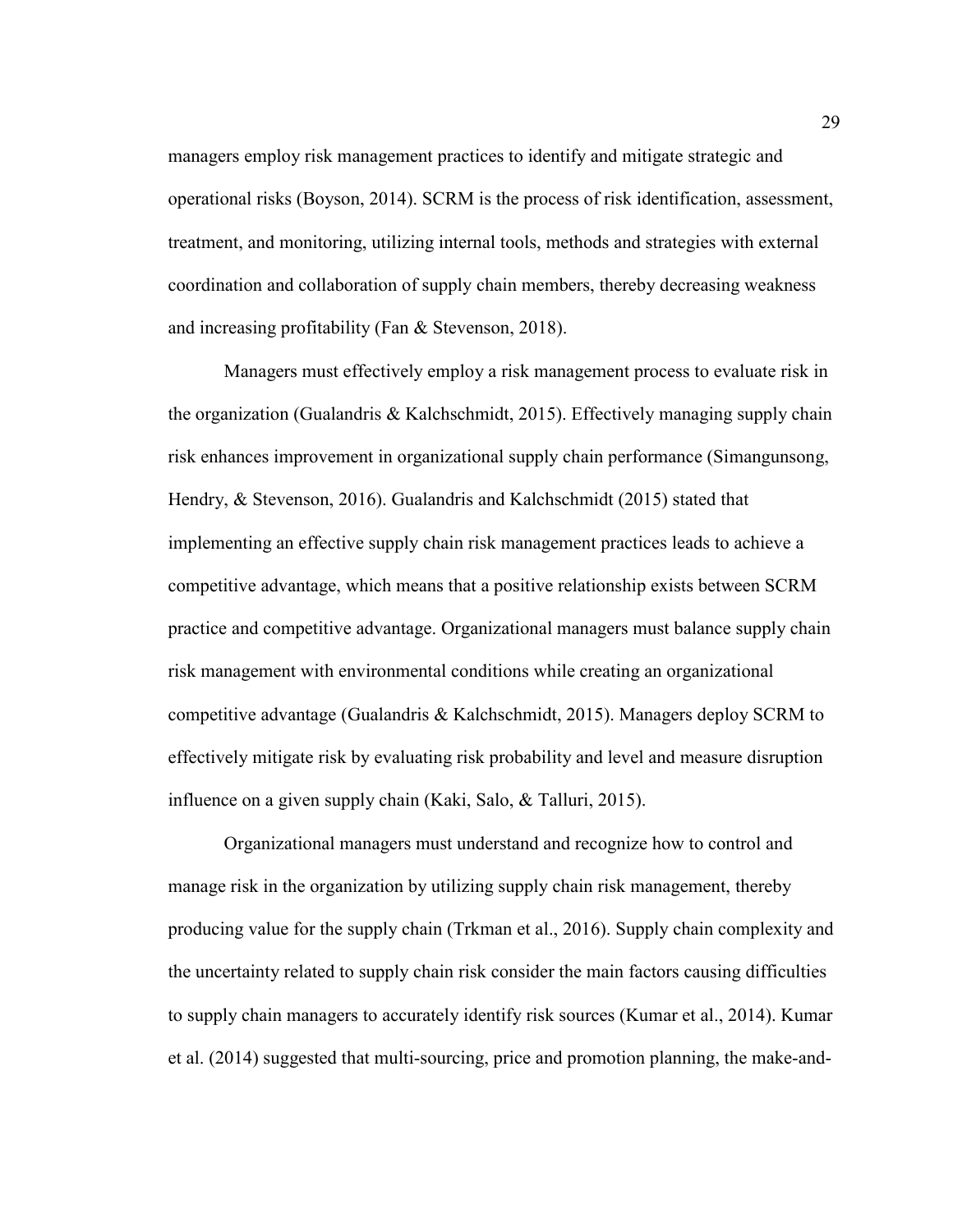managers employ risk management practices to identify and mitigate strategic and operational risks (Boyson, 2014). SCRM is the process of risk identification, assessment, treatment, and monitoring, utilizing internal tools, methods and strategies with external coordination and collaboration of supply chain members, thereby decreasing weakness and increasing profitability (Fan & Stevenson, 2018).

Managers must effectively employ a risk management process to evaluate risk in the organization (Gualandris & Kalchschmidt, 2015). Effectively managing supply chain risk enhances improvement in organizational supply chain performance (Simangunsong, Hendry, & Stevenson, 2016). Gualandris and Kalchschmidt (2015) stated that implementing an effective supply chain risk management practices leads to achieve a competitive advantage, which means that a positive relationship exists between SCRM practice and competitive advantage. Organizational managers must balance supply chain risk management with environmental conditions while creating an organizational competitive advantage (Gualandris & Kalchschmidt, 2015). Managers deploy SCRM to effectively mitigate risk by evaluating risk probability and level and measure disruption influence on a given supply chain (Kaki, Salo, & Talluri, 2015).

Organizational managers must understand and recognize how to control and manage risk in the organization by utilizing supply chain risk management, thereby producing value for the supply chain (Trkman et al., 2016). Supply chain complexity and the uncertainty related to supply chain risk consider the main factors causing difficulties to supply chain managers to accurately identify risk sources (Kumar et al., 2014). Kumar et al. (2014) suggested that multi-sourcing, price and promotion planning, the make-and-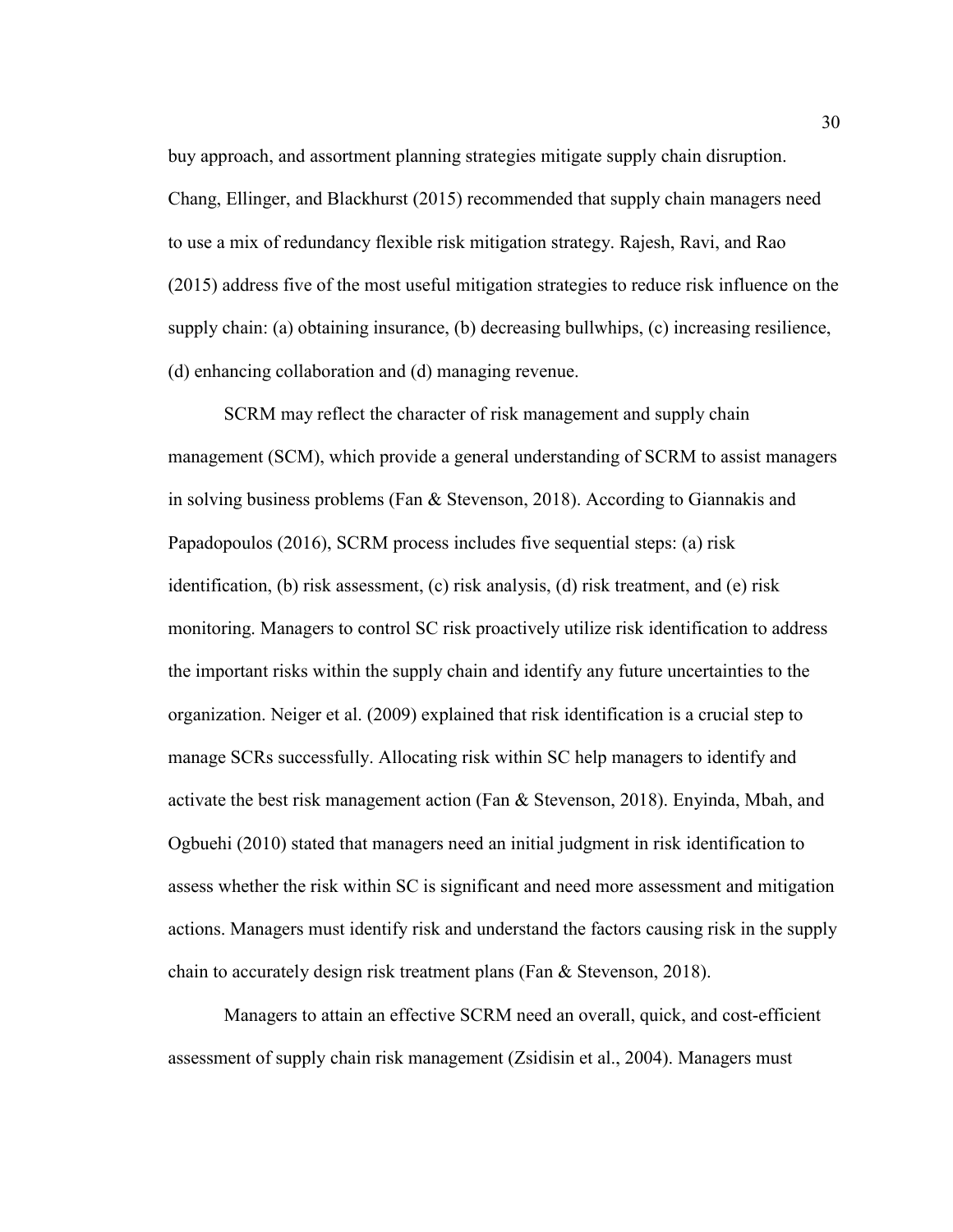buy approach, and assortment planning strategies mitigate supply chain disruption. Chang, Ellinger, and Blackhurst (2015) recommended that supply chain managers need to use a mix of redundancy flexible risk mitigation strategy. Rajesh, Ravi, and Rao (2015) address five of the most useful mitigation strategies to reduce risk influence on the supply chain: (a) obtaining insurance, (b) decreasing bullwhips, (c) increasing resilience, (d) enhancing collaboration and (d) managing revenue.

SCRM may reflect the character of risk management and supply chain management (SCM), which provide a general understanding of SCRM to assist managers in solving business problems (Fan & Stevenson, 2018). According to Giannakis and Papadopoulos (2016), SCRM process includes five sequential steps: (a) risk identification, (b) risk assessment, (c) risk analysis, (d) risk treatment, and (e) risk monitoring. Managers to control SC risk proactively utilize risk identification to address the important risks within the supply chain and identify any future uncertainties to the organization. Neiger et al. (2009) explained that risk identification is a crucial step to manage SCRs successfully. Allocating risk within SC help managers to identify and activate the best risk management action (Fan & Stevenson, 2018). Enyinda, Mbah, and Ogbuehi (2010) stated that managers need an initial judgment in risk identification to assess whether the risk within SC is significant and need more assessment and mitigation actions. Managers must identify risk and understand the factors causing risk in the supply chain to accurately design risk treatment plans (Fan & Stevenson, 2018).

Managers to attain an effective SCRM need an overall, quick, and cost-efficient assessment of supply chain risk management (Zsidisin et al., 2004). Managers must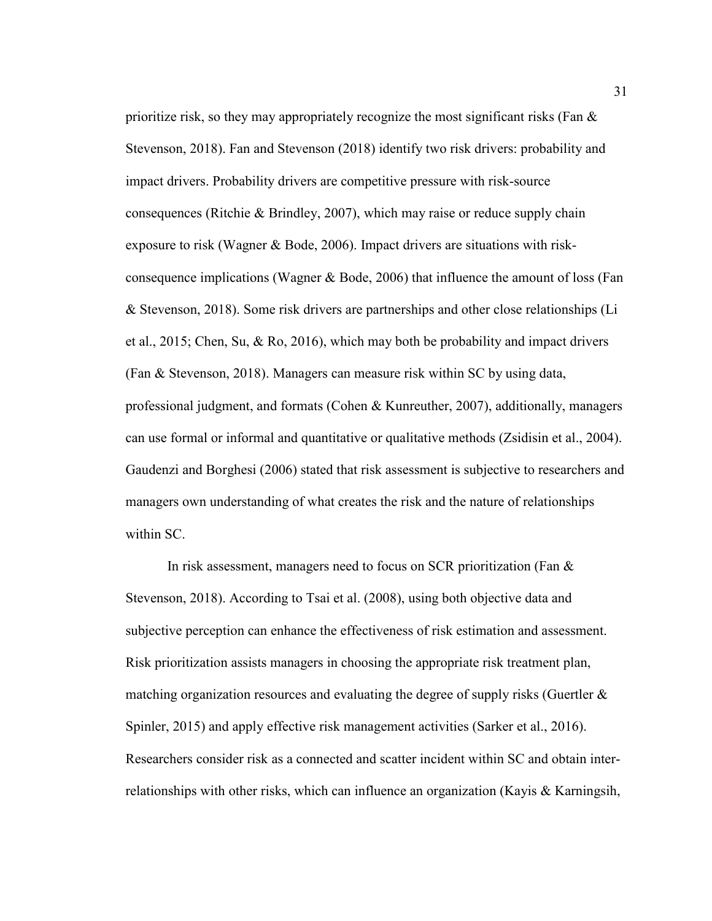prioritize risk, so they may appropriately recognize the most significant risks (Fan & Stevenson, 2018). Fan and Stevenson (2018) identify two risk drivers: probability and impact drivers. Probability drivers are competitive pressure with risk-source consequences (Ritchie & Brindley, 2007), which may raise or reduce supply chain exposure to risk (Wagner & Bode, 2006). Impact drivers are situations with risk-consequence implications (Wagner & Bode, 2006) that influence the amount of loss (Fan & Stevenson, 2018). Some risk drivers are partnerships and other close relationships (Li et al., 2015; Chen, Su, & Ro, 2016), which may both be probability and impact drivers (Fan & Stevenson, 2018). Managers can measure risk within SC by using data, professional judgment, and formats (Cohen & Kunreuther, 2007), additionally, managers can use formal or informal and quantitative or qualitative methods (Zsidisin et al., 2004). Gaudenzi and Borghesi (2006) stated that risk assessment is subjective to researchers and managers own understanding of what creates the risk and the nature of relationships within SC.

In risk assessment, managers need to focus on SCR prioritization (Fan & Stevenson, 2018). According to Tsai et al. (2008), using both objective data and subjective perception can enhance the effectiveness of risk estimation and assessment. Risk prioritization assists managers in choosing the appropriate risk treatment plan, matching organization resources and evaluating the degree of supply risks (Guertler & Spinler, 2015) and apply effective risk management activities (Sarker et al., 2016). Researchers consider risk as a connected and scatter incident within SC and obtain inter-relationships with other risks, which can influence an organization (Kayis & Karningsih,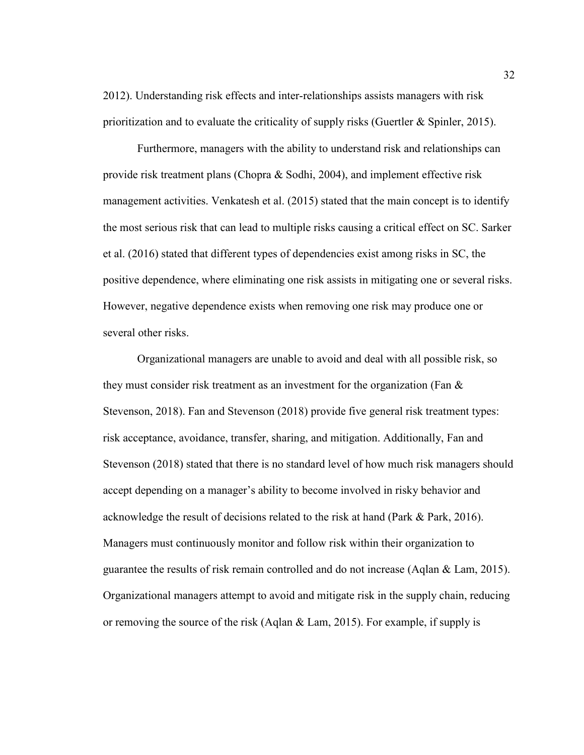2012). Understanding risk effects and inter-relationships assists managers with risk prioritization and to evaluate the criticality of supply risks (Guertler & Spinler, 2015).

Furthermore, managers with the ability to understand risk and relationships can provide risk treatment plans (Chopra & Sodhi, 2004), and implement effective risk management activities. Venkatesh et al. (2015) stated that the main concept is to identify the most serious risk that can lead to multiple risks causing a critical effect on SC. Sarker et al. (2016) stated that different types of dependencies exist among risks in SC, the positive dependence, where eliminating one risk assists in mitigating one or several risks. However, negative dependence exists when removing one risk may produce one or several other risks.

Organizational managers are unable to avoid and deal with all possible risk, so they must consider risk treatment as an investment for the organization (Fan & Stevenson, 2018). Fan and Stevenson (2018) provide five general risk treatment types: risk acceptance, avoidance, transfer, sharing, and mitigation. Additionally, Fan and Stevenson (2018) stated that there is no standard level of how much risk managers should accept depending on a manager's ability to become involved in risky behavior and acknowledge the result of decisions related to the risk at hand (Park & Park, 2016). Managers must continuously monitor and follow risk within their organization to guarantee the results of risk remain controlled and do not increase (Aqlan & Lam, 2015). Organizational managers attempt to avoid and mitigate risk in the supply chain, reducing or removing the source of the risk (Aqlan & Lam, 2015). For example, if supply is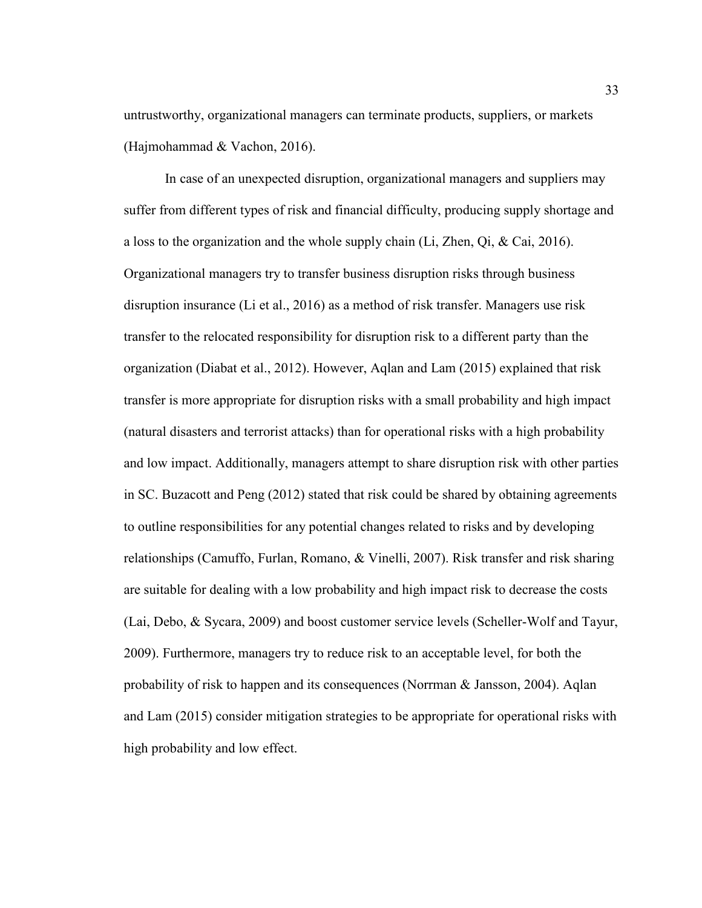untrustworthy, organizational managers can terminate products, suppliers, or markets (Hajmohammad & Vachon, 2016).

In case of an unexpected disruption, organizational managers and suppliers may suffer from different types of risk and financial difficulty, producing supply shortage and a loss to the organization and the whole supply chain (Li, Zhen, Qi, & Cai, 2016). Organizational managers try to transfer business disruption risks through business disruption insurance (Li et al., 2016) as a method of risk transfer. Managers use risk transfer to the relocated responsibility for disruption risk to a different party than the organization (Diabat et al., 2012). However, Aqlan and Lam (2015) explained that risk transfer is more appropriate for disruption risks with a small probability and high impact (natural disasters and terrorist attacks) than for operational risks with a high probability and low impact. Additionally, managers attempt to share disruption risk with other parties in SC. Buzacott and Peng (2012) stated that risk could be shared by obtaining agreements to outline responsibilities for any potential changes related to risks and by developing relationships (Camuffo, Furlan, Romano, & Vinelli, 2007). Risk transfer and risk sharing are suitable for dealing with a low probability and high impact risk to decrease the costs (Lai, Debo, & Sycara, 2009) and boost customer service levels (Scheller-Wolf and Tayur, 2009). Furthermore, managers try to reduce risk to an acceptable level, for both the probability of risk to happen and its consequences (Norrman & Jansson, 2004). Aqlan and Lam (2015) consider mitigation strategies to be appropriate for operational risks with high probability and low effect.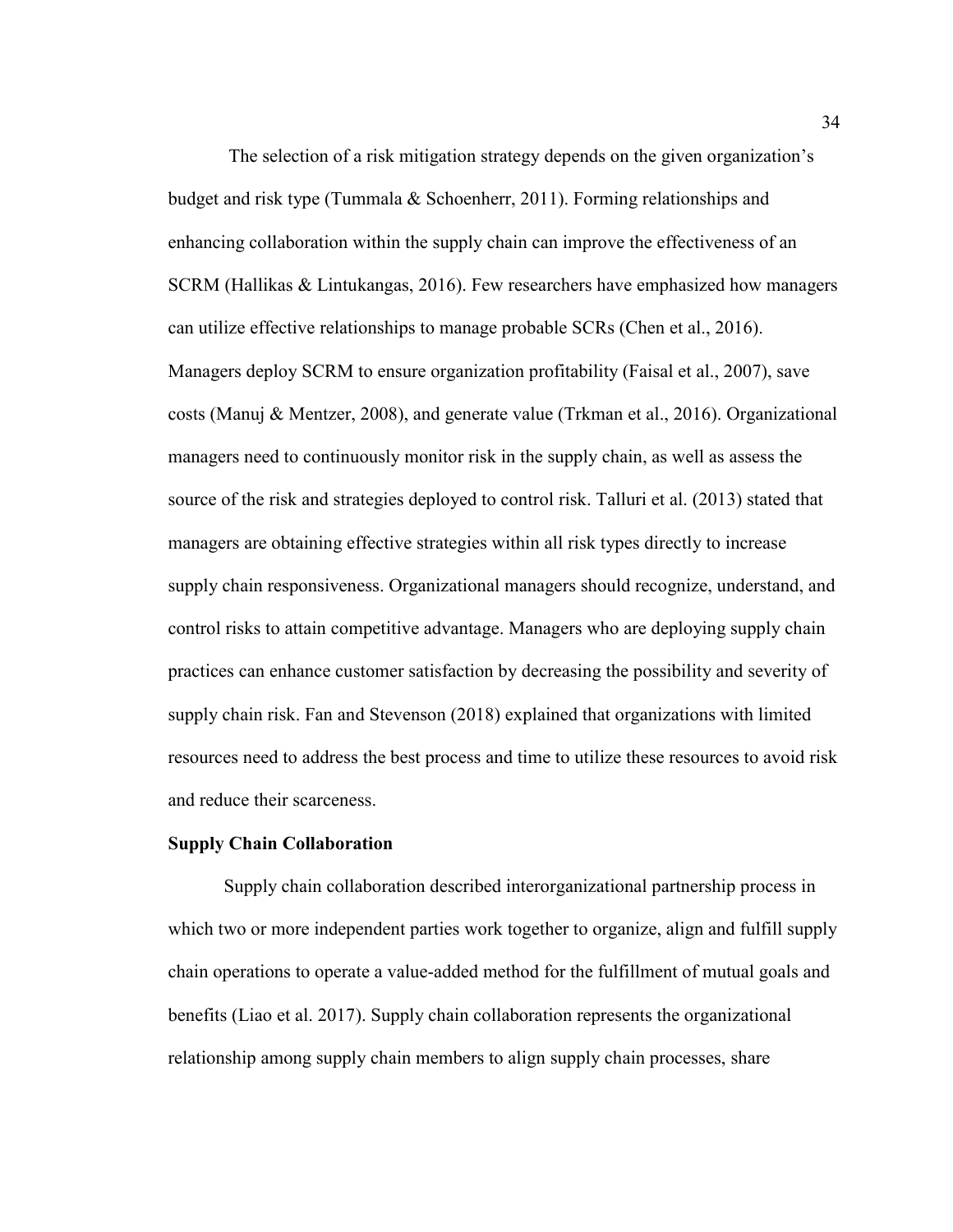The selection of a risk mitigation strategy depends on the given organization's budget and risk type (Tummala & Schoenherr, 2011). Forming relationships and enhancing collaboration within the supply chain can improve the effectiveness of an SCRM (Hallikas & Lintukangas, 2016). Few researchers have emphasized how managers can utilize effective relationships to manage probable SCRs (Chen et al., 2016). Managers deploy SCRM to ensure organization profitability (Faisal et al., 2007), save costs (Manuj & Mentzer, 2008), and generate value (Trkman et al., 2016). Organizational managers need to continuously monitor risk in the supply chain, as well as assess the source of the risk and strategies deployed to control risk. Talluri et al. (2013) stated that managers are obtaining effective strategies within all risk types directly to increase supply chain responsiveness. Organizational managers should recognize, understand, and control risks to attain competitive advantage. Managers who are deploying supply chain practices can enhance customer satisfaction by decreasing the possibility and severity of supply chain risk. Fan and Stevenson (2018) explained that organizations with limited resources need to address the best process and time to utilize these resources to avoid risk and reduce their scarceness.

**Supply Chain Collaboration**

Supply chain collaboration described interorganizational partnership process in which two or more independent parties work together to organize, align and fulfill supply chain operations to operate a value-added method for the fulfillment of mutual goals and benefits (Liao et al. 2017). Supply chain collaboration represents the organizational relationship among supply chain members to align supply chain processes, share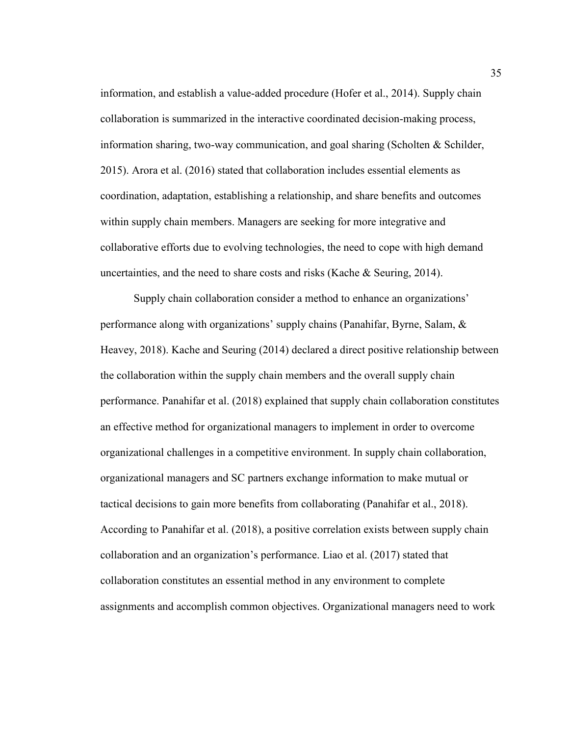information, and establish a value-added procedure (Hofer et al., 2014). Supply chain collaboration is summarized in the interactive coordinated decision-making process, information sharing, two-way communication, and goal sharing (Scholten & Schilder, 2015). Arora et al. (2016) stated that collaboration includes essential elements as coordination, adaptation, establishing a relationship, and share benefits and outcomes within supply chain members. Managers are seeking for more integrative and collaborative efforts due to evolving technologies, the need to cope with high demand uncertainties, and the need to share costs and risks (Kache & Seuring, 2014).

Supply chain collaboration consider a method to enhance an organizations' performance along with organizations' supply chains (Panahifar, Byrne, Salam, & Heavey, 2018). Kache and Seuring (2014) declared a direct positive relationship between the collaboration within the supply chain members and the overall supply chain performance. Panahifar et al. (2018) explained that supply chain collaboration constitutes an effective method for organizational managers to implement in order to overcome organizational challenges in a competitive environment. In supply chain collaboration, organizational managers and SC partners exchange information to make mutual or tactical decisions to gain more benefits from collaborating (Panahifar et al., 2018). According to Panahifar et al. (2018), a positive correlation exists between supply chain collaboration and an organization's performance. Liao et al. (2017) stated that collaboration constitutes an essential method in any environment to complete assignments and accomplish common objectives. Organizational managers need to work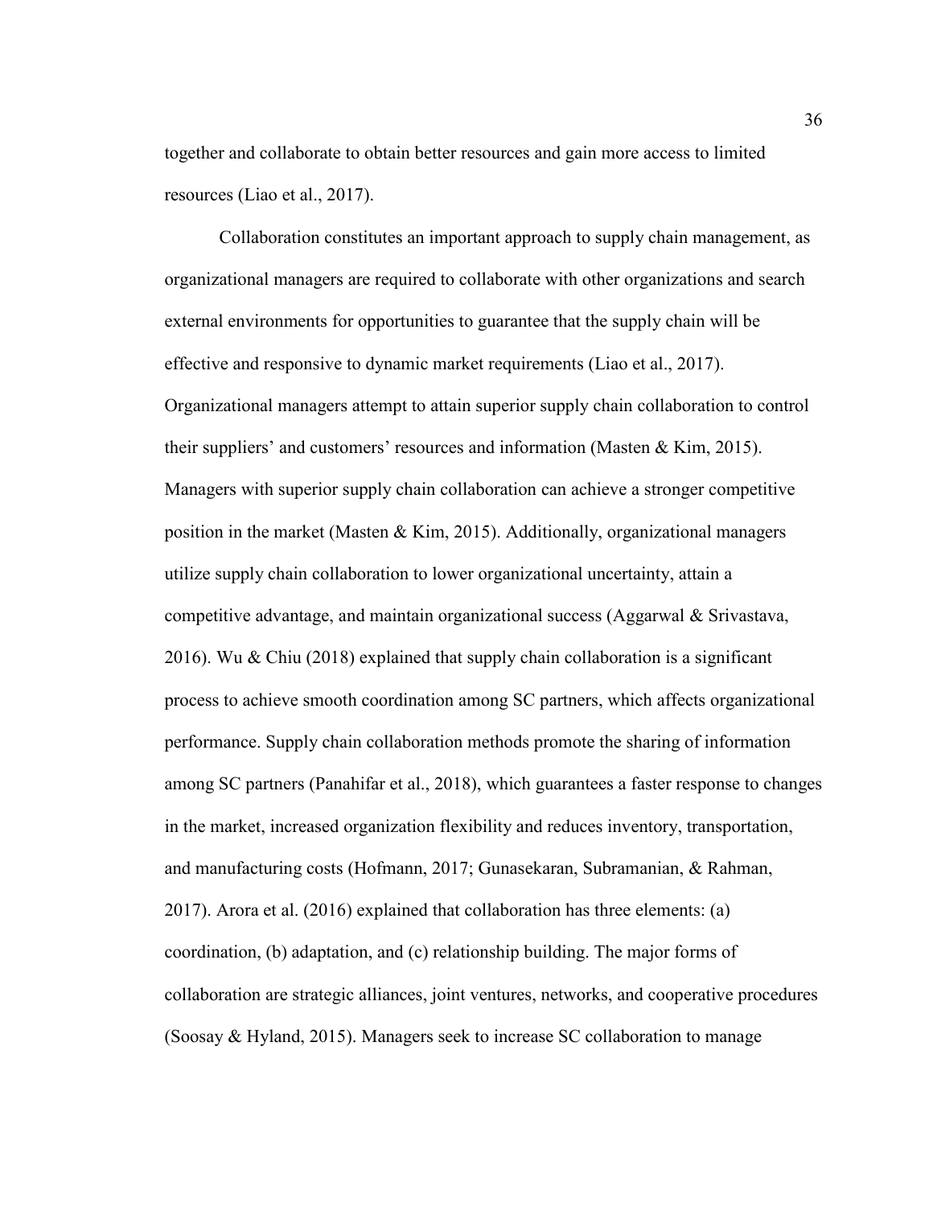together and collaborate to obtain better resources and gain more access to limited resources (Liao et al., 2017).

Collaboration constitutes an important approach to supply chain management, as organizational managers are required to collaborate with other organizations and search external environments for opportunities to guarantee that the supply chain will be effective and responsive to dynamic market requirements (Liao et al., 2017). Organizational managers attempt to attain superior supply chain collaboration to control their suppliers' and customers' resources and information (Masten & Kim, 2015). Managers with superior supply chain collaboration can achieve a stronger competitive position in the market (Masten & Kim, 2015). Additionally, organizational managers utilize supply chain collaboration to lower organizational uncertainty, attain a competitive advantage, and maintain organizational success (Aggarwal & Srivastava, 2016). Wu & Chiu (2018) explained that supply chain collaboration is a significant process to achieve smooth coordination among SC partners, which affects organizational performance. Supply chain collaboration methods promote the sharing of information among SC partners (Panahifar et al., 2018), which guarantees a faster response to changes in the market, increased organization flexibility and reduces inventory, transportation, and manufacturing costs (Hofmann, 2017; Gunasekaran, Subramanian, & Rahman, 2017). Arora et al. (2016) explained that collaboration has three elements: (a) coordination, (b) adaptation, and (c) relationship building. The major forms of collaboration are strategic alliances, joint ventures, networks, and cooperative procedures (Soosay & Hyland, 2015). Managers seek to increase SC collaboration to manage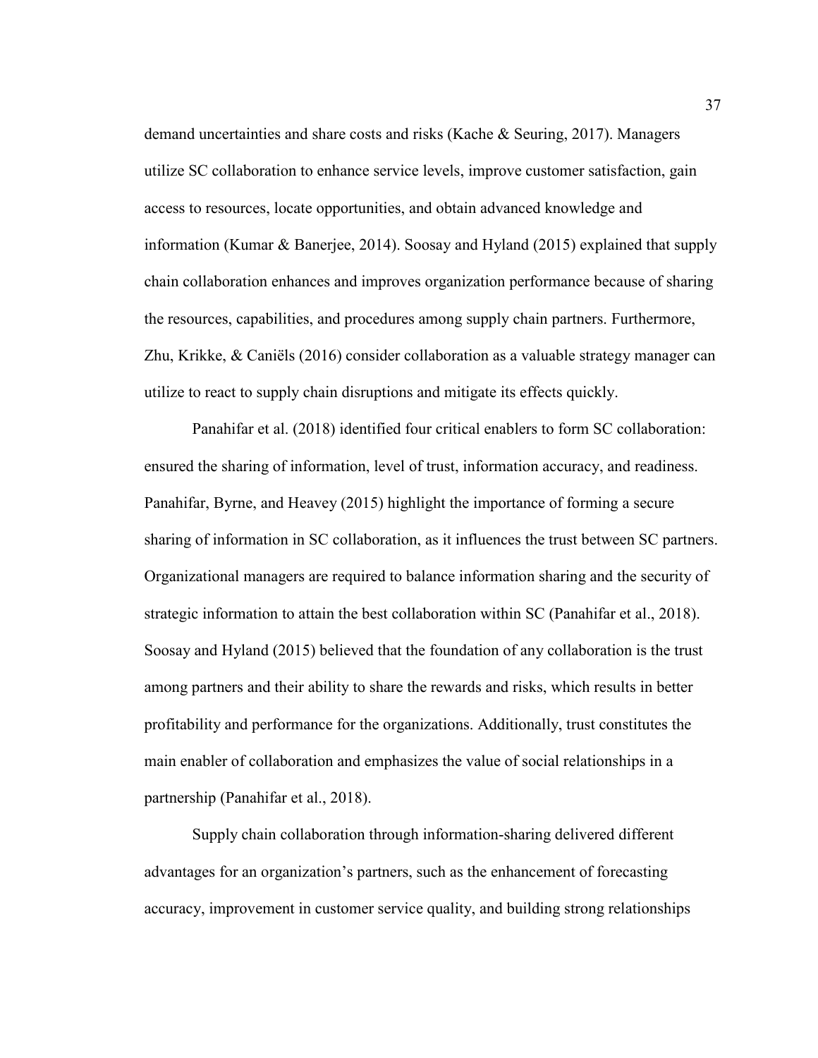demand uncertainties and share costs and risks (Kache & Seuring, 2017). Managers utilize SC collaboration to enhance service levels, improve customer satisfaction, gain access to resources, locate opportunities, and obtain advanced knowledge and information (Kumar & Banerjee, 2014). Soosay and Hyland (2015) explained that supply chain collaboration enhances and improves organization performance because of sharing the resources, capabilities, and procedures among supply chain partners. Furthermore, Zhu, Krikke, & Caniëls (2016) consider collaboration as a valuable strategy manager can utilize to react to supply chain disruptions and mitigate its effects quickly.

Panahifar et al. (2018) identified four critical enablers to form SC collaboration: ensured the sharing of information, level of trust, information accuracy, and readiness. Panahifar, Byrne, and Heavey (2015) highlight the importance of forming a secure sharing of information in SC collaboration, as it influences the trust between SC partners. Organizational managers are required to balance information sharing and the security of strategic information to attain the best collaboration within SC (Panahifar et al., 2018). Soosay and Hyland (2015) believed that the foundation of any collaboration is the trust among partners and their ability to share the rewards and risks, which results in better profitability and performance for the organizations. Additionally, trust constitutes the main enabler of collaboration and emphasizes the value of social relationships in a partnership (Panahifar et al., 2018).

Supply chain collaboration through information-sharing delivered different advantages for an organization's partners, such as the enhancement of forecasting accuracy, improvement in customer service quality, and building strong relationships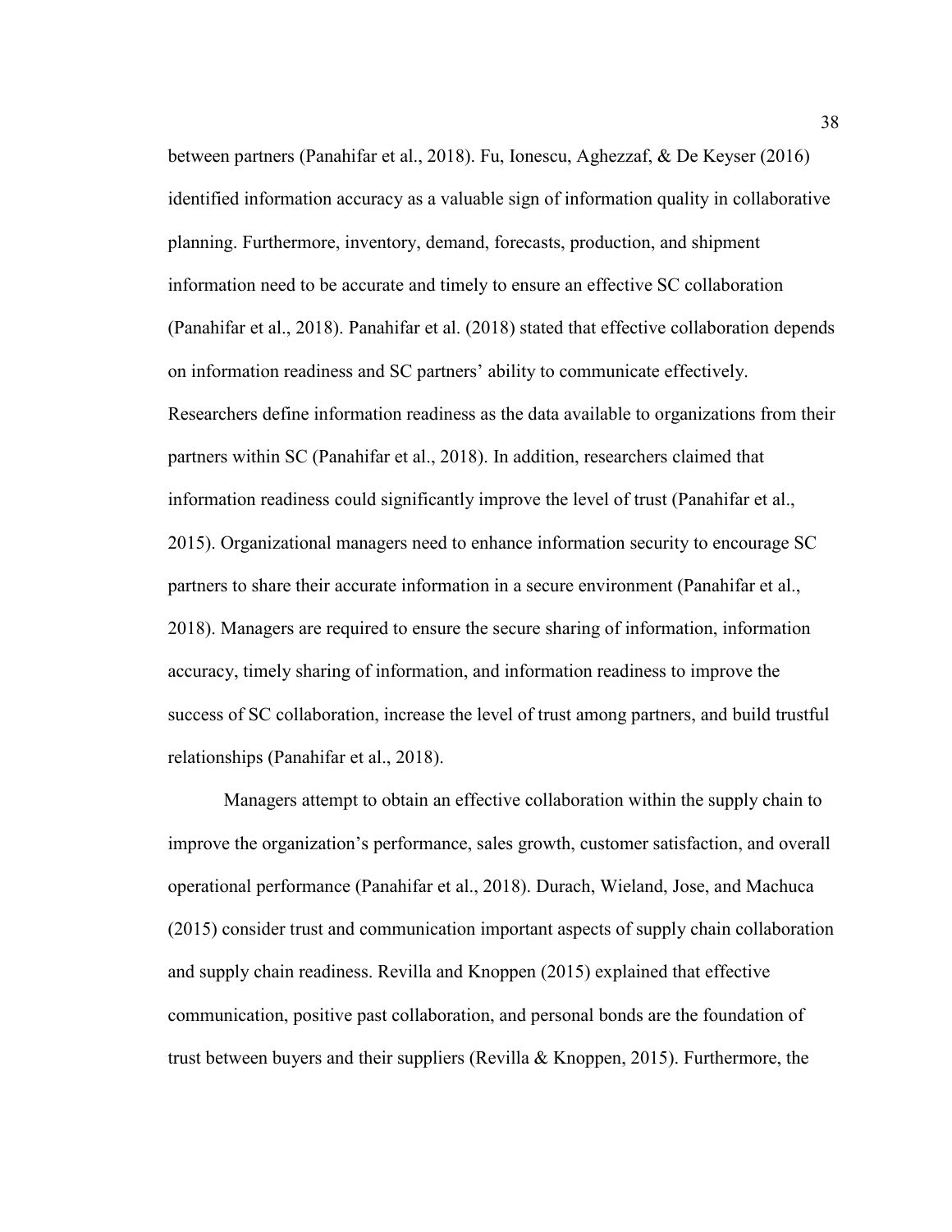between partners (Panahifar et al., 2018). Fu, Ionescu, Aghezzaf, & De Keyser (2016) identified information accuracy as a valuable sign of information quality in collaborative planning. Furthermore, inventory, demand, forecasts, production, and shipment information need to be accurate and timely to ensure an effective SC collaboration (Panahifar et al., 2018). Panahifar et al. (2018) stated that effective collaboration depends on information readiness and SC partners' ability to communicate effectively. Researchers define information readiness as the data available to organizations from their partners within SC (Panahifar et al., 2018). In addition, researchers claimed that information readiness could significantly improve the level of trust (Panahifar et al., 2015). Organizational managers need to enhance information security to encourage SC partners to share their accurate information in a secure environment (Panahifar et al., 2018). Managers are required to ensure the secure sharing of information, information accuracy, timely sharing of information, and information readiness to improve the success of SC collaboration, increase the level of trust among partners, and build trustful relationships (Panahifar et al., 2018).

Managers attempt to obtain an effective collaboration within the supply chain to improve the organization's performance, sales growth, customer satisfaction, and overall operational performance (Panahifar et al., 2018). Durach, Wieland, Jose, and Machuca (2015) consider trust and communication important aspects of supply chain collaboration and supply chain readiness. Revilla and Knoppen (2015) explained that effective communication, positive past collaboration, and personal bonds are the foundation of trust between buyers and their suppliers (Revilla & Knoppen, 2015). Furthermore, the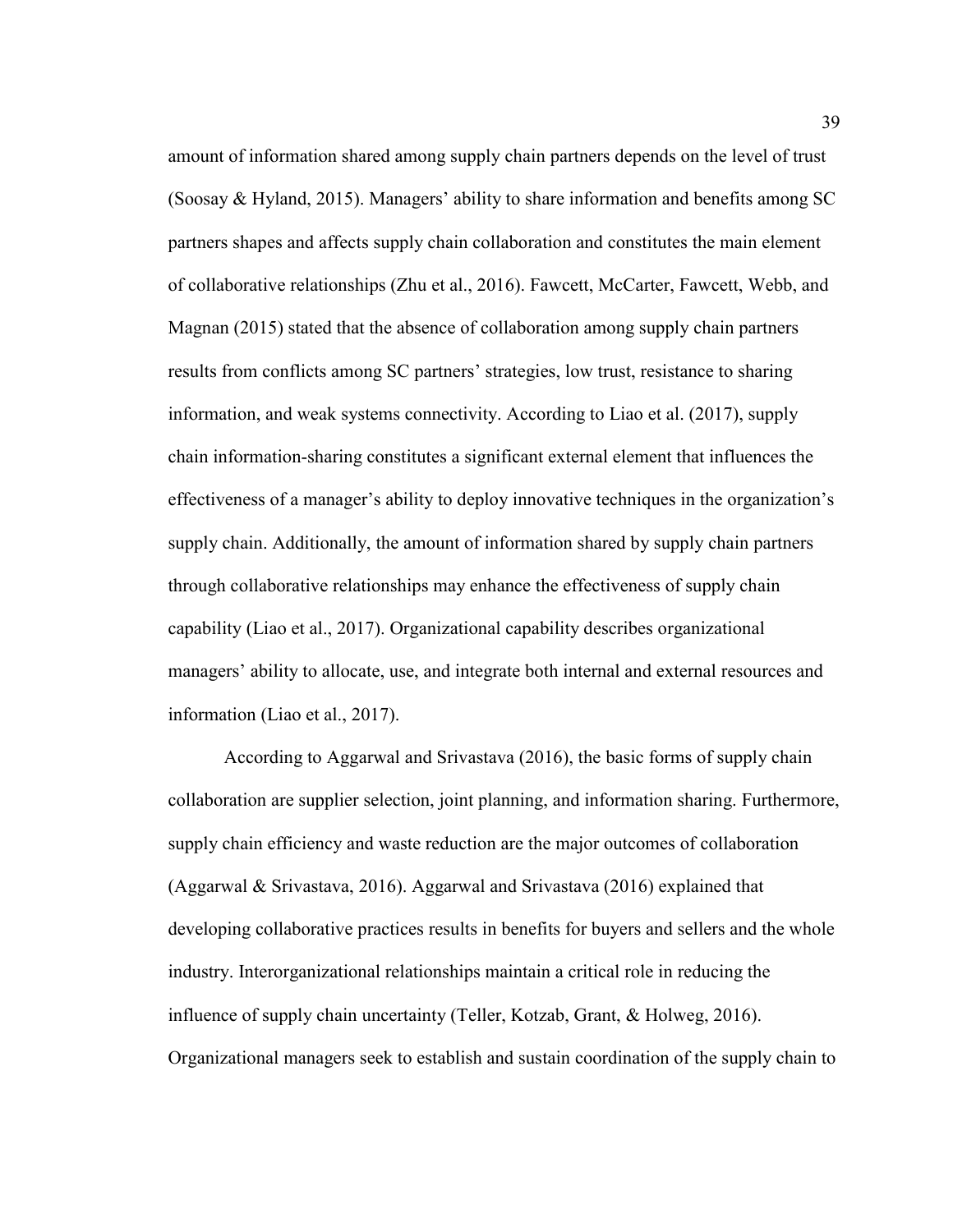amount of information shared among supply chain partners depends on the level of trust (Soosay & Hyland, 2015). Managers' ability to share information and benefits among SC partners shapes and affects supply chain collaboration and constitutes the main element of collaborative relationships (Zhu et al., 2016). Fawcett, McCarter, Fawcett, Webb, and Magnan (2015) stated that the absence of collaboration among supply chain partners results from conflicts among SC partners' strategies, low trust, resistance to sharing information, and weak systems connectivity. According to Liao et al. (2017), supply chain information-sharing constitutes a significant external element that influences the effectiveness of a manager's ability to deploy innovative techniques in the organization's supply chain. Additionally, the amount of information shared by supply chain partners through collaborative relationships may enhance the effectiveness of supply chain capability (Liao et al., 2017). Organizational capability describes organizational managers' ability to allocate, use, and integrate both internal and external resources and information (Liao et al., 2017).

According to Aggarwal and Srivastava (2016), the basic forms of supply chain collaboration are supplier selection, joint planning, and information sharing. Furthermore, supply chain efficiency and waste reduction are the major outcomes of collaboration (Aggarwal & Srivastava, 2016). Aggarwal and Srivastava (2016) explained that developing collaborative practices results in benefits for buyers and sellers and the whole industry. Interorganizational relationships maintain a critical role in reducing the influence of supply chain uncertainty (Teller, Kotzab, Grant, & Holweg, 2016). Organizational managers seek to establish and sustain coordination of the supply chain to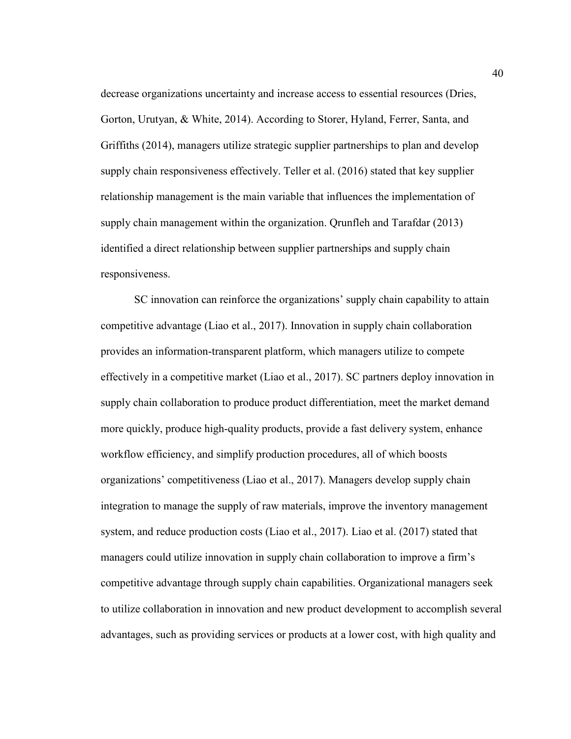decrease organizations uncertainty and increase access to essential resources (Dries, Gorton, Urutyan, & White, 2014). According to Storer, Hyland, Ferrer, Santa, and Griffiths (2014), managers utilize strategic supplier partnerships to plan and develop supply chain responsiveness effectively. Teller et al. (2016) stated that key supplier relationship management is the main variable that influences the implementation of supply chain management within the organization. Qrunfleh and Tarafdar (2013) identified a direct relationship between supplier partnerships and supply chain responsiveness.

SC innovation can reinforce the organizations' supply chain capability to attain competitive advantage (Liao et al., 2017). Innovation in supply chain collaboration provides an information-transparent platform, which managers utilize to compete effectively in a competitive market (Liao et al., 2017). SC partners deploy innovation in supply chain collaboration to produce product differentiation, meet the market demand more quickly, produce high-quality products, provide a fast delivery system, enhance workflow efficiency, and simplify production procedures, all of which boosts organizations' competitiveness (Liao et al., 2017). Managers develop supply chain integration to manage the supply of raw materials, improve the inventory management system, and reduce production costs (Liao et al., 2017). Liao et al. (2017) stated that managers could utilize innovation in supply chain collaboration to improve a firm's competitive advantage through supply chain capabilities. Organizational managers seek to utilize collaboration in innovation and new product development to accomplish several advantages, such as providing services or products at a lower cost, with high quality and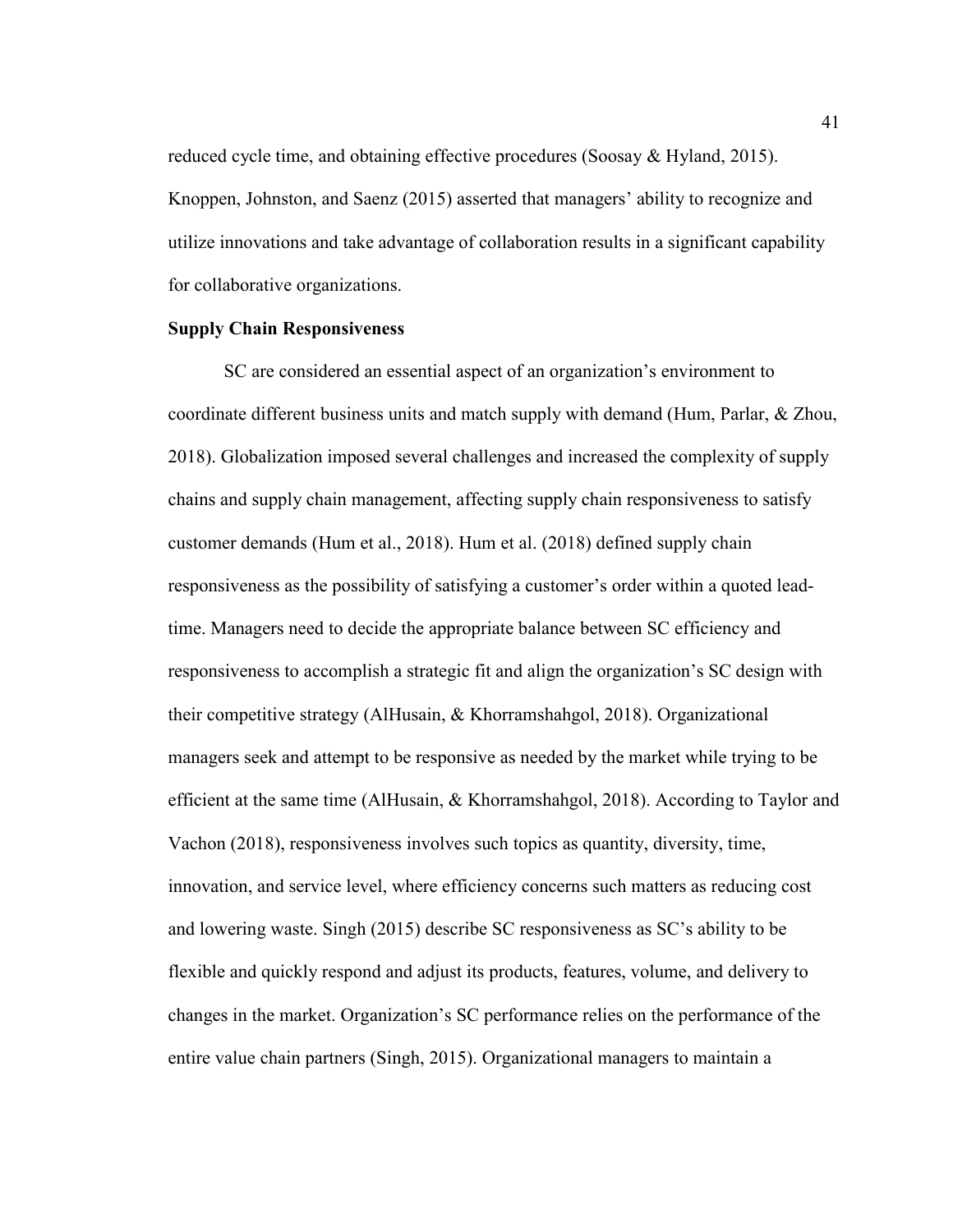reduced cycle time, and obtaining effective procedures (Soosay & Hyland, 2015). Knoppen, Johnston, and Saenz (2015) asserted that managers' ability to recognize and utilize innovations and take advantage of collaboration results in a significant capability for collaborative organizations.

**Supply Chain Responsiveness**

SC are considered an essential aspect of an organization's environment to coordinate different business units and match supply with demand (Hum, Parlar, & Zhou, 2018). Globalization imposed several challenges and increased the complexity of supply chains and supply chain management, affecting supply chain responsiveness to satisfy customer demands (Hum et al., 2018). Hum et al. (2018) defined supply chain responsiveness as the possibility of satisfying a customer's order within a quoted lead-time. Managers need to decide the appropriate balance between SC efficiency and responsiveness to accomplish a strategic fit and align the organization's SC design with their competitive strategy (AlHusain, & Khorramshahgol, 2018). Organizational managers seek and attempt to be responsive as needed by the market while trying to be efficient at the same time (AlHusain, & Khorramshahgol, 2018). According to Taylor and Vachon (2018), responsiveness involves such topics as quantity, diversity, time, innovation, and service level, where efficiency concerns such matters as reducing cost and lowering waste. Singh (2015) describe SC responsiveness as SC's ability to be flexible and quickly respond and adjust its products, features, volume, and delivery to changes in the market. Organization's SC performance relies on the performance of the entire value chain partners (Singh, 2015). Organizational managers to maintain a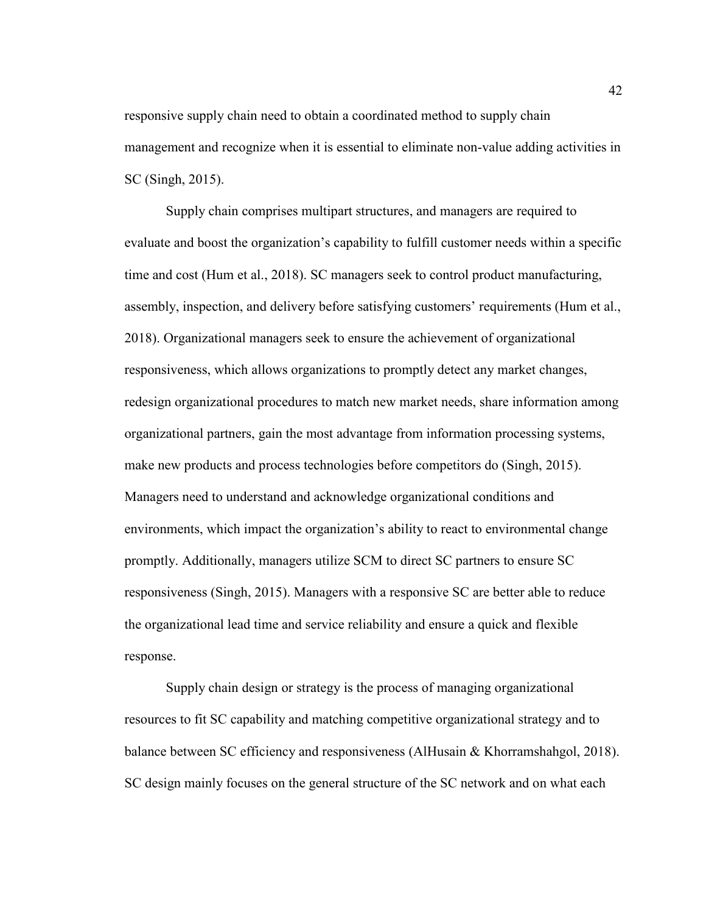responsive supply chain need to obtain a coordinated method to supply chain management and recognize when it is essential to eliminate non-value adding activities in SC (Singh, 2015).

Supply chain comprises multipart structures, and managers are required to evaluate and boost the organization's capability to fulfill customer needs within a specific time and cost (Hum et al., 2018). SC managers seek to control product manufacturing, assembly, inspection, and delivery before satisfying customers' requirements (Hum et al., 2018). Organizational managers seek to ensure the achievement of organizational responsiveness, which allows organizations to promptly detect any market changes, redesign organizational procedures to match new market needs, share information among organizational partners, gain the most advantage from information processing systems, make new products and process technologies before competitors do (Singh, 2015). Managers need to understand and acknowledge organizational conditions and environments, which impact the organization's ability to react to environmental change promptly. Additionally, managers utilize SCM to direct SC partners to ensure SC responsiveness (Singh, 2015). Managers with a responsive SC are better able to reduce the organizational lead time and service reliability and ensure a quick and flexible response.

Supply chain design or strategy is the process of managing organizational resources to fit SC capability and matching competitive organizational strategy and to balance between SC efficiency and responsiveness (AlHusain & Khorramshahgol, 2018). SC design mainly focuses on the general structure of the SC network and on what each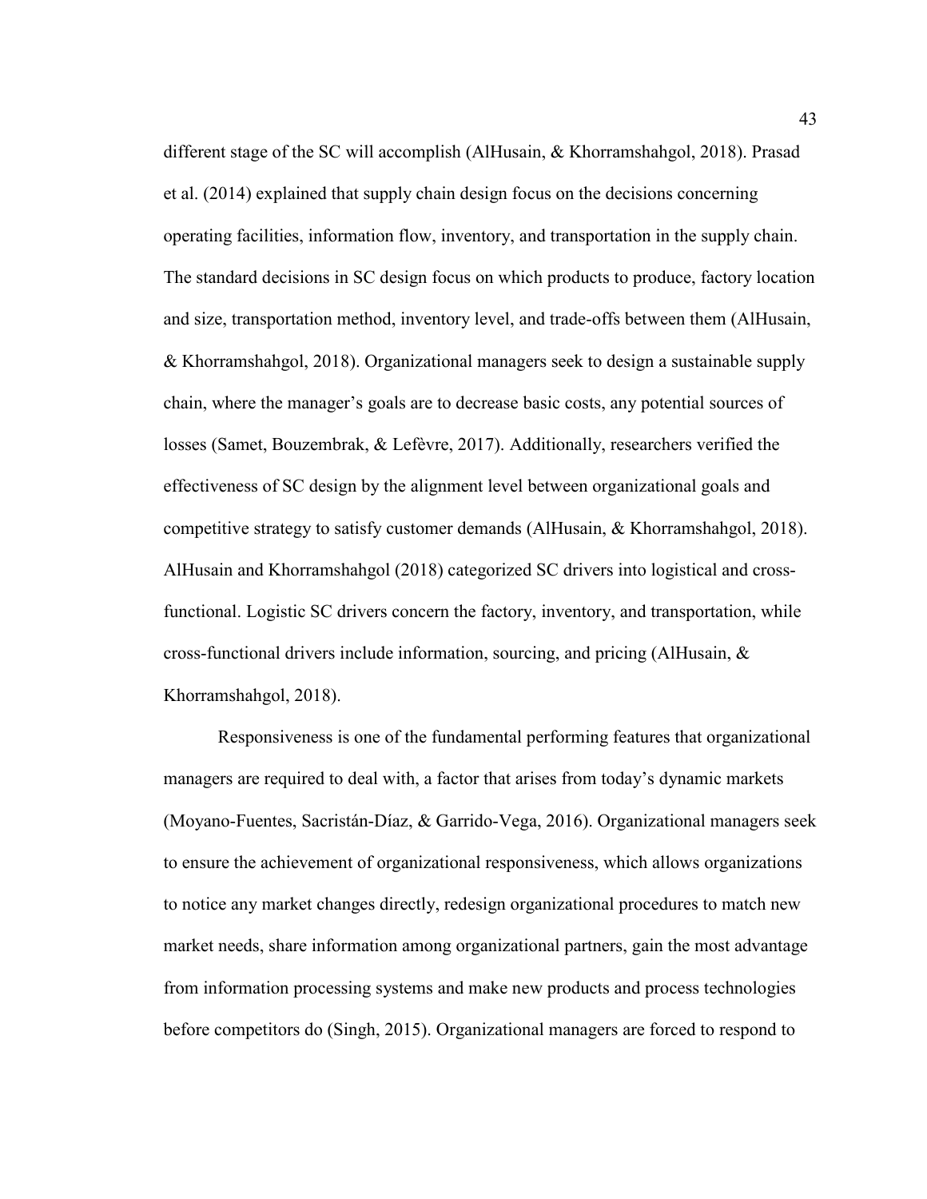different stage of the SC will accomplish (AlHusain, & Khorramshahgol, 2018). Prasad et al. (2014) explained that supply chain design focus on the decisions concerning operating facilities, information flow, inventory, and transportation in the supply chain. The standard decisions in SC design focus on which products to produce, factory location and size, transportation method, inventory level, and trade-offs between them (AlHusain, & Khorramshahgol, 2018). Organizational managers seek to design a sustainable supply chain, where the manager's goals are to decrease basic costs, any potential sources of losses (Samet, Bouzembrak, & Lefèvre, 2017). Additionally, researchers verified the effectiveness of SC design by the alignment level between organizational goals and competitive strategy to satisfy customer demands (AlHusain, & Khorramshahgol, 2018). AlHusain and Khorramshahgol (2018) categorized SC drivers into logistical and cross-functional. Logistic SC drivers concern the factory, inventory, and transportation, while cross-functional drivers include information, sourcing, and pricing (AlHusain, & Khorramshahgol, 2018).

Responsiveness is one of the fundamental performing features that organizational managers are required to deal with, a factor that arises from today's dynamic markets (Moyano-Fuentes, Sacristán-Díaz, & Garrido-Vega, 2016). Organizational managers seek to ensure the achievement of organizational responsiveness, which allows organizations to notice any market changes directly, redesign organizational procedures to match new market needs, share information among organizational partners, gain the most advantage from information processing systems and make new products and process technologies before competitors do (Singh, 2015). Organizational managers are forced to respond to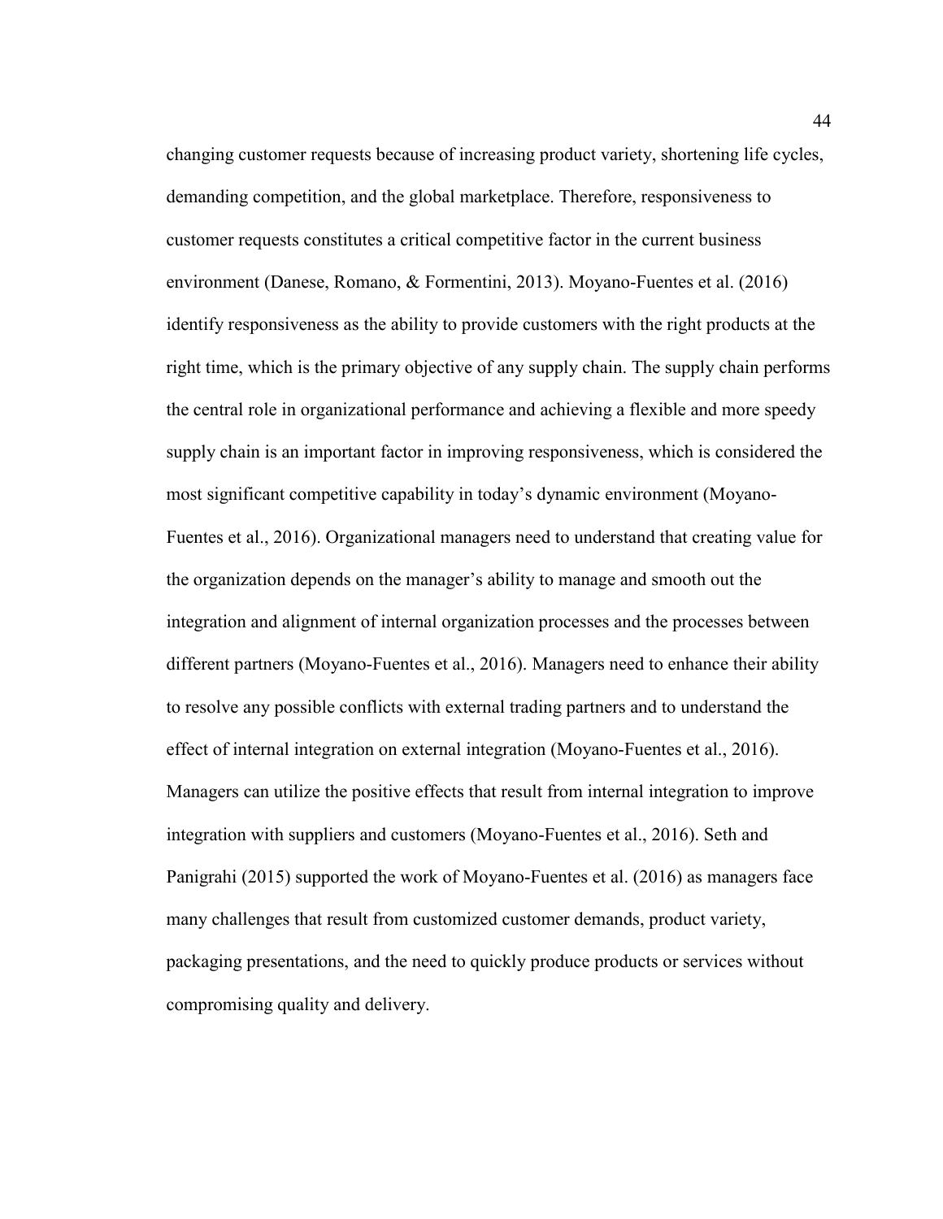changing customer requests because of increasing product variety, shortening life cycles, demanding competition, and the global marketplace. Therefore, responsiveness to customer requests constitutes a critical competitive factor in the current business environment (Danese, Romano, & Formentini, 2013). Moyano-Fuentes et al. (2016) identify responsiveness as the ability to provide customers with the right products at the right time, which is the primary objective of any supply chain. The supply chain performs the central role in organizational performance and achieving a flexible and more speedy supply chain is an important factor in improving responsiveness, which is considered the most significant competitive capability in today's dynamic environment (Moyano-Fuentes et al., 2016). Organizational managers need to understand that creating value for the organization depends on the manager's ability to manage and smooth out the integration and alignment of internal organization processes and the processes between different partners (Moyano-Fuentes et al., 2016). Managers need to enhance their ability to resolve any possible conflicts with external trading partners and to understand the effect of internal integration on external integration (Moyano-Fuentes et al., 2016). Managers can utilize the positive effects that result from internal integration to improve integration with suppliers and customers (Moyano-Fuentes et al., 2016). Seth and Panigrahi (2015) supported the work of Moyano-Fuentes et al. (2016) as managers face many challenges that result from customized customer demands, product variety, packaging presentations, and the need to quickly produce products or services without compromising quality and delivery.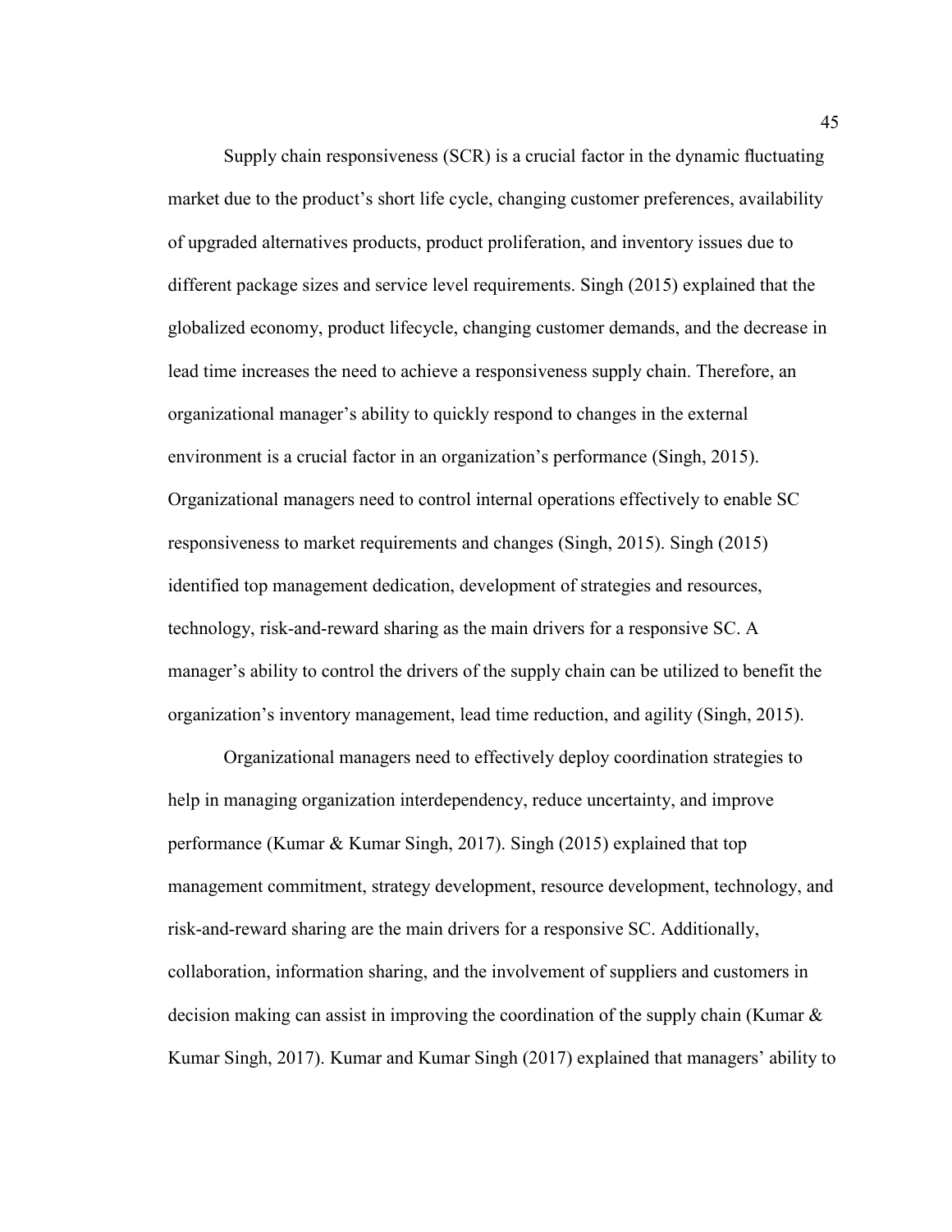Supply chain responsiveness (SCR) is a crucial factor in the dynamic fluctuating market due to the product's short life cycle, changing customer preferences, availability of upgraded alternatives products, product proliferation, and inventory issues due to different package sizes and service level requirements. Singh (2015) explained that the globalized economy, product lifecycle, changing customer demands, and the decrease in lead time increases the need to achieve a responsiveness supply chain. Therefore, an organizational manager's ability to quickly respond to changes in the external environment is a crucial factor in an organization's performance (Singh, 2015). Organizational managers need to control internal operations effectively to enable SC responsiveness to market requirements and changes (Singh, 2015). Singh (2015) identified top management dedication, development of strategies and resources, technology, risk-and-reward sharing as the main drivers for a responsive SC. A manager's ability to control the drivers of the supply chain can be utilized to benefit the organization's inventory management, lead time reduction, and agility (Singh, 2015).

Organizational managers need to effectively deploy coordination strategies to help in managing organization interdependency, reduce uncertainty, and improve performance (Kumar & Kumar Singh, 2017). Singh (2015) explained that top management commitment, strategy development, resource development, technology, and risk-and-reward sharing are the main drivers for a responsive SC. Additionally, collaboration, information sharing, and the involvement of suppliers and customers in decision making can assist in improving the coordination of the supply chain (Kumar & Kumar Singh, 2017). Kumar and Kumar Singh (2017) explained that managers' ability to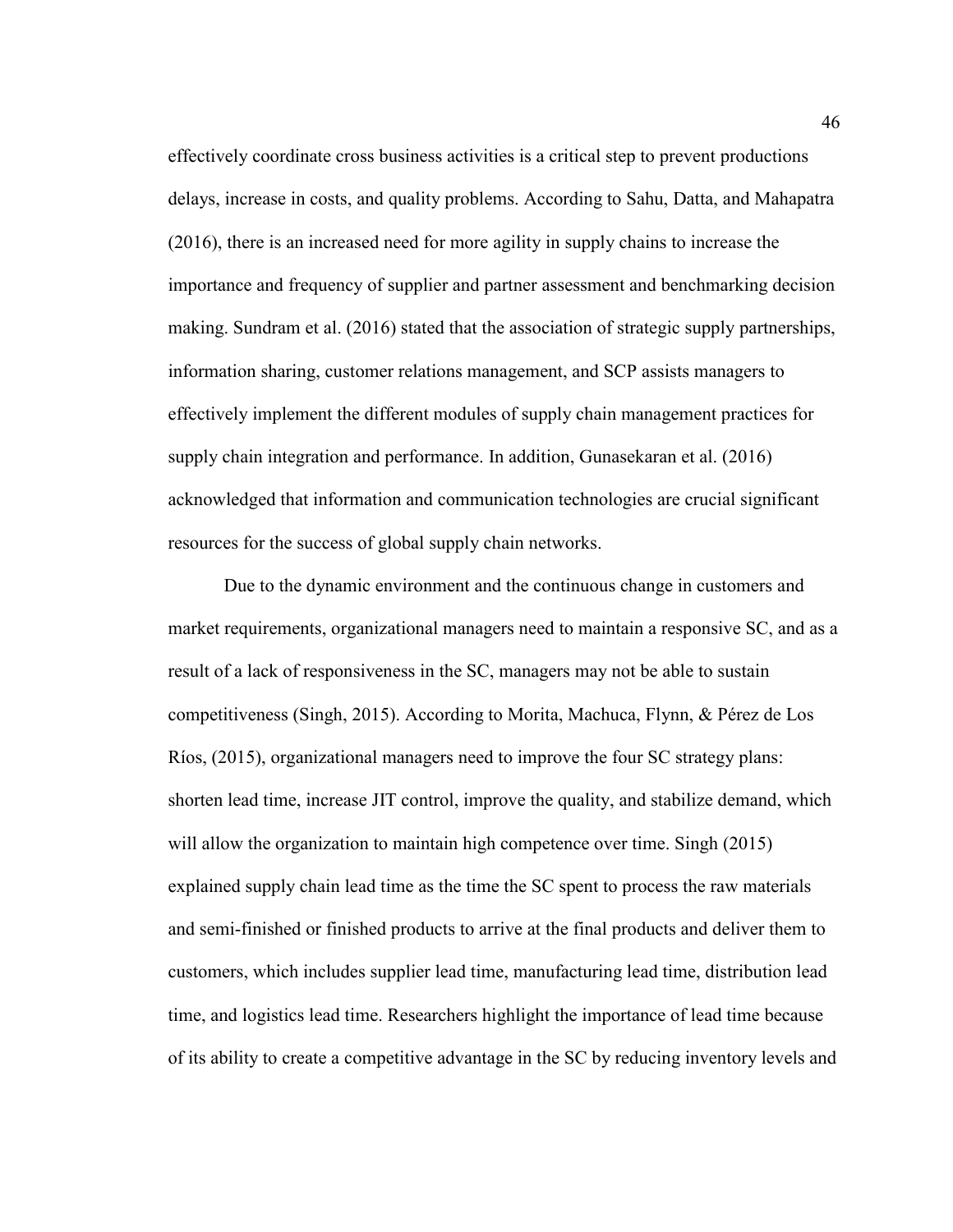effectively coordinate cross business activities is a critical step to prevent productions delays, increase in costs, and quality problems. According to Sahu, Datta, and Mahapatra (2016), there is an increased need for more agility in supply chains to increase the importance and frequency of supplier and partner assessment and benchmarking decision making. Sundram et al. (2016) stated that the association of strategic supply partnerships, information sharing, customer relations management, and SCP assists managers to effectively implement the different modules of supply chain management practices for supply chain integration and performance. In addition, Gunasekaran et al. (2016) acknowledged that information and communication technologies are crucial significant resources for the success of global supply chain networks.

Due to the dynamic environment and the continuous change in customers and market requirements, organizational managers need to maintain a responsive SC, and as a result of a lack of responsiveness in the SC, managers may not be able to sustain competitiveness (Singh, 2015). According to Morita, Machuca, Flynn, & Pérez de Los Ríos, (2015), organizational managers need to improve the four SC strategy plans: shorten lead time, increase JIT control, improve the quality, and stabilize demand, which will allow the organization to maintain high competence over time. Singh (2015) explained supply chain lead time as the time the SC spent to process the raw materials and semi-finished or finished products to arrive at the final products and deliver them to customers, which includes supplier lead time, manufacturing lead time, distribution lead time, and logistics lead time. Researchers highlight the importance of lead time because of its ability to create a competitive advantage in the SC by reducing inventory levels and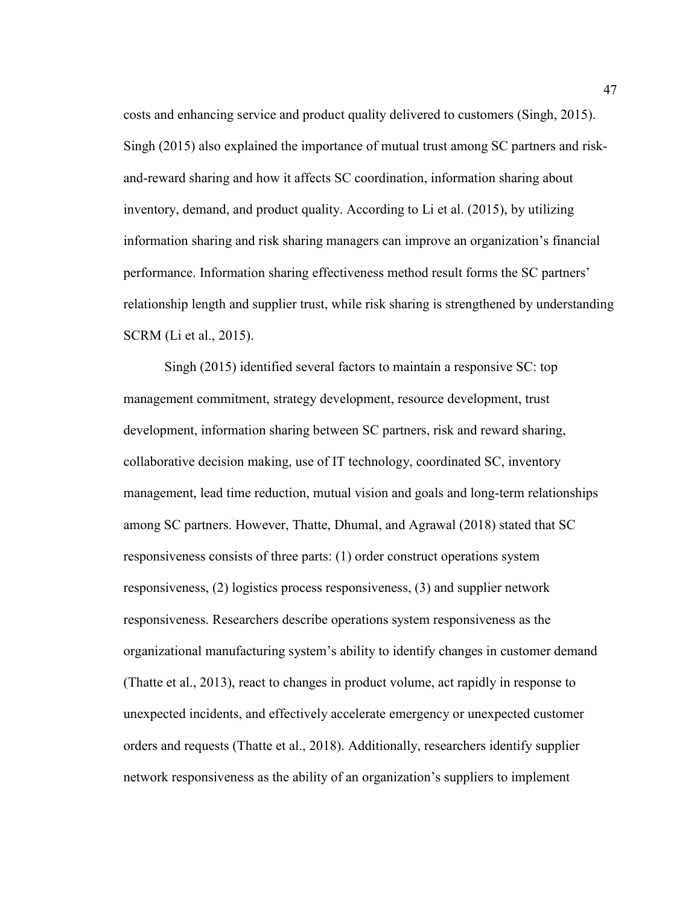costs and enhancing service and product quality delivered to customers (Singh, 2015). Singh (2015) also explained the importance of mutual trust among SC partners and risk-and-reward sharing and how it affects SC coordination, information sharing about inventory, demand, and product quality. According to Li et al. (2015), by utilizing information sharing and risk sharing managers can improve an organization's financial performance. Information sharing effectiveness method result forms the SC partners' relationship length and supplier trust, while risk sharing is strengthened by understanding SCRM (Li et al., 2015).

Singh (2015) identified several factors to maintain a responsive SC: top management commitment, strategy development, resource development, trust development, information sharing between SC partners, risk and reward sharing, collaborative decision making, use of IT technology, coordinated SC, inventory management, lead time reduction, mutual vision and goals and long-term relationships among SC partners. However, Thatte, Dhumal, and Agrawal (2018) stated that SC responsiveness consists of three parts: (1) order construct operations system responsiveness, (2) logistics process responsiveness, (3) and supplier network responsiveness. Researchers describe operations system responsiveness as the organizational manufacturing system's ability to identify changes in customer demand (Thatte et al., 2013), react to changes in product volume, act rapidly in response to unexpected incidents, and effectively accelerate emergency or unexpected customer orders and requests (Thatte et al., 2018). Additionally, researchers identify supplier network responsiveness as the ability of an organization's suppliers to implement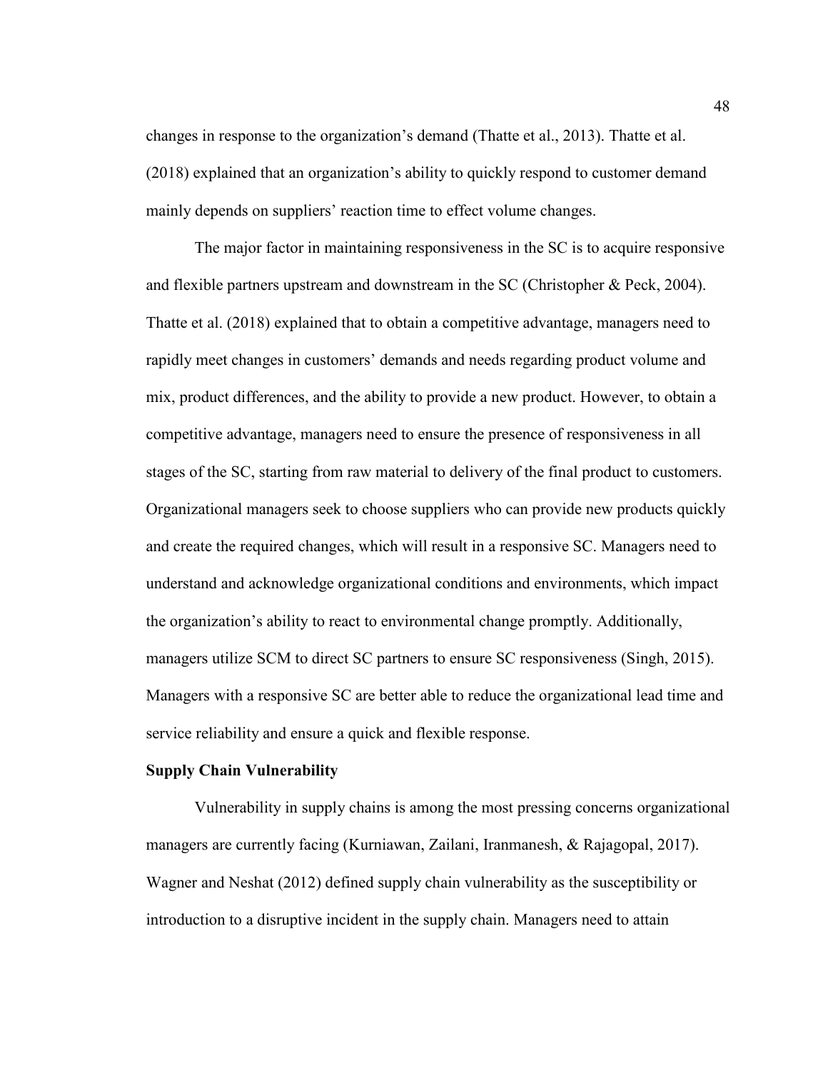changes in response to the organization's demand (Thatte et al., 2013). Thatte et al. (2018) explained that an organization's ability to quickly respond to customer demand mainly depends on suppliers' reaction time to effect volume changes.

The major factor in maintaining responsiveness in the SC is to acquire responsive and flexible partners upstream and downstream in the SC (Christopher & Peck, 2004). Thatte et al. (2018) explained that to obtain a competitive advantage, managers need to rapidly meet changes in customers' demands and needs regarding product volume and mix, product differences, and the ability to provide a new product. However, to obtain a competitive advantage, managers need to ensure the presence of responsiveness in all stages of the SC, starting from raw material to delivery of the final product to customers. Organizational managers seek to choose suppliers who can provide new products quickly and create the required changes, which will result in a responsive SC. Managers need to understand and acknowledge organizational conditions and environments, which impact the organization's ability to react to environmental change promptly. Additionally, managers utilize SCM to direct SC partners to ensure SC responsiveness (Singh, 2015). Managers with a responsive SC are better able to reduce the organizational lead time and service reliability and ensure a quick and flexible response.

**Supply Chain Vulnerability**

Vulnerability in supply chains is among the most pressing concerns organizational managers are currently facing (Kurniawan, Zailani, Iranmanesh, & Rajagopal, 2017). Wagner and Neshat (2012) defined supply chain vulnerability as the susceptibility or introduction to a disruptive incident in the supply chain. Managers need to attain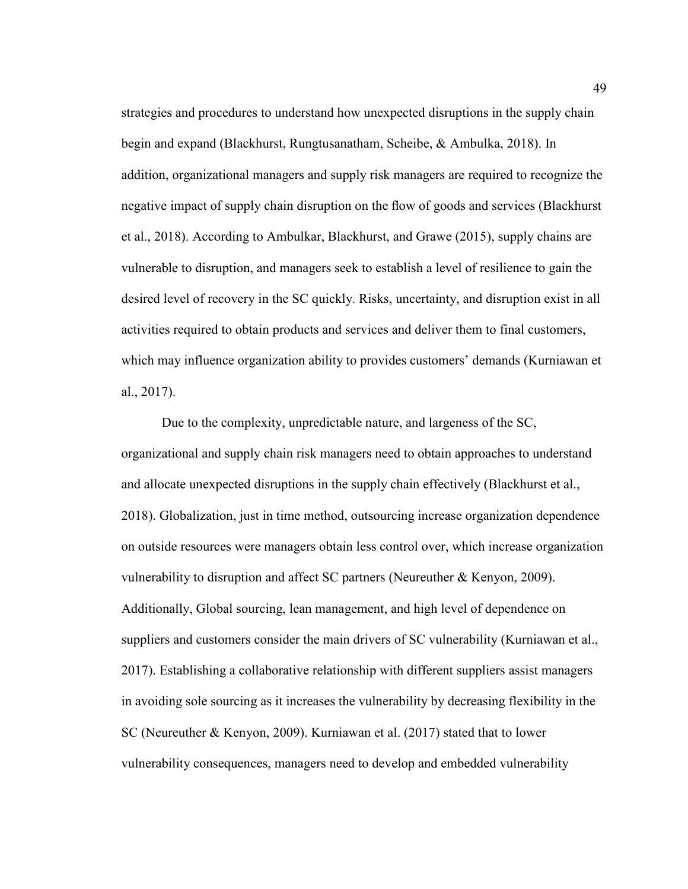strategies and procedures to understand how unexpected disruptions in the supply chain begin and expand (Blackhurst, Rungtusanatham, Scheibe, & Ambulka, 2018). In addition, organizational managers and supply risk managers are required to recognize the negative impact of supply chain disruption on the flow of goods and services (Blackhurst et al., 2018). According to Ambulkar, Blackhurst, and Grawe (2015), supply chains are vulnerable to disruption, and managers seek to establish a level of resilience to gain the desired level of recovery in the SC quickly. Risks, uncertainty, and disruption exist in all activities required to obtain products and services and deliver them to final customers, which may influence organization ability to provides customers' demands (Kurniawan et al., 2017).

Due to the complexity, unpredictable nature, and largeness of the SC, organizational and supply chain risk managers need to obtain approaches to understand and allocate unexpected disruptions in the supply chain effectively (Blackhurst et al., 2018). Globalization, just in time method, outsourcing increase organization dependence on outside resources were managers obtain less control over, which increase organization vulnerability to disruption and affect SC partners (Neureuther & Kenyon, 2009). Additionally, Global sourcing, lean management, and high level of dependence on suppliers and customers consider the main drivers of SC vulnerability (Kurniawan et al., 2017). Establishing a collaborative relationship with different suppliers assist managers in avoiding sole sourcing as it increases the vulnerability by decreasing flexibility in the SC (Neureuther & Kenyon, 2009). Kurniawan et al. (2017) stated that to lower vulnerability consequences, managers need to develop and embedded vulnerability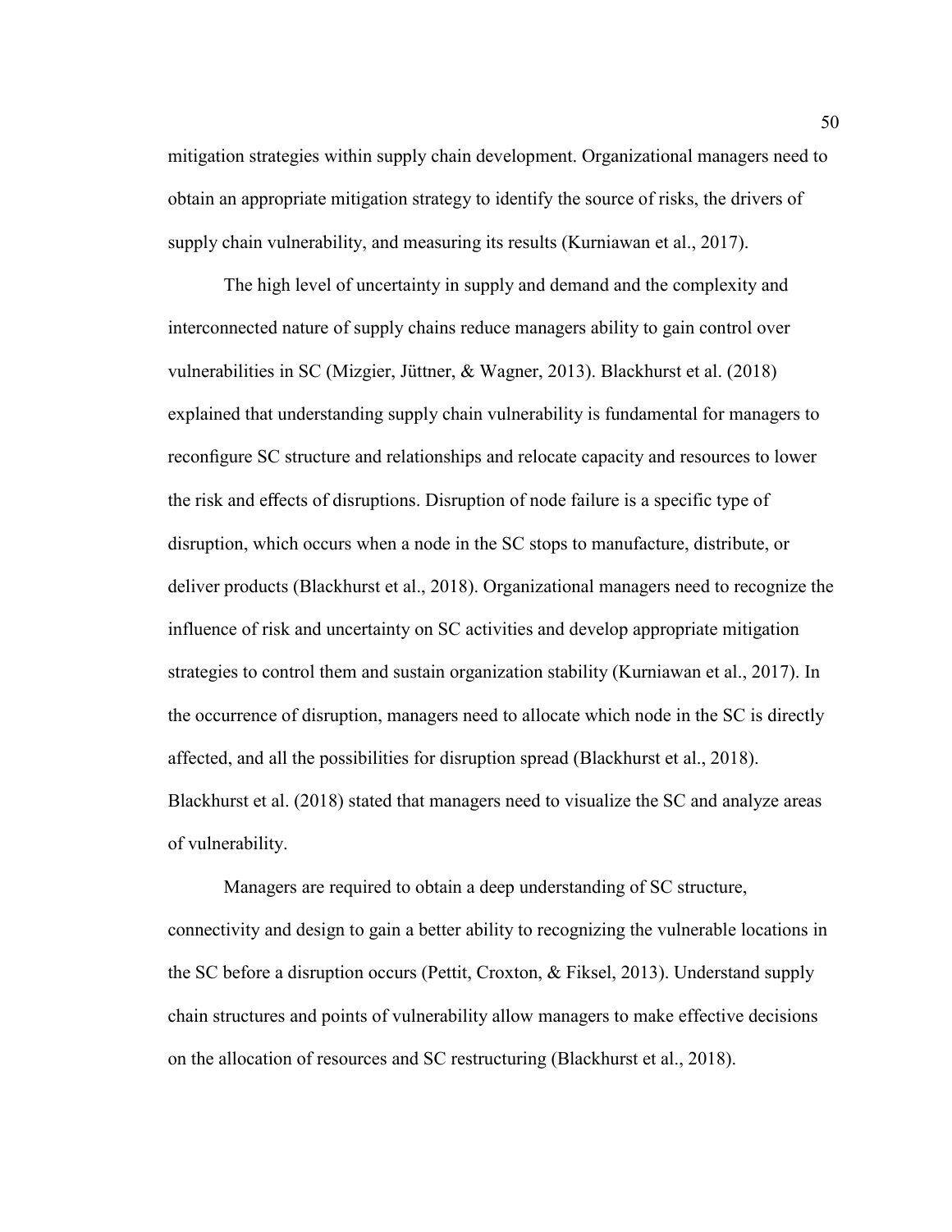mitigation strategies within supply chain development. Organizational managers need to obtain an appropriate mitigation strategy to identify the source of risks, the drivers of supply chain vulnerability, and measuring its results (Kurniawan et al., 2017).

The high level of uncertainty in supply and demand and the complexity and interconnected nature of supply chains reduce managers ability to gain control over vulnerabilities in SC (Mizgier, Jüttner, & Wagner, 2013). Blackhurst et al. (2018) explained that understanding supply chain vulnerability is fundamental for managers to reconfigure SC structure and relationships and relocate capacity and resources to lower the risk and effects of disruptions. Disruption of node failure is a specific type of disruption, which occurs when a node in the SC stops to manufacture, distribute, or deliver products (Blackhurst et al., 2018). Organizational managers need to recognize the influence of risk and uncertainty on SC activities and develop appropriate mitigation strategies to control them and sustain organization stability (Kurniawan et al., 2017). In the occurrence of disruption, managers need to allocate which node in the SC is directly affected, and all the possibilities for disruption spread (Blackhurst et al., 2018). Blackhurst et al. (2018) stated that managers need to visualize the SC and analyze areas of vulnerability.

Managers are required to obtain a deep understanding of SC structure, connectivity and design to gain a better ability to recognizing the vulnerable locations in the SC before a disruption occurs (Pettit, Croxton, & Fiksel, 2013). Understand supply chain structures and points of vulnerability allow managers to make effective decisions on the allocation of resources and SC restructuring (Blackhurst et al., 2018).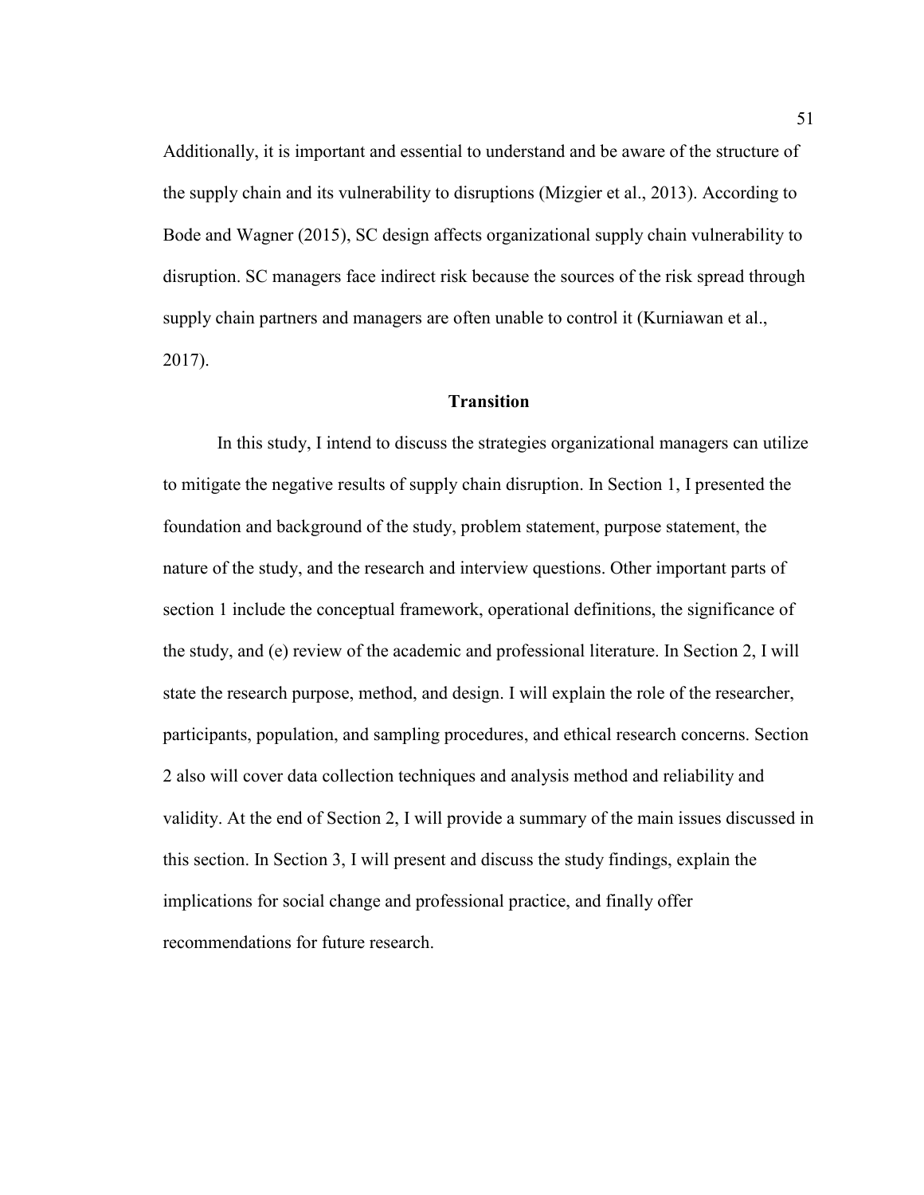Additionally, it is important and essential to understand and be aware of the structure of the supply chain and its vulnerability to disruptions (Mizgier et al., 2013). According to Bode and Wagner (2015), SC design affects organizational supply chain vulnerability to disruption. SC managers face indirect risk because the sources of the risk spread through supply chain partners and managers are often unable to control it (Kurniawan et al., 2017).

## Transition

In this study, I intend to discuss the strategies organizational managers can utilize to mitigate the negative results of supply chain disruption. In Section 1, I presented the foundation and background of the study, problem statement, purpose statement, the nature of the study, and the research and interview questions. Other important parts of section 1 include the conceptual framework, operational definitions, the significance of the study, and (e) review of the academic and professional literature. In Section 2, I will state the research purpose, method, and design. I will explain the role of the researcher, participants, population, and sampling procedures, and ethical research concerns. Section 2 also will cover data collection techniques and analysis method and reliability and validity. At the end of Section 2, I will provide a summary of the main issues discussed in this section. In Section 3, I will present and discuss the study findings, explain the implications for social change and professional practice, and finally offer recommendations for future research.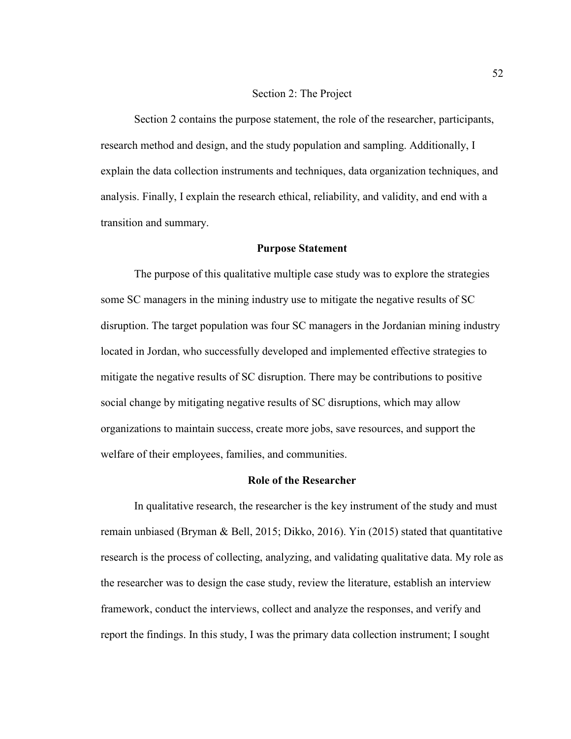## Section 2: The Project

Section 2 contains the purpose statement, the role of the researcher, participants, research method and design, and the study population and sampling. Additionally, I explain the data collection instruments and techniques, data organization techniques, and analysis. Finally, I explain the research ethical, reliability, and validity, and end with a transition and summary.

### Purpose Statement

The purpose of this qualitative multiple case study was to explore the strategies some SC managers in the mining industry use to mitigate the negative results of SC disruption. The target population was four SC managers in the Jordanian mining industry located in Jordan, who successfully developed and implemented effective strategies to mitigate the negative results of SC disruption. There may be contributions to positive social change by mitigating negative results of SC disruptions, which may allow organizations to maintain success, create more jobs, save resources, and support the welfare of their employees, families, and communities.

### Role of the Researcher

In qualitative research, the researcher is the key instrument of the study and must remain unbiased (Bryman & Bell, 2015; Dikko, 2016). Yin (2015) stated that quantitative research is the process of collecting, analyzing, and validating qualitative data. My role as the researcher was to design the case study, review the literature, establish an interview framework, conduct the interviews, collect and analyze the responses, and verify and report the findings. In this study, I was the primary data collection instrument; I sought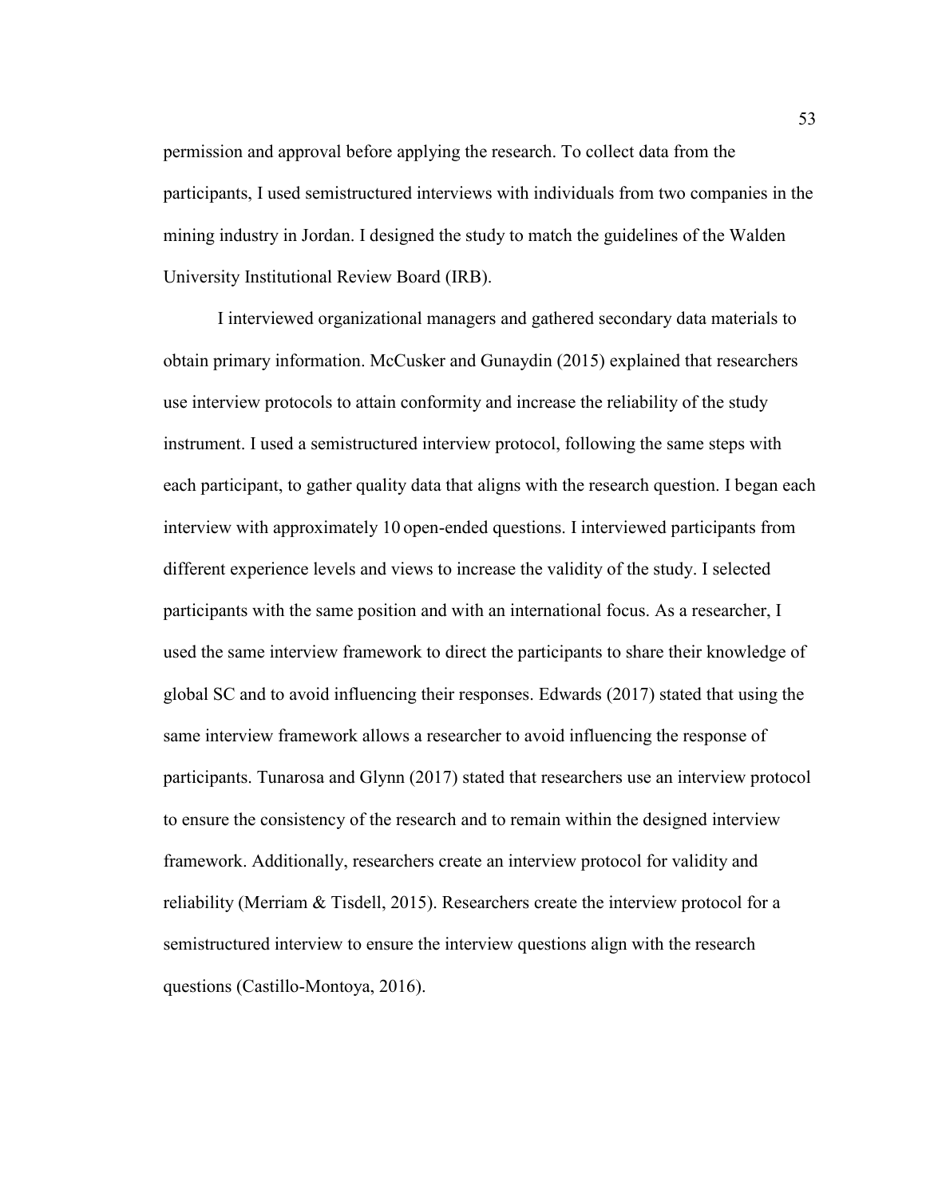permission and approval before applying the research. To collect data from the participants, I used semistructured interviews with individuals from two companies in the mining industry in Jordan. I designed the study to match the guidelines of the Walden University Institutional Review Board (IRB).

I interviewed organizational managers and gathered secondary data materials to obtain primary information. McCusker and Gunaydin (2015) explained that researchers use interview protocols to attain conformity and increase the reliability of the study instrument. I used a semistructured interview protocol, following the same steps with each participant, to gather quality data that aligns with the research question. I began each interview with approximately 10 open-ended questions. I interviewed participants from different experience levels and views to increase the validity of the study. I selected participants with the same position and with an international focus. As a researcher, I used the same interview framework to direct the participants to share their knowledge of global SC and to avoid influencing their responses. Edwards (2017) stated that using the same interview framework allows a researcher to avoid influencing the response of participants. Tunarosa and Glynn (2017) stated that researchers use an interview protocol to ensure the consistency of the research and to remain within the designed interview framework. Additionally, researchers create an interview protocol for validity and reliability (Merriam & Tisdell, 2015). Researchers create the interview protocol for a semistructured interview to ensure the interview questions align with the research questions (Castillo-Montoya, 2016).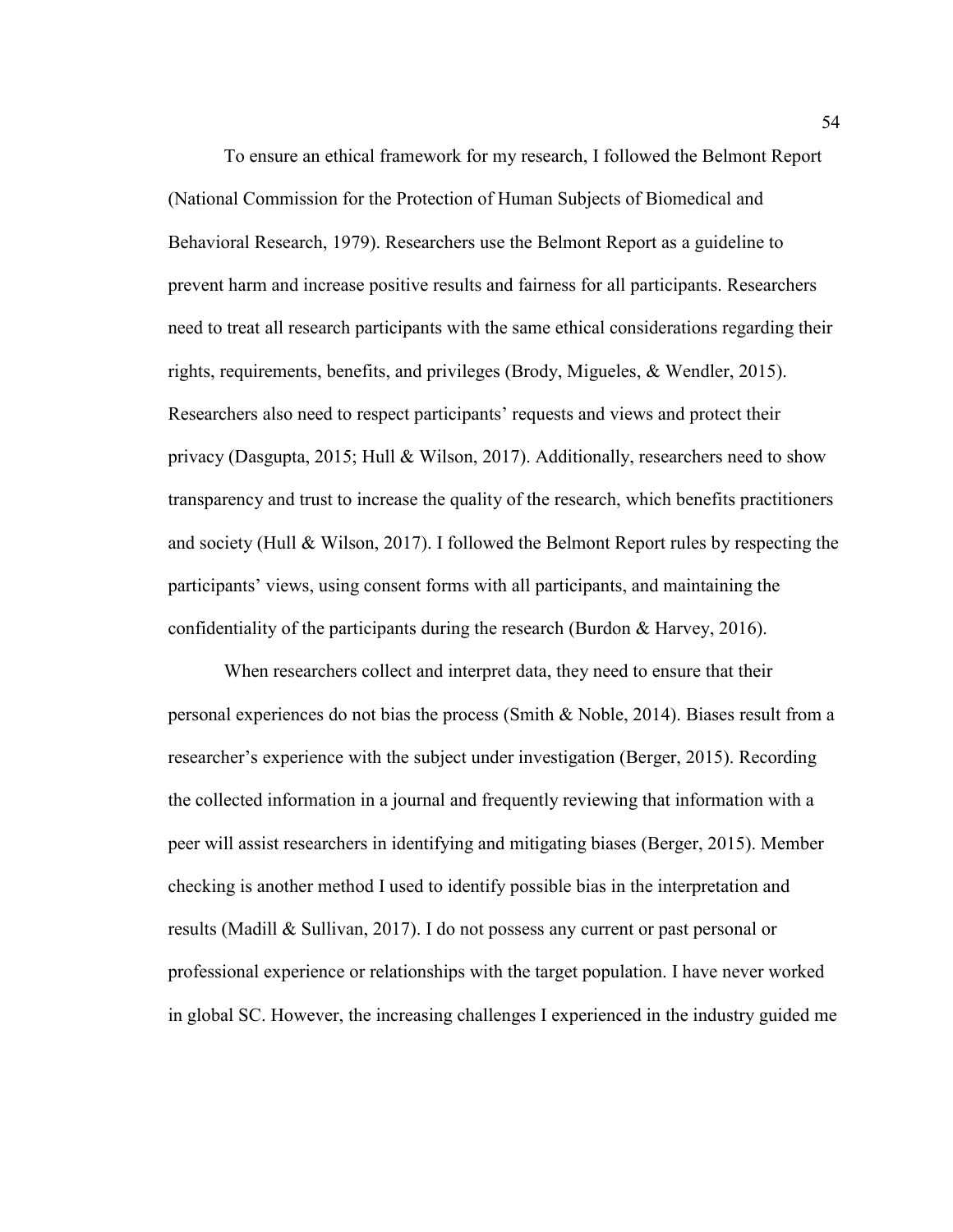To ensure an ethical framework for my research, I followed the Belmont Report (National Commission for the Protection of Human Subjects of Biomedical and Behavioral Research, 1979). Researchers use the Belmont Report as a guideline to prevent harm and increase positive results and fairness for all participants. Researchers need to treat all research participants with the same ethical considerations regarding their rights, requirements, benefits, and privileges (Brody, Migueles, & Wendler, 2015). Researchers also need to respect participants' requests and views and protect their privacy (Dasgupta, 2015; Hull & Wilson, 2017). Additionally, researchers need to show transparency and trust to increase the quality of the research, which benefits practitioners and society (Hull & Wilson, 2017). I followed the Belmont Report rules by respecting the participants' views, using consent forms with all participants, and maintaining the confidentiality of the participants during the research (Burdon & Harvey, 2016).

When researchers collect and interpret data, they need to ensure that their personal experiences do not bias the process (Smith & Noble, 2014). Biases result from a researcher's experience with the subject under investigation (Berger, 2015). Recording the collected information in a journal and frequently reviewing that information with a peer will assist researchers in identifying and mitigating biases (Berger, 2015). Member checking is another method I used to identify possible bias in the interpretation and results (Madill & Sullivan, 2017). I do not possess any current or past personal or professional experience or relationships with the target population. I have never worked in global SC. However, the increasing challenges I experienced in the industry guided me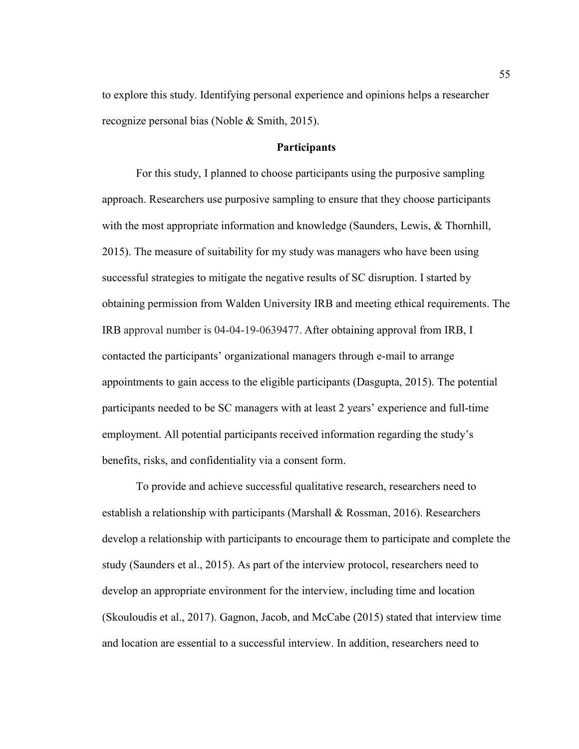to explore this study. Identifying personal experience and opinions helps a researcher recognize personal bias (Noble & Smith, 2015).

## Participants

For this study, I planned to choose participants using the purposive sampling approach. Researchers use purposive sampling to ensure that they choose participants with the most appropriate information and knowledge (Saunders, Lewis, & Thornhill, 2015). The measure of suitability for my study was managers who have been using successful strategies to mitigate the negative results of SC disruption. I started by obtaining permission from Walden University IRB and meeting ethical requirements. The IRB approval number is 04-04-19-0639477. After obtaining approval from IRB, I contacted the participants' organizational managers through e-mail to arrange appointments to gain access to the eligible participants (Dasgupta, 2015). The potential participants needed to be SC managers with at least 2 years' experience and full-time employment. All potential participants received information regarding the study's benefits, risks, and confidentiality via a consent form.

To provide and achieve successful qualitative research, researchers need to establish a relationship with participants (Marshall & Rossman, 2016). Researchers develop a relationship with participants to encourage them to participate and complete the study (Saunders et al., 2015). As part of the interview protocol, researchers need to develop an appropriate environment for the interview, including time and location (Skouloudis et al., 2017). Gagnon, Jacob, and McCabe (2015) stated that interview time and location are essential to a successful interview. In addition, researchers need to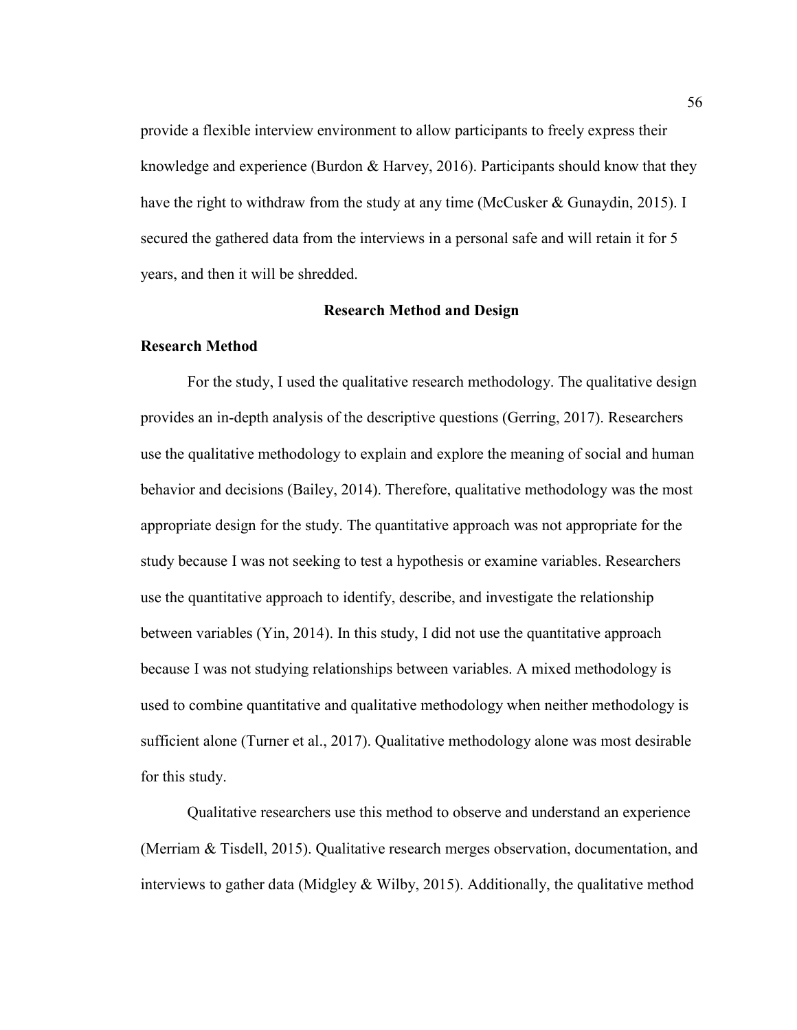provide a flexible interview environment to allow participants to freely express their knowledge and experience (Burdon & Harvey, 2016). Participants should know that they have the right to withdraw from the study at any time (McCusker & Gunaydin, 2015). I secured the gathered data from the interviews in a personal safe and will retain it for 5 years, and then it will be shredded.

## Research Method and Design

### Research Method

For the study, I used the qualitative research methodology. The qualitative design provides an in-depth analysis of the descriptive questions (Gerring, 2017). Researchers use the qualitative methodology to explain and explore the meaning of social and human behavior and decisions (Bailey, 2014). Therefore, qualitative methodology was the most appropriate design for the study. The quantitative approach was not appropriate for the study because I was not seeking to test a hypothesis or examine variables. Researchers use the quantitative approach to identify, describe, and investigate the relationship between variables (Yin, 2014). In this study, I did not use the quantitative approach because I was not studying relationships between variables. A mixed methodology is used to combine quantitative and qualitative methodology when neither methodology is sufficient alone (Turner et al., 2017). Qualitative methodology alone was most desirable for this study.

Qualitative researchers use this method to observe and understand an experience (Merriam & Tisdell, 2015). Qualitative research merges observation, documentation, and interviews to gather data (Midgley & Wilby, 2015). Additionally, the qualitative method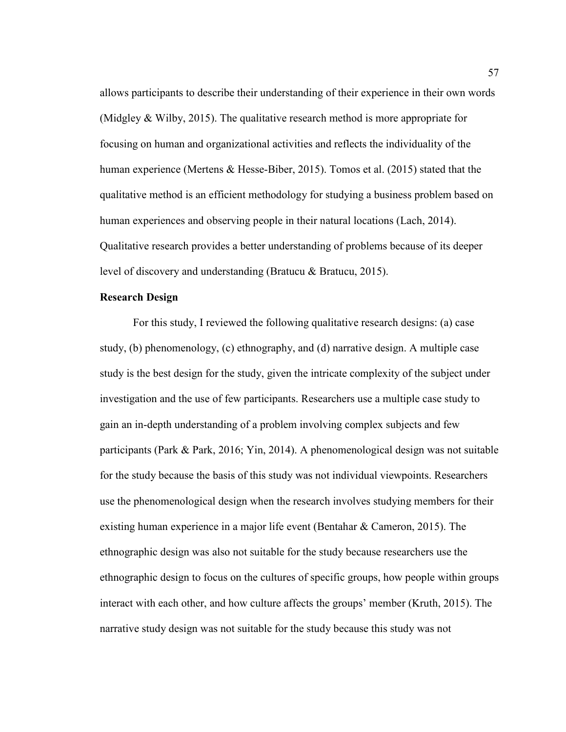allows participants to describe their understanding of their experience in their own words (Midgley & Wilby, 2015). The qualitative research method is more appropriate for focusing on human and organizational activities and reflects the individuality of the human experience (Mertens & Hesse-Biber, 2015). Tomos et al. (2015) stated that the qualitative method is an efficient methodology for studying a business problem based on human experiences and observing people in their natural locations (Lach, 2014). Qualitative research provides a better understanding of problems because of its deeper level of discovery and understanding (Bratucu & Bratucu, 2015).

## Research Design

For this study, I reviewed the following qualitative research designs: (a) case study, (b) phenomenology, (c) ethnography, and (d) narrative design. A multiple case study is the best design for the study, given the intricate complexity of the subject under investigation and the use of few participants. Researchers use a multiple case study to gain an in-depth understanding of a problem involving complex subjects and few participants (Park & Park, 2016; Yin, 2014). A phenomenological design was not suitable for the study because the basis of this study was not individual viewpoints. Researchers use the phenomenological design when the research involves studying members for their existing human experience in a major life event (Bentahar & Cameron, 2015). The ethnographic design was also not suitable for the study because researchers use the ethnographic design to focus on the cultures of specific groups, how people within groups interact with each other, and how culture affects the groups' member (Kruth, 2015). The narrative study design was not suitable for the study because this study was not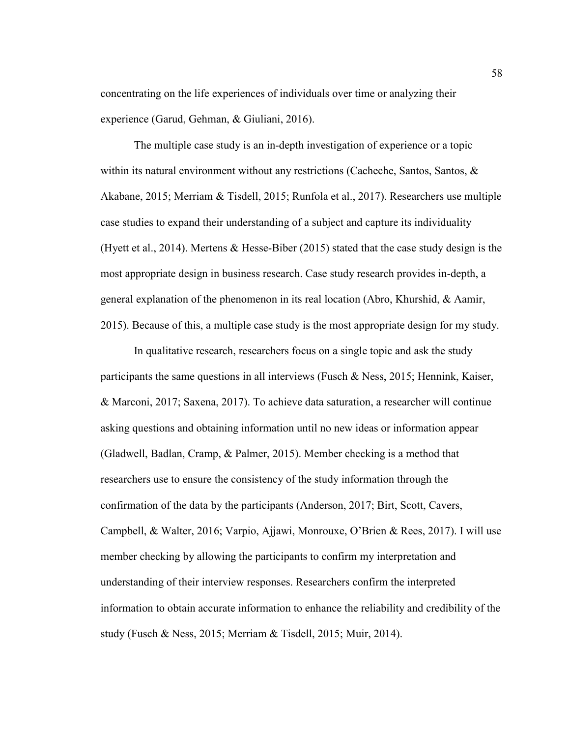concentrating on the life experiences of individuals over time or analyzing their experience (Garud, Gehman, & Giuliani, 2016).

The multiple case study is an in-depth investigation of experience or a topic within its natural environment without any restrictions (Cacheche, Santos, Santos, & Akabane, 2015; Merriam & Tisdell, 2015; Runfola et al., 2017). Researchers use multiple case studies to expand their understanding of a subject and capture its individuality (Hyett et al., 2014). Mertens & Hesse-Biber (2015) stated that the case study design is the most appropriate design in business research. Case study research provides in-depth, a general explanation of the phenomenon in its real location (Abro, Khurshid, & Aamir, 2015). Because of this, a multiple case study is the most appropriate design for my study.

In qualitative research, researchers focus on a single topic and ask the study participants the same questions in all interviews (Fusch & Ness, 2015; Hennink, Kaiser, & Marconi, 2017; Saxena, 2017). To achieve data saturation, a researcher will continue asking questions and obtaining information until no new ideas or information appear (Gladwell, Badlan, Cramp, & Palmer, 2015). Member checking is a method that researchers use to ensure the consistency of the study information through the confirmation of the data by the participants (Anderson, 2017; Birt, Scott, Cavers, Campbell, & Walter, 2016; Varpio, Ajjawi, Monrouxe, O'Brien & Rees, 2017). I will use member checking by allowing the participants to confirm my interpretation and understanding of their interview responses. Researchers confirm the interpreted information to obtain accurate information to enhance the reliability and credibility of the study (Fusch & Ness, 2015; Merriam & Tisdell, 2015; Muir, 2014).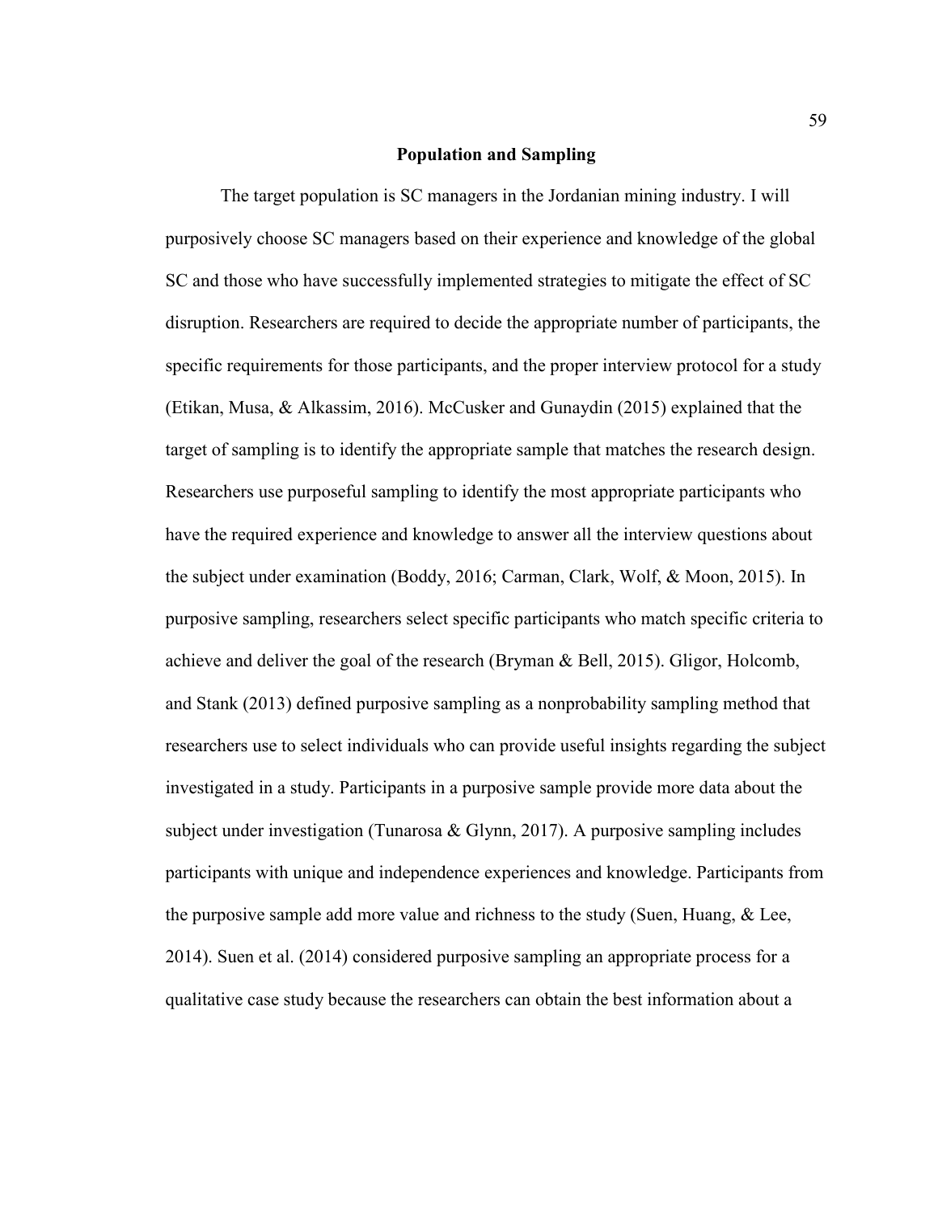## Population and Sampling

The target population is SC managers in the Jordanian mining industry. I will purposively choose SC managers based on their experience and knowledge of the global SC and those who have successfully implemented strategies to mitigate the effect of SC disruption. Researchers are required to decide the appropriate number of participants, the specific requirements for those participants, and the proper interview protocol for a study (Etikan, Musa, & Alkassim, 2016). McCusker and Gunaydin (2015) explained that the target of sampling is to identify the appropriate sample that matches the research design. Researchers use purposeful sampling to identify the most appropriate participants who have the required experience and knowledge to answer all the interview questions about the subject under examination (Boddy, 2016; Carman, Clark, Wolf, & Moon, 2015). In purposive sampling, researchers select specific participants who match specific criteria to achieve and deliver the goal of the research (Bryman & Bell, 2015). Gligor, Holcomb, and Stank (2013) defined purposive sampling as a nonprobability sampling method that researchers use to select individuals who can provide useful insights regarding the subject investigated in a study. Participants in a purposive sample provide more data about the subject under investigation (Tunarosa & Glynn, 2017). A purposive sampling includes participants with unique and independence experiences and knowledge. Participants from the purposive sample add more value and richness to the study (Suen, Huang, & Lee, 2014). Suen et al. (2014) considered purposive sampling an appropriate process for a qualitative case study because the researchers can obtain the best information about a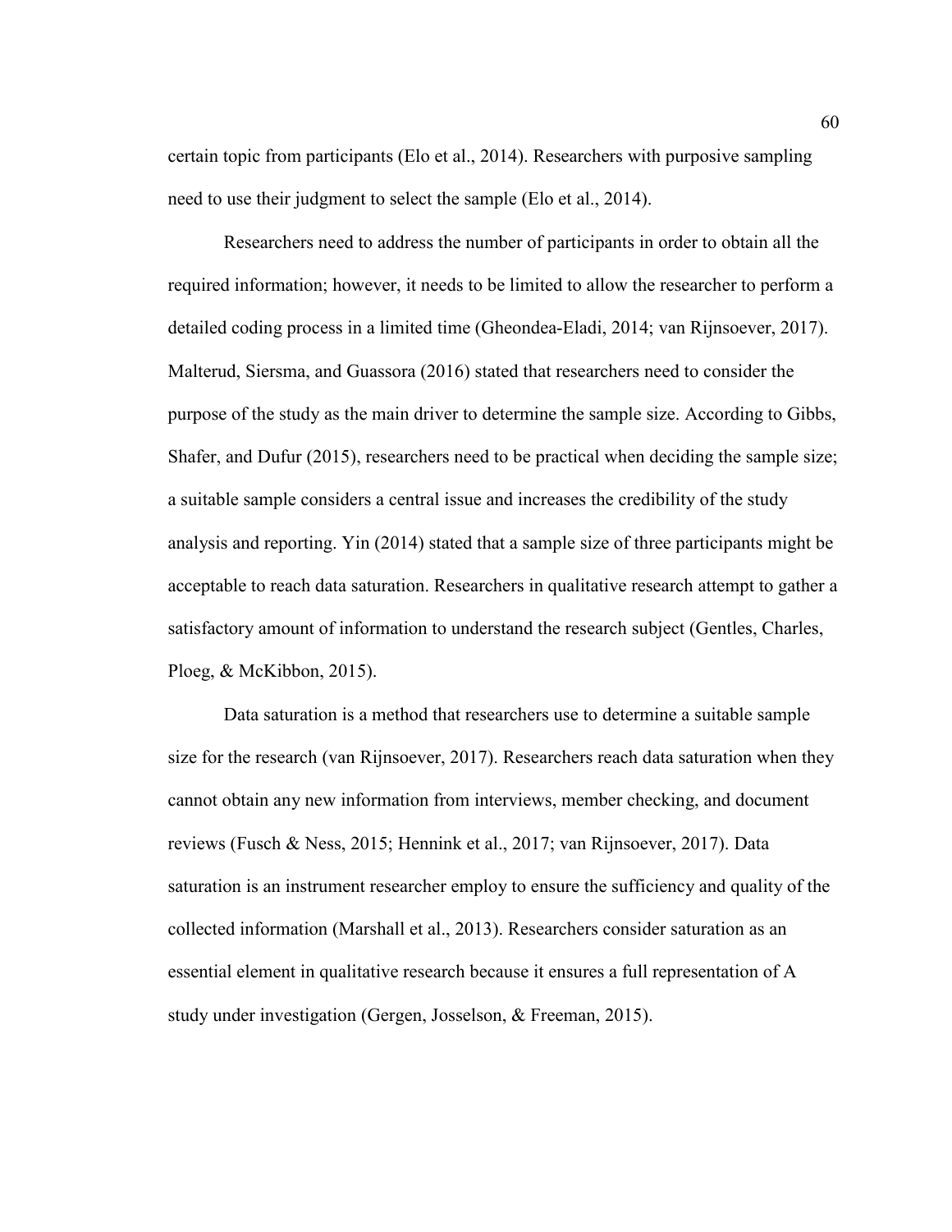certain topic from participants (Elo et al., 2014). Researchers with purposive sampling need to use their judgment to select the sample (Elo et al., 2014).

Researchers need to address the number of participants in order to obtain all the required information; however, it needs to be limited to allow the researcher to perform a detailed coding process in a limited time (Gheondea-Eladi, 2014; van Rijnsoever, 2017). Malterud, Siersma, and Guassora (2016) stated that researchers need to consider the purpose of the study as the main driver to determine the sample size. According to Gibbs, Shafer, and Dufur (2015), researchers need to be practical when deciding the sample size; a suitable sample considers a central issue and increases the credibility of the study analysis and reporting. Yin (2014) stated that a sample size of three participants might be acceptable to reach data saturation. Researchers in qualitative research attempt to gather a satisfactory amount of information to understand the research subject (Gentles, Charles, Ploeg, & McKibbon, 2015).

Data saturation is a method that researchers use to determine a suitable sample size for the research (van Rijnsoever, 2017). Researchers reach data saturation when they cannot obtain any new information from interviews, member checking, and document reviews (Fusch & Ness, 2015; Hennink et al., 2017; van Rijnsoever, 2017). Data saturation is an instrument researcher employ to ensure the sufficiency and quality of the collected information (Marshall et al., 2013). Researchers consider saturation as an essential element in qualitative research because it ensures a full representation of A study under investigation (Gergen, Josselson, & Freeman, 2015).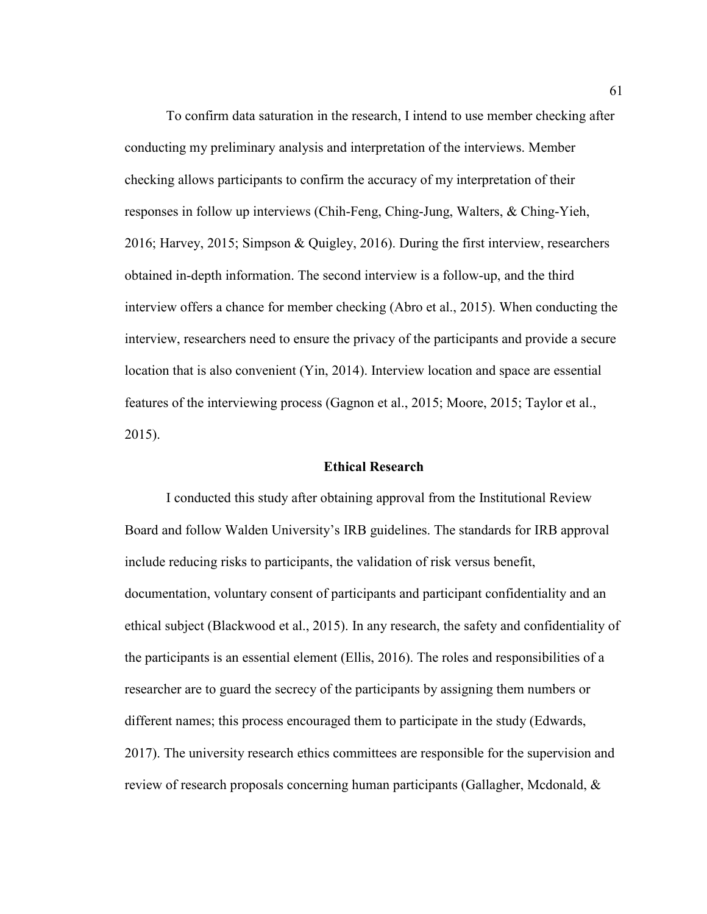To confirm data saturation in the research, I intend to use member checking after conducting my preliminary analysis and interpretation of the interviews. Member checking allows participants to confirm the accuracy of my interpretation of their responses in follow up interviews (Chih-Feng, Ching-Jung, Walters, & Ching-Yieh, 2016; Harvey, 2015; Simpson & Quigley, 2016). During the first interview, researchers obtained in-depth information. The second interview is a follow-up, and the third interview offers a chance for member checking (Abro et al., 2015). When conducting the interview, researchers need to ensure the privacy of the participants and provide a secure location that is also convenient (Yin, 2014). Interview location and space are essential features of the interviewing process (Gagnon et al., 2015; Moore, 2015; Taylor et al., 2015).

## Ethical Research

I conducted this study after obtaining approval from the Institutional Review Board and follow Walden University's IRB guidelines. The standards for IRB approval include reducing risks to participants, the validation of risk versus benefit, documentation, voluntary consent of participants and participant confidentiality and an ethical subject (Blackwood et al., 2015). In any research, the safety and confidentiality of the participants is an essential element (Ellis, 2016). The roles and responsibilities of a researcher are to guard the secrecy of the participants by assigning them numbers or different names; this process encouraged them to participate in the study (Edwards, 2017). The university research ethics committees are responsible for the supervision and review of research proposals concerning human participants (Gallagher, Mcdonald, &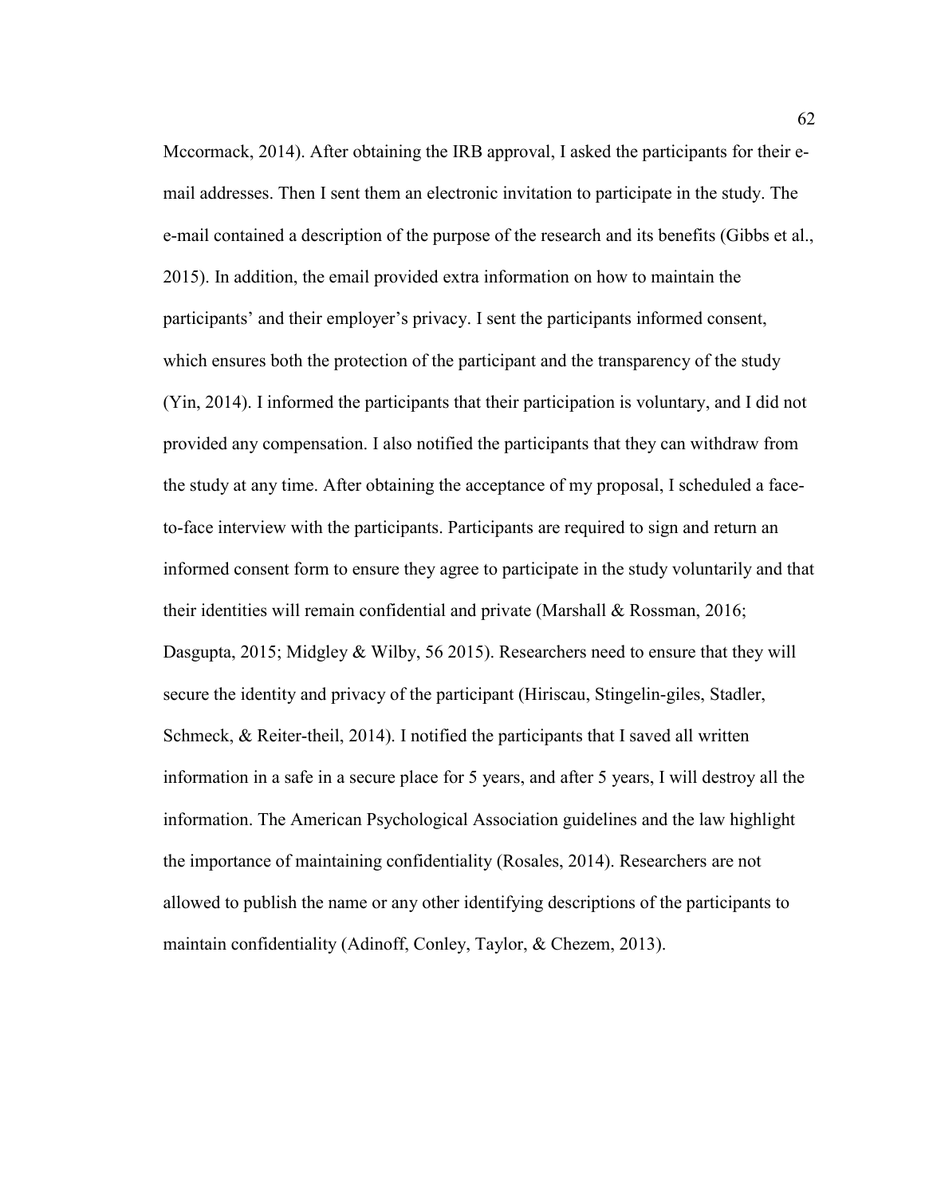Mccormack, 2014). After obtaining the IRB approval, I asked the participants for their e-mail addresses. Then I sent them an electronic invitation to participate in the study. The e-mail contained a description of the purpose of the research and its benefits (Gibbs et al., 2015). In addition, the email provided extra information on how to maintain the participants' and their employer's privacy. I sent the participants informed consent, which ensures both the protection of the participant and the transparency of the study (Yin, 2014). I informed the participants that their participation is voluntary, and I did not provided any compensation. I also notified the participants that they can withdraw from the study at any time. After obtaining the acceptance of my proposal, I scheduled a face-to-face interview with the participants. Participants are required to sign and return an informed consent form to ensure they agree to participate in the study voluntarily and that their identities will remain confidential and private (Marshall & Rossman, 2016; Dasgupta, 2015; Midgley & Wilby, 56 2015). Researchers need to ensure that they will secure the identity and privacy of the participant (Hiriscau, Stingelin-giles, Stadler, Schmeck, & Reiter-theil, 2014). I notified the participants that I saved all written information in a safe in a secure place for 5 years, and after 5 years, I will destroy all the information. The American Psychological Association guidelines and the law highlight the importance of maintaining confidentiality (Rosales, 2014). Researchers are not allowed to publish the name or any other identifying descriptions of the participants to maintain confidentiality (Adinoff, Conley, Taylor, & Chezem, 2013).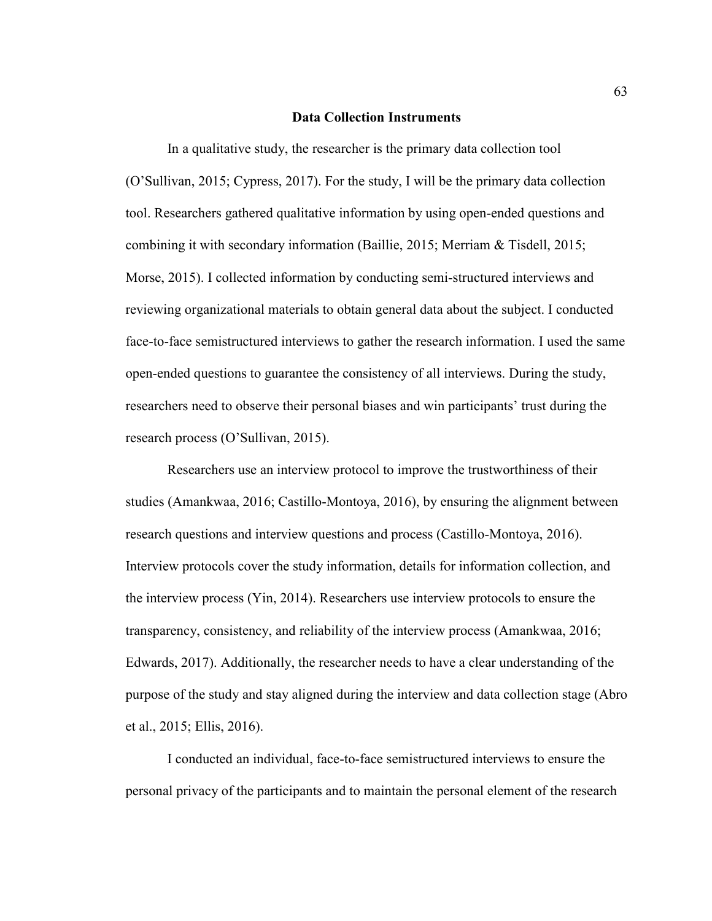## Data Collection Instruments

In a qualitative study, the researcher is the primary data collection tool (O'Sullivan, 2015; Cypress, 2017). For the study, I will be the primary data collection tool. Researchers gathered qualitative information by using open-ended questions and combining it with secondary information (Baillie, 2015; Merriam & Tisdell, 2015; Morse, 2015). I collected information by conducting semi-structured interviews and reviewing organizational materials to obtain general data about the subject. I conducted face-to-face semistructured interviews to gather the research information. I used the same open-ended questions to guarantee the consistency of all interviews. During the study, researchers need to observe their personal biases and win participants' trust during the research process (O'Sullivan, 2015).

Researchers use an interview protocol to improve the trustworthiness of their studies (Amankwaa, 2016; Castillo-Montoya, 2016), by ensuring the alignment between research questions and interview questions and process (Castillo-Montoya, 2016). Interview protocols cover the study information, details for information collection, and the interview process (Yin, 2014). Researchers use interview protocols to ensure the transparency, consistency, and reliability of the interview process (Amankwaa, 2016; Edwards, 2017). Additionally, the researcher needs to have a clear understanding of the purpose of the study and stay aligned during the interview and data collection stage (Abro et al., 2015; Ellis, 2016).

I conducted an individual, face-to-face semistructured interviews to ensure the personal privacy of the participants and to maintain the personal element of the research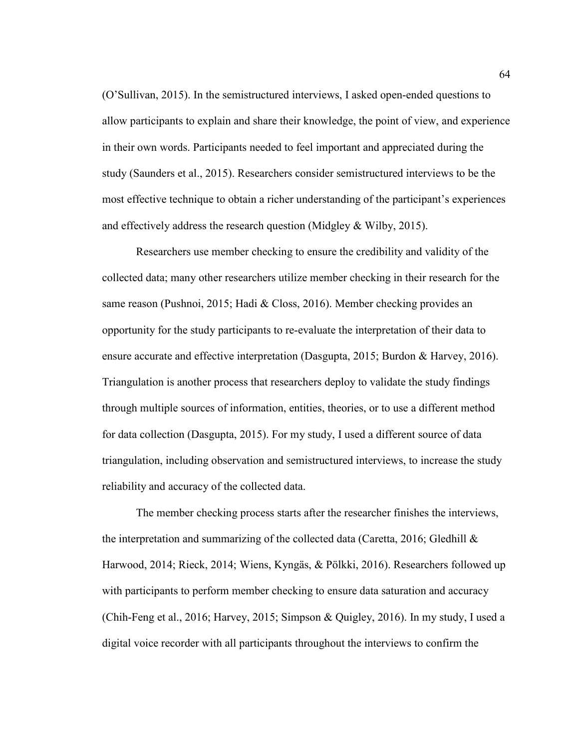(O'Sullivan, 2015). In the semistructured interviews, I asked open-ended questions to allow participants to explain and share their knowledge, the point of view, and experience in their own words. Participants needed to feel important and appreciated during the study (Saunders et al., 2015). Researchers consider semistructured interviews to be the most effective technique to obtain a richer understanding of the participant's experiences and effectively address the research question (Midgley & Wilby, 2015).

Researchers use member checking to ensure the credibility and validity of the collected data; many other researchers utilize member checking in their research for the same reason (Pushnoi, 2015; Hadi & Closs, 2016). Member checking provides an opportunity for the study participants to re-evaluate the interpretation of their data to ensure accurate and effective interpretation (Dasgupta, 2015; Burdon & Harvey, 2016). Triangulation is another process that researchers deploy to validate the study findings through multiple sources of information, entities, theories, or to use a different method for data collection (Dasgupta, 2015). For my study, I used a different source of data triangulation, including observation and semistructured interviews, to increase the study reliability and accuracy of the collected data.

The member checking process starts after the researcher finishes the interviews, the interpretation and summarizing of the collected data (Caretta, 2016; Gledhill & Harwood, 2014; Rieck, 2014; Wiens, Kyngäs, & Pölkki, 2016). Researchers followed up with participants to perform member checking to ensure data saturation and accuracy (Chih-Feng et al., 2016; Harvey, 2015; Simpson & Quigley, 2016). In my study, I used a digital voice recorder with all participants throughout the interviews to confirm the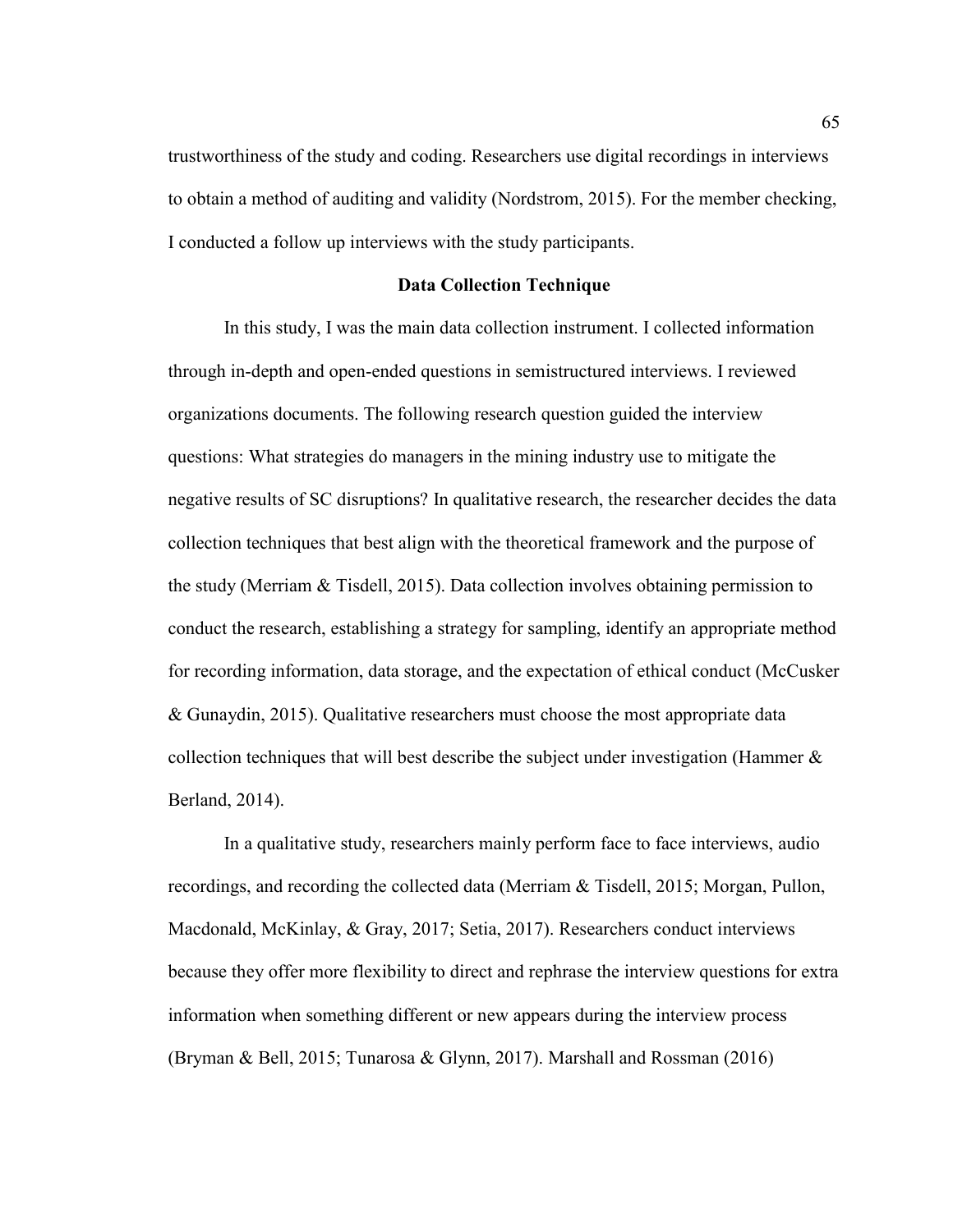trustworthiness of the study and coding. Researchers use digital recordings in interviews to obtain a method of auditing and validity (Nordstrom, 2015). For the member checking, I conducted a follow up interviews with the study participants.

## Data Collection Technique

In this study, I was the main data collection instrument. I collected information through in-depth and open-ended questions in semistructured interviews. I reviewed organizations documents. The following research question guided the interview questions: What strategies do managers in the mining industry use to mitigate the negative results of SC disruptions? In qualitative research, the researcher decides the data collection techniques that best align with the theoretical framework and the purpose of the study (Merriam & Tisdell, 2015). Data collection involves obtaining permission to conduct the research, establishing a strategy for sampling, identify an appropriate method for recording information, data storage, and the expectation of ethical conduct (McCusker & Gunaydin, 2015). Qualitative researchers must choose the most appropriate data collection techniques that will best describe the subject under investigation (Hammer & Berland, 2014).

In a qualitative study, researchers mainly perform face to face interviews, audio recordings, and recording the collected data (Merriam & Tisdell, 2015; Morgan, Pullon, Macdonald, McKinlay, & Gray, 2017; Setia, 2017). Researchers conduct interviews because they offer more flexibility to direct and rephrase the interview questions for extra information when something different or new appears during the interview process (Bryman & Bell, 2015; Tunarosa & Glynn, 2017). Marshall and Rossman (2016)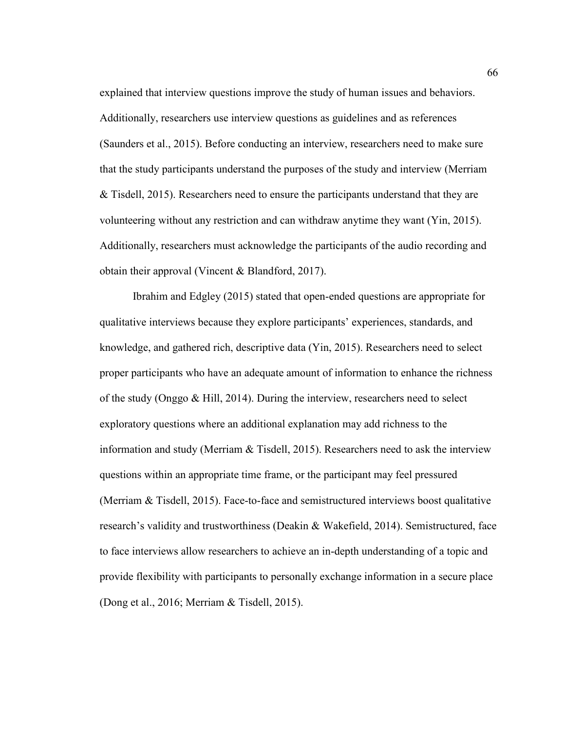explained that interview questions improve the study of human issues and behaviors. Additionally, researchers use interview questions as guidelines and as references (Saunders et al., 2015). Before conducting an interview, researchers need to make sure that the study participants understand the purposes of the study and interview (Merriam & Tisdell, 2015). Researchers need to ensure the participants understand that they are volunteering without any restriction and can withdraw anytime they want (Yin, 2015). Additionally, researchers must acknowledge the participants of the audio recording and obtain their approval (Vincent & Blandford, 2017).

Ibrahim and Edgley (2015) stated that open-ended questions are appropriate for qualitative interviews because they explore participants' experiences, standards, and knowledge, and gathered rich, descriptive data (Yin, 2015). Researchers need to select proper participants who have an adequate amount of information to enhance the richness of the study (Onggo & Hill, 2014). During the interview, researchers need to select exploratory questions where an additional explanation may add richness to the information and study (Merriam & Tisdell, 2015). Researchers need to ask the interview questions within an appropriate time frame, or the participant may feel pressured (Merriam & Tisdell, 2015). Face-to-face and semistructured interviews boost qualitative research's validity and trustworthiness (Deakin & Wakefield, 2014). Semistructured, face to face interviews allow researchers to achieve an in-depth understanding of a topic and provide flexibility with participants to personally exchange information in a secure place (Dong et al., 2016; Merriam & Tisdell, 2015).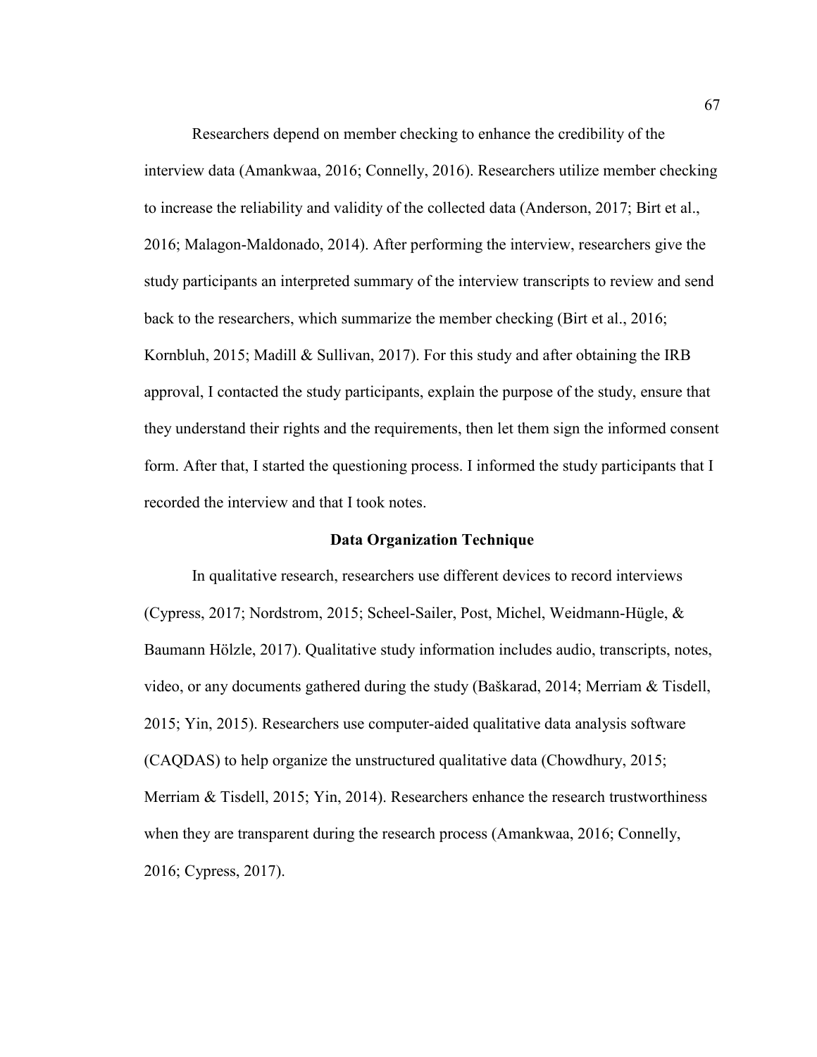Researchers depend on member checking to enhance the credibility of the interview data (Amankwaa, 2016; Connelly, 2016). Researchers utilize member checking to increase the reliability and validity of the collected data (Anderson, 2017; Birt et al., 2016; Malagon-Maldonado, 2014). After performing the interview, researchers give the study participants an interpreted summary of the interview transcripts to review and send back to the researchers, which summarize the member checking (Birt et al., 2016; Kornbluh, 2015; Madill & Sullivan, 2017). For this study and after obtaining the IRB approval, I contacted the study participants, explain the purpose of the study, ensure that they understand their rights and the requirements, then let them sign the informed consent form. After that, I started the questioning process. I informed the study participants that I recorded the interview and that I took notes.

## Data Organization Technique

In qualitative research, researchers use different devices to record interviews (Cypress, 2017; Nordstrom, 2015; Scheel-Sailer, Post, Michel, Weidmann-Hügle, & Baumann Hölzle, 2017). Qualitative study information includes audio, transcripts, notes, video, or any documents gathered during the study (Baškarad, 2014; Merriam & Tisdell, 2015; Yin, 2015). Researchers use computer-aided qualitative data analysis software (CAQDAS) to help organize the unstructured qualitative data (Chowdhury, 2015; Merriam & Tisdell, 2015; Yin, 2014). Researchers enhance the research trustworthiness when they are transparent during the research process (Amankwaa, 2016; Connelly, 2016; Cypress, 2017).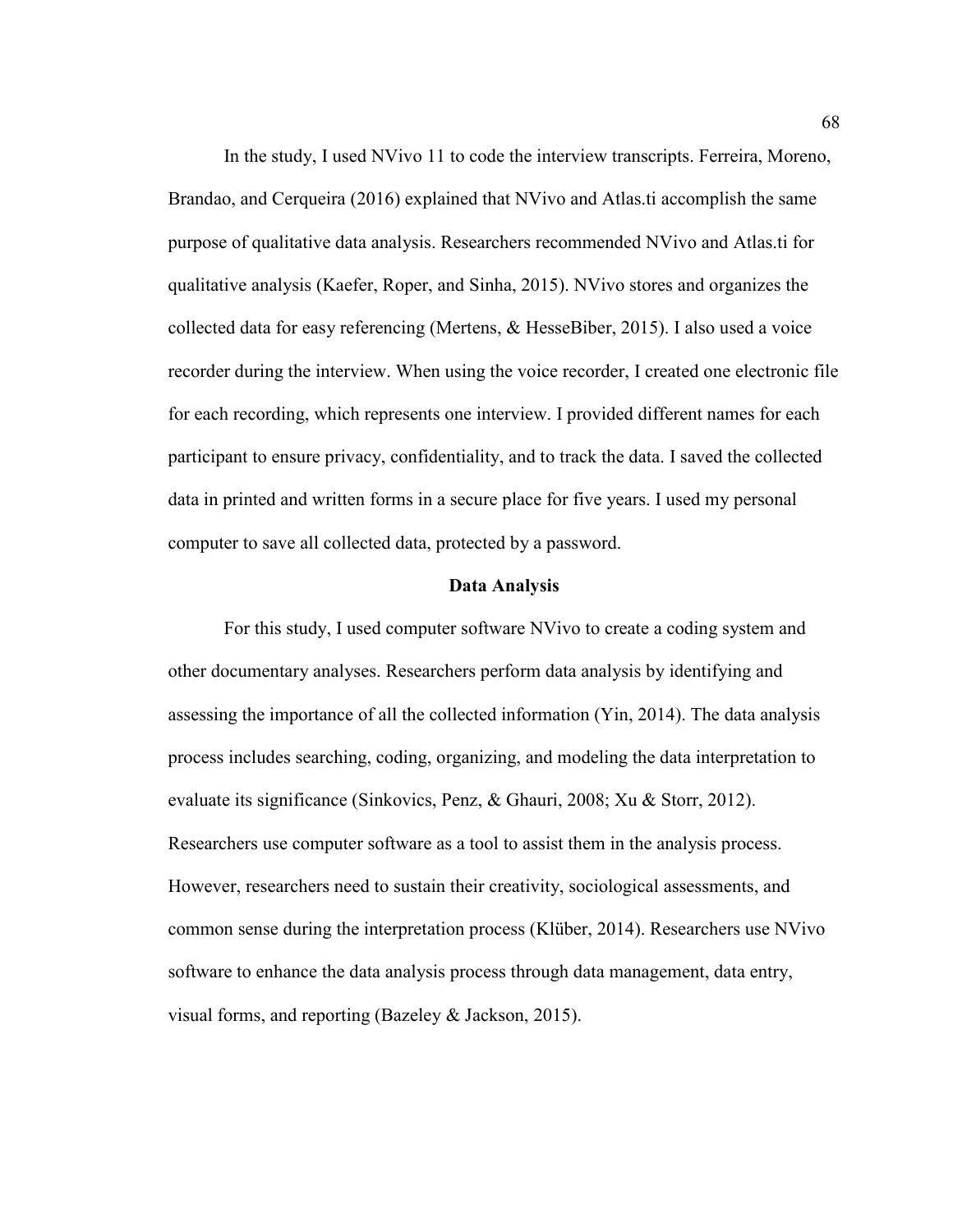In the study, I used NVivo 11 to code the interview transcripts. Ferreira, Moreno, Brandao, and Cerqueira (2016) explained that NVivo and Atlas.ti accomplish the same purpose of qualitative data analysis. Researchers recommended NVivo and Atlas.ti for qualitative analysis (Kaefer, Roper, and Sinha, 2015). NVivo stores and organizes the collected data for easy referencing (Mertens, & HesseBiber, 2015). I also used a voice recorder during the interview. When using the voice recorder, I created one electronic file for each recording, which represents one interview. I provided different names for each participant to ensure privacy, confidentiality, and to track the data. I saved the collected data in printed and written forms in a secure place for five years. I used my personal computer to save all collected data, protected by a password.

## Data Analysis

For this study, I used computer software NVivo to create a coding system and other documentary analyses. Researchers perform data analysis by identifying and assessing the importance of all the collected information (Yin, 2014). The data analysis process includes searching, coding, organizing, and modeling the data interpretation to evaluate its significance (Sinkovics, Penz, & Ghauri, 2008; Xu & Storr, 2012). Researchers use computer software as a tool to assist them in the analysis process. However, researchers need to sustain their creativity, sociological assessments, and common sense during the interpretation process (Klüber, 2014). Researchers use NVivo software to enhance the data analysis process through data management, data entry, visual forms, and reporting (Bazeley & Jackson, 2015).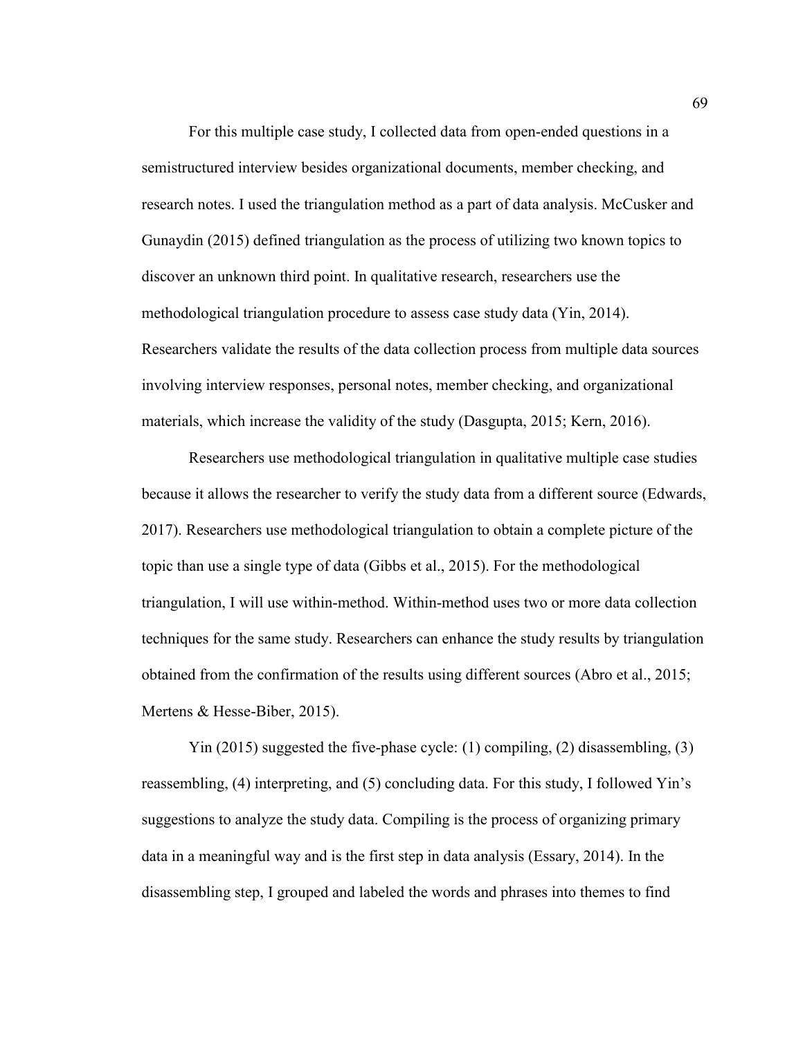For this multiple case study, I collected data from open-ended questions in a semistructured interview besides organizational documents, member checking, and research notes. I used the triangulation method as a part of data analysis. McCusker and Gunaydin (2015) defined triangulation as the process of utilizing two known topics to discover an unknown third point. In qualitative research, researchers use the methodological triangulation procedure to assess case study data (Yin, 2014). Researchers validate the results of the data collection process from multiple data sources involving interview responses, personal notes, member checking, and organizational materials, which increase the validity of the study (Dasgupta, 2015; Kern, 2016).

Researchers use methodological triangulation in qualitative multiple case studies because it allows the researcher to verify the study data from a different source (Edwards, 2017). Researchers use methodological triangulation to obtain a complete picture of the topic than use a single type of data (Gibbs et al., 2015). For the methodological triangulation, I will use within-method. Within-method uses two or more data collection techniques for the same study. Researchers can enhance the study results by triangulation obtained from the confirmation of the results using different sources (Abro et al., 2015; Mertens & Hesse-Biber, 2015).

Yin (2015) suggested the five-phase cycle: (1) compiling, (2) disassembling, (3) reassembling, (4) interpreting, and (5) concluding data. For this study, I followed Yin's suggestions to analyze the study data. Compiling is the process of organizing primary data in a meaningful way and is the first step in data analysis (Essary, 2014). In the disassembling step, I grouped and labeled the words and phrases into themes to find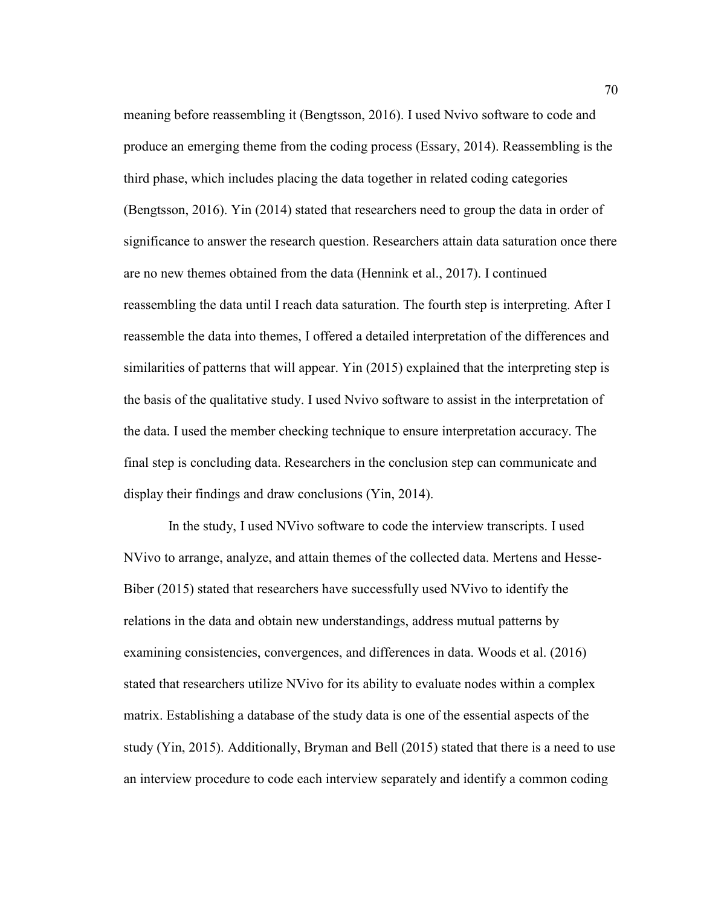meaning before reassembling it (Bengtsson, 2016). I used Nvivo software to code and produce an emerging theme from the coding process (Essary, 2014). Reassembling is the third phase, which includes placing the data together in related coding categories (Bengtsson, 2016). Yin (2014) stated that researchers need to group the data in order of significance to answer the research question. Researchers attain data saturation once there are no new themes obtained from the data (Hennink et al., 2017). I continued reassembling the data until I reach data saturation. The fourth step is interpreting. After I reassemble the data into themes, I offered a detailed interpretation of the differences and similarities of patterns that will appear. Yin (2015) explained that the interpreting step is the basis of the qualitative study. I used Nvivo software to assist in the interpretation of the data. I used the member checking technique to ensure interpretation accuracy. The final step is concluding data. Researchers in the conclusion step can communicate and display their findings and draw conclusions (Yin, 2014).

In the study, I used NVivo software to code the interview transcripts. I used NVivo to arrange, analyze, and attain themes of the collected data. Mertens and Hesse-Biber (2015) stated that researchers have successfully used NVivo to identify the relations in the data and obtain new understandings, address mutual patterns by examining consistencies, convergences, and differences in data. Woods et al. (2016) stated that researchers utilize NVivo for its ability to evaluate nodes within a complex matrix. Establishing a database of the study data is one of the essential aspects of the study (Yin, 2015). Additionally, Bryman and Bell (2015) stated that there is a need to use an interview procedure to code each interview separately and identify a common coding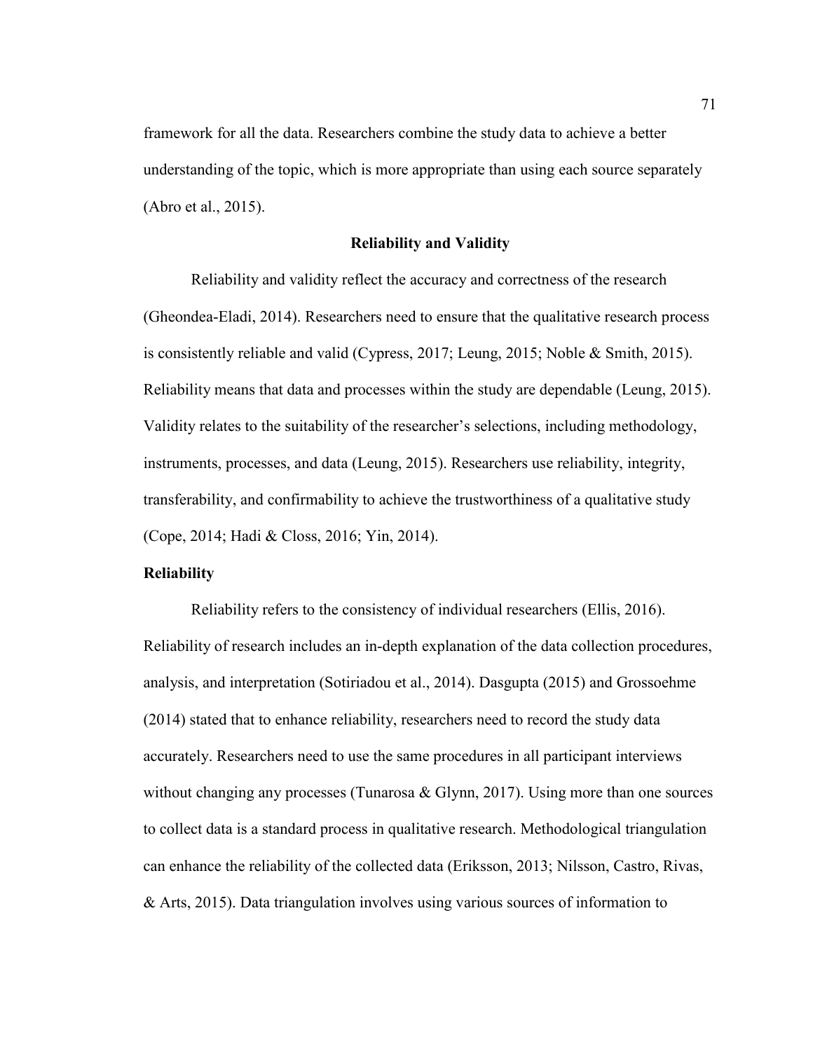framework for all the data. Researchers combine the study data to achieve a better understanding of the topic, which is more appropriate than using each source separately (Abro et al., 2015).

## Reliability and Validity

Reliability and validity reflect the accuracy and correctness of the research (Gheondea-Eladi, 2014). Researchers need to ensure that the qualitative research process is consistently reliable and valid (Cypress, 2017; Leung, 2015; Noble & Smith, 2015). Reliability means that data and processes within the study are dependable (Leung, 2015). Validity relates to the suitability of the researcher's selections, including methodology, instruments, processes, and data (Leung, 2015). Researchers use reliability, integrity, transferability, and confirmability to achieve the trustworthiness of a qualitative study (Cope, 2014; Hadi & Closs, 2016; Yin, 2014).

### Reliability

Reliability refers to the consistency of individual researchers (Ellis, 2016). Reliability of research includes an in-depth explanation of the data collection procedures, analysis, and interpretation (Sotiriadou et al., 2014). Dasgupta (2015) and Grossoehme (2014) stated that to enhance reliability, researchers need to record the study data accurately. Researchers need to use the same procedures in all participant interviews without changing any processes (Tunarosa & Glynn, 2017). Using more than one sources to collect data is a standard process in qualitative research. Methodological triangulation can enhance the reliability of the collected data (Eriksson, 2013; Nilsson, Castro, Rivas, & Arts, 2015). Data triangulation involves using various sources of information to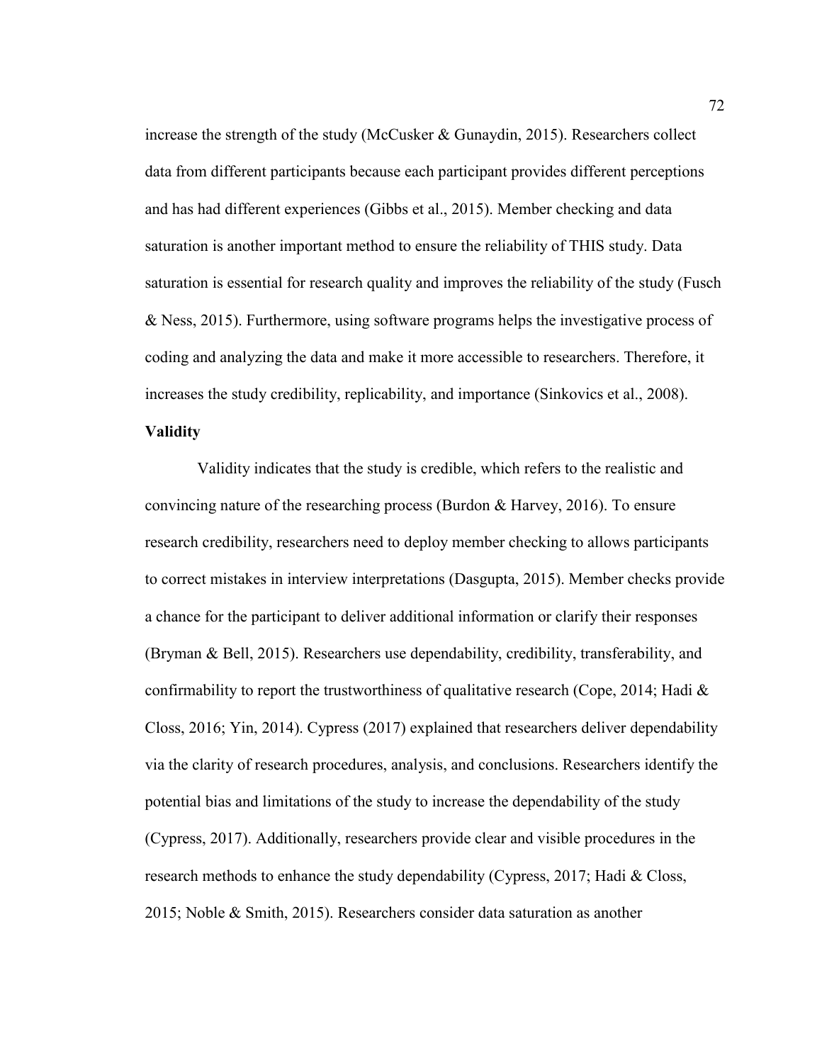increase the strength of the study (McCusker & Gunaydin, 2015). Researchers collect data from different participants because each participant provides different perceptions and has had different experiences (Gibbs et al., 2015). Member checking and data saturation is another important method to ensure the reliability of THIS study. Data saturation is essential for research quality and improves the reliability of the study (Fusch & Ness, 2015). Furthermore, using software programs helps the investigative process of coding and analyzing the data and make it more accessible to researchers. Therefore, it increases the study credibility, replicability, and importance (Sinkovics et al., 2008).

**Validity**

Validity indicates that the study is credible, which refers to the realistic and convincing nature of the researching process (Burdon & Harvey, 2016). To ensure research credibility, researchers need to deploy member checking to allows participants to correct mistakes in interview interpretations (Dasgupta, 2015). Member checks provide a chance for the participant to deliver additional information or clarify their responses (Bryman & Bell, 2015). Researchers use dependability, credibility, transferability, and confirmability to report the trustworthiness of qualitative research (Cope, 2014; Hadi & Closs, 2016; Yin, 2014). Cypress (2017) explained that researchers deliver dependability via the clarity of research procedures, analysis, and conclusions. Researchers identify the potential bias and limitations of the study to increase the dependability of the study (Cypress, 2017). Additionally, researchers provide clear and visible procedures in the research methods to enhance the study dependability (Cypress, 2017; Hadi & Closs, 2015; Noble & Smith, 2015). Researchers consider data saturation as another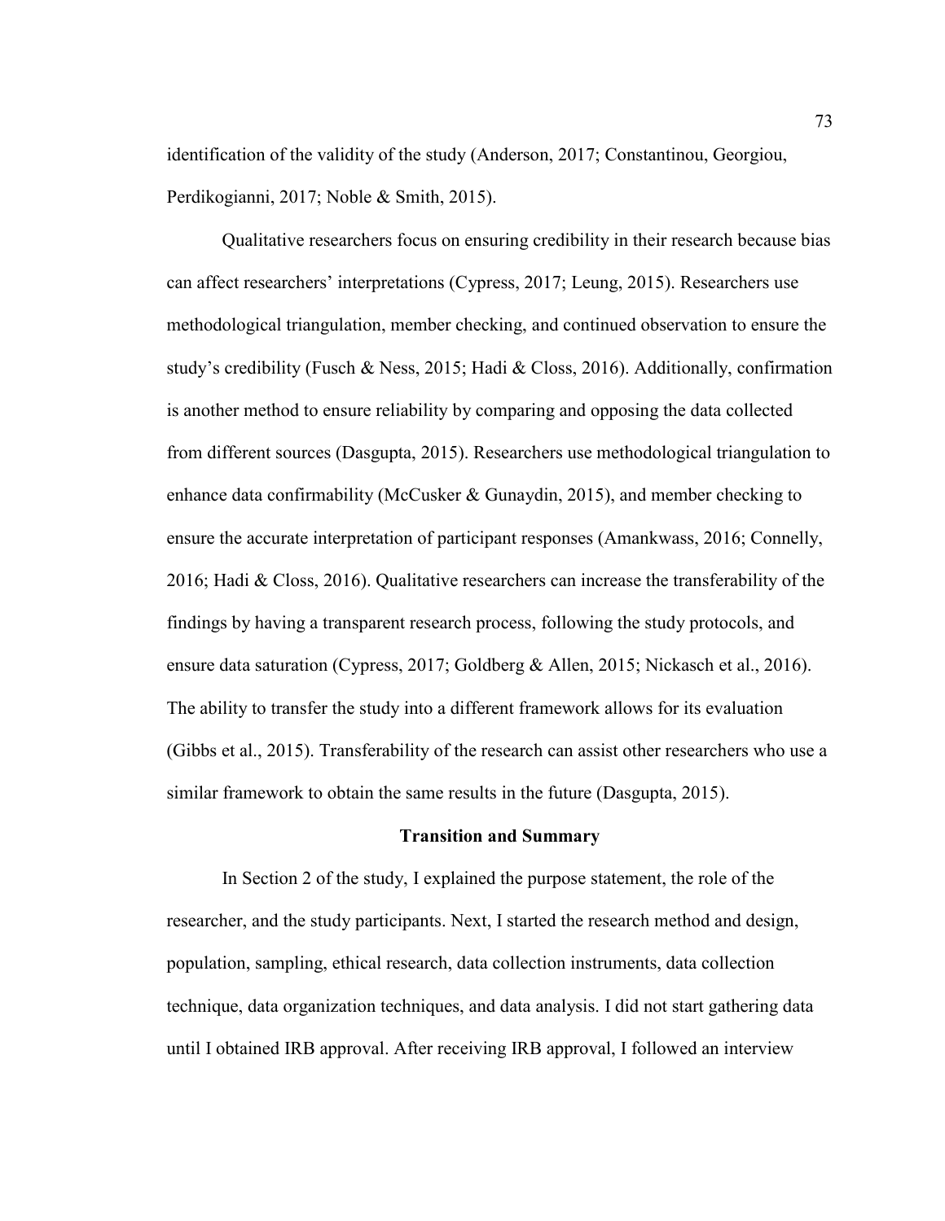identification of the validity of the study (Anderson, 2017; Constantinou, Georgiou, Perdikogianni, 2017; Noble & Smith, 2015).

Qualitative researchers focus on ensuring credibility in their research because bias can affect researchers' interpretations (Cypress, 2017; Leung, 2015). Researchers use methodological triangulation, member checking, and continued observation to ensure the study's credibility (Fusch & Ness, 2015; Hadi & Closs, 2016). Additionally, confirmation is another method to ensure reliability by comparing and opposing the data collected from different sources (Dasgupta, 2015). Researchers use methodological triangulation to enhance data confirmability (McCusker & Gunaydin, 2015), and member checking to ensure the accurate interpretation of participant responses (Amankwass, 2016; Connelly, 2016; Hadi & Closs, 2016). Qualitative researchers can increase the transferability of the findings by having a transparent research process, following the study protocols, and ensure data saturation (Cypress, 2017; Goldberg & Allen, 2015; Nickasch et al., 2016). The ability to transfer the study into a different framework allows for its evaluation (Gibbs et al., 2015). Transferability of the research can assist other researchers who use a similar framework to obtain the same results in the future (Dasgupta, 2015).

## Transition and Summary

In Section 2 of the study, I explained the purpose statement, the role of the researcher, and the study participants. Next, I started the research method and design, population, sampling, ethical research, data collection instruments, data collection technique, data organization techniques, and data analysis. I did not start gathering data until I obtained IRB approval. After receiving IRB approval, I followed an interview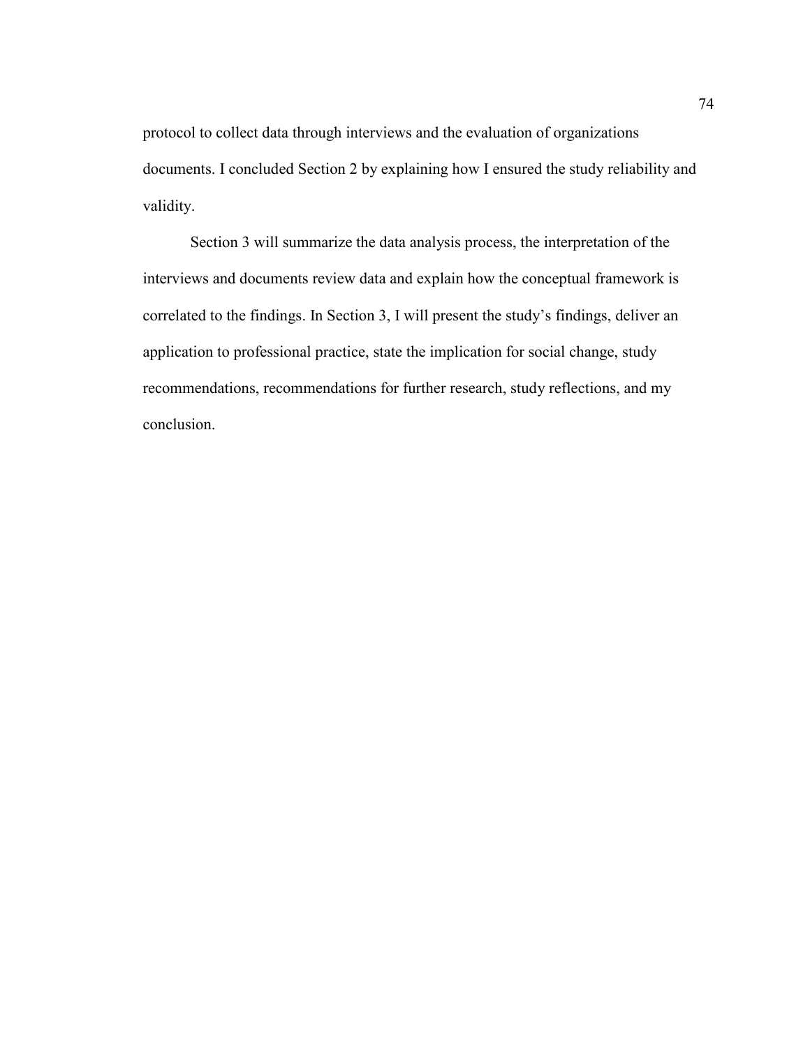protocol to collect data through interviews and the evaluation of organizations documents. I concluded Section 2 by explaining how I ensured the study reliability and validity.

Section 3 will summarize the data analysis process, the interpretation of the interviews and documents review data and explain how the conceptual framework is correlated to the findings. In Section 3, I will present the study's findings, deliver an application to professional practice, state the implication for social change, study recommendations, recommendations for further research, study reflections, and my conclusion.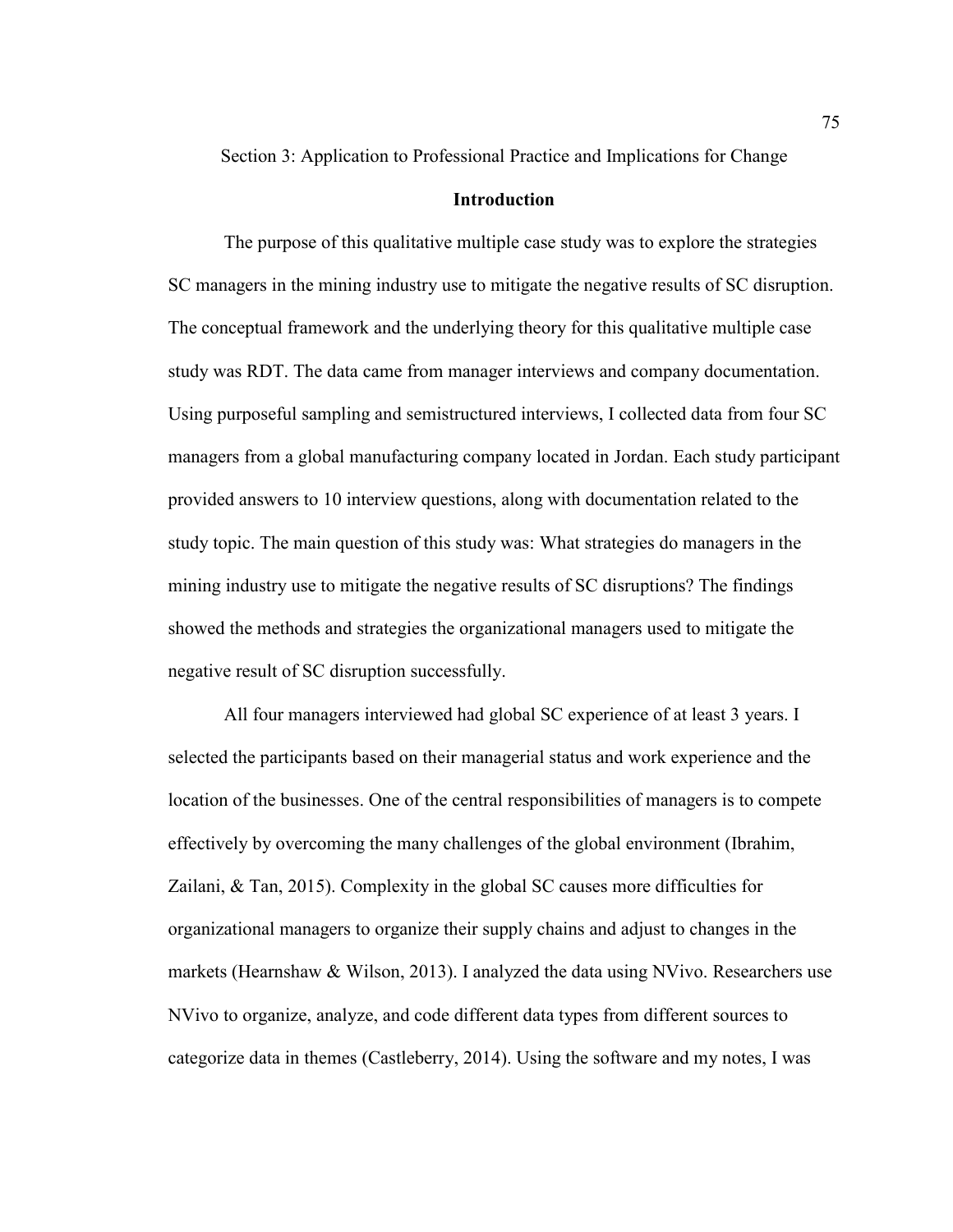# Section 3: Application to Professional Practice and Implications for Change

## Introduction

The purpose of this qualitative multiple case study was to explore the strategies SC managers in the mining industry use to mitigate the negative results of SC disruption. The conceptual framework and the underlying theory for this qualitative multiple case study was RDT. The data came from manager interviews and company documentation. Using purposeful sampling and semistructured interviews, I collected data from four SC managers from a global manufacturing company located in Jordan. Each study participant provided answers to 10 interview questions, along with documentation related to the study topic. The main question of this study was: What strategies do managers in the mining industry use to mitigate the negative results of SC disruptions? The findings showed the methods and strategies the organizational managers used to mitigate the negative result of SC disruption successfully.

All four managers interviewed had global SC experience of at least 3 years. I selected the participants based on their managerial status and work experience and the location of the businesses. One of the central responsibilities of managers is to compete effectively by overcoming the many challenges of the global environment (Ibrahim, Zailani, & Tan, 2015). Complexity in the global SC causes more difficulties for organizational managers to organize their supply chains and adjust to changes in the markets (Hearnshaw & Wilson, 2013). I analyzed the data using NVivo. Researchers use NVivo to organize, analyze, and code different data types from different sources to categorize data in themes (Castleberry, 2014). Using the software and my notes, I was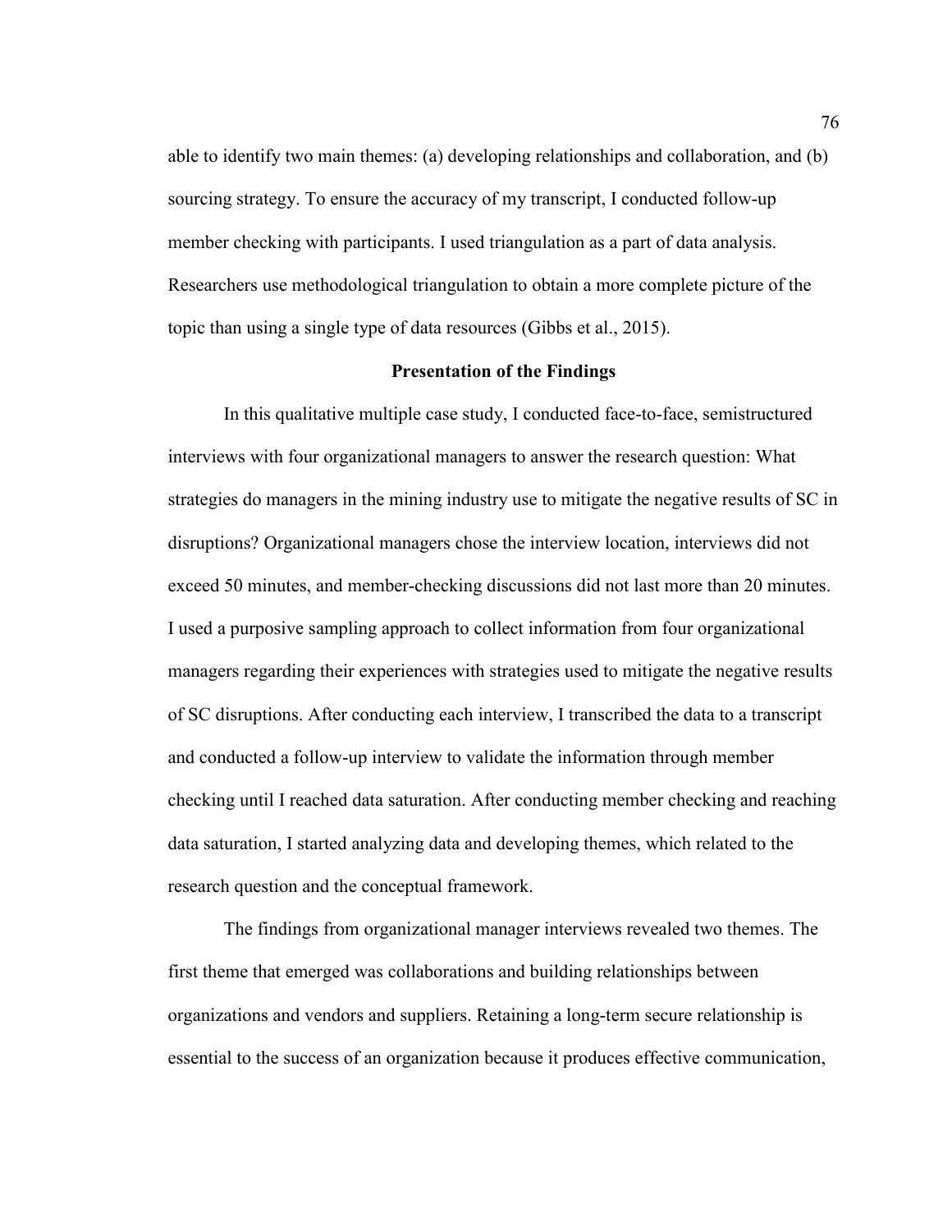able to identify two main themes: (a) developing relationships and collaboration, and (b) sourcing strategy. To ensure the accuracy of my transcript, I conducted follow-up member checking with participants. I used triangulation as a part of data analysis. Researchers use methodological triangulation to obtain a more complete picture of the topic than using a single type of data resources (Gibbs et al., 2015).

## Presentation of the Findings

In this qualitative multiple case study, I conducted face-to-face, semistructured interviews with four organizational managers to answer the research question: What strategies do managers in the mining industry use to mitigate the negative results of SC in disruptions? Organizational managers chose the interview location, interviews did not exceed 50 minutes, and member-checking discussions did not last more than 20 minutes. I used a purposive sampling approach to collect information from four organizational managers regarding their experiences with strategies used to mitigate the negative results of SC disruptions. After conducting each interview, I transcribed the data to a transcript and conducted a follow-up interview to validate the information through member checking until I reached data saturation. After conducting member checking and reaching data saturation, I started analyzing data and developing themes, which related to the research question and the conceptual framework.

The findings from organizational manager interviews revealed two themes. The first theme that emerged was collaborations and building relationships between organizations and vendors and suppliers. Retaining a long-term secure relationship is essential to the success of an organization because it produces effective communication,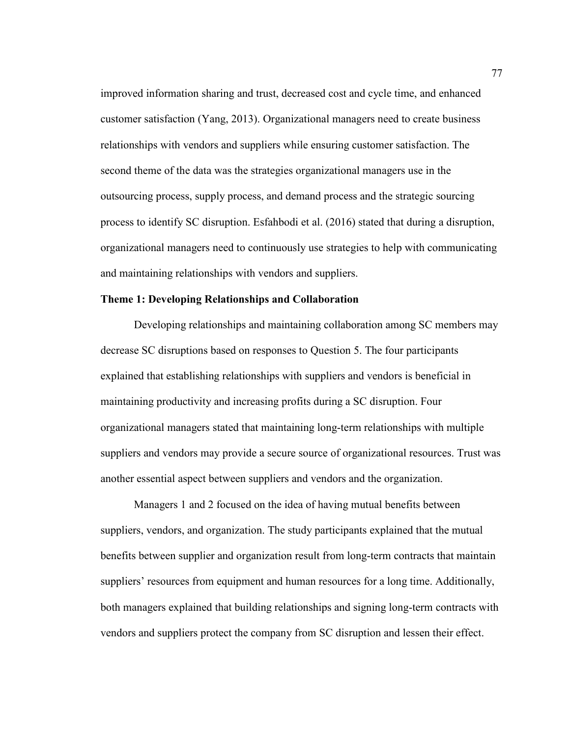improved information sharing and trust, decreased cost and cycle time, and enhanced customer satisfaction (Yang, 2013). Organizational managers need to create business relationships with vendors and suppliers while ensuring customer satisfaction. The second theme of the data was the strategies organizational managers use in the outsourcing process, supply process, and demand process and the strategic sourcing process to identify SC disruption. Esfahbodi et al. (2016) stated that during a disruption, organizational managers need to continuously use strategies to help with communicating and maintaining relationships with vendors and suppliers.

### Theme 1: Developing Relationships and Collaboration

Developing relationships and maintaining collaboration among SC members may decrease SC disruptions based on responses to Question 5. The four participants explained that establishing relationships with suppliers and vendors is beneficial in maintaining productivity and increasing profits during a SC disruption. Four organizational managers stated that maintaining long-term relationships with multiple suppliers and vendors may provide a secure source of organizational resources. Trust was another essential aspect between suppliers and vendors and the organization.

Managers 1 and 2 focused on the idea of having mutual benefits between suppliers, vendors, and organization. The study participants explained that the mutual benefits between supplier and organization result from long-term contracts that maintain suppliers' resources from equipment and human resources for a long time. Additionally, both managers explained that building relationships and signing long-term contracts with vendors and suppliers protect the company from SC disruption and lessen their effect.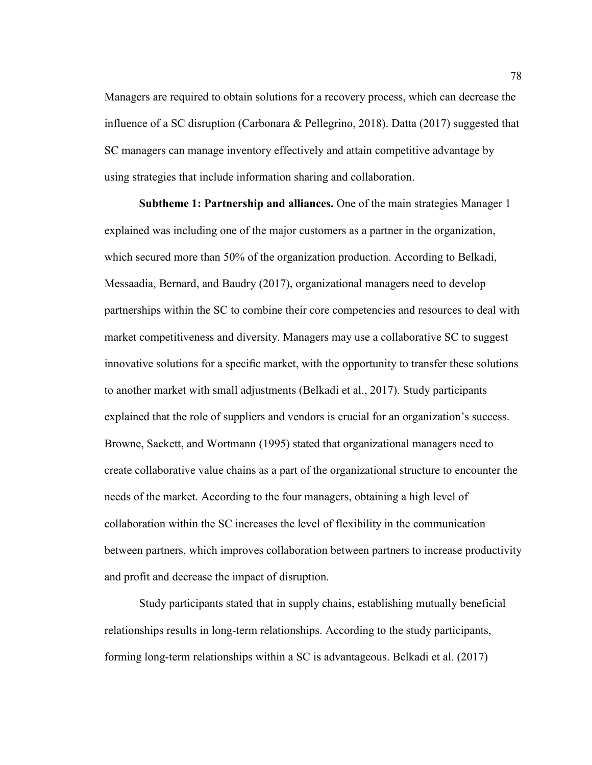Managers are required to obtain solutions for a recovery process, which can decrease the influence of a SC disruption (Carbonara & Pellegrino, 2018). Datta (2017) suggested that SC managers can manage inventory effectively and attain competitive advantage by using strategies that include information sharing and collaboration.

**Subtheme 1: Partnership and alliances.** One of the main strategies Manager 1 explained was including one of the major customers as a partner in the organization, which secured more than 50% of the organization production. According to Belkadi, Messaadia, Bernard, and Baudry (2017), organizational managers need to develop partnerships within the SC to combine their core competencies and resources to deal with market competitiveness and diversity. Managers may use a collaborative SC to suggest innovative solutions for a specific market, with the opportunity to transfer these solutions to another market with small adjustments (Belkadi et al., 2017). Study participants explained that the role of suppliers and vendors is crucial for an organization's success. Browne, Sackett, and Wortmann (1995) stated that organizational managers need to create collaborative value chains as a part of the organizational structure to encounter the needs of the market. According to the four managers, obtaining a high level of collaboration within the SC increases the level of flexibility in the communication between partners, which improves collaboration between partners to increase productivity and profit and decrease the impact of disruption.

Study participants stated that in supply chains, establishing mutually beneficial relationships results in long-term relationships. According to the study participants, forming long-term relationships within a SC is advantageous. Belkadi et al. (2017)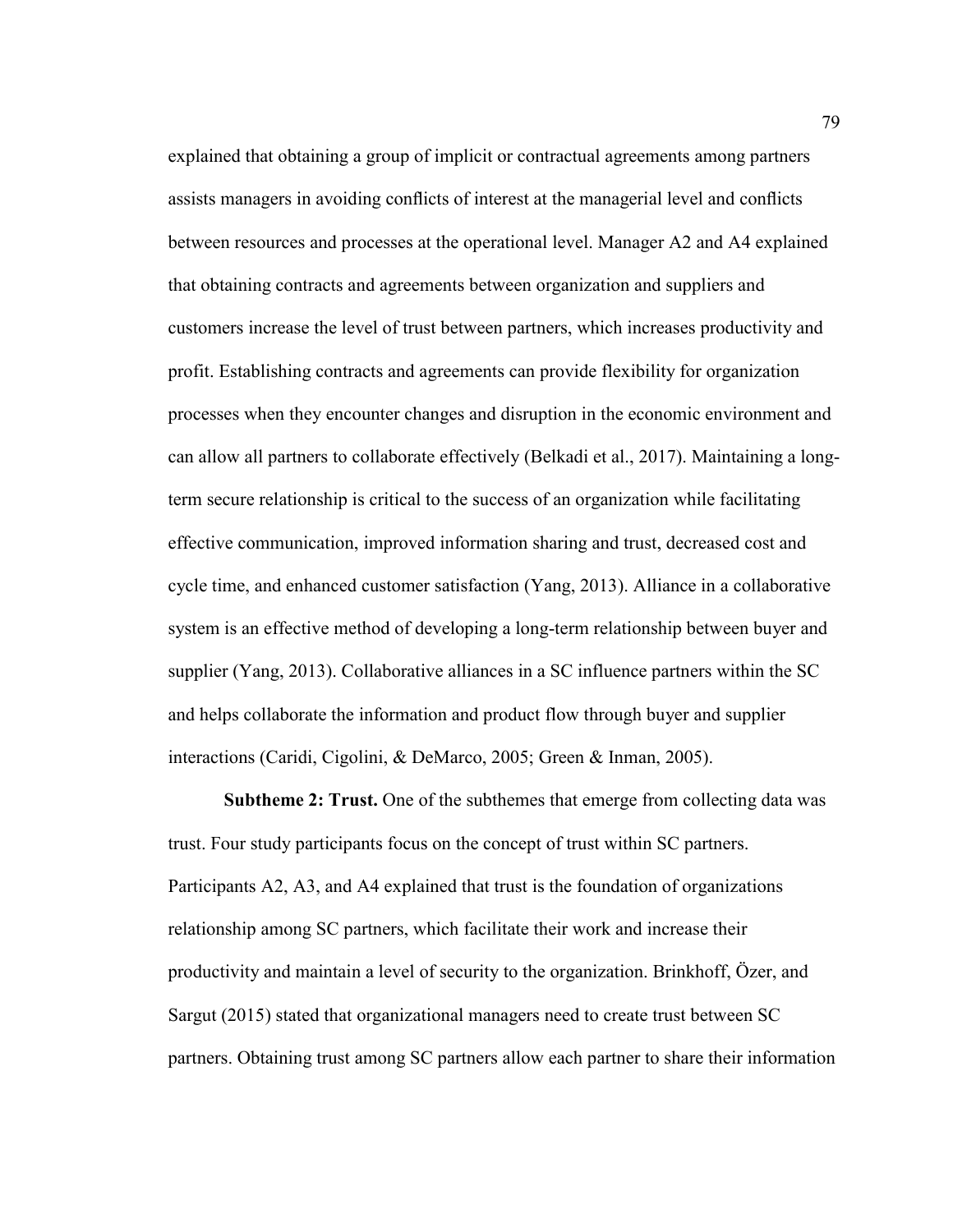explained that obtaining a group of implicit or contractual agreements among partners assists managers in avoiding conflicts of interest at the managerial level and conflicts between resources and processes at the operational level. Manager A2 and A4 explained that obtaining contracts and agreements between organization and suppliers and customers increase the level of trust between partners, which increases productivity and profit. Establishing contracts and agreements can provide flexibility for organization processes when they encounter changes and disruption in the economic environment and can allow all partners to collaborate effectively (Belkadi et al., 2017). Maintaining a long-term secure relationship is critical to the success of an organization while facilitating effective communication, improved information sharing and trust, decreased cost and cycle time, and enhanced customer satisfaction (Yang, 2013). Alliance in a collaborative system is an effective method of developing a long-term relationship between buyer and supplier (Yang, 2013). Collaborative alliances in a SC influence partners within the SC and helps collaborate the information and product flow through buyer and supplier interactions (Caridi, Cigolini, & DeMarco, 2005; Green & Inman, 2005).

**Subtheme 2: Trust.** One of the subthemes that emerge from collecting data was trust. Four study participants focus on the concept of trust within SC partners. Participants A2, A3, and A4 explained that trust is the foundation of organizations relationship among SC partners, which facilitate their work and increase their productivity and maintain a level of security to the organization. Brinkhoff, Özer, and Sargut (2015) stated that organizational managers need to create trust between SC partners. Obtaining trust among SC partners allow each partner to share their information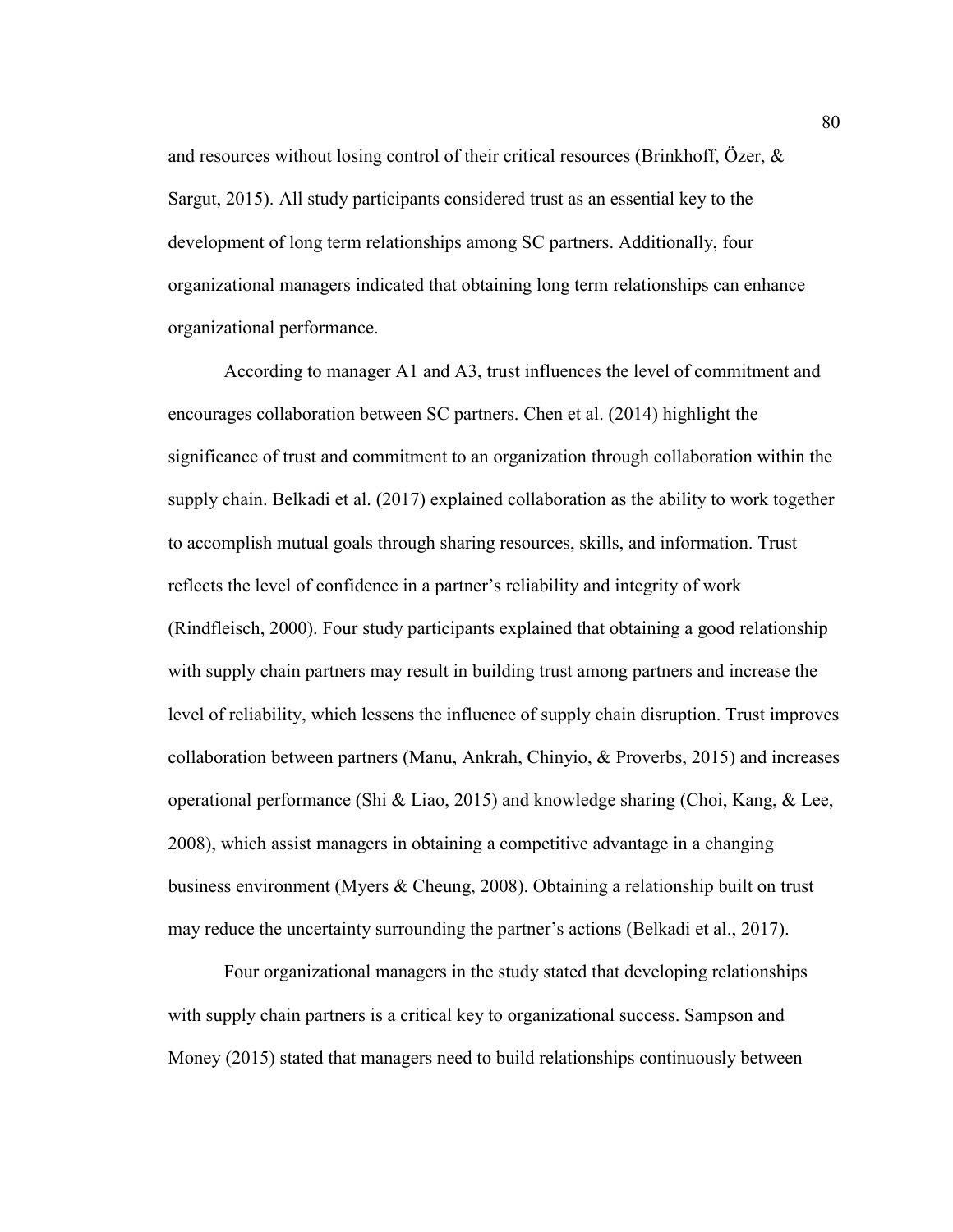and resources without losing control of their critical resources (Brinkhoff, Özer, & Sargut, 2015). All study participants considered trust as an essential key to the development of long term relationships among SC partners. Additionally, four organizational managers indicated that obtaining long term relationships can enhance organizational performance.

According to manager A1 and A3, trust influences the level of commitment and encourages collaboration between SC partners. Chen et al. (2014) highlight the significance of trust and commitment to an organization through collaboration within the supply chain. Belkadi et al. (2017) explained collaboration as the ability to work together to accomplish mutual goals through sharing resources, skills, and information. Trust reflects the level of confidence in a partner's reliability and integrity of work (Rindfleisch, 2000). Four study participants explained that obtaining a good relationship with supply chain partners may result in building trust among partners and increase the level of reliability, which lessens the influence of supply chain disruption. Trust improves collaboration between partners (Manu, Ankrah, Chinyio, & Proverbs, 2015) and increases operational performance (Shi & Liao, 2015) and knowledge sharing (Choi, Kang, & Lee, 2008), which assist managers in obtaining a competitive advantage in a changing business environment (Myers & Cheung, 2008). Obtaining a relationship built on trust may reduce the uncertainty surrounding the partner's actions (Belkadi et al., 2017).

Four organizational managers in the study stated that developing relationships with supply chain partners is a critical key to organizational success. Sampson and Money (2015) stated that managers need to build relationships continuously between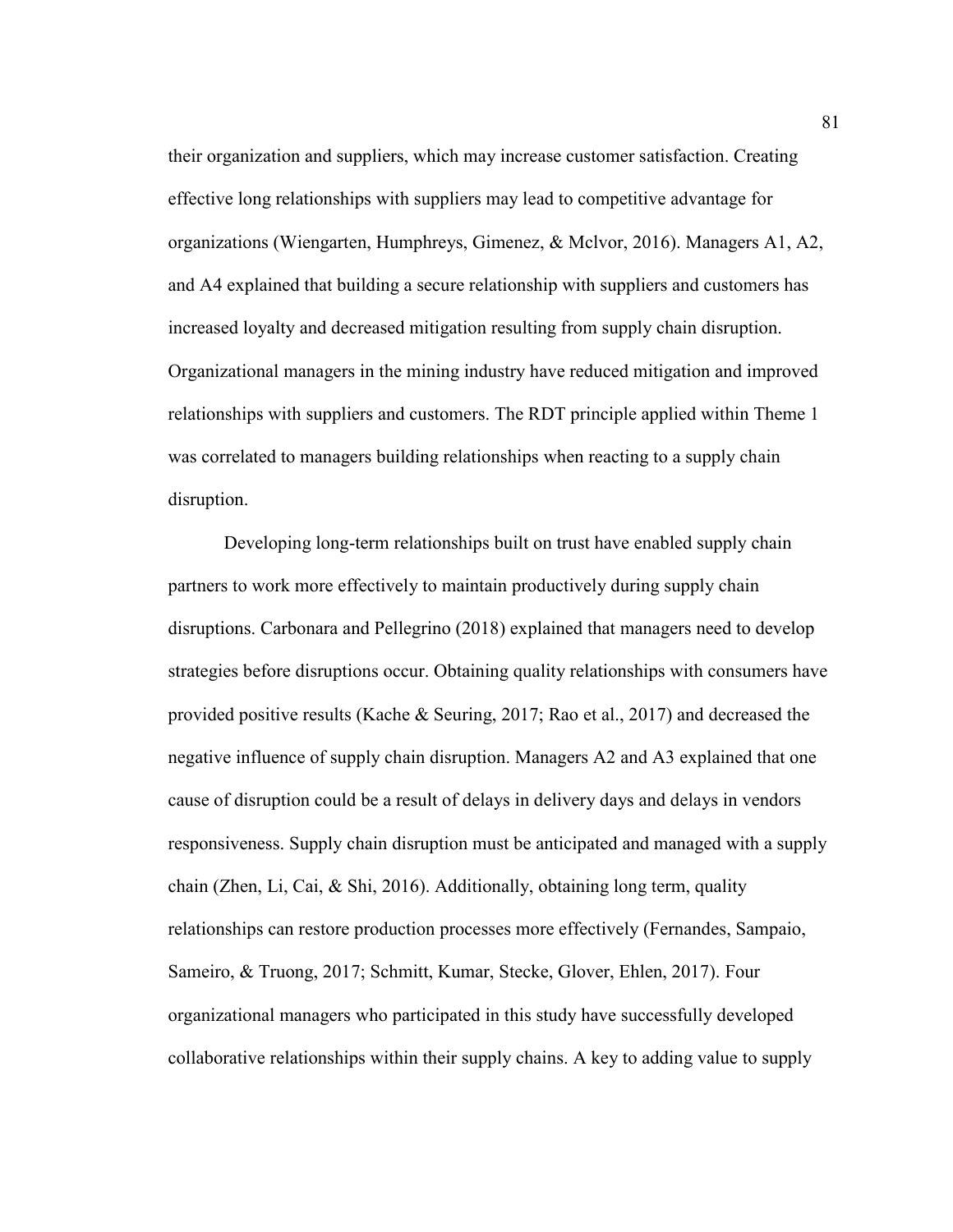their organization and suppliers, which may increase customer satisfaction. Creating effective long relationships with suppliers may lead to competitive advantage for organizations (Wiengarten, Humphreys, Gimenez, & Mclvor, 2016). Managers A1, A2, and A4 explained that building a secure relationship with suppliers and customers has increased loyalty and decreased mitigation resulting from supply chain disruption. Organizational managers in the mining industry have reduced mitigation and improved relationships with suppliers and customers. The RDT principle applied within Theme 1 was correlated to managers building relationships when reacting to a supply chain disruption.

Developing long-term relationships built on trust have enabled supply chain partners to work more effectively to maintain productively during supply chain disruptions. Carbonara and Pellegrino (2018) explained that managers need to develop strategies before disruptions occur. Obtaining quality relationships with consumers have provided positive results (Kache & Seuring, 2017; Rao et al., 2017) and decreased the negative influence of supply chain disruption. Managers A2 and A3 explained that one cause of disruption could be a result of delays in delivery days and delays in vendors responsiveness. Supply chain disruption must be anticipated and managed with a supply chain (Zhen, Li, Cai, & Shi, 2016). Additionally, obtaining long term, quality relationships can restore production processes more effectively (Fernandes, Sampaio, Sameiro, & Truong, 2017; Schmitt, Kumar, Stecke, Glover, Ehlen, 2017). Four organizational managers who participated in this study have successfully developed collaborative relationships within their supply chains. A key to adding value to supply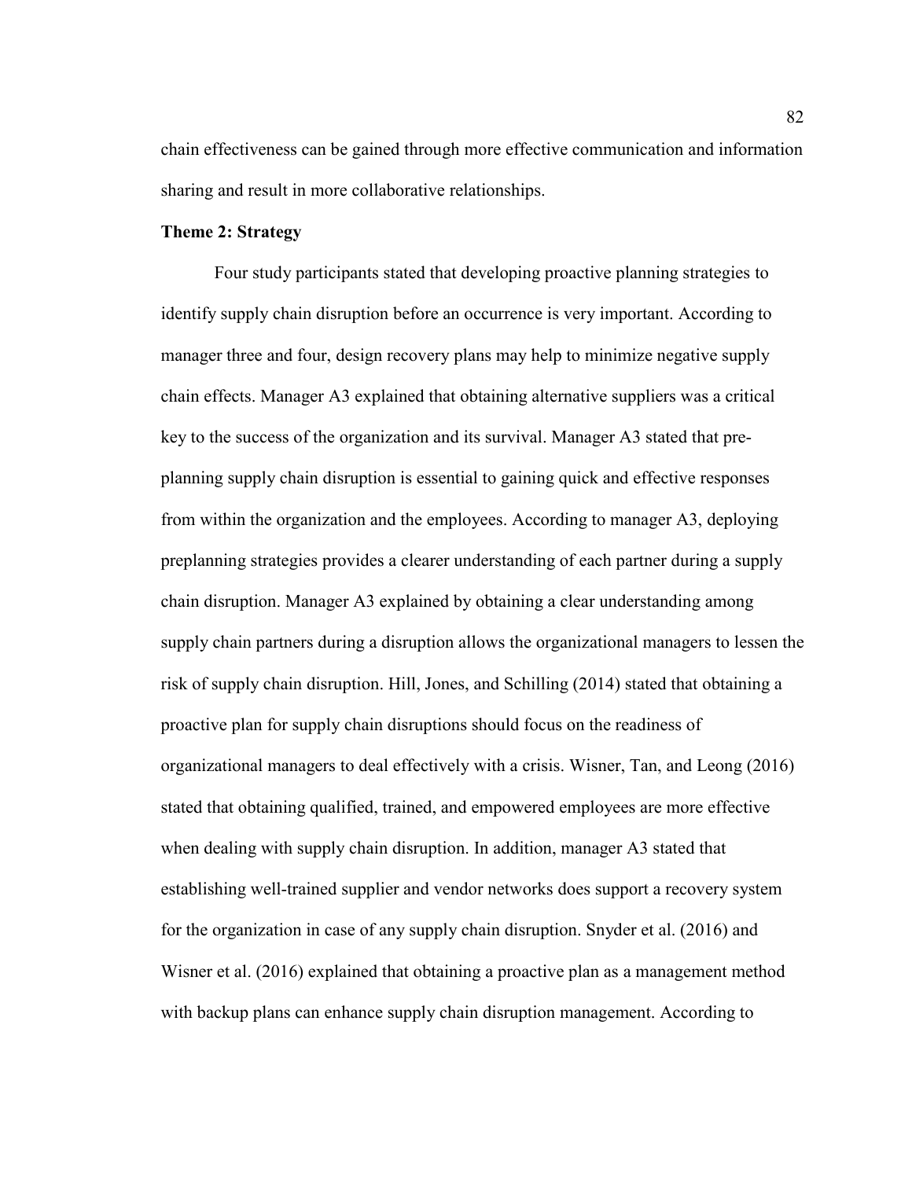chain effectiveness can be gained through more effective communication and information sharing and result in more collaborative relationships.

### Theme 2: Strategy

Four study participants stated that developing proactive planning strategies to identify supply chain disruption before an occurrence is very important. According to manager three and four, design recovery plans may help to minimize negative supply chain effects. Manager A3 explained that obtaining alternative suppliers was a critical key to the success of the organization and its survival. Manager A3 stated that pre-planning supply chain disruption is essential to gaining quick and effective responses from within the organization and the employees. According to manager A3, deploying preplanning strategies provides a clearer understanding of each partner during a supply chain disruption. Manager A3 explained by obtaining a clear understanding among supply chain partners during a disruption allows the organizational managers to lessen the risk of supply chain disruption. Hill, Jones, and Schilling (2014) stated that obtaining a proactive plan for supply chain disruptions should focus on the readiness of organizational managers to deal effectively with a crisis. Wisner, Tan, and Leong (2016) stated that obtaining qualified, trained, and empowered employees are more effective when dealing with supply chain disruption. In addition, manager A3 stated that establishing well-trained supplier and vendor networks does support a recovery system for the organization in case of any supply chain disruption. Snyder et al. (2016) and Wisner et al. (2016) explained that obtaining a proactive plan as a management method with backup plans can enhance supply chain disruption management. According to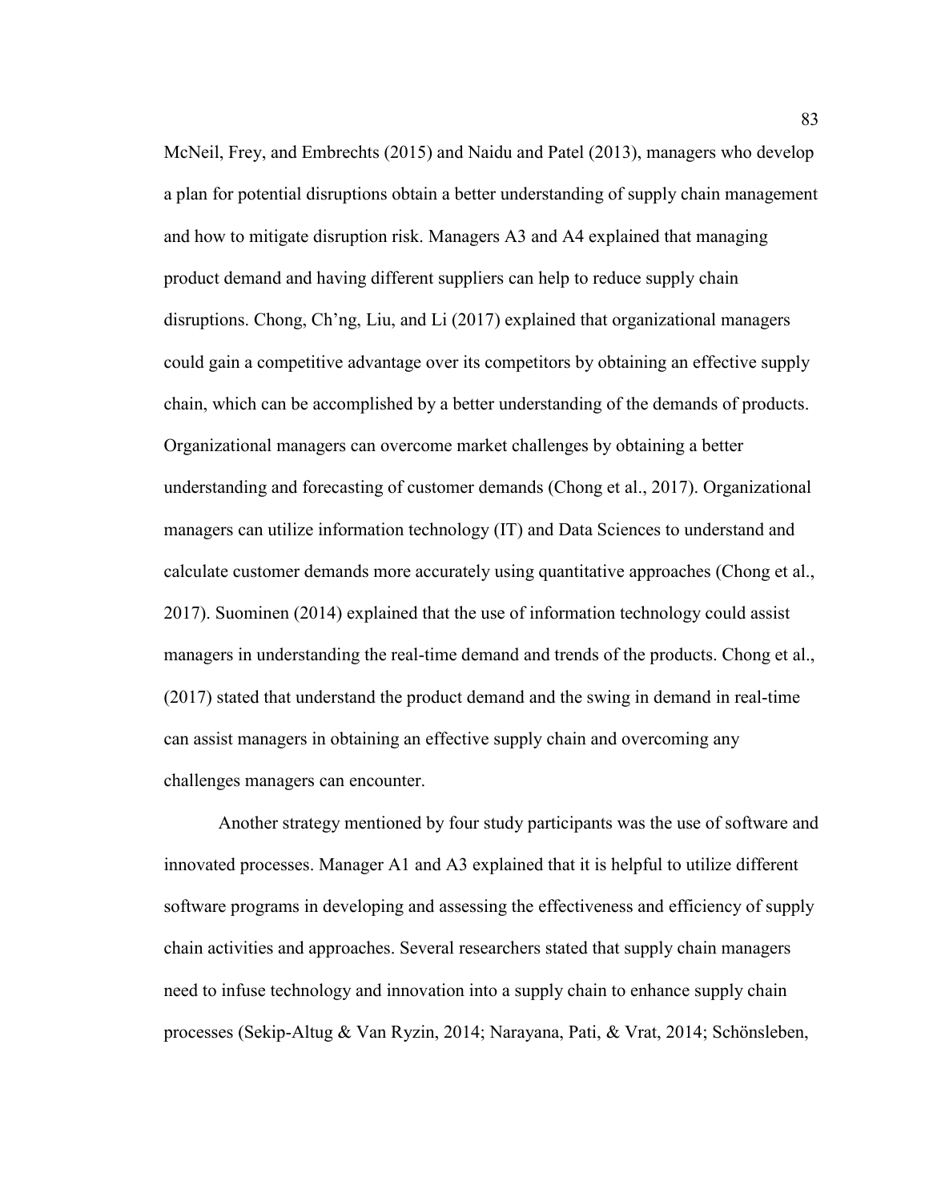McNeil, Frey, and Embrechts (2015) and Naidu and Patel (2013), managers who develop a plan for potential disruptions obtain a better understanding of supply chain management and how to mitigate disruption risk. Managers A3 and A4 explained that managing product demand and having different suppliers can help to reduce supply chain disruptions. Chong, Ch'ng, Liu, and Li (2017) explained that organizational managers could gain a competitive advantage over its competitors by obtaining an effective supply chain, which can be accomplished by a better understanding of the demands of products. Organizational managers can overcome market challenges by obtaining a better understanding and forecasting of customer demands (Chong et al., 2017). Organizational managers can utilize information technology (IT) and Data Sciences to understand and calculate customer demands more accurately using quantitative approaches (Chong et al., 2017). Suominen (2014) explained that the use of information technology could assist managers in understanding the real-time demand and trends of the products. Chong et al., (2017) stated that understand the product demand and the swing in demand in real-time can assist managers in obtaining an effective supply chain and overcoming any challenges managers can encounter.

Another strategy mentioned by four study participants was the use of software and innovated processes. Manager A1 and A3 explained that it is helpful to utilize different software programs in developing and assessing the effectiveness and efficiency of supply chain activities and approaches. Several researchers stated that supply chain managers need to infuse technology and innovation into a supply chain to enhance supply chain processes (Sekip-Altug & Van Ryzin, 2014; Narayana, Pati, & Vrat, 2014; Schönsleben,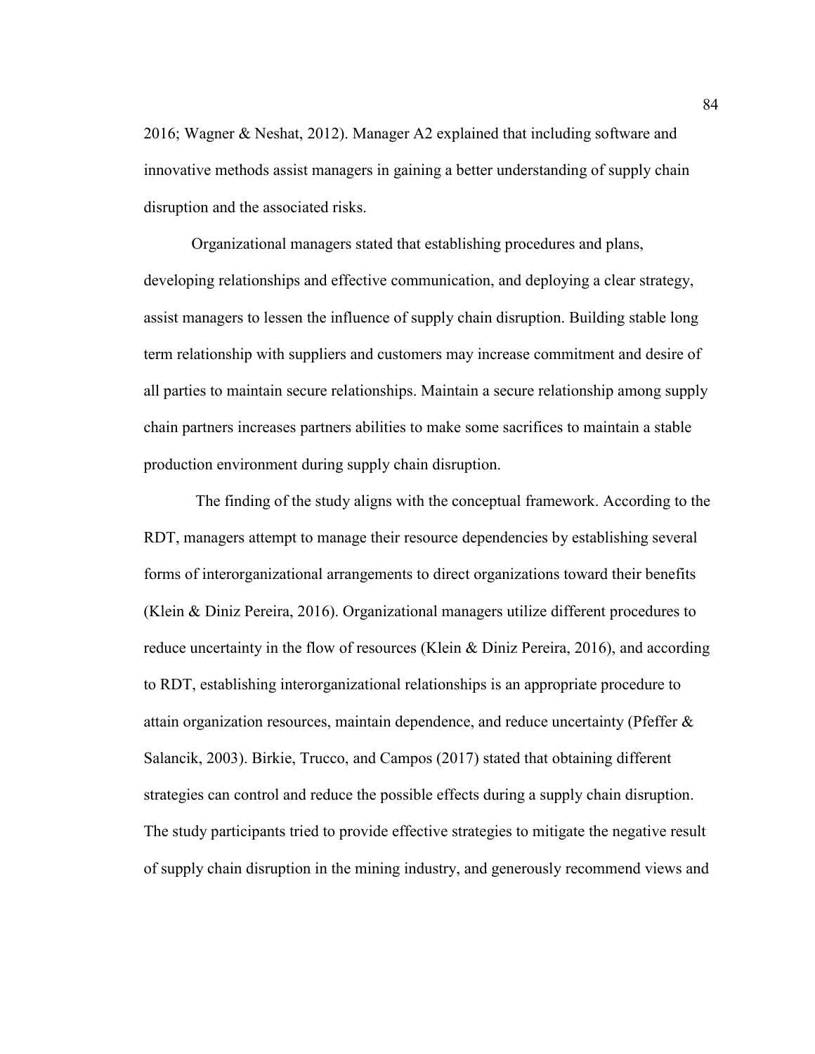2016; Wagner & Neshat, 2012). Manager A2 explained that including software and innovative methods assist managers in gaining a better understanding of supply chain disruption and the associated risks.

Organizational managers stated that establishing procedures and plans, developing relationships and effective communication, and deploying a clear strategy, assist managers to lessen the influence of supply chain disruption. Building stable long term relationship with suppliers and customers may increase commitment and desire of all parties to maintain secure relationships. Maintain a secure relationship among supply chain partners increases partners abilities to make some sacrifices to maintain a stable production environment during supply chain disruption.

The finding of the study aligns with the conceptual framework. According to the RDT, managers attempt to manage their resource dependencies by establishing several forms of interorganizational arrangements to direct organizations toward their benefits (Klein & Diniz Pereira, 2016). Organizational managers utilize different procedures to reduce uncertainty in the flow of resources (Klein & Diniz Pereira, 2016), and according to RDT, establishing interorganizational relationships is an appropriate procedure to attain organization resources, maintain dependence, and reduce uncertainty (Pfeffer & Salancik, 2003). Birkie, Trucco, and Campos (2017) stated that obtaining different strategies can control and reduce the possible effects during a supply chain disruption. The study participants tried to provide effective strategies to mitigate the negative result of supply chain disruption in the mining industry, and generously recommend views and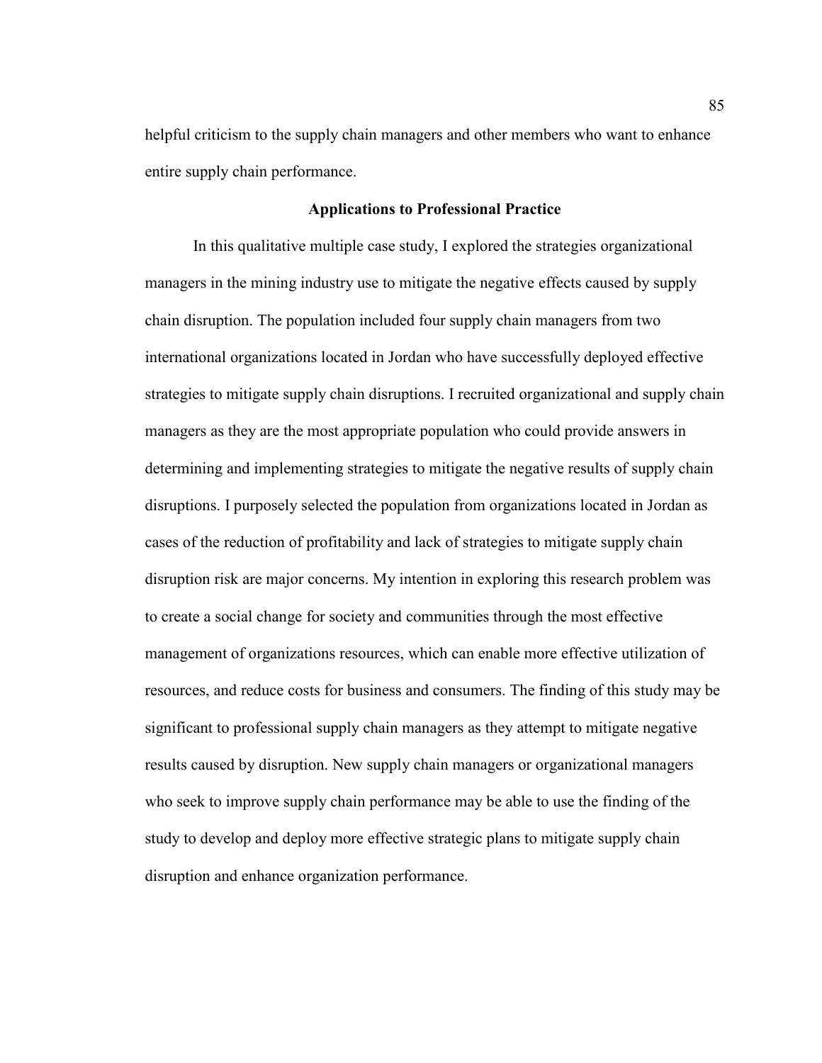helpful criticism to the supply chain managers and other members who want to enhance entire supply chain performance.

## Applications to Professional Practice

In this qualitative multiple case study, I explored the strategies organizational managers in the mining industry use to mitigate the negative effects caused by supply chain disruption. The population included four supply chain managers from two international organizations located in Jordan who have successfully deployed effective strategies to mitigate supply chain disruptions. I recruited organizational and supply chain managers as they are the most appropriate population who could provide answers in determining and implementing strategies to mitigate the negative results of supply chain disruptions. I purposely selected the population from organizations located in Jordan as cases of the reduction of profitability and lack of strategies to mitigate supply chain disruption risk are major concerns. My intention in exploring this research problem was to create a social change for society and communities through the most effective management of organizations resources, which can enable more effective utilization of resources, and reduce costs for business and consumers. The finding of this study may be significant to professional supply chain managers as they attempt to mitigate negative results caused by disruption. New supply chain managers or organizational managers who seek to improve supply chain performance may be able to use the finding of the study to develop and deploy more effective strategic plans to mitigate supply chain disruption and enhance organization performance.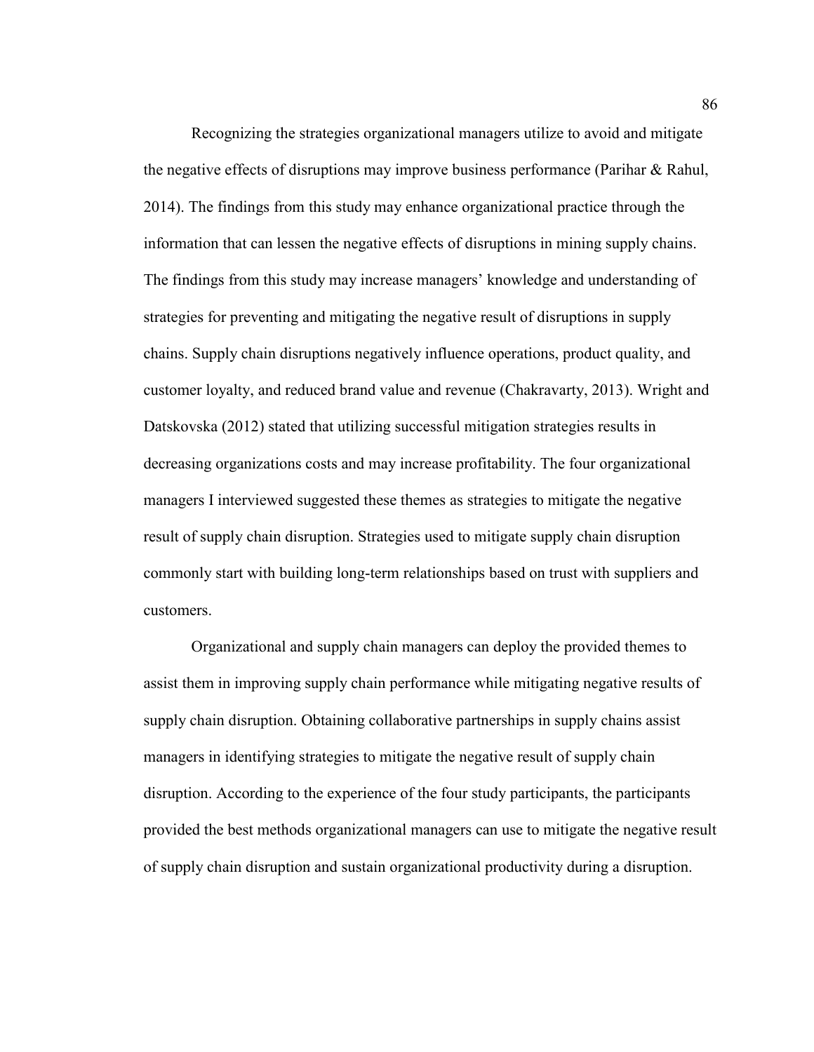Recognizing the strategies organizational managers utilize to avoid and mitigate the negative effects of disruptions may improve business performance (Parihar & Rahul, 2014). The findings from this study may enhance organizational practice through the information that can lessen the negative effects of disruptions in mining supply chains. The findings from this study may increase managers' knowledge and understanding of strategies for preventing and mitigating the negative result of disruptions in supply chains. Supply chain disruptions negatively influence operations, product quality, and customer loyalty, and reduced brand value and revenue (Chakravarty, 2013). Wright and Datskovska (2012) stated that utilizing successful mitigation strategies results in decreasing organizations costs and may increase profitability. The four organizational managers I interviewed suggested these themes as strategies to mitigate the negative result of supply chain disruption. Strategies used to mitigate supply chain disruption commonly start with building long-term relationships based on trust with suppliers and customers.

Organizational and supply chain managers can deploy the provided themes to assist them in improving supply chain performance while mitigating negative results of supply chain disruption. Obtaining collaborative partnerships in supply chains assist managers in identifying strategies to mitigate the negative result of supply chain disruption. According to the experience of the four study participants, the participants provided the best methods organizational managers can use to mitigate the negative result of supply chain disruption and sustain organizational productivity during a disruption.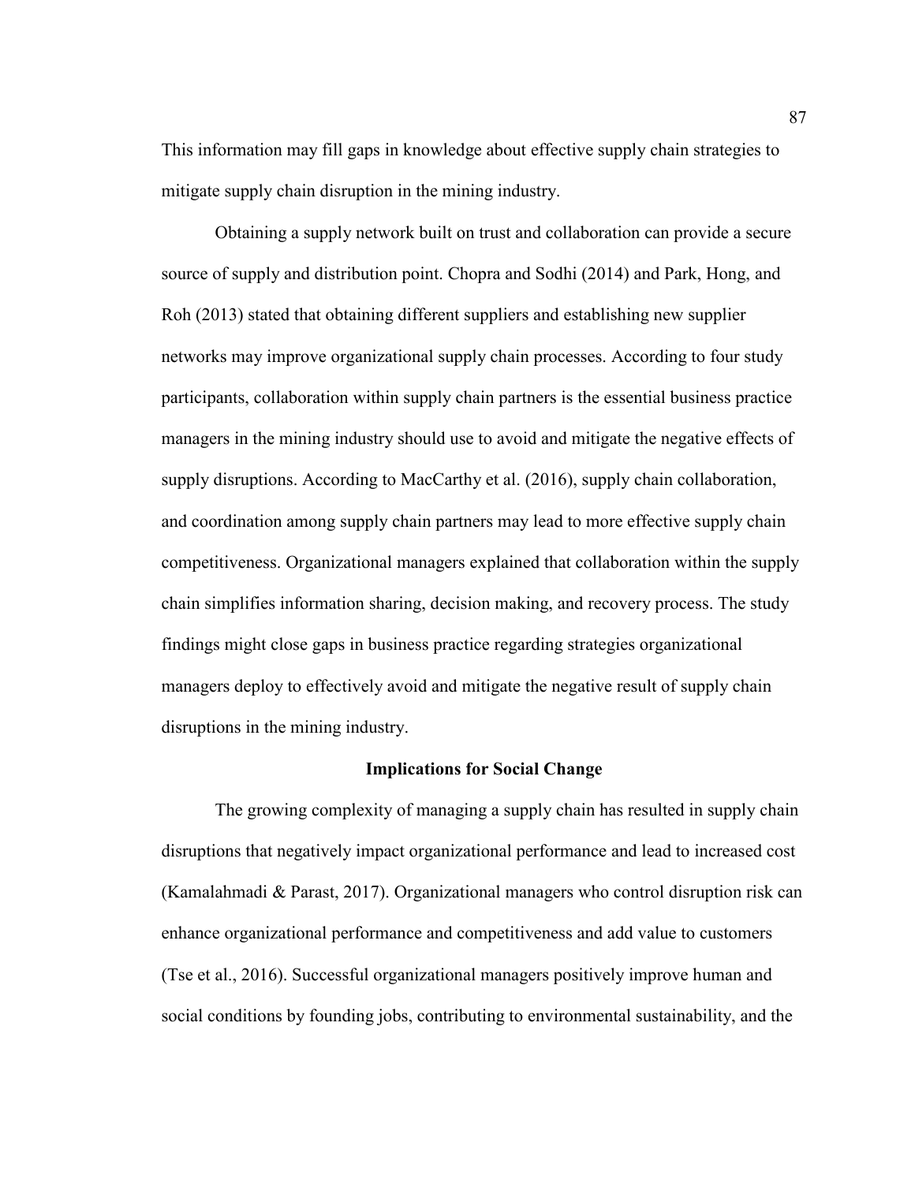This information may fill gaps in knowledge about effective supply chain strategies to mitigate supply chain disruption in the mining industry.

Obtaining a supply network built on trust and collaboration can provide a secure source of supply and distribution point. Chopra and Sodhi (2014) and Park, Hong, and Roh (2013) stated that obtaining different suppliers and establishing new supplier networks may improve organizational supply chain processes. According to four study participants, collaboration within supply chain partners is the essential business practice managers in the mining industry should use to avoid and mitigate the negative effects of supply disruptions. According to MacCarthy et al. (2016), supply chain collaboration, and coordination among supply chain partners may lead to more effective supply chain competitiveness. Organizational managers explained that collaboration within the supply chain simplifies information sharing, decision making, and recovery process. The study findings might close gaps in business practice regarding strategies organizational managers deploy to effectively avoid and mitigate the negative result of supply chain disruptions in the mining industry.

## Implications for Social Change

The growing complexity of managing a supply chain has resulted in supply chain disruptions that negatively impact organizational performance and lead to increased cost (Kamalahmadi & Parast, 2017). Organizational managers who control disruption risk can enhance organizational performance and competitiveness and add value to customers (Tse et al., 2016). Successful organizational managers positively improve human and social conditions by founding jobs, contributing to environmental sustainability, and the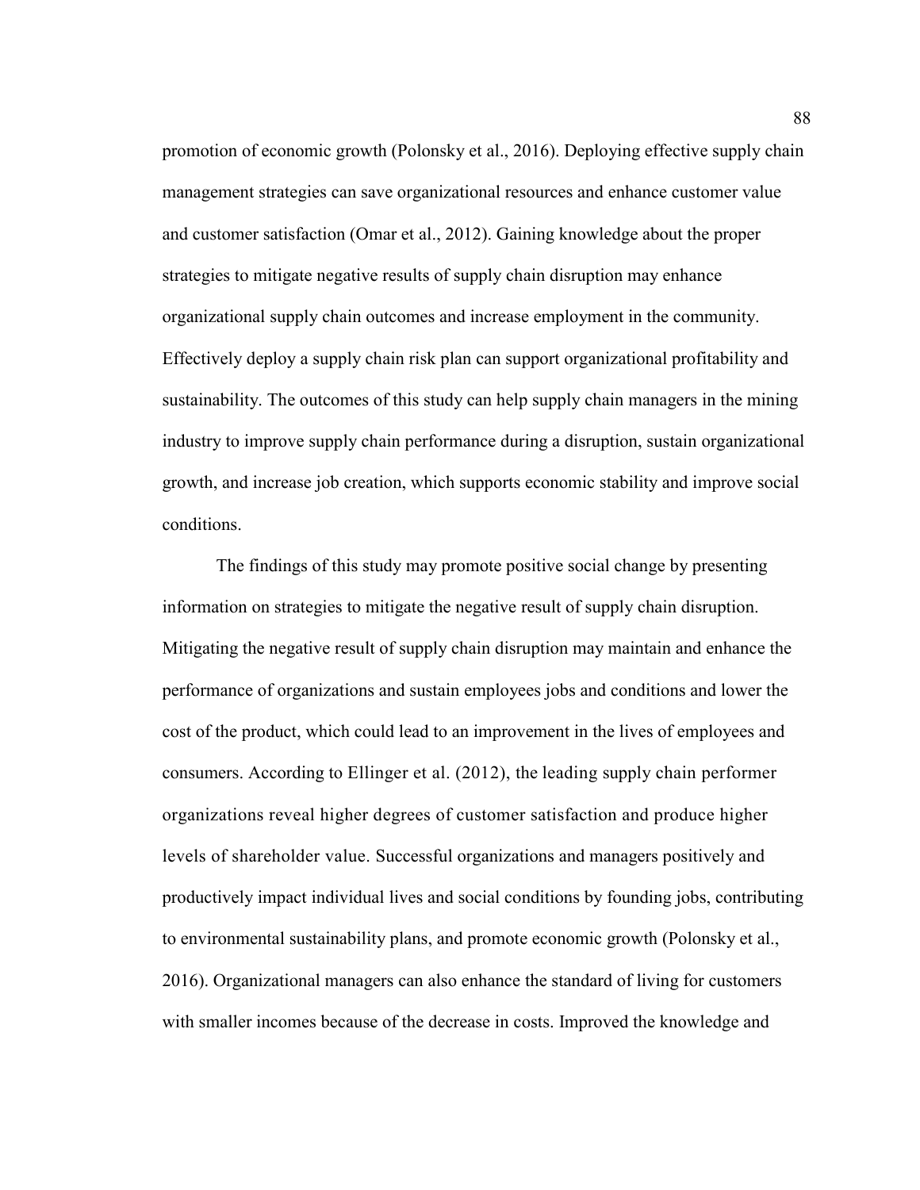promotion of economic growth (Polonsky et al., 2016). Deploying effective supply chain management strategies can save organizational resources and enhance customer value and customer satisfaction (Omar et al., 2012). Gaining knowledge about the proper strategies to mitigate negative results of supply chain disruption may enhance organizational supply chain outcomes and increase employment in the community. Effectively deploy a supply chain risk plan can support organizational profitability and sustainability. The outcomes of this study can help supply chain managers in the mining industry to improve supply chain performance during a disruption, sustain organizational growth, and increase job creation, which supports economic stability and improve social conditions.

The findings of this study may promote positive social change by presenting information on strategies to mitigate the negative result of supply chain disruption. Mitigating the negative result of supply chain disruption may maintain and enhance the performance of organizations and sustain employees jobs and conditions and lower the cost of the product, which could lead to an improvement in the lives of employees and consumers. According to Ellinger et al. (2012), the leading supply chain performer organizations reveal higher degrees of customer satisfaction and produce higher levels of shareholder value. Successful organizations and managers positively and productively impact individual lives and social conditions by founding jobs, contributing to environmental sustainability plans, and promote economic growth (Polonsky et al., 2016). Organizational managers can also enhance the standard of living for customers with smaller incomes because of the decrease in costs. Improved the knowledge and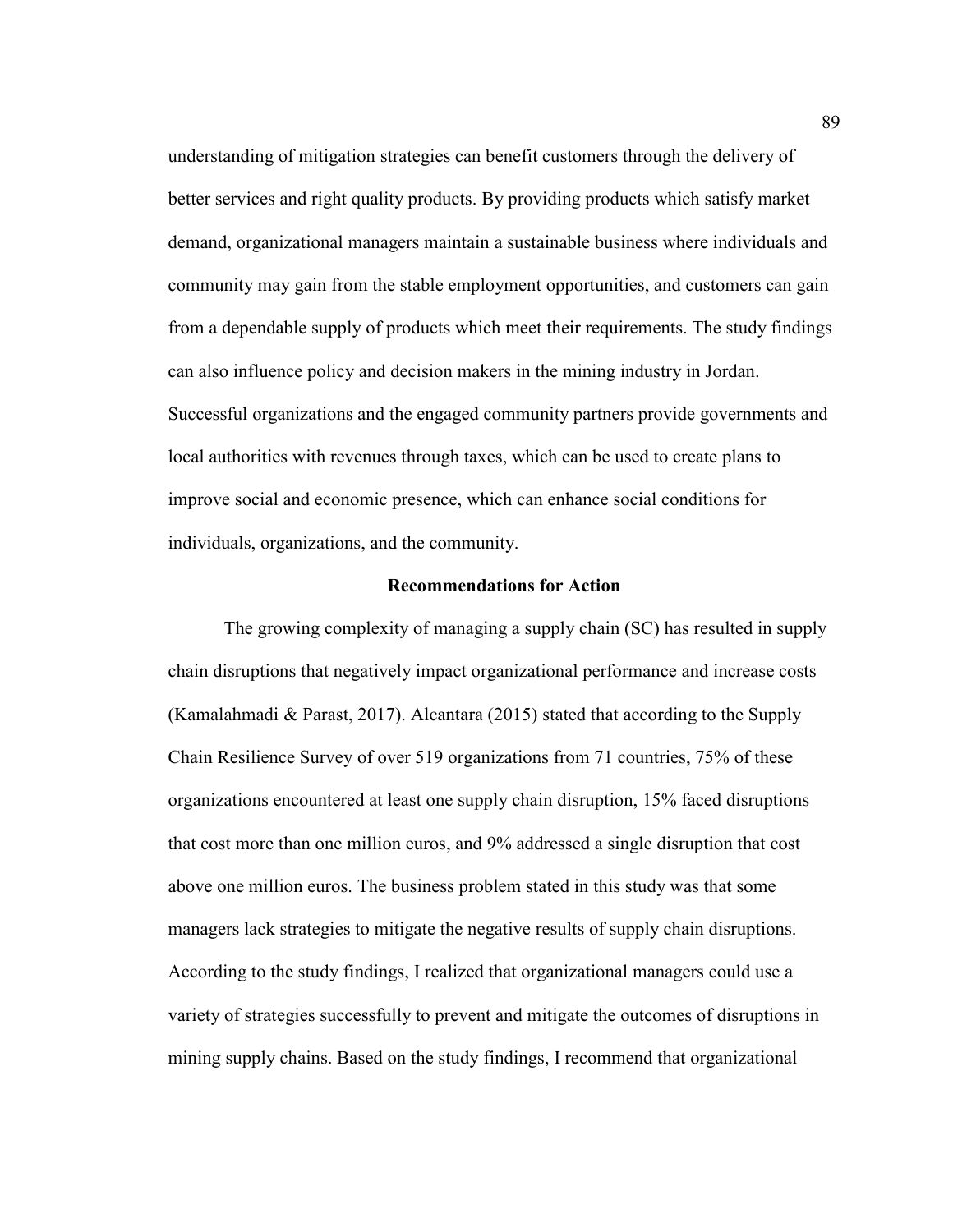understanding of mitigation strategies can benefit customers through the delivery of better services and right quality products. By providing products which satisfy market demand, organizational managers maintain a sustainable business where individuals and community may gain from the stable employment opportunities, and customers can gain from a dependable supply of products which meet their requirements. The study findings can also influence policy and decision makers in the mining industry in Jordan. Successful organizations and the engaged community partners provide governments and local authorities with revenues through taxes, which can be used to create plans to improve social and economic presence, which can enhance social conditions for individuals, organizations, and the community.

## Recommendations for Action

The growing complexity of managing a supply chain (SC) has resulted in supply chain disruptions that negatively impact organizational performance and increase costs (Kamalahmadi & Parast, 2017). Alcantara (2015) stated that according to the Supply Chain Resilience Survey of over 519 organizations from 71 countries, 75% of these organizations encountered at least one supply chain disruption, 15% faced disruptions that cost more than one million euros, and 9% addressed a single disruption that cost above one million euros. The business problem stated in this study was that some managers lack strategies to mitigate the negative results of supply chain disruptions. According to the study findings, I realized that organizational managers could use a variety of strategies successfully to prevent and mitigate the outcomes of disruptions in mining supply chains. Based on the study findings, I recommend that organizational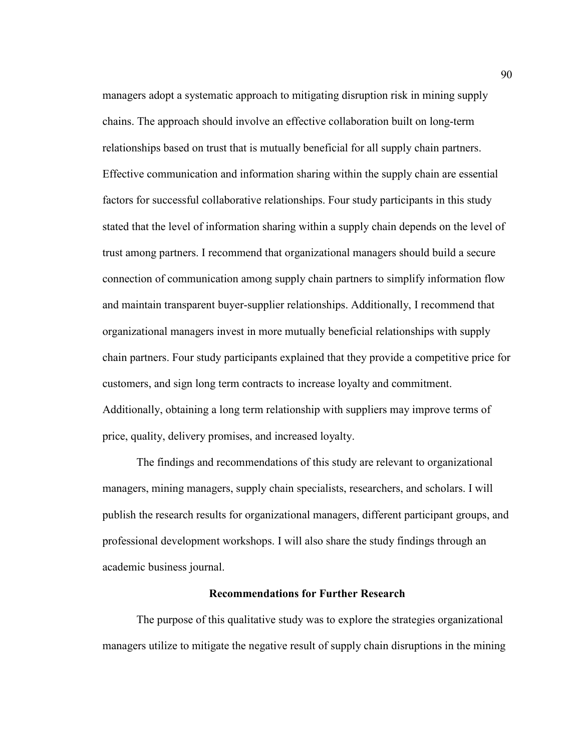managers adopt a systematic approach to mitigating disruption risk in mining supply chains. The approach should involve an effective collaboration built on long-term relationships based on trust that is mutually beneficial for all supply chain partners. Effective communication and information sharing within the supply chain are essential factors for successful collaborative relationships. Four study participants in this study stated that the level of information sharing within a supply chain depends on the level of trust among partners. I recommend that organizational managers should build a secure connection of communication among supply chain partners to simplify information flow and maintain transparent buyer-supplier relationships. Additionally, I recommend that organizational managers invest in more mutually beneficial relationships with supply chain partners. Four study participants explained that they provide a competitive price for customers, and sign long term contracts to increase loyalty and commitment. Additionally, obtaining a long term relationship with suppliers may improve terms of price, quality, delivery promises, and increased loyalty.

The findings and recommendations of this study are relevant to organizational managers, mining managers, supply chain specialists, researchers, and scholars. I will publish the research results for organizational managers, different participant groups, and professional development workshops. I will also share the study findings through an academic business journal.

## Recommendations for Further Research

The purpose of this qualitative study was to explore the strategies organizational managers utilize to mitigate the negative result of supply chain disruptions in the mining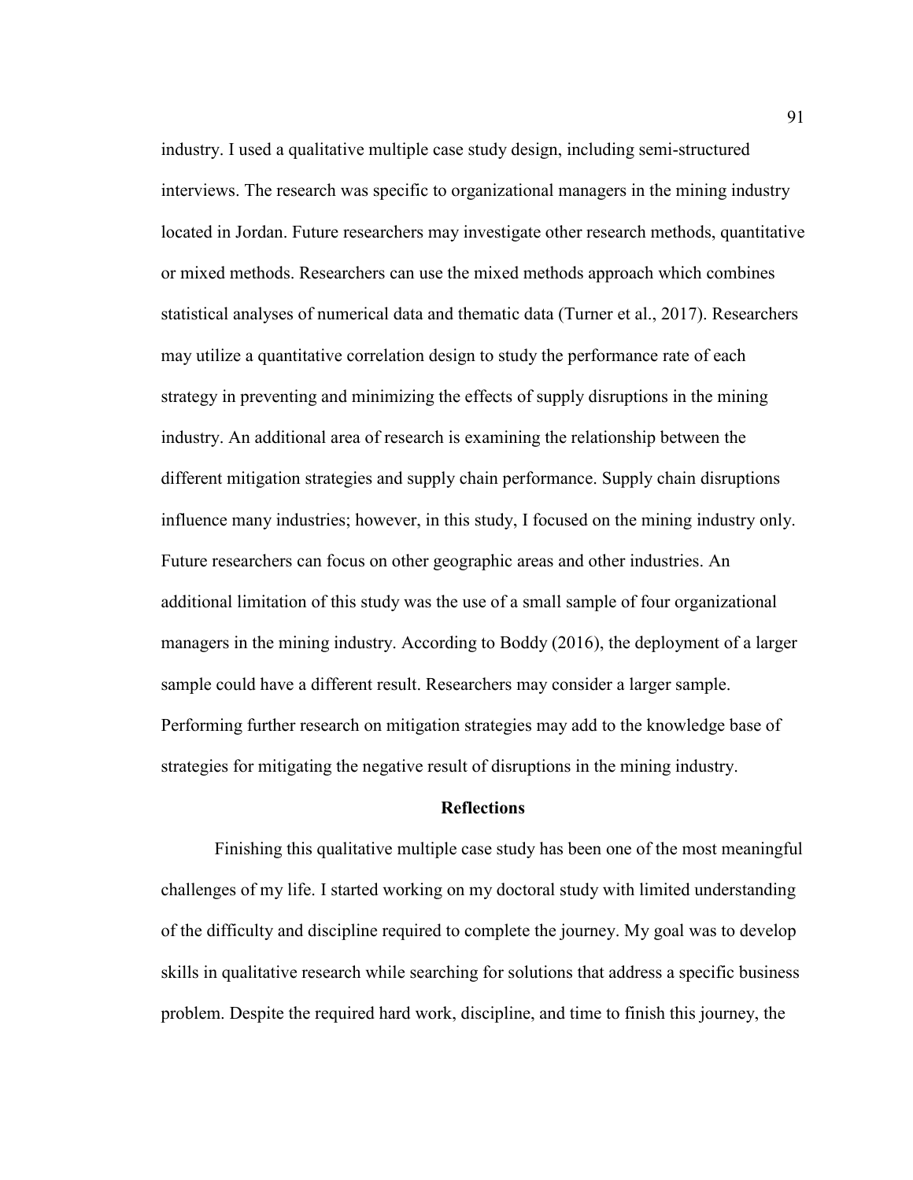industry. I used a qualitative multiple case study design, including semi-structured interviews. The research was specific to organizational managers in the mining industry located in Jordan. Future researchers may investigate other research methods, quantitative or mixed methods. Researchers can use the mixed methods approach which combines statistical analyses of numerical data and thematic data (Turner et al., 2017). Researchers may utilize a quantitative correlation design to study the performance rate of each strategy in preventing and minimizing the effects of supply disruptions in the mining industry. An additional area of research is examining the relationship between the different mitigation strategies and supply chain performance. Supply chain disruptions influence many industries; however, in this study, I focused on the mining industry only. Future researchers can focus on other geographic areas and other industries. An additional limitation of this study was the use of a small sample of four organizational managers in the mining industry. According to Boddy (2016), the deployment of a larger sample could have a different result. Researchers may consider a larger sample. Performing further research on mitigation strategies may add to the knowledge base of strategies for mitigating the negative result of disruptions in the mining industry.

## Reflections

Finishing this qualitative multiple case study has been one of the most meaningful challenges of my life. I started working on my doctoral study with limited understanding of the difficulty and discipline required to complete the journey. My goal was to develop skills in qualitative research while searching for solutions that address a specific business problem. Despite the required hard work, discipline, and time to finish this journey, the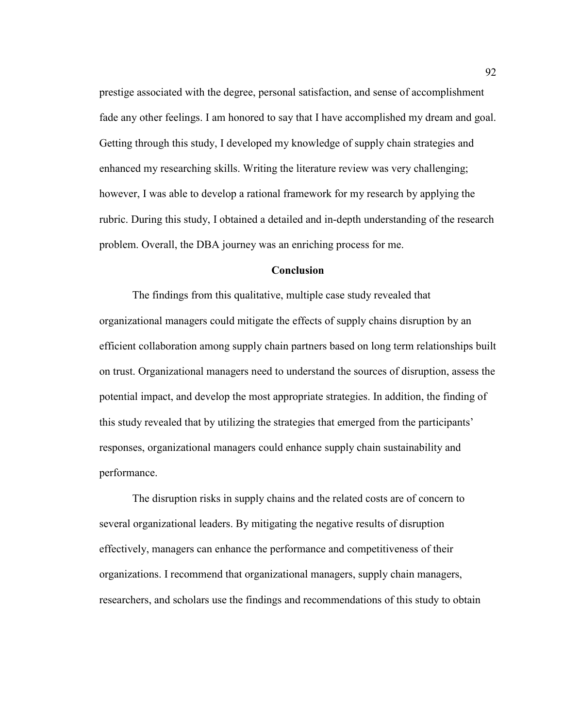prestige associated with the degree, personal satisfaction, and sense of accomplishment fade any other feelings. I am honored to say that I have accomplished my dream and goal. Getting through this study, I developed my knowledge of supply chain strategies and enhanced my researching skills. Writing the literature review was very challenging; however, I was able to develop a rational framework for my research by applying the rubric. During this study, I obtained a detailed and in-depth understanding of the research problem. Overall, the DBA journey was an enriching process for me.

## Conclusion

The findings from this qualitative, multiple case study revealed that organizational managers could mitigate the effects of supply chains disruption by an efficient collaboration among supply chain partners based on long term relationships built on trust. Organizational managers need to understand the sources of disruption, assess the potential impact, and develop the most appropriate strategies. In addition, the finding of this study revealed that by utilizing the strategies that emerged from the participants' responses, organizational managers could enhance supply chain sustainability and performance.

The disruption risks in supply chains and the related costs are of concern to several organizational leaders. By mitigating the negative results of disruption effectively, managers can enhance the performance and competitiveness of their organizations. I recommend that organizational managers, supply chain managers, researchers, and scholars use the findings and recommendations of this study to obtain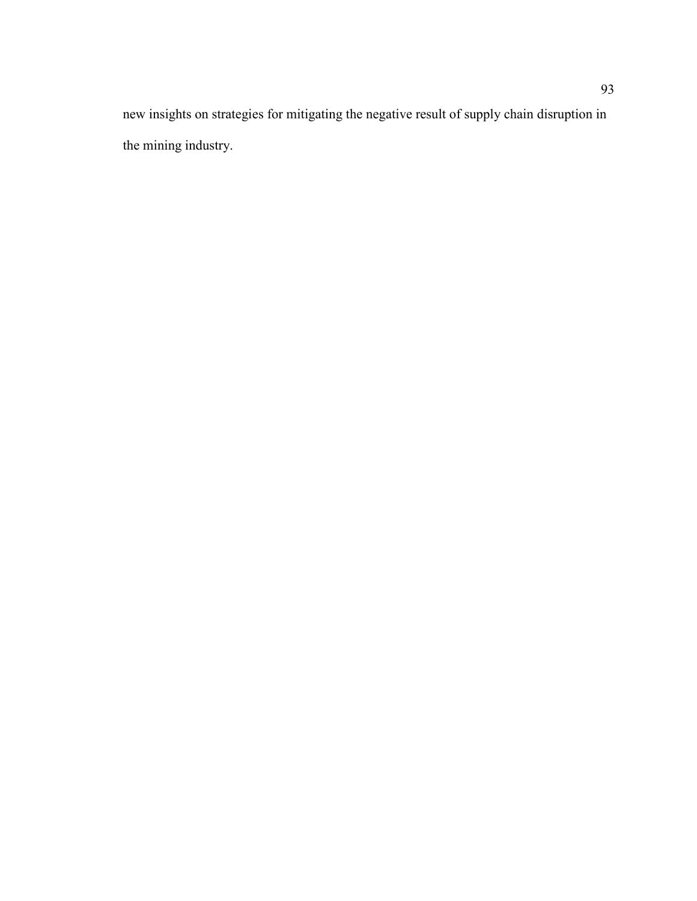new insights on strategies for mitigating the negative result of supply chain disruption in the mining industry.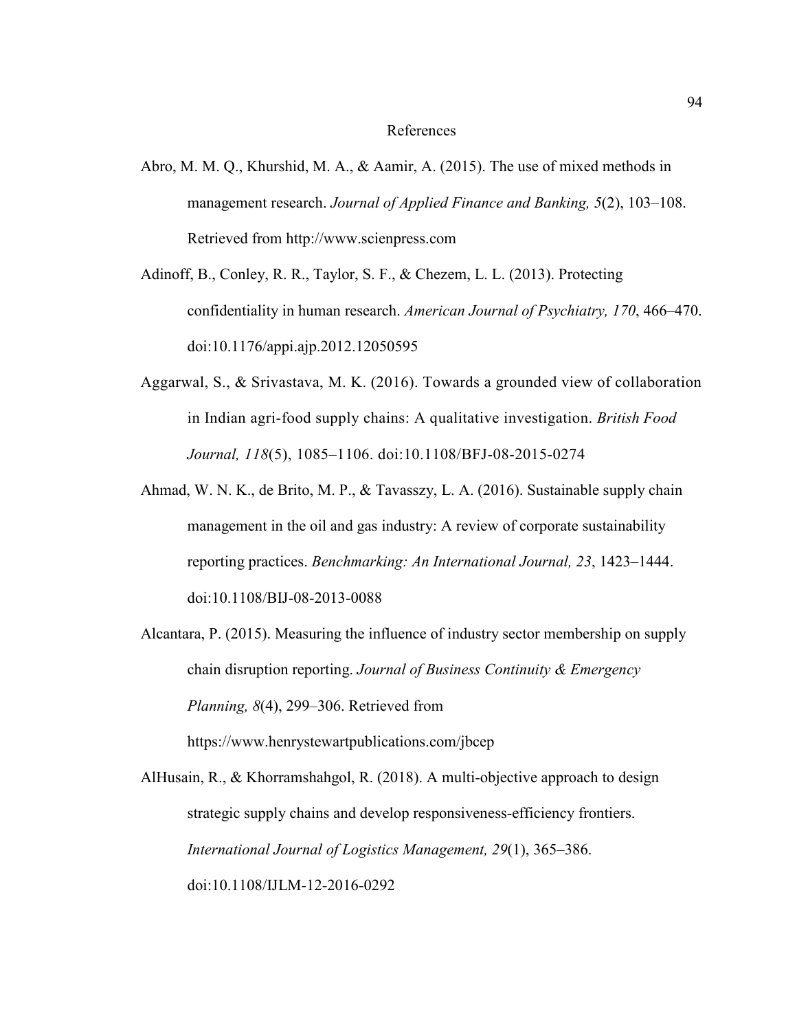# References

Abro, M. M. Q., Khurshid, M. A., & Aamir, A. (2015). The use of mixed methods in management research. *Journal of Applied Finance and Banking, 5*(2), 103–108. Retrieved from http://www.scienpress.com

Adinoff, B., Conley, R. R., Taylor, S. F., & Chezem, L. L. (2013). Protecting confidentiality in human research. *American Journal of Psychiatry, 170*, 466–470. doi:10.1176/appi.ajp.2012.12050595

Aggarwal, S., & Srivastava, M. K. (2016). Towards a grounded view of collaboration in Indian agri-food supply chains: A qualitative investigation. *British Food Journal, 118*(5), 1085–1106. doi:10.1108/BFJ-08-2015-0274

Ahmad, W. N. K., de Brito, M. P., & Tavasszy, L. A. (2016). Sustainable supply chain management in the oil and gas industry: A review of corporate sustainability reporting practices. *Benchmarking: An International Journal, 23*, 1423–1444. doi:10.1108/BIJ-08-2013-0088

Alcantara, P. (2015). Measuring the influence of industry sector membership on supply chain disruption reporting. *Journal of Business Continuity & Emergency Planning, 8*(4), 299–306. Retrieved from https://www.henrystewartpublications.com/jbcep

AlHusain, R., & Khorramshahgol, R. (2018). A multi-objective approach to design strategic supply chains and develop responsiveness-efficiency frontiers. *International Journal of Logistics Management, 29*(1), 365–386. doi:10.1108/IJLM-12-2016-0292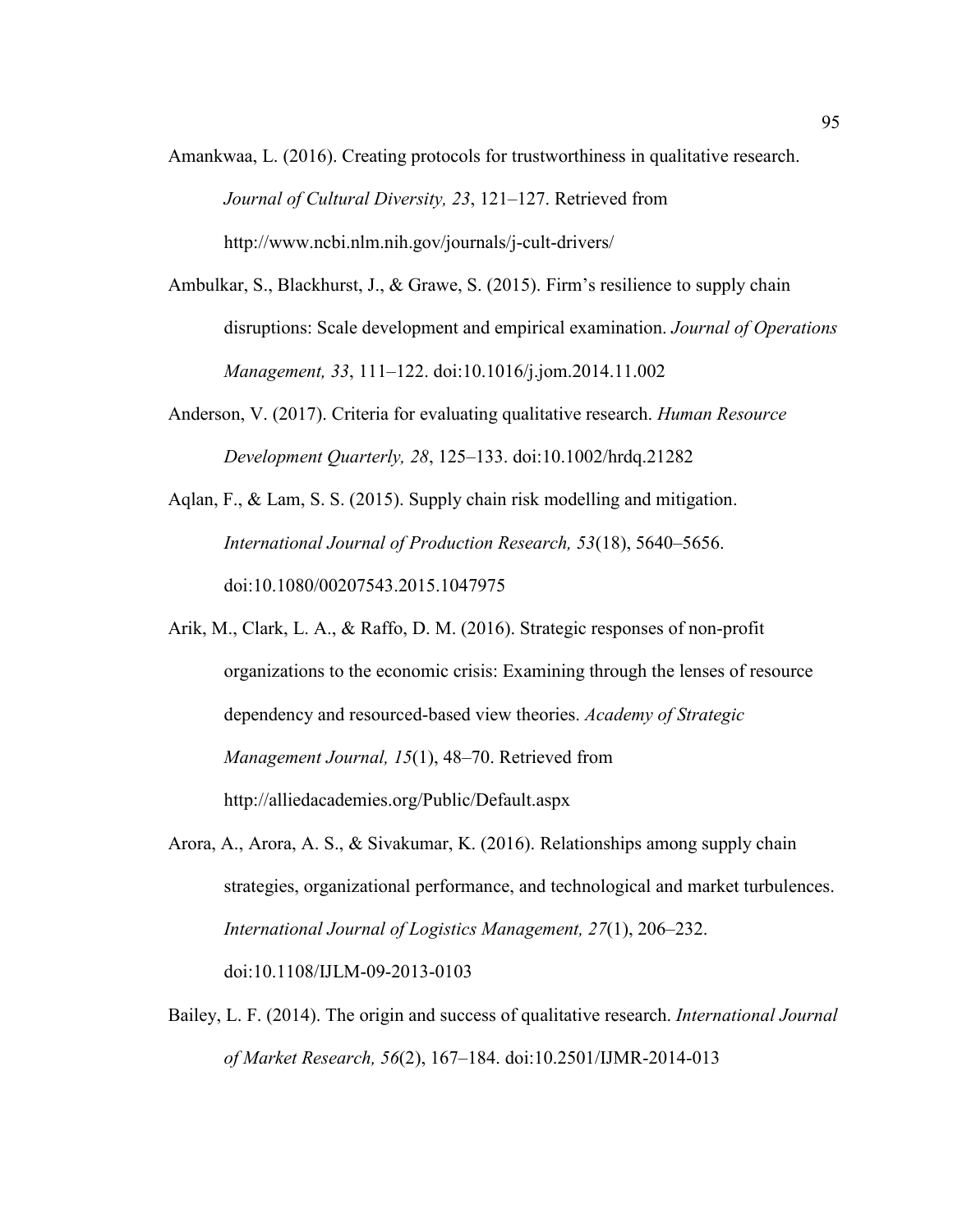Amankwaa, L. (2016). Creating protocols for trustworthiness in qualitative research. *Journal of Cultural Diversity, 23*, 121–127. Retrieved from http://www.ncbi.nlm.nih.gov/journals/j-cult-drivers/

Ambulkar, S., Blackhurst, J., & Grawe, S. (2015). Firm's resilience to supply chain disruptions: Scale development and empirical examination. *Journal of Operations Management, 33*, 111–122. doi:10.1016/j.jom.2014.11.002

Anderson, V. (2017). Criteria for evaluating qualitative research. *Human Resource Development Quarterly, 28*, 125–133. doi:10.1002/hrdq.21282

Aqlan, F., & Lam, S. S. (2015). Supply chain risk modelling and mitigation. *International Journal of Production Research, 53*(18), 5640–5656. doi:10.1080/00207543.2015.1047975

Arik, M., Clark, L. A., & Raffo, D. M. (2016). Strategic responses of non-profit organizations to the economic crisis: Examining through the lenses of resource dependency and resourced-based view theories. *Academy of Strategic Management Journal, 15*(1), 48–70. Retrieved from http://alliedacademies.org/Public/Default.aspx

Arora, A., Arora, A. S., & Sivakumar, K. (2016). Relationships among supply chain strategies, organizational performance, and technological and market turbulences. *International Journal of Logistics Management, 27*(1), 206–232. doi:10.1108/IJLM-09-2013-0103

Bailey, L. F. (2014). The origin and success of qualitative research. *International Journal of Market Research, 56*(2), 167–184. doi:10.2501/IJMR-2014-013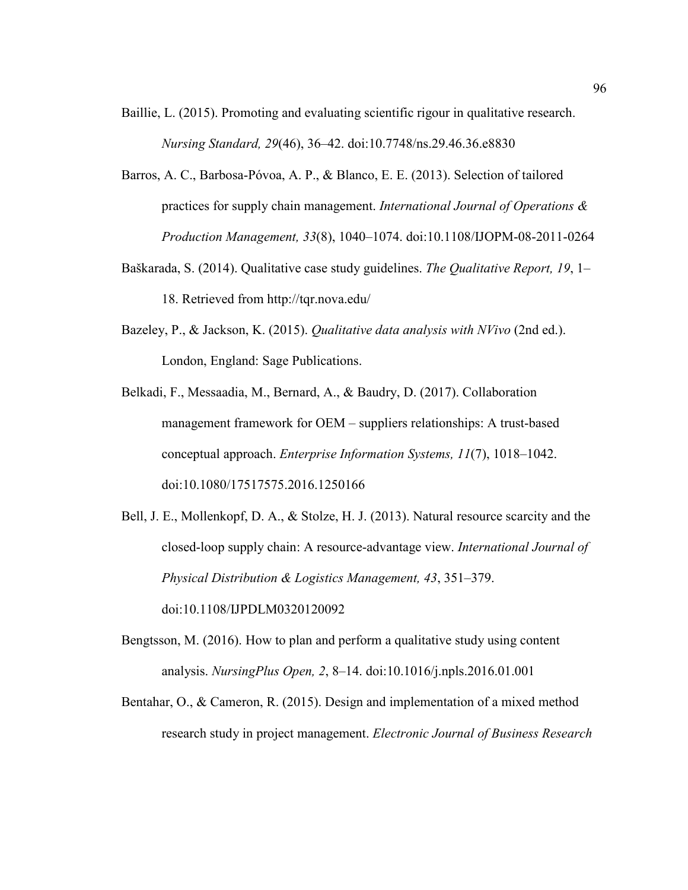Baillie, L. (2015). Promoting and evaluating scientific rigour in qualitative research. *Nursing Standard, 29*(46), 36–42. doi:10.7748/ns.29.46.36.e8830

Barros, A. C., Barbosa-Póvoa, A. P., & Blanco, E. E. (2013). Selection of tailored practices for supply chain management. *International Journal of Operations & Production Management, 33*(8), 1040–1074. doi:10.1108/IJOPM-08-2011-0264

Baškarada, S. (2014). Qualitative case study guidelines. *The Qualitative Report, 19*, 1–18. Retrieved from http://tqr.nova.edu/

Bazeley, P., & Jackson, K. (2015). *Qualitative data analysis with NVivo* (2nd ed.). London, England: Sage Publications.

Belkadi, F., Messaadia, M., Bernard, A., & Baudry, D. (2017). Collaboration management framework for OEM – suppliers relationships: A trust-based conceptual approach. *Enterprise Information Systems, 11*(7), 1018–1042. doi:10.1080/17517575.2016.1250166

Bell, J. E., Mollenkopf, D. A., & Stolze, H. J. (2013). Natural resource scarcity and the closed-loop supply chain: A resource-advantage view. *International Journal of Physical Distribution & Logistics Management, 43*, 351–379. doi:10.1108/IJPDLM0320120092

Bengtsson, M. (2016). How to plan and perform a qualitative study using content analysis. *NursingPlus Open, 2*, 8–14. doi:10.1016/j.npls.2016.01.001

Bentahar, O., & Cameron, R. (2015). Design and implementation of a mixed method research study in project management. *Electronic Journal of Business Research*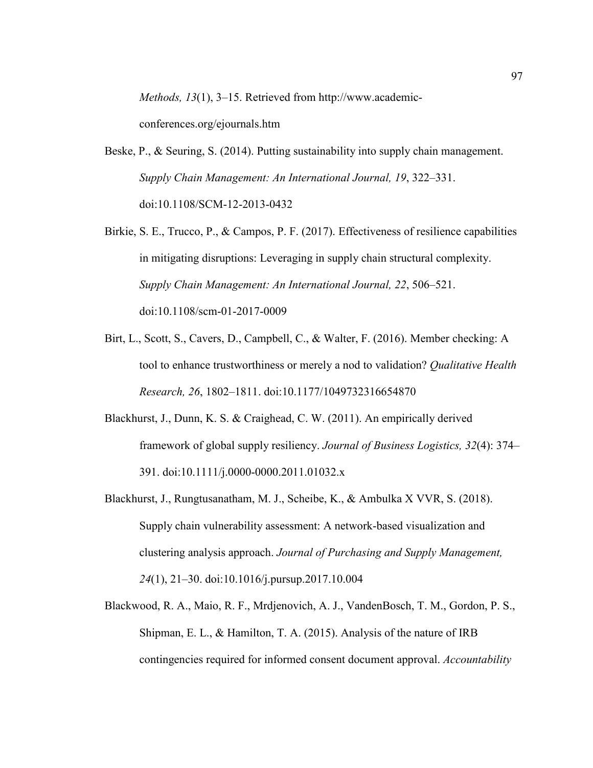*Methods, 13*(1), 3–15. Retrieved from http://www.academic-conferences.org/ejournals.htm

Beske, P., & Seuring, S. (2014). Putting sustainability into supply chain management. *Supply Chain Management: An International Journal, 19*, 322–331. doi:10.1108/SCM-12-2013-0432

Birkie, S. E., Trucco, P., & Campos, P. F. (2017). Effectiveness of resilience capabilities in mitigating disruptions: Leveraging in supply chain structural complexity. *Supply Chain Management: An International Journal, 22*, 506–521. doi:10.1108/scm-01-2017-0009

Birt, L., Scott, S., Cavers, D., Campbell, C., & Walter, F. (2016). Member checking: A tool to enhance trustworthiness or merely a nod to validation? *Qualitative Health Research, 26*, 1802–1811. doi:10.1177/1049732316654870

Blackhurst, J., Dunn, K. S. & Craighead, C. W. (2011). An empirically derived framework of global supply resiliency. *Journal of Business Logistics, 32*(4): 374–391. doi:10.1111/j.0000-0000.2011.01032.x

Blackhurst, J., Rungtusanatham, M. J., Scheibe, K., & Ambulka X VVR, S. (2018). Supply chain vulnerability assessment: A network-based visualization and clustering analysis approach. *Journal of Purchasing and Supply Management, 24*(1), 21–30. doi:10.1016/j.pursup.2017.10.004

Blackwood, R. A., Maio, R. F., Mrdjenovich, A. J., VandenBosch, T. M., Gordon, P. S., Shipman, E. L., & Hamilton, T. A. (2015). Analysis of the nature of IRB contingencies required for informed consent document approval. *Accountability*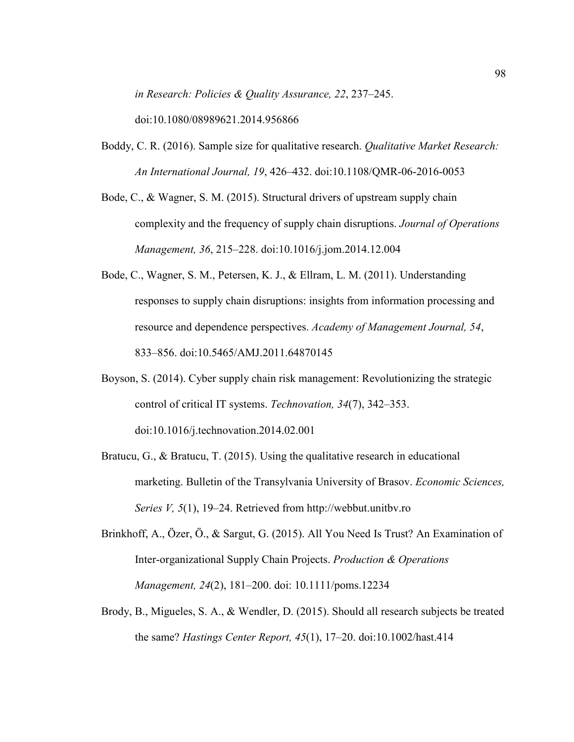*in Research: Policies & Quality Assurance, 22*, 237–245. doi:10.1080/08989621.2014.956866

Boddy, C. R. (2016). Sample size for qualitative research. *Qualitative Market Research: An International Journal, 19*, 426–432. doi:10.1108/QMR-06-2016-0053

Bode, C., & Wagner, S. M. (2015). Structural drivers of upstream supply chain complexity and the frequency of supply chain disruptions. *Journal of Operations Management, 36*, 215–228. doi:10.1016/j.jom.2014.12.004

Bode, C., Wagner, S. M., Petersen, K. J., & Ellram, L. M. (2011). Understanding responses to supply chain disruptions: insights from information processing and resource and dependence perspectives. *Academy of Management Journal, 54*, 833–856. doi:10.5465/AMJ.2011.64870145

Boyson, S. (2014). Cyber supply chain risk management: Revolutionizing the strategic control of critical IT systems. *Technovation, 34*(7), 342–353. doi:10.1016/j.technovation.2014.02.001

Bratucu, G., & Bratucu, T. (2015). Using the qualitative research in educational marketing. Bulletin of the Transylvania University of Brasov. *Economic Sciences, Series V, 5*(1), 19–24. Retrieved from http://webbut.unitbv.ro

Brinkhoff, A., Özer, Ö., & Sargut, G. (2015). All You Need Is Trust? An Examination of Inter-organizational Supply Chain Projects. *Production & Operations Management, 24*(2), 181–200. doi: 10.1111/poms.12234

Brody, B., Migueles, S. A., & Wendler, D. (2015). Should all research subjects be treated the same? *Hastings Center Report, 45*(1), 17–20. doi:10.1002/hast.414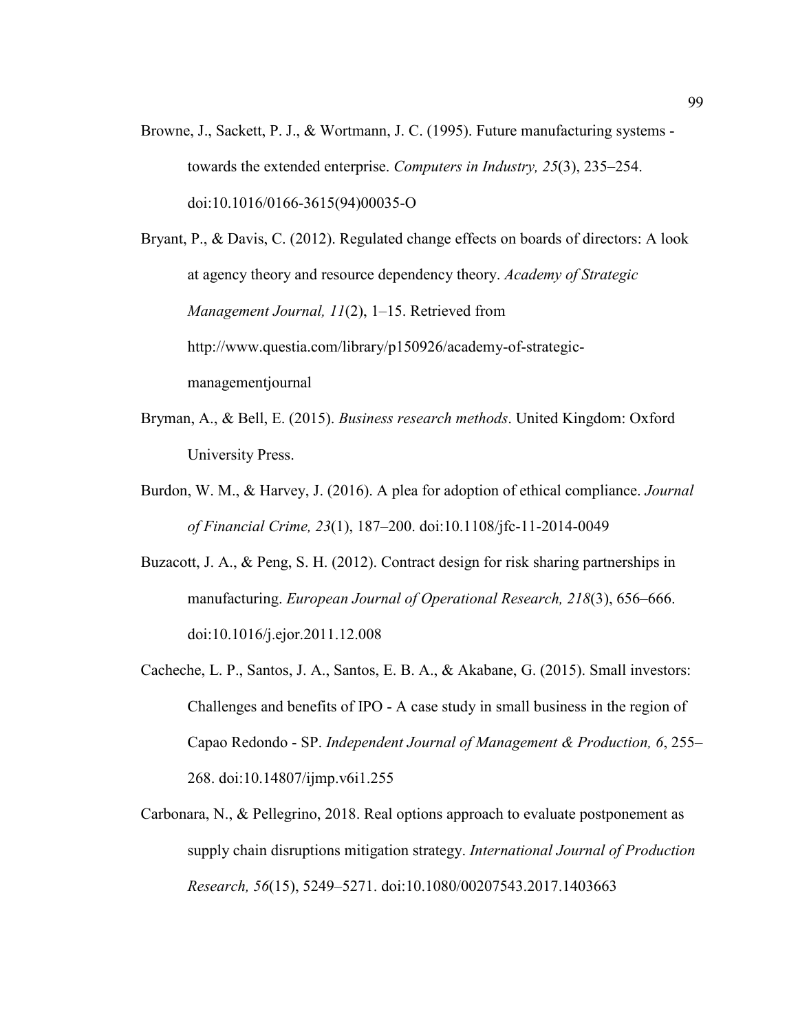Browne, J., Sackett, P. J., & Wortmann, J. C. (1995). Future manufacturing systems - towards the extended enterprise. *Computers in Industry, 25*(3), 235–254. doi:10.1016/0166-3615(94)00035-O

Bryant, P., & Davis, C. (2012). Regulated change effects on boards of directors: A look at agency theory and resource dependency theory. *Academy of Strategic Management Journal, 11*(2), 1–15. Retrieved from http://www.questia.com/library/p150926/academy-of-strategic-managementjournal

Bryman, A., & Bell, E. (2015). *Business research methods*. United Kingdom: Oxford University Press.

Burdon, W. M., & Harvey, J. (2016). A plea for adoption of ethical compliance. *Journal of Financial Crime, 23*(1), 187–200. doi:10.1108/jfc-11-2014-0049

Buzacott, J. A., & Peng, S. H. (2012). Contract design for risk sharing partnerships in manufacturing. *European Journal of Operational Research, 218*(3), 656–666. doi:10.1016/j.ejor.2011.12.008

Cacheche, L. P., Santos, J. A., Santos, E. B. A., & Akabane, G. (2015). Small investors: Challenges and benefits of IPO - A case study in small business in the region of Capao Redondo - SP. *Independent Journal of Management & Production, 6*, 255–268. doi:10.14807/ijmp.v6i1.255

Carbonara, N., & Pellegrino, 2018. Real options approach to evaluate postponement as supply chain disruptions mitigation strategy. *International Journal of Production Research, 56*(15), 5249–5271. doi:10.1080/00207543.2017.1403663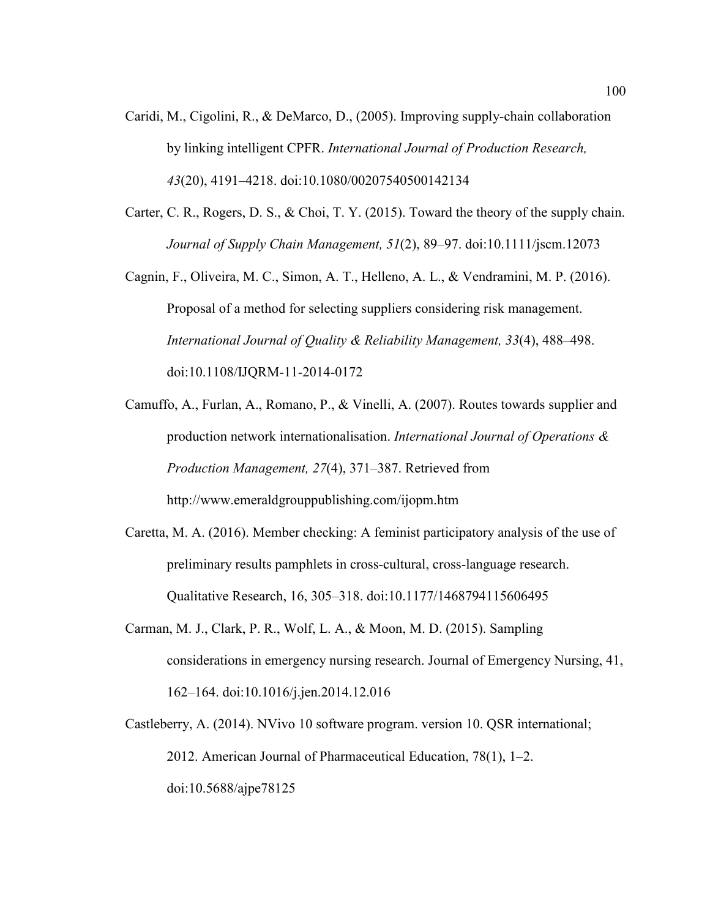Caridi, M., Cigolini, R., & DeMarco, D., (2005). Improving supply-chain collaboration by linking intelligent CPFR. *International Journal of Production Research, 43*(20), 4191–4218. doi:10.1080/00207540500142134

Carter, C. R., Rogers, D. S., & Choi, T. Y. (2015). Toward the theory of the supply chain. *Journal of Supply Chain Management, 51*(2), 89–97. doi:10.1111/jscm.12073

Cagnin, F., Oliveira, M. C., Simon, A. T., Helleno, A. L., & Vendramini, M. P. (2016). Proposal of a method for selecting suppliers considering risk management. *International Journal of Quality & Reliability Management, 33*(4), 488–498. doi:10.1108/IJQRM-11-2014-0172

Camuffo, A., Furlan, A., Romano, P., & Vinelli, A. (2007). Routes towards supplier and production network internationalisation. *International Journal of Operations & Production Management, 27*(4), 371–387. Retrieved from http://www.emeraldgrouppublishing.com/ijopm.htm

Caretta, M. A. (2016). Member checking: A feminist participatory analysis of the use of preliminary results pamphlets in cross-cultural, cross-language research. Qualitative Research, 16, 305–318. doi:10.1177/1468794115606495

Carman, M. J., Clark, P. R., Wolf, L. A., & Moon, M. D. (2015). Sampling considerations in emergency nursing research. Journal of Emergency Nursing, 41, 162–164. doi:10.1016/j.jen.2014.12.016

Castleberry, A. (2014). NVivo 10 software program. version 10. QSR international; 2012. American Journal of Pharmaceutical Education, 78(1), 1–2. doi:10.5688/ajpe78125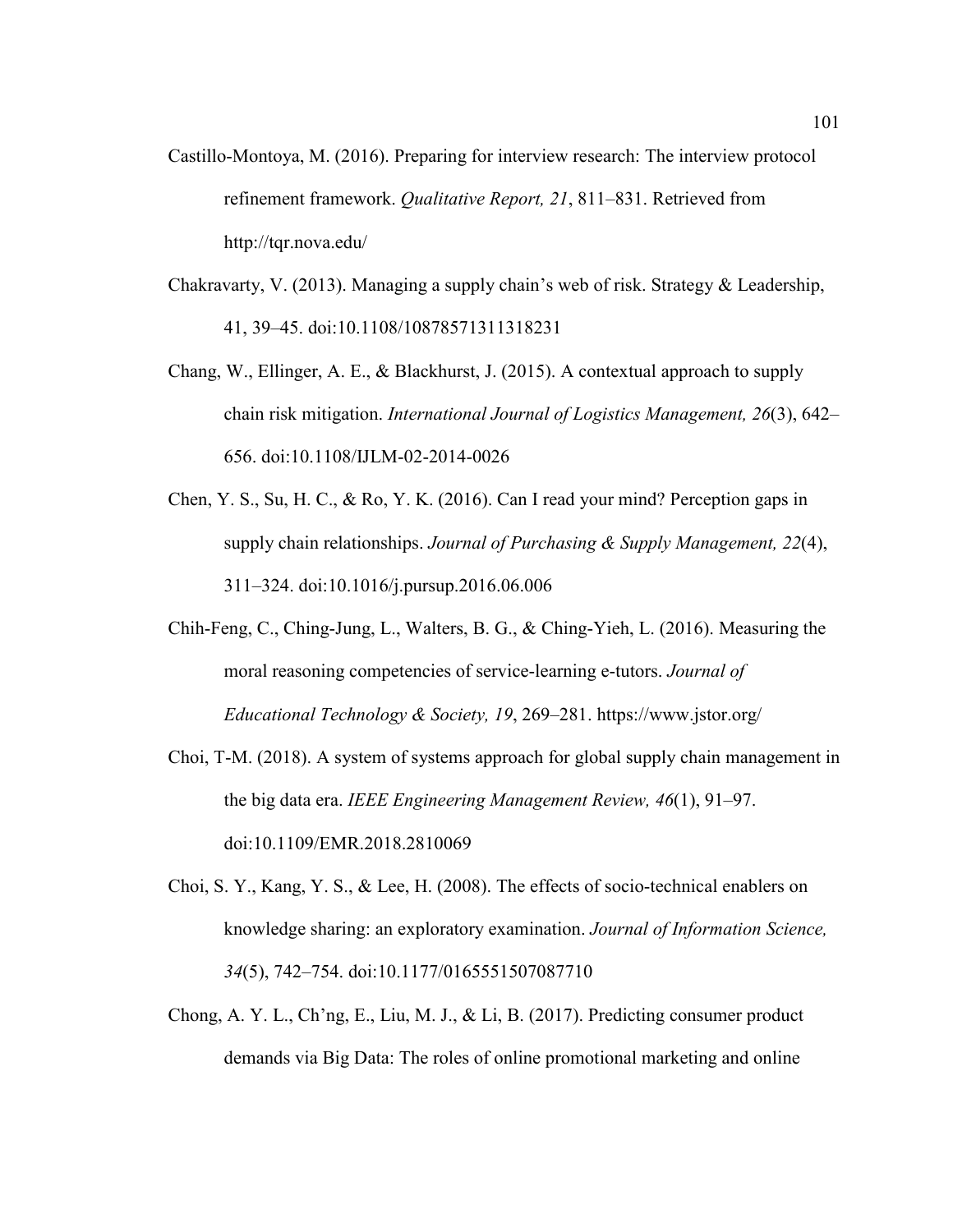Castillo-Montoya, M. (2016). Preparing for interview research: The interview protocol refinement framework. *Qualitative Report, 21*, 811–831. Retrieved from http://tqr.nova.edu/

Chakravarty, V. (2013). Managing a supply chain's web of risk. Strategy & Leadership, 41, 39–45. doi:10.1108/10878571311318231

Chang, W., Ellinger, A. E., & Blackhurst, J. (2015). A contextual approach to supply chain risk mitigation. *International Journal of Logistics Management, 26*(3), 642–656. doi:10.1108/IJLM-02-2014-0026

Chen, Y. S., Su, H. C., & Ro, Y. K. (2016). Can I read your mind? Perception gaps in supply chain relationships. *Journal of Purchasing & Supply Management, 22*(4), 311–324. doi:10.1016/j.pursup.2016.06.006

Chih-Feng, C., Ching-Jung, L., Walters, B. G., & Ching-Yieh, L. (2016). Measuring the moral reasoning competencies of service-learning e-tutors. *Journal of Educational Technology & Society, 19*, 269–281. https://www.jstor.org/

Choi, T-M. (2018). A system of systems approach for global supply chain management in the big data era. *IEEE Engineering Management Review, 46*(1), 91–97. doi:10.1109/EMR.2018.2810069

Choi, S. Y., Kang, Y. S., & Lee, H. (2008). The effects of socio-technical enablers on knowledge sharing: an exploratory examination. *Journal of Information Science, 34*(5), 742–754. doi:10.1177/0165551507087710

Chong, A. Y. L., Ch'ng, E., Liu, M. J., & Li, B. (2017). Predicting consumer product demands via Big Data: The roles of online promotional marketing and online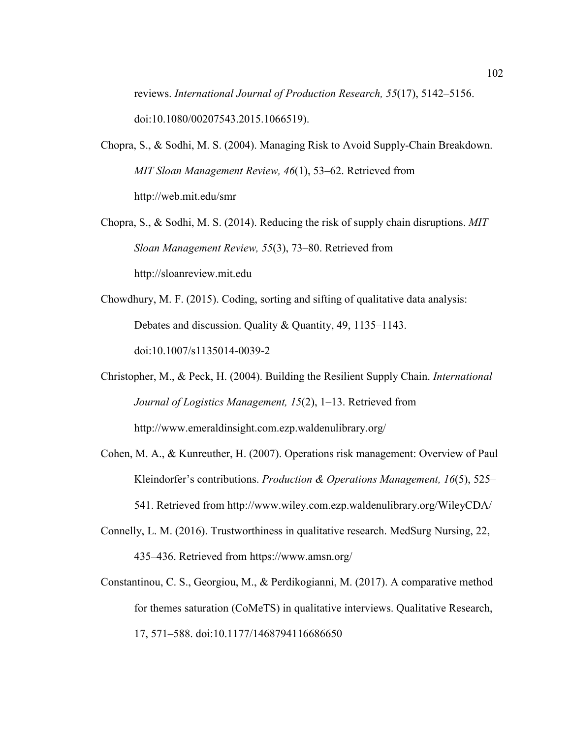reviews. *International Journal of Production Research, 55*(17), 5142–5156. doi:10.1080/00207543.2015.1066519).

Chopra, S., & Sodhi, M. S. (2004). Managing Risk to Avoid Supply-Chain Breakdown. *MIT Sloan Management Review, 46*(1), 53–62. Retrieved from http://web.mit.edu/smr

Chopra, S., & Sodhi, M. S. (2014). Reducing the risk of supply chain disruptions. *MIT Sloan Management Review, 55*(3), 73–80. Retrieved from http://sloanreview.mit.edu

Chowdhury, M. F. (2015). Coding, sorting and sifting of qualitative data analysis: Debates and discussion. Quality & Quantity, 49, 1135–1143. doi:10.1007/s1135014-0039-2

Christopher, M., & Peck, H. (2004). Building the Resilient Supply Chain. *International Journal of Logistics Management, 15*(2), 1–13. Retrieved from http://www.emeraldinsight.com.ezp.waldenulibrary.org/

Cohen, M. A., & Kunreuther, H. (2007). Operations risk management: Overview of Paul Kleindorfer's contributions. *Production & Operations Management, 16*(5), 525–541. Retrieved from http://www.wiley.com.ezp.waldenulibrary.org/WileyCDA/

Connelly, L. M. (2016). Trustworthiness in qualitative research. MedSurg Nursing, 22, 435–436. Retrieved from https://www.amsn.org/

Constantinou, C. S., Georgiou, M., & Perdikogianni, M. (2017). A comparative method for themes saturation (CoMeTS) in qualitative interviews. Qualitative Research, 17, 571–588. doi:10.1177/1468794116686650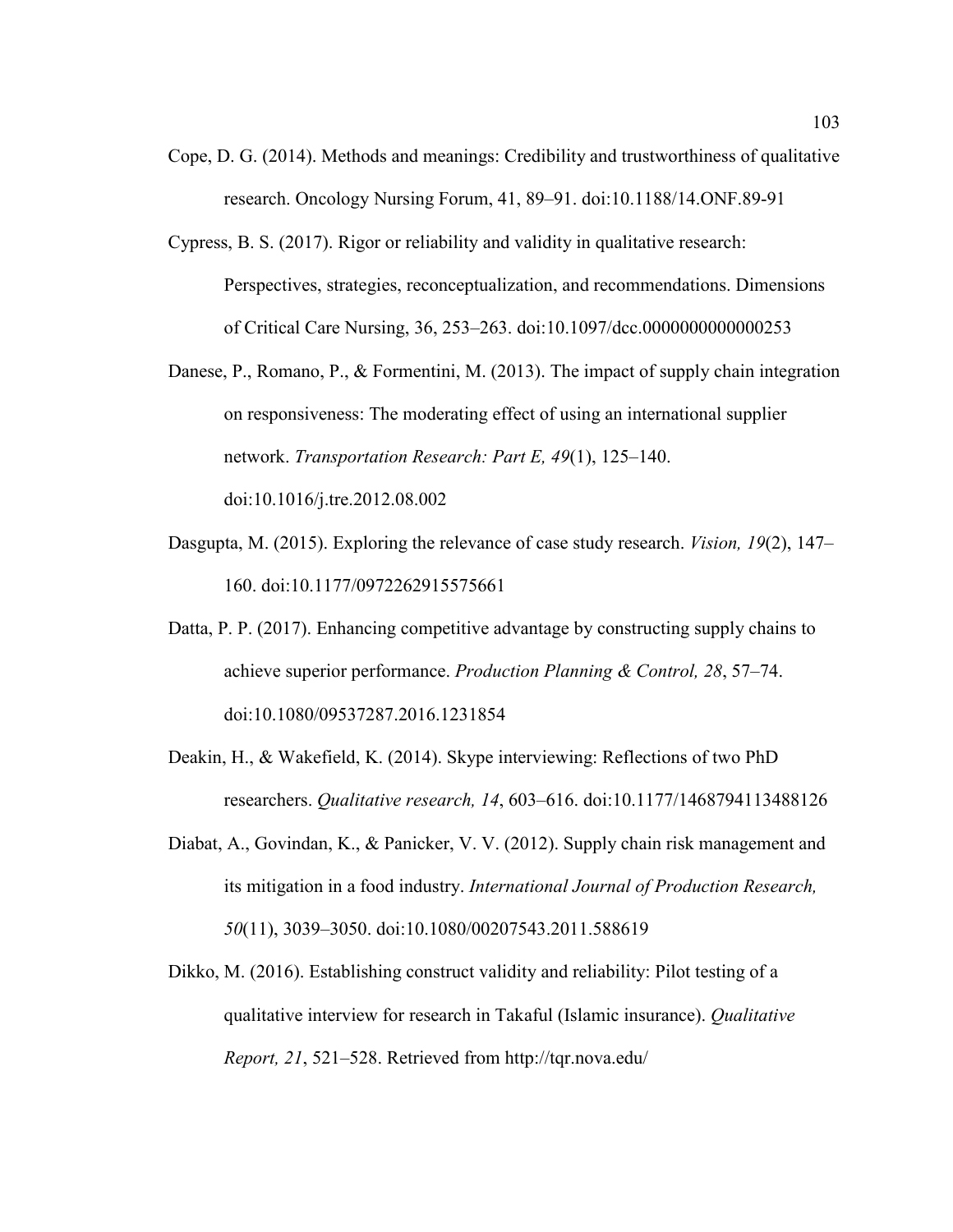Cope, D. G. (2014). Methods and meanings: Credibility and trustworthiness of qualitative research. Oncology Nursing Forum, 41, 89–91. doi:10.1188/14.ONF.89-91

Cypress, B. S. (2017). Rigor or reliability and validity in qualitative research: Perspectives, strategies, reconceptualization, and recommendations. Dimensions of Critical Care Nursing, 36, 253–263. doi:10.1097/dcc.0000000000000253

Danese, P., Romano, P., & Formentini, M. (2013). The impact of supply chain integration on responsiveness: The moderating effect of using an international supplier network. *Transportation Research: Part E, 49*(1), 125–140. doi:10.1016/j.tre.2012.08.002

Dasgupta, M. (2015). Exploring the relevance of case study research. *Vision, 19*(2), 147–160. doi:10.1177/0972262915575661

Datta, P. P. (2017). Enhancing competitive advantage by constructing supply chains to achieve superior performance. *Production Planning & Control, 28*, 57–74. doi:10.1080/09537287.2016.1231854

Deakin, H., & Wakefield, K. (2014). Skype interviewing: Reflections of two PhD researchers. *Qualitative research, 14*, 603–616. doi:10.1177/1468794113488126

Diabat, A., Govindan, K., & Panicker, V. V. (2012). Supply chain risk management and its mitigation in a food industry. *International Journal of Production Research, 50*(11), 3039–3050. doi:10.1080/00207543.2011.588619

Dikko, M. (2016). Establishing construct validity and reliability: Pilot testing of a qualitative interview for research in Takaful (Islamic insurance). *Qualitative Report, 21*, 521–528. Retrieved from http://tqr.nova.edu/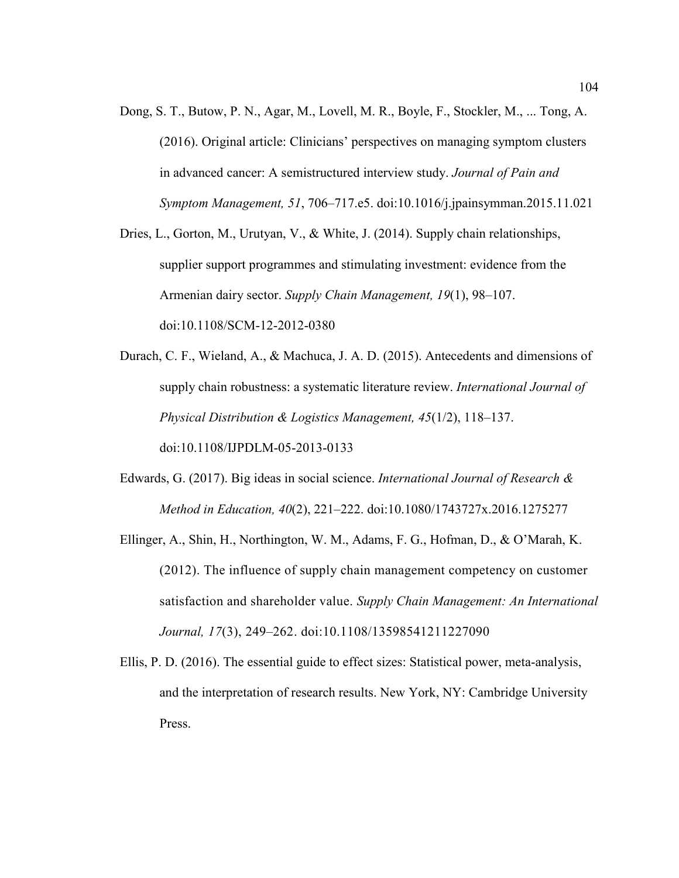Dong, S. T., Butow, P. N., Agar, M., Lovell, M. R., Boyle, F., Stockler, M., ... Tong, A. (2016). Original article: Clinicians' perspectives on managing symptom clusters in advanced cancer: A semistructured interview study. *Journal of Pain and Symptom Management, 51*, 706–717.e5. doi:10.1016/j.jpainsymman.2015.11.021

Dries, L., Gorton, M., Urutyan, V., & White, J. (2014). Supply chain relationships, supplier support programmes and stimulating investment: evidence from the Armenian dairy sector. *Supply Chain Management, 19*(1), 98–107. doi:10.1108/SCM-12-2012-0380

Durach, C. F., Wieland, A., & Machuca, J. A. D. (2015). Antecedents and dimensions of supply chain robustness: a systematic literature review. *International Journal of Physical Distribution & Logistics Management, 45*(1/2), 118–137. doi:10.1108/IJPDLM-05-2013-0133

Edwards, G. (2017). Big ideas in social science. *International Journal of Research & Method in Education, 40*(2), 221–222. doi:10.1080/1743727x.2016.1275277

Ellinger, A., Shin, H., Northington, W. M., Adams, F. G., Hofman, D., & O'Marah, K. (2012). The influence of supply chain management competency on customer satisfaction and shareholder value. *Supply Chain Management: An International Journal, 17*(3), 249–262. doi:10.1108/13598541211227090

Ellis, P. D. (2016). The essential guide to effect sizes: Statistical power, meta-analysis, and the interpretation of research results. New York, NY: Cambridge University Press.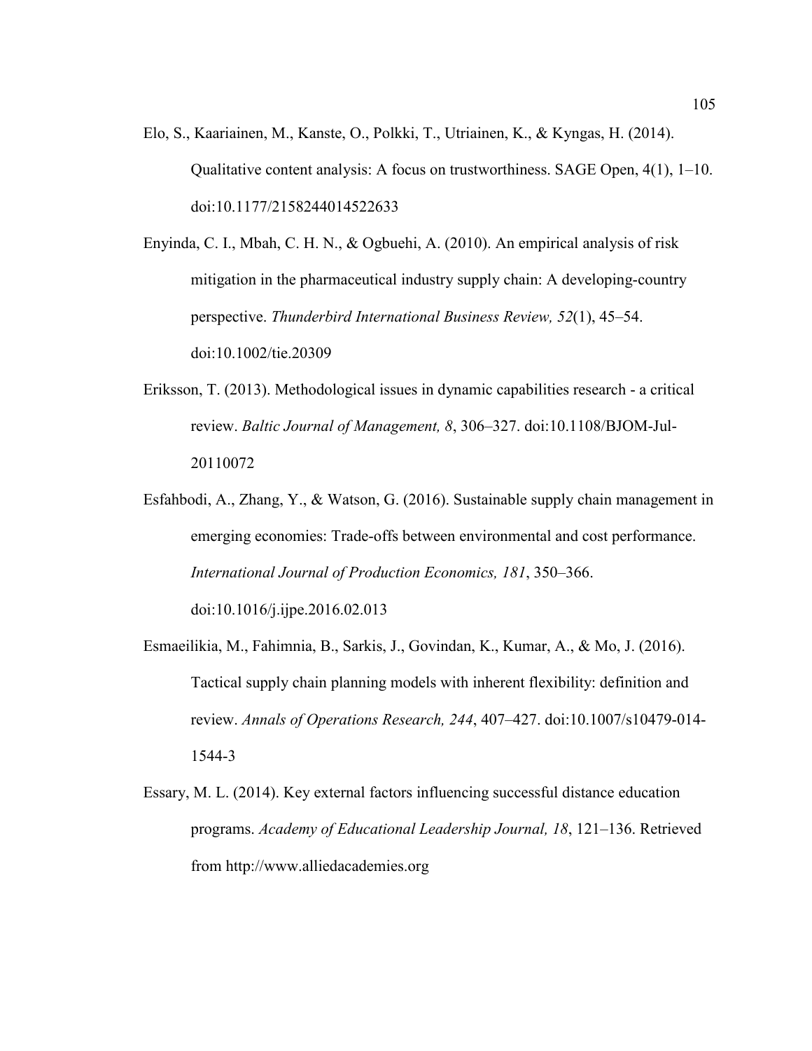Elo, S., Kaariainen, M., Kanste, O., Polkki, T., Utriainen, K., & Kyngas, H. (2014). Qualitative content analysis: A focus on trustworthiness. SAGE Open, 4(1), 1–10. doi:10.1177/2158244014522633

Enyinda, C. I., Mbah, C. H. N., & Ogbuehi, A. (2010). An empirical analysis of risk mitigation in the pharmaceutical industry supply chain: A developing-country perspective. *Thunderbird International Business Review, 52*(1), 45–54. doi:10.1002/tie.20309

Eriksson, T. (2013). Methodological issues in dynamic capabilities research - a critical review. *Baltic Journal of Management, 8*, 306–327. doi:10.1108/BJOM-Jul-20110072

Esfahbodi, A., Zhang, Y., & Watson, G. (2016). Sustainable supply chain management in emerging economies: Trade-offs between environmental and cost performance. *International Journal of Production Economics, 181*, 350–366. doi:10.1016/j.ijpe.2016.02.013

Esmaeilikia, M., Fahimnia, B., Sarkis, J., Govindan, K., Kumar, A., & Mo, J. (2016). Tactical supply chain planning models with inherent flexibility: definition and review. *Annals of Operations Research, 244*, 407–427. doi:10.1007/s10479-014-1544-3

Essary, M. L. (2014). Key external factors influencing successful distance education programs. *Academy of Educational Leadership Journal, 18*, 121–136. Retrieved from http://www.alliedacademies.org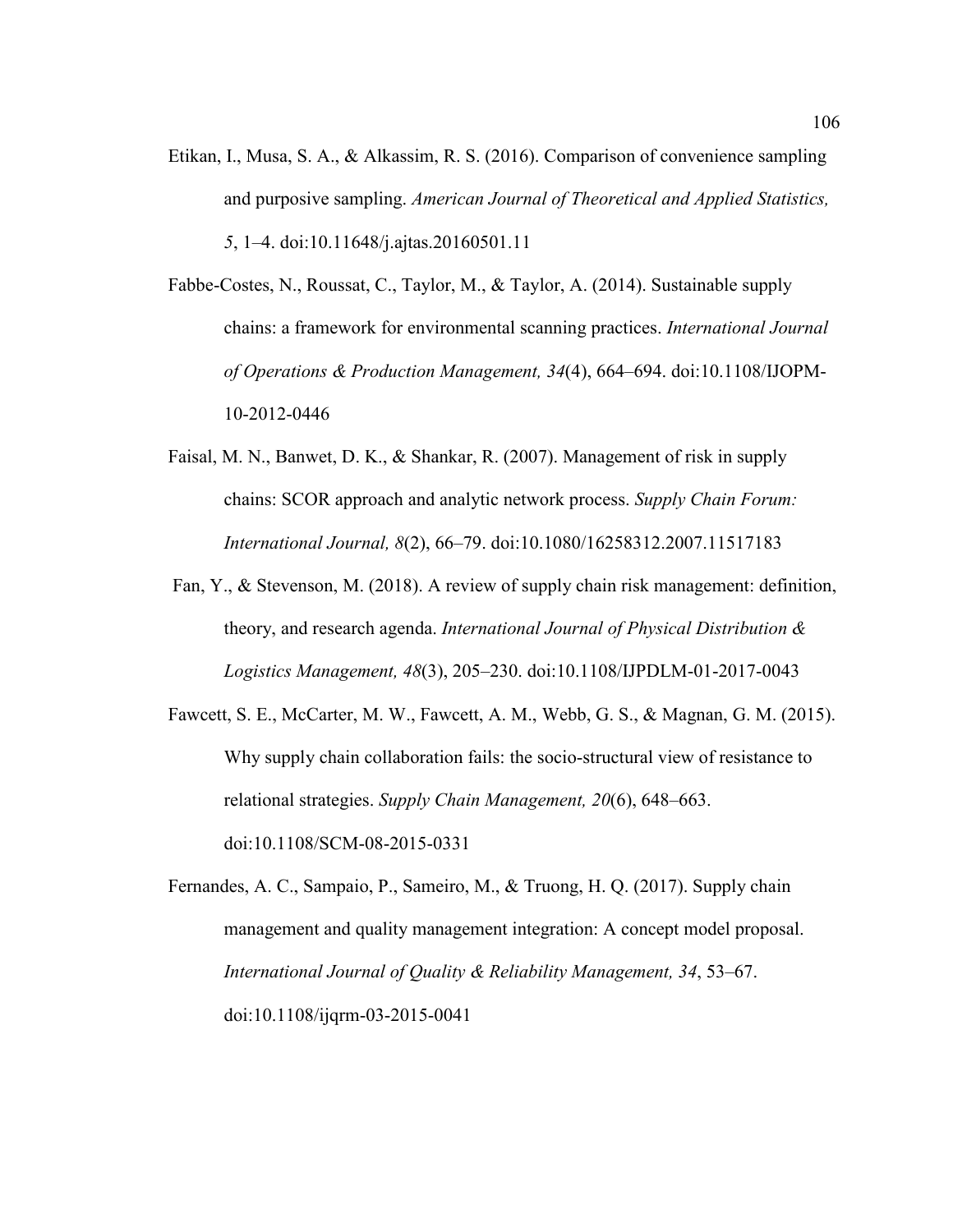Etikan, I., Musa, S. A., & Alkassim, R. S. (2016). Comparison of convenience sampling and purposive sampling. *American Journal of Theoretical and Applied Statistics, 5*, 1–4. doi:10.11648/j.ajtas.20160501.11

Fabbe-Costes, N., Roussat, C., Taylor, M., & Taylor, A. (2014). Sustainable supply chains: a framework for environmental scanning practices. *International Journal of Operations & Production Management, 34*(4), 664–694. doi:10.1108/IJOPM-10-2012-0446

Faisal, M. N., Banwet, D. K., & Shankar, R. (2007). Management of risk in supply chains: SCOR approach and analytic network process. *Supply Chain Forum: International Journal, 8*(2), 66–79. doi:10.1080/16258312.2007.11517183

Fan, Y., & Stevenson, M. (2018). A review of supply chain risk management: definition, theory, and research agenda. *International Journal of Physical Distribution & Logistics Management, 48*(3), 205–230. doi:10.1108/IJPDLM-01-2017-0043

Fawcett, S. E., McCarter, M. W., Fawcett, A. M., Webb, G. S., & Magnan, G. M. (2015). Why supply chain collaboration fails: the socio-structural view of resistance to relational strategies. *Supply Chain Management, 20*(6), 648–663. doi:10.1108/SCM-08-2015-0331

Fernandes, A. C., Sampaio, P., Sameiro, M., & Truong, H. Q. (2017). Supply chain management and quality management integration: A concept model proposal. *International Journal of Quality & Reliability Management, 34*, 53–67. doi:10.1108/ijqrm-03-2015-0041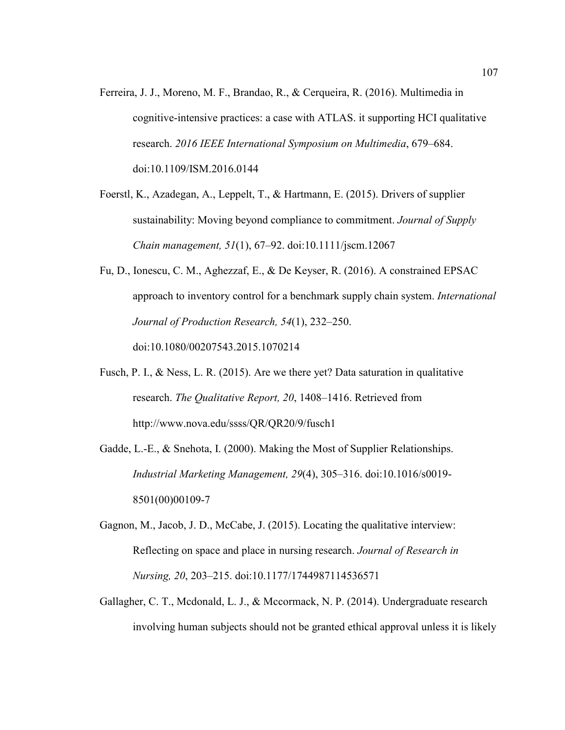Ferreira, J. J., Moreno, M. F., Brandao, R., & Cerqueira, R. (2016). Multimedia in cognitive-intensive practices: a case with ATLAS. it supporting HCI qualitative research. *2016 IEEE International Symposium on Multimedia*, 679–684. doi:10.1109/ISM.2016.0144

Foerstl, K., Azadegan, A., Leppelt, T., & Hartmann, E. (2015). Drivers of supplier sustainability: Moving beyond compliance to commitment. *Journal of Supply Chain management, 51*(1), 67–92. doi:10.1111/jscm.12067

Fu, D., Ionescu, C. M., Aghezzaf, E., & De Keyser, R. (2016). A constrained EPSAC approach to inventory control for a benchmark supply chain system. *International Journal of Production Research, 54*(1), 232–250. doi:10.1080/00207543.2015.1070214

Fusch, P. I., & Ness, L. R. (2015). Are we there yet? Data saturation in qualitative research. *The Qualitative Report, 20*, 1408–1416. Retrieved from http://www.nova.edu/ssss/QR/QR20/9/fusch1

Gadde, L.-E., & Snehota, I. (2000). Making the Most of Supplier Relationships. *Industrial Marketing Management, 29*(4), 305–316. doi:10.1016/s0019-8501(00)00109-7

Gagnon, M., Jacob, J. D., McCabe, J. (2015). Locating the qualitative interview: Reflecting on space and place in nursing research. *Journal of Research in Nursing, 20*, 203–215. doi:10.1177/1744987114536571

Gallagher, C. T., Mcdonald, L. J., & Mccormack, N. P. (2014). Undergraduate research involving human subjects should not be granted ethical approval unless it is likely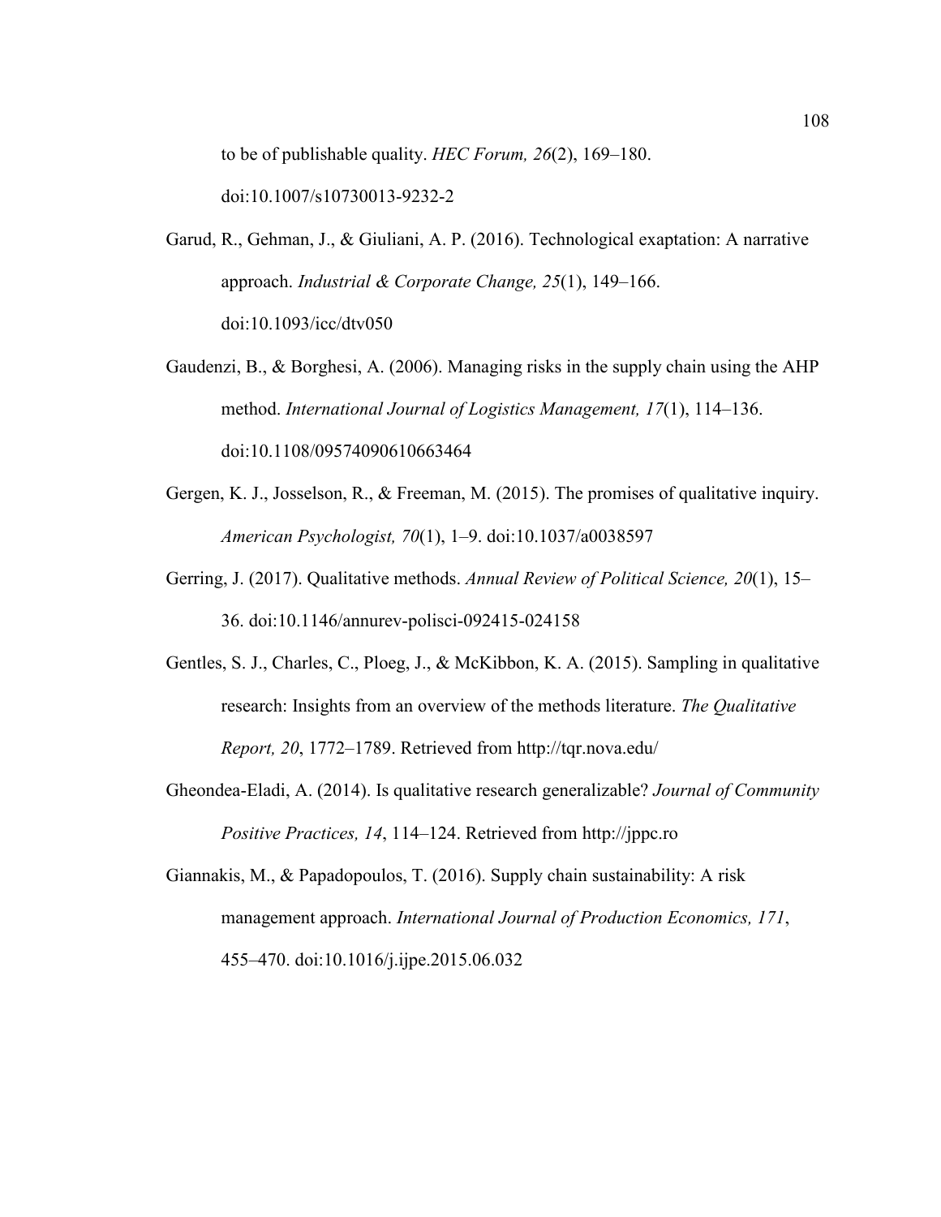to be of publishable quality. *HEC Forum, 26*(2), 169–180. doi:10.1007/s10730013-9232-2

Garud, R., Gehman, J., & Giuliani, A. P. (2016). Technological exaptation: A narrative approach. *Industrial & Corporate Change, 25*(1), 149–166. doi:10.1093/icc/dtv050

Gaudenzi, B., & Borghesi, A. (2006). Managing risks in the supply chain using the AHP method. *International Journal of Logistics Management, 17*(1), 114–136. doi:10.1108/09574090610663464

Gergen, K. J., Josselson, R., & Freeman, M. (2015). The promises of qualitative inquiry. *American Psychologist, 70*(1), 1–9. doi:10.1037/a0038597

Gerring, J. (2017). Qualitative methods. *Annual Review of Political Science, 20*(1), 15–36. doi:10.1146/annurev-polisci-092415-024158

Gentles, S. J., Charles, C., Ploeg, J., & McKibbon, K. A. (2015). Sampling in qualitative research: Insights from an overview of the methods literature. *The Qualitative Report, 20*, 1772–1789. Retrieved from http://tqr.nova.edu/

Gheondea-Eladi, A. (2014). Is qualitative research generalizable? *Journal of Community Positive Practices, 14*, 114–124. Retrieved from http://jppc.ro

Giannakis, M., & Papadopoulos, T. (2016). Supply chain sustainability: A risk management approach. *International Journal of Production Economics, 171*, 455–470. doi:10.1016/j.ijpe.2015.06.032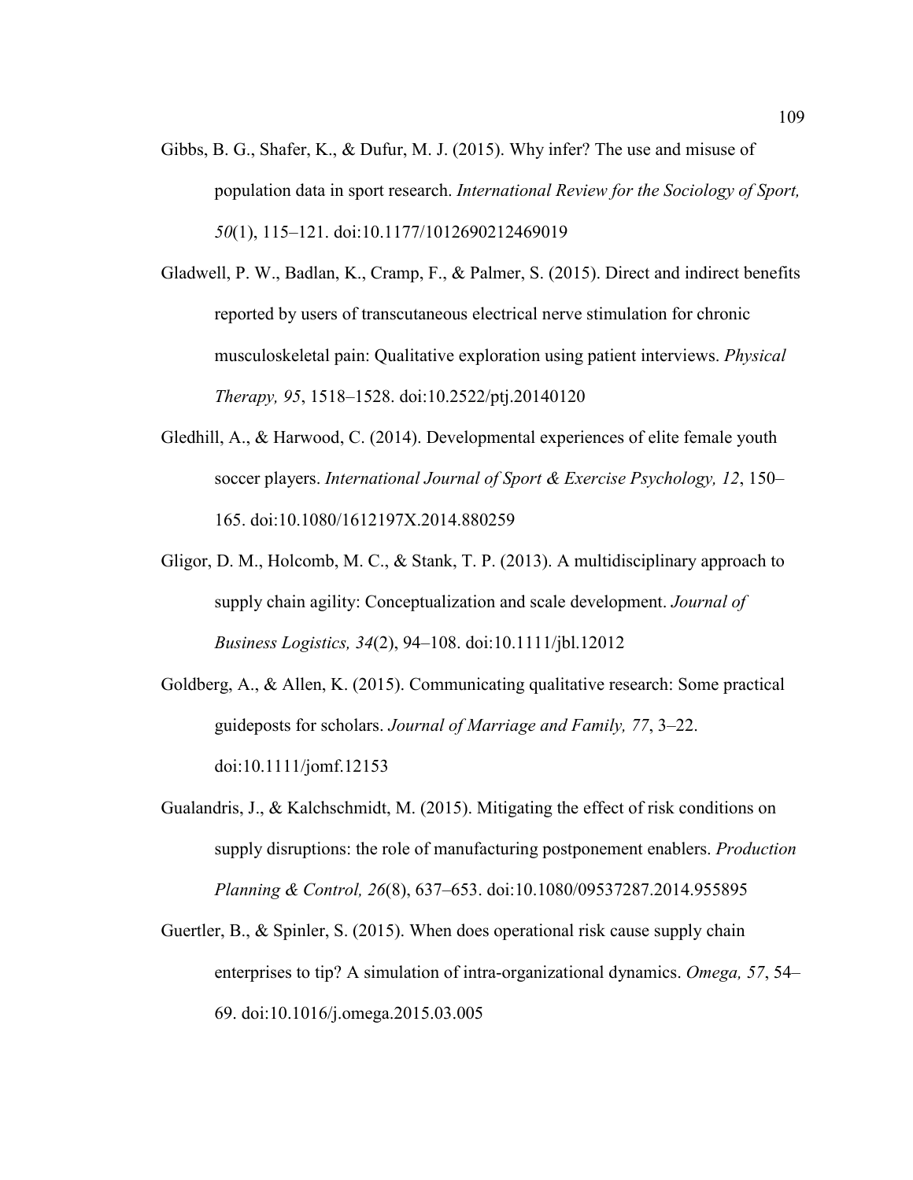Gibbs, B. G., Shafer, K., & Dufur, M. J. (2015). Why infer? The use and misuse of population data in sport research. *International Review for the Sociology of Sport, 50*(1), 115–121. doi:10.1177/1012690212469019

Gladwell, P. W., Badlan, K., Cramp, F., & Palmer, S. (2015). Direct and indirect benefits reported by users of transcutaneous electrical nerve stimulation for chronic musculoskeletal pain: Qualitative exploration using patient interviews. *Physical Therapy, 95*, 1518–1528. doi:10.2522/ptj.20140120

Gledhill, A., & Harwood, C. (2014). Developmental experiences of elite female youth soccer players. *International Journal of Sport & Exercise Psychology, 12*, 150–165. doi:10.1080/1612197X.2014.880259

Gligor, D. M., Holcomb, M. C., & Stank, T. P. (2013). A multidisciplinary approach to supply chain agility: Conceptualization and scale development. *Journal of Business Logistics, 34*(2), 94–108. doi:10.1111/jbl.12012

Goldberg, A., & Allen, K. (2015). Communicating qualitative research: Some practical guideposts for scholars. *Journal of Marriage and Family, 77*, 3–22. doi:10.1111/jomf.12153

Gualandris, J., & Kalchschmidt, M. (2015). Mitigating the effect of risk conditions on supply disruptions: the role of manufacturing postponement enablers. *Production Planning & Control, 26*(8), 637–653. doi:10.1080/09537287.2014.955895

Guertler, B., & Spinler, S. (2015). When does operational risk cause supply chain enterprises to tip? A simulation of intra-organizational dynamics. *Omega, 57*, 54–69. doi:10.1016/j.omega.2015.03.005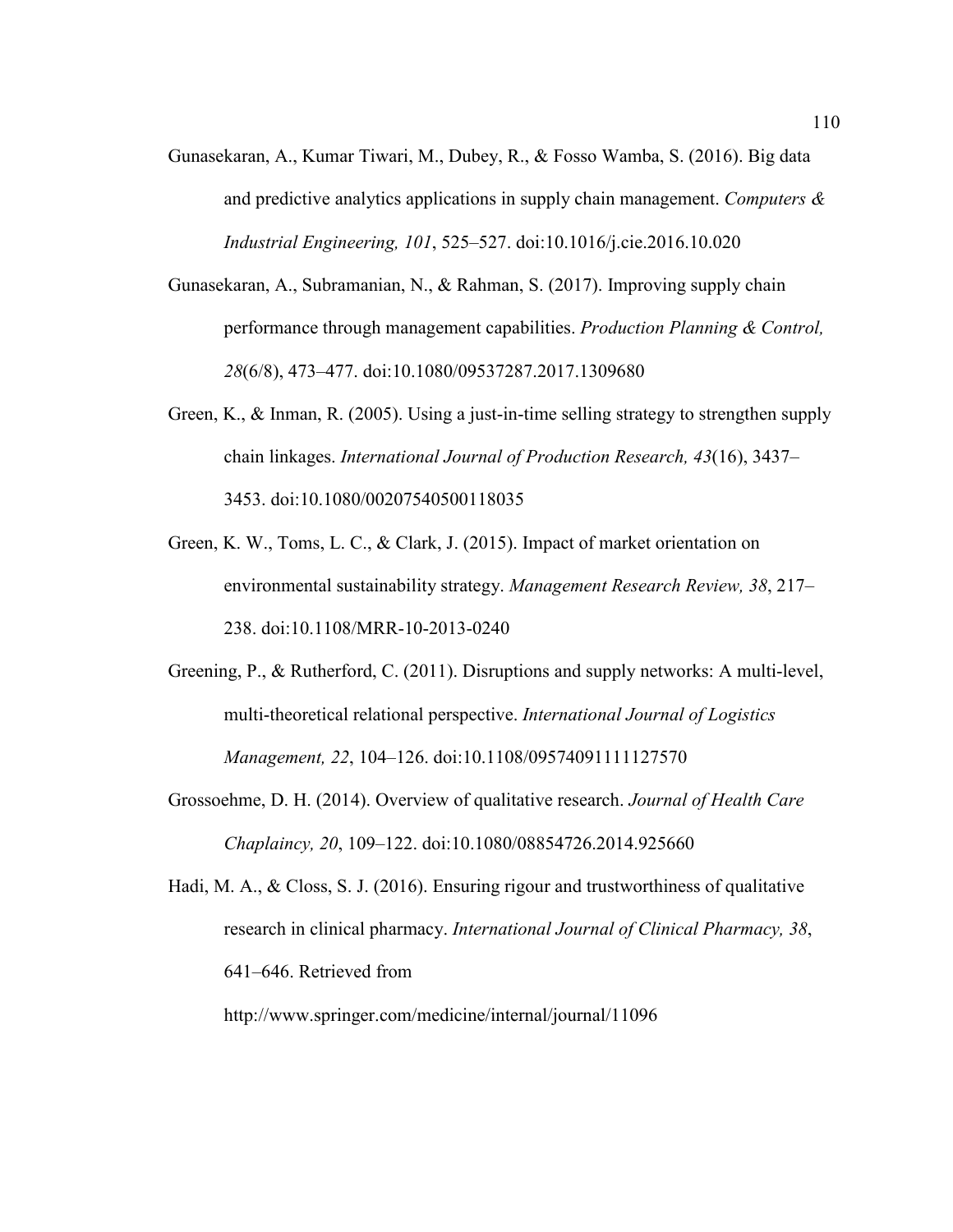Gunasekaran, A., Kumar Tiwari, M., Dubey, R., & Fosso Wamba, S. (2016). Big data and predictive analytics applications in supply chain management. *Computers & Industrial Engineering, 101*, 525–527. doi:10.1016/j.cie.2016.10.020

Gunasekaran, A., Subramanian, N., & Rahman, S. (2017). Improving supply chain performance through management capabilities. *Production Planning & Control, 28*(6/8), 473–477. doi:10.1080/09537287.2017.1309680

Green, K., & Inman, R. (2005). Using a just-in-time selling strategy to strengthen supply chain linkages. *International Journal of Production Research, 43*(16), 3437–3453. doi:10.1080/00207540500118035

Green, K. W., Toms, L. C., & Clark, J. (2015). Impact of market orientation on environmental sustainability strategy. *Management Research Review, 38*, 217–238. doi:10.1108/MRR-10-2013-0240

Greening, P., & Rutherford, C. (2011). Disruptions and supply networks: A multi-level, multi-theoretical relational perspective. *International Journal of Logistics Management, 22*, 104–126. doi:10.1108/09574091111127570

Grossoehme, D. H. (2014). Overview of qualitative research. *Journal of Health Care Chaplaincy, 20*, 109–122. doi:10.1080/08854726.2014.925660

Hadi, M. A., & Closs, S. J. (2016). Ensuring rigour and trustworthiness of qualitative research in clinical pharmacy. *International Journal of Clinical Pharmacy, 38*, 641–646. Retrieved from http://www.springer.com/medicine/internal/journal/11096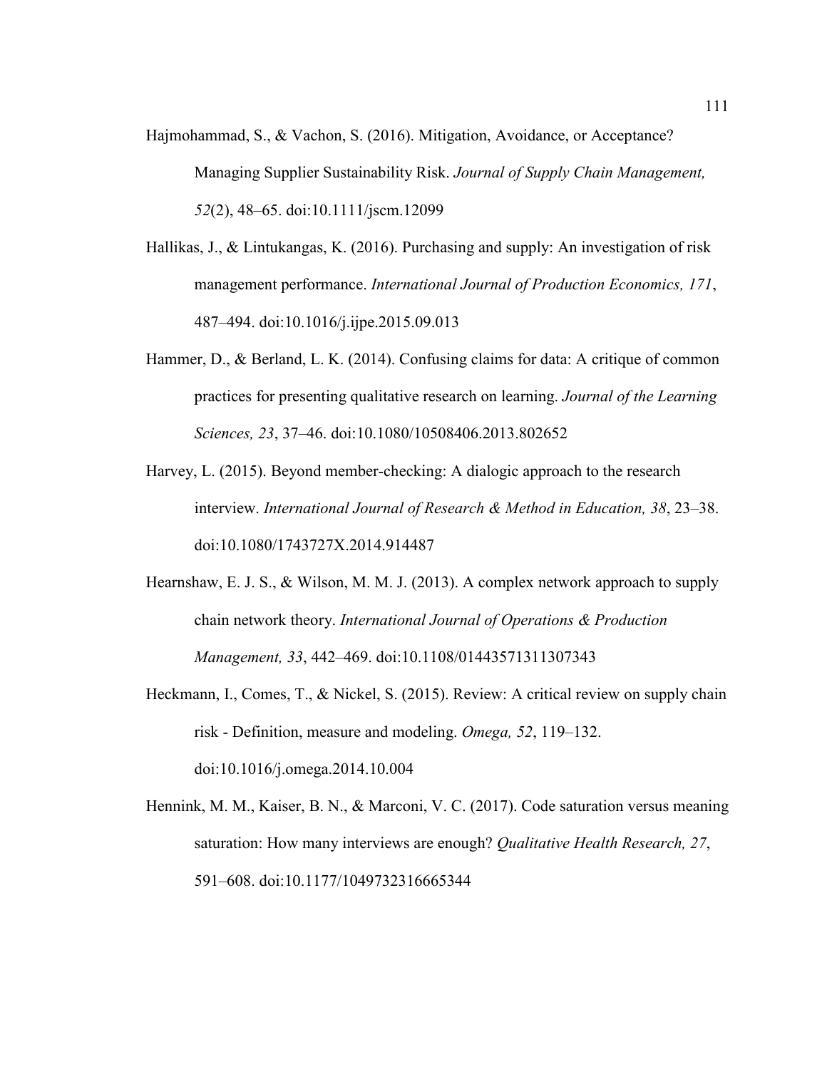Hajmohammad, S., & Vachon, S. (2016). Mitigation, Avoidance, or Acceptance? Managing Supplier Sustainability Risk. *Journal of Supply Chain Management, 52*(2), 48–65. doi:10.1111/jscm.12099

Hallikas, J., & Lintukangas, K. (2016). Purchasing and supply: An investigation of risk management performance. *International Journal of Production Economics, 171*, 487–494. doi:10.1016/j.ijpe.2015.09.013

Hammer, D., & Berland, L. K. (2014). Confusing claims for data: A critique of common practices for presenting qualitative research on learning. *Journal of the Learning Sciences, 23*, 37–46. doi:10.1080/10508406.2013.802652

Harvey, L. (2015). Beyond member-checking: A dialogic approach to the research interview. *International Journal of Research & Method in Education, 38*, 23–38. doi:10.1080/1743727X.2014.914487

Hearnshaw, E. J. S., & Wilson, M. M. J. (2013). A complex network approach to supply chain network theory. *International Journal of Operations & Production Management, 33*, 442–469. doi:10.1108/01443571311307343

Heckmann, I., Comes, T., & Nickel, S. (2015). Review: A critical review on supply chain risk - Definition, measure and modeling. *Omega, 52*, 119–132. doi:10.1016/j.omega.2014.10.004

Hennink, M. M., Kaiser, B. N., & Marconi, V. C. (2017). Code saturation versus meaning saturation: How many interviews are enough? *Qualitative Health Research, 27*, 591–608. doi:10.1177/1049732316665344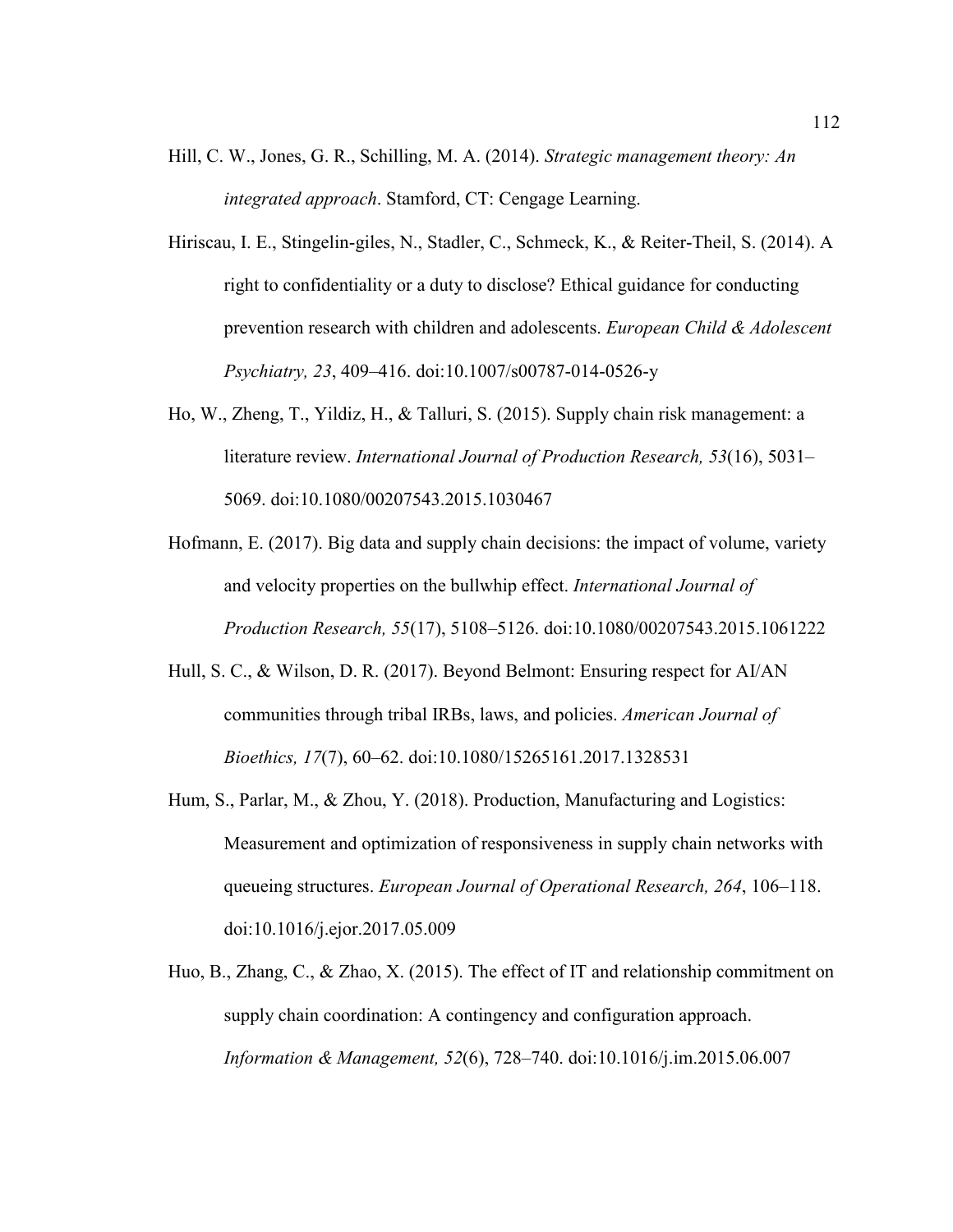Hill, C. W., Jones, G. R., Schilling, M. A. (2014). *Strategic management theory: An integrated approach*. Stamford, CT: Cengage Learning.

Hiriscau, I. E., Stingelin-giles, N., Stadler, C., Schmeck, K., & Reiter-Theil, S. (2014). A right to confidentiality or a duty to disclose? Ethical guidance for conducting prevention research with children and adolescents. *European Child & Adolescent Psychiatry, 23*, 409–416. doi:10.1007/s00787-014-0526-y

Ho, W., Zheng, T., Yildiz, H., & Talluri, S. (2015). Supply chain risk management: a literature review. *International Journal of Production Research, 53*(16), 5031–5069. doi:10.1080/00207543.2015.1030467

Hofmann, E. (2017). Big data and supply chain decisions: the impact of volume, variety and velocity properties on the bullwhip effect. *International Journal of Production Research, 55*(17), 5108–5126. doi:10.1080/00207543.2015.1061222

Hull, S. C., & Wilson, D. R. (2017). Beyond Belmont: Ensuring respect for AI/AN communities through tribal IRBs, laws, and policies. *American Journal of Bioethics, 17*(7), 60–62. doi:10.1080/15265161.2017.1328531

Hum, S., Parlar, M., & Zhou, Y. (2018). Production, Manufacturing and Logistics: Measurement and optimization of responsiveness in supply chain networks with queueing structures. *European Journal of Operational Research, 264*, 106–118. doi:10.1016/j.ejor.2017.05.009

Huo, B., Zhang, C., & Zhao, X. (2015). The effect of IT and relationship commitment on supply chain coordination: A contingency and configuration approach. *Information & Management, 52*(6), 728–740. doi:10.1016/j.im.2015.06.007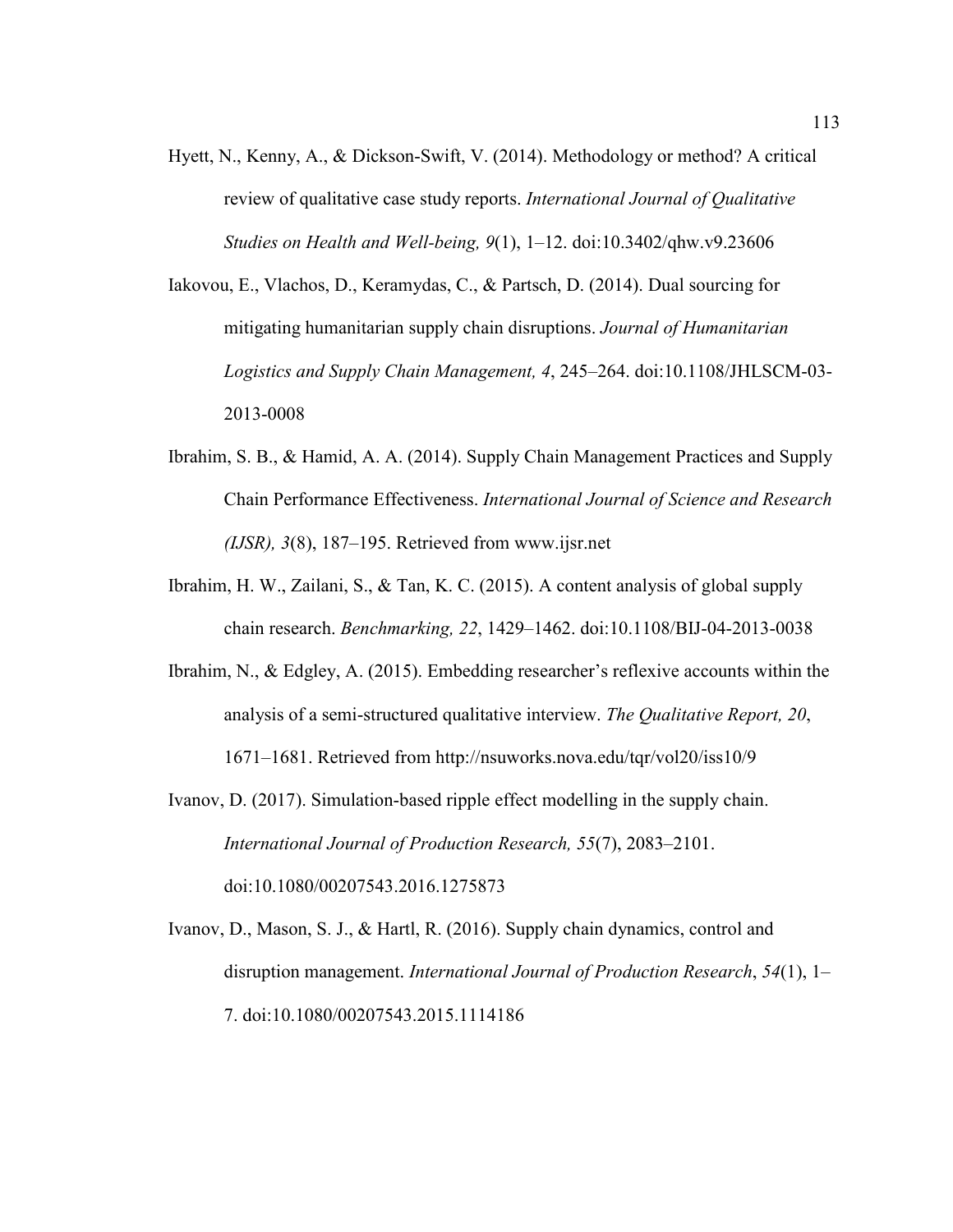Hyett, N., Kenny, A., & Dickson-Swift, V. (2014). Methodology or method? A critical review of qualitative case study reports. *International Journal of Qualitative Studies on Health and Well-being, 9*(1), 1–12. doi:10.3402/qhw.v9.23606

Iakovou, E., Vlachos, D., Keramydas, C., & Partsch, D. (2014). Dual sourcing for mitigating humanitarian supply chain disruptions. *Journal of Humanitarian Logistics and Supply Chain Management, 4*, 245–264. doi:10.1108/JHLSCM-03-2013-0008

Ibrahim, S. B., & Hamid, A. A. (2014). Supply Chain Management Practices and Supply Chain Performance Effectiveness. *International Journal of Science and Research (IJSR), 3*(8), 187–195. Retrieved from www.ijsr.net

Ibrahim, H. W., Zailani, S., & Tan, K. C. (2015). A content analysis of global supply chain research. *Benchmarking, 22*, 1429–1462. doi:10.1108/BIJ-04-2013-0038

Ibrahim, N., & Edgley, A. (2015). Embedding researcher's reflexive accounts within the analysis of a semi-structured qualitative interview. *The Qualitative Report, 20*, 1671–1681. Retrieved from http://nsuworks.nova.edu/tqr/vol20/iss10/9

Ivanov, D. (2017). Simulation-based ripple effect modelling in the supply chain. *International Journal of Production Research, 55*(7), 2083–2101. doi:10.1080/00207543.2016.1275873

Ivanov, D., Mason, S. J., & Hartl, R. (2016). Supply chain dynamics, control and disruption management. *International Journal of Production Research*, *54*(1), 1–7. doi:10.1080/00207543.2015.1114186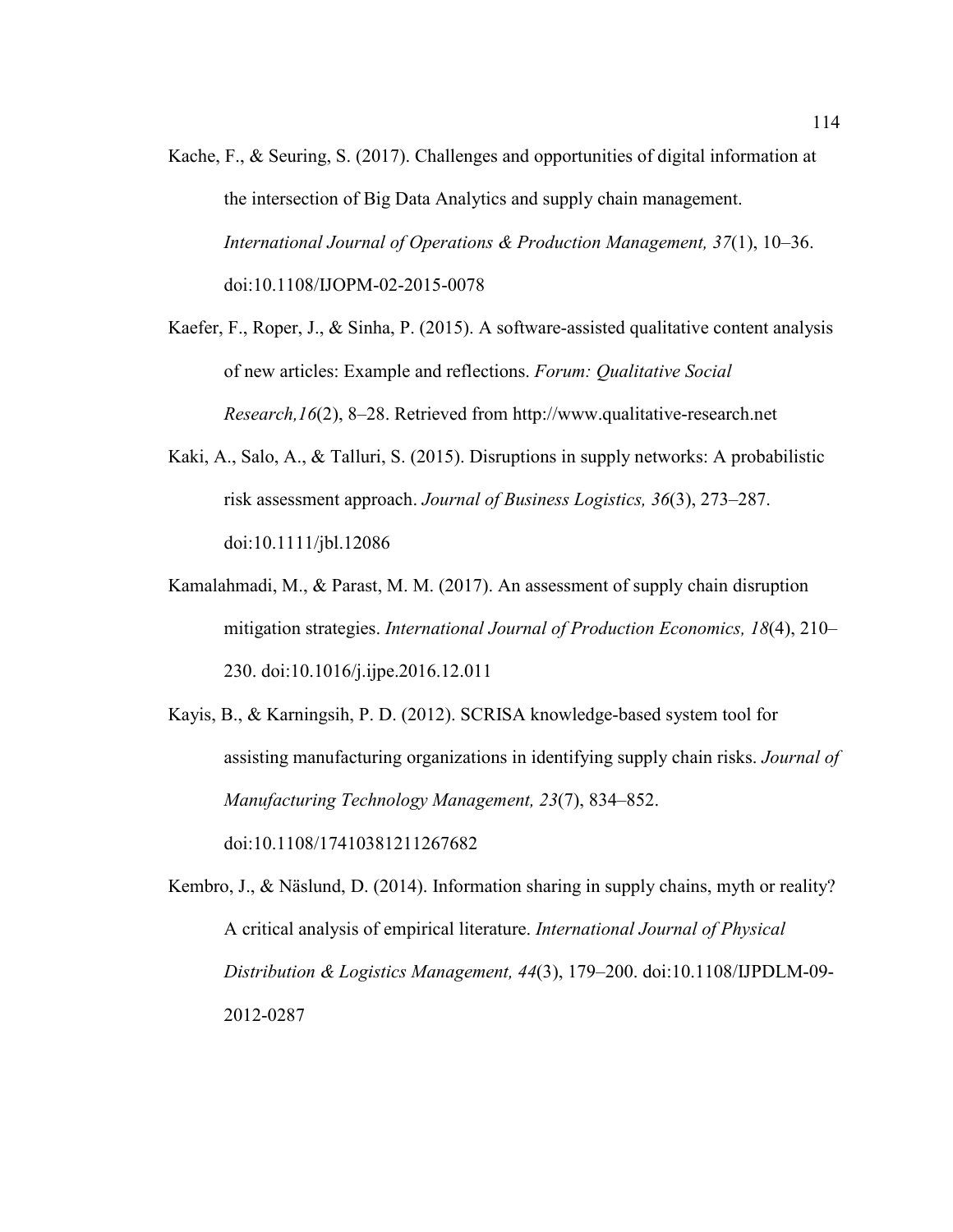Kache, F., & Seuring, S. (2017). Challenges and opportunities of digital information at the intersection of Big Data Analytics and supply chain management. *International Journal of Operations & Production Management, 37*(1), 10–36. doi:10.1108/IJOPM-02-2015-0078

Kaefer, F., Roper, J., & Sinha, P. (2015). A software-assisted qualitative content analysis of new articles: Example and reflections. *Forum: Qualitative Social Research,16*(2), 8–28. Retrieved from http://www.qualitative-research.net

Kaki, A., Salo, A., & Talluri, S. (2015). Disruptions in supply networks: A probabilistic risk assessment approach. *Journal of Business Logistics, 36*(3), 273–287. doi:10.1111/jbl.12086

Kamalahmadi, M., & Parast, M. M. (2017). An assessment of supply chain disruption mitigation strategies. *International Journal of Production Economics, 18*(4), 210–230. doi:10.1016/j.ijpe.2016.12.011

Kayis, B., & Karningsih, P. D. (2012). SCRISA knowledge-based system tool for assisting manufacturing organizations in identifying supply chain risks. *Journal of Manufacturing Technology Management, 23*(7), 834–852. doi:10.1108/17410381211267682

Kembro, J., & Näslund, D. (2014). Information sharing in supply chains, myth or reality? A critical analysis of empirical literature. *International Journal of Physical Distribution & Logistics Management, 44*(3), 179–200. doi:10.1108/IJPDLM-09-2012-0287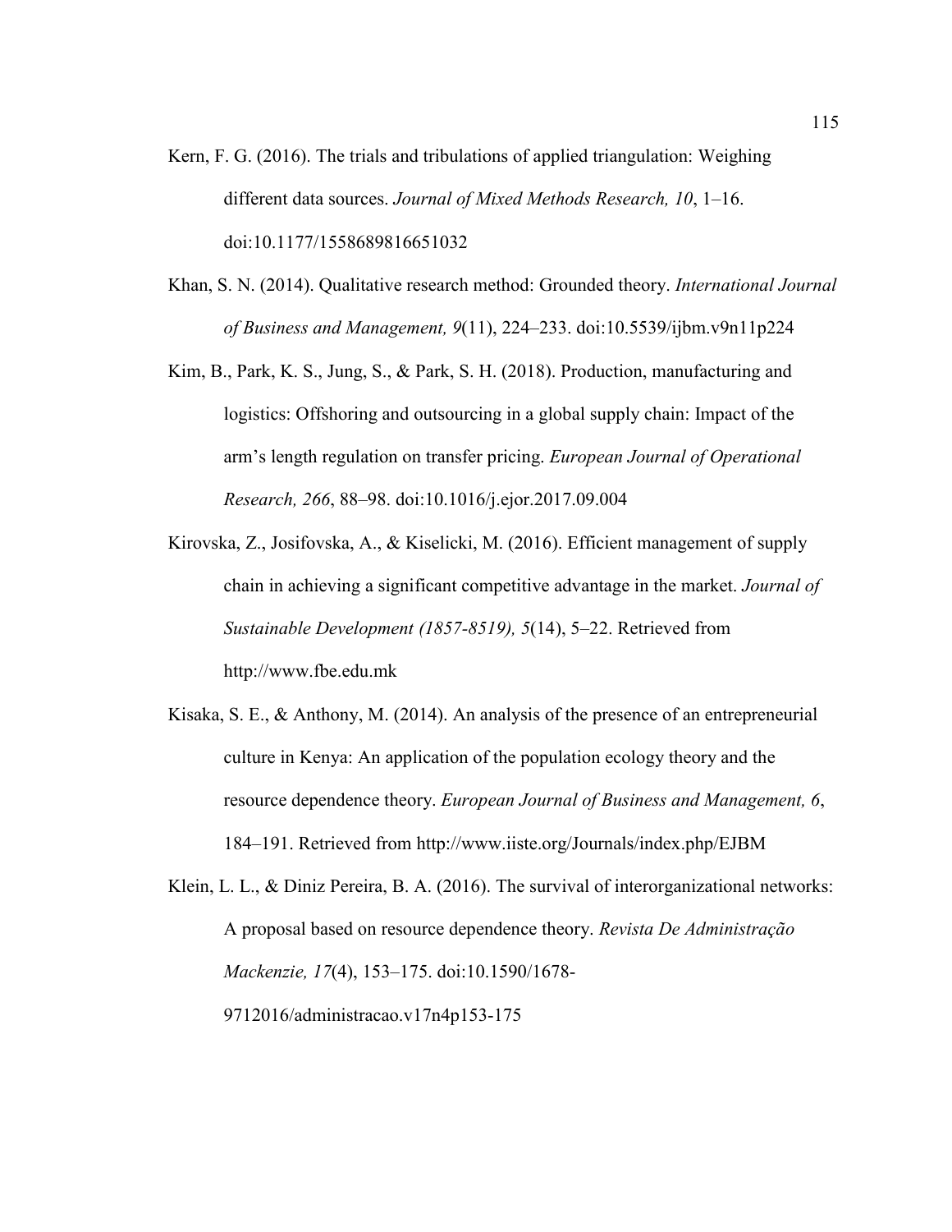Kern, F. G. (2016). The trials and tribulations of applied triangulation: Weighing different data sources. *Journal of Mixed Methods Research, 10*, 1–16. doi:10.1177/1558689816651032

Khan, S. N. (2014). Qualitative research method: Grounded theory. *International Journal of Business and Management, 9*(11), 224–233. doi:10.5539/ijbm.v9n11p224

Kim, B., Park, K. S., Jung, S., & Park, S. H. (2018). Production, manufacturing and logistics: Offshoring and outsourcing in a global supply chain: Impact of the arm's length regulation on transfer pricing. *European Journal of Operational Research, 266*, 88–98. doi:10.1016/j.ejor.2017.09.004

Kirovska, Z., Josifovska, A., & Kiselicki, M. (2016). Efficient management of supply chain in achieving a significant competitive advantage in the market. *Journal of Sustainable Development (1857-8519), 5*(14), 5–22. Retrieved from http://www.fbe.edu.mk

Kisaka, S. E., & Anthony, M. (2014). An analysis of the presence of an entrepreneurial culture in Kenya: An application of the population ecology theory and the resource dependence theory. *European Journal of Business and Management, 6*, 184–191. Retrieved from http://www.iiste.org/Journals/index.php/EJBM

Klein, L. L., & Diniz Pereira, B. A. (2016). The survival of interorganizational networks: A proposal based on resource dependence theory. *Revista De Administração Mackenzie, 17*(4), 153–175. doi:10.1590/1678-9712016/administracao.v17n4p153-175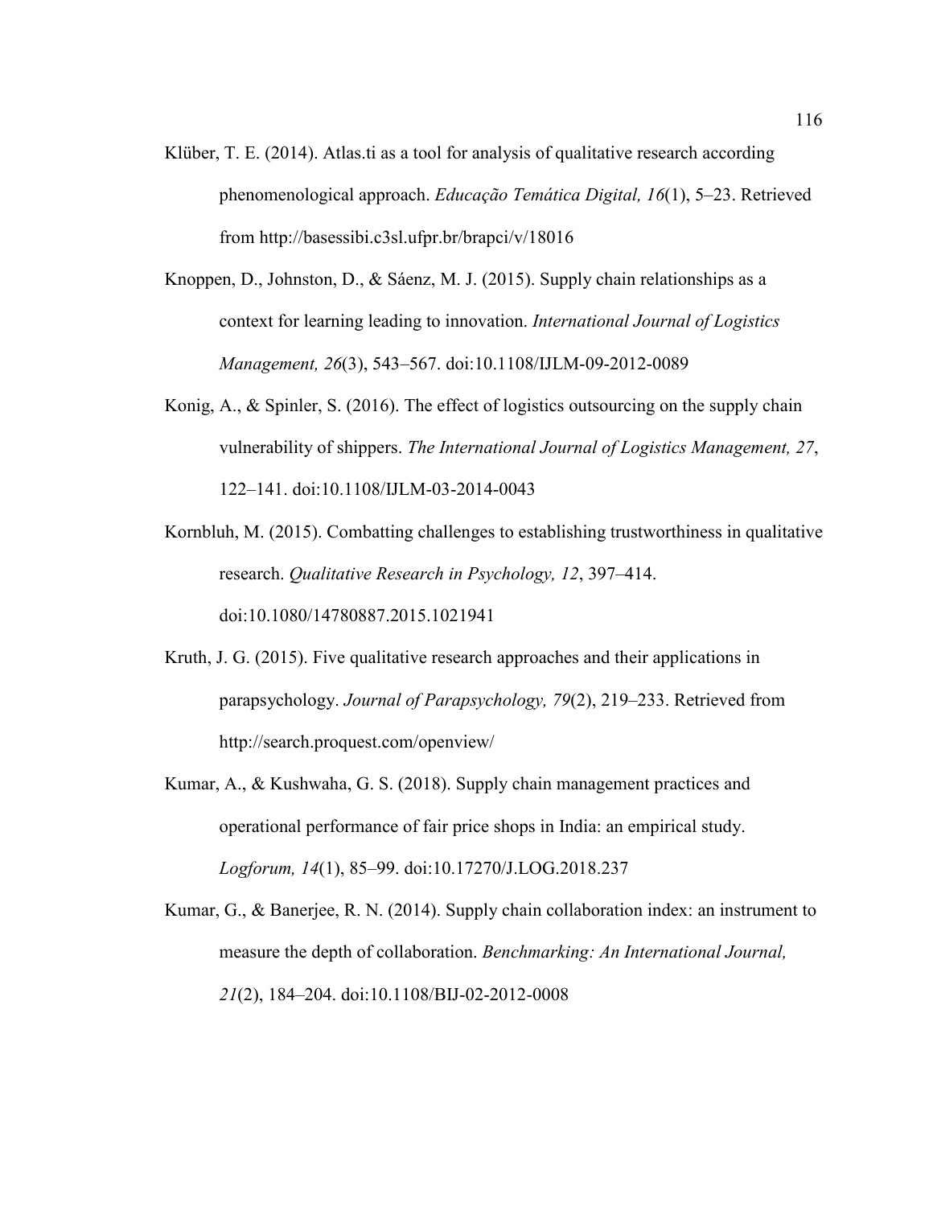Klüber, T. E. (2014). Atlas.ti as a tool for analysis of qualitative research according phenomenological approach. *Educação Temática Digital, 16*(1), 5–23. Retrieved from http://basessibi.c3sl.ufpr.br/brapci/v/18016

Knoppen, D., Johnston, D., & Sáenz, M. J. (2015). Supply chain relationships as a context for learning leading to innovation. *International Journal of Logistics Management, 26*(3), 543–567. doi:10.1108/IJLM-09-2012-0089

Konig, A., & Spinler, S. (2016). The effect of logistics outsourcing on the supply chain vulnerability of shippers. *The International Journal of Logistics Management, 27*, 122–141. doi:10.1108/IJLM-03-2014-0043

Kornbluh, M. (2015). Combatting challenges to establishing trustworthiness in qualitative research. *Qualitative Research in Psychology, 12*, 397–414. doi:10.1080/14780887.2015.1021941

Kruth, J. G. (2015). Five qualitative research approaches and their applications in parapsychology. *Journal of Parapsychology, 79*(2), 219–233. Retrieved from http://search.proquest.com/openview/

Kumar, A., & Kushwaha, G. S. (2018). Supply chain management practices and operational performance of fair price shops in India: an empirical study. *Logforum, 14*(1), 85–99. doi:10.17270/J.LOG.2018.237

Kumar, G., & Banerjee, R. N. (2014). Supply chain collaboration index: an instrument to measure the depth of collaboration. *Benchmarking: An International Journal, 21*(2), 184–204. doi:10.1108/BIJ-02-2012-0008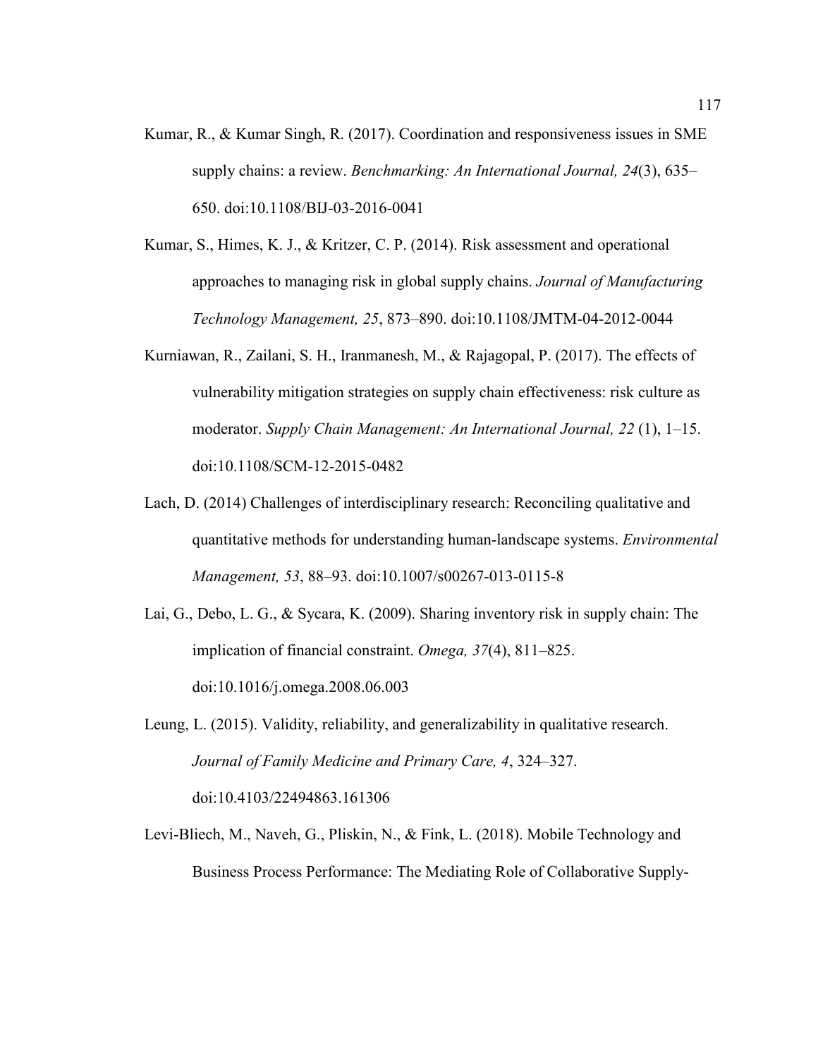Kumar, R., & Kumar Singh, R. (2017). Coordination and responsiveness issues in SME supply chains: a review. *Benchmarking: An International Journal, 24*(3), 635–650. doi:10.1108/BIJ-03-2016-0041

Kumar, S., Himes, K. J., & Kritzer, C. P. (2014). Risk assessment and operational approaches to managing risk in global supply chains. *Journal of Manufacturing Technology Management, 25*, 873–890. doi:10.1108/JMTM-04-2012-0044

Kurniawan, R., Zailani, S. H., Iranmanesh, M., & Rajagopal, P. (2017). The effects of vulnerability mitigation strategies on supply chain effectiveness: risk culture as moderator. *Supply Chain Management: An International Journal, 22* (1), 1–15. doi:10.1108/SCM-12-2015-0482

Lach, D. (2014) Challenges of interdisciplinary research: Reconciling qualitative and quantitative methods for understanding human-landscape systems. *Environmental Management, 53*, 88–93. doi:10.1007/s00267-013-0115-8

Lai, G., Debo, L. G., & Sycara, K. (2009). Sharing inventory risk in supply chain: The implication of financial constraint. *Omega, 37*(4), 811–825. doi:10.1016/j.omega.2008.06.003

Leung, L. (2015). Validity, reliability, and generalizability in qualitative research. *Journal of Family Medicine and Primary Care, 4*, 324–327. doi:10.4103/22494863.161306

Levi-Bliech, M., Naveh, G., Pliskin, N., & Fink, L. (2018). Mobile Technology and Business Process Performance: The Mediating Role of Collaborative Supply-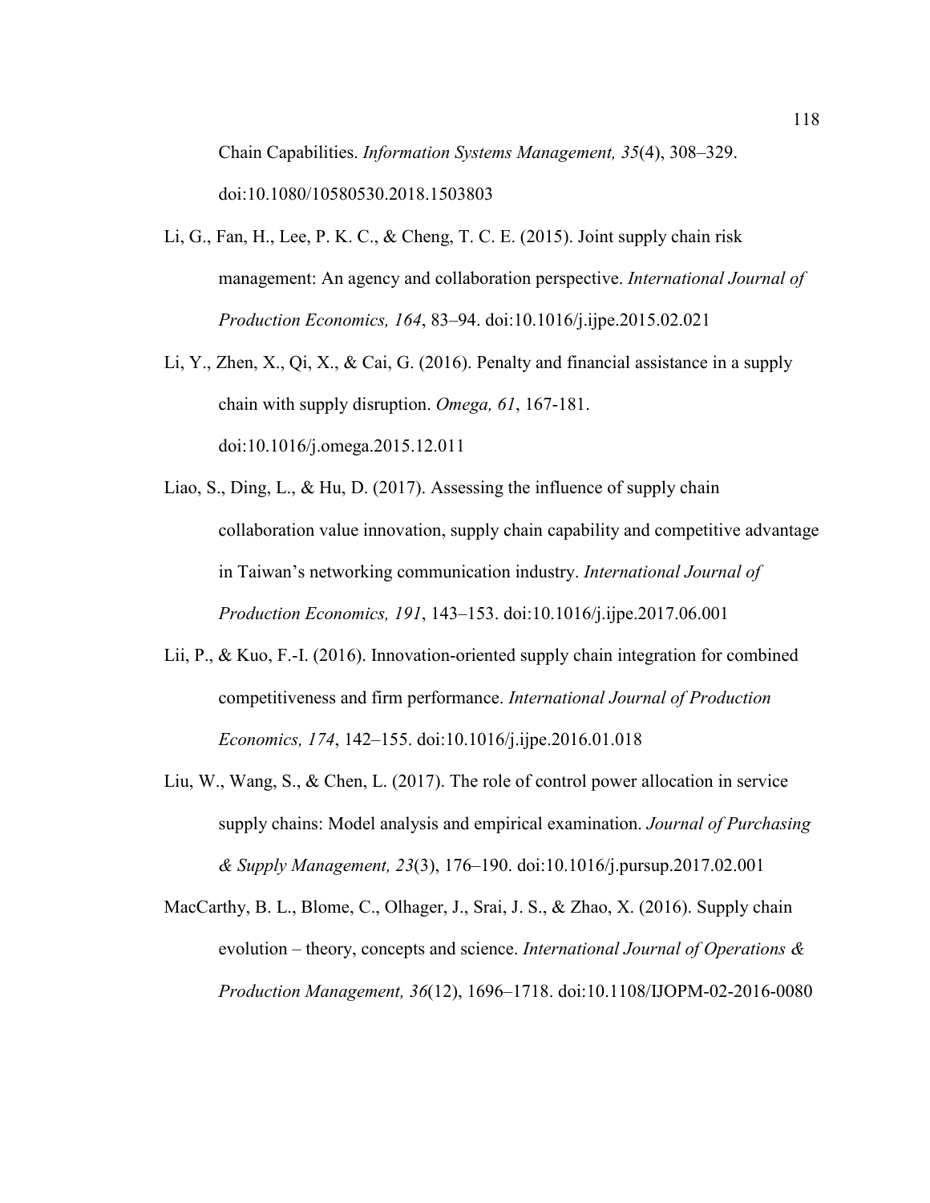Chain Capabilities. *Information Systems Management, 35*(4), 308–329. doi:10.1080/10580530.2018.1503803

Li, G., Fan, H., Lee, P. K. C., & Cheng, T. C. E. (2015). Joint supply chain risk management: An agency and collaboration perspective. *International Journal of Production Economics, 164*, 83–94. doi:10.1016/j.ijpe.2015.02.021

Li, Y., Zhen, X., Qi, X., & Cai, G. (2016). Penalty and financial assistance in a supply chain with supply disruption. *Omega, 61*, 167-181. doi:10.1016/j.omega.2015.12.011

Liao, S., Ding, L., & Hu, D. (2017). Assessing the influence of supply chain collaboration value innovation, supply chain capability and competitive advantage in Taiwan's networking communication industry. *International Journal of Production Economics, 191*, 143–153. doi:10.1016/j.ijpe.2017.06.001

Lii, P., & Kuo, F.-I. (2016). Innovation-oriented supply chain integration for combined competitiveness and firm performance. *International Journal of Production Economics, 174*, 142–155. doi:10.1016/j.ijpe.2016.01.018

Liu, W., Wang, S., & Chen, L. (2017). The role of control power allocation in service supply chains: Model analysis and empirical examination. *Journal of Purchasing & Supply Management, 23*(3), 176–190. doi:10.1016/j.pursup.2017.02.001

MacCarthy, B. L., Blome, C., Olhager, J., Srai, J. S., & Zhao, X. (2016). Supply chain evolution – theory, concepts and science. *International Journal of Operations & Production Management, 36*(12), 1696–1718. doi:10.1108/IJOPM-02-2016-0080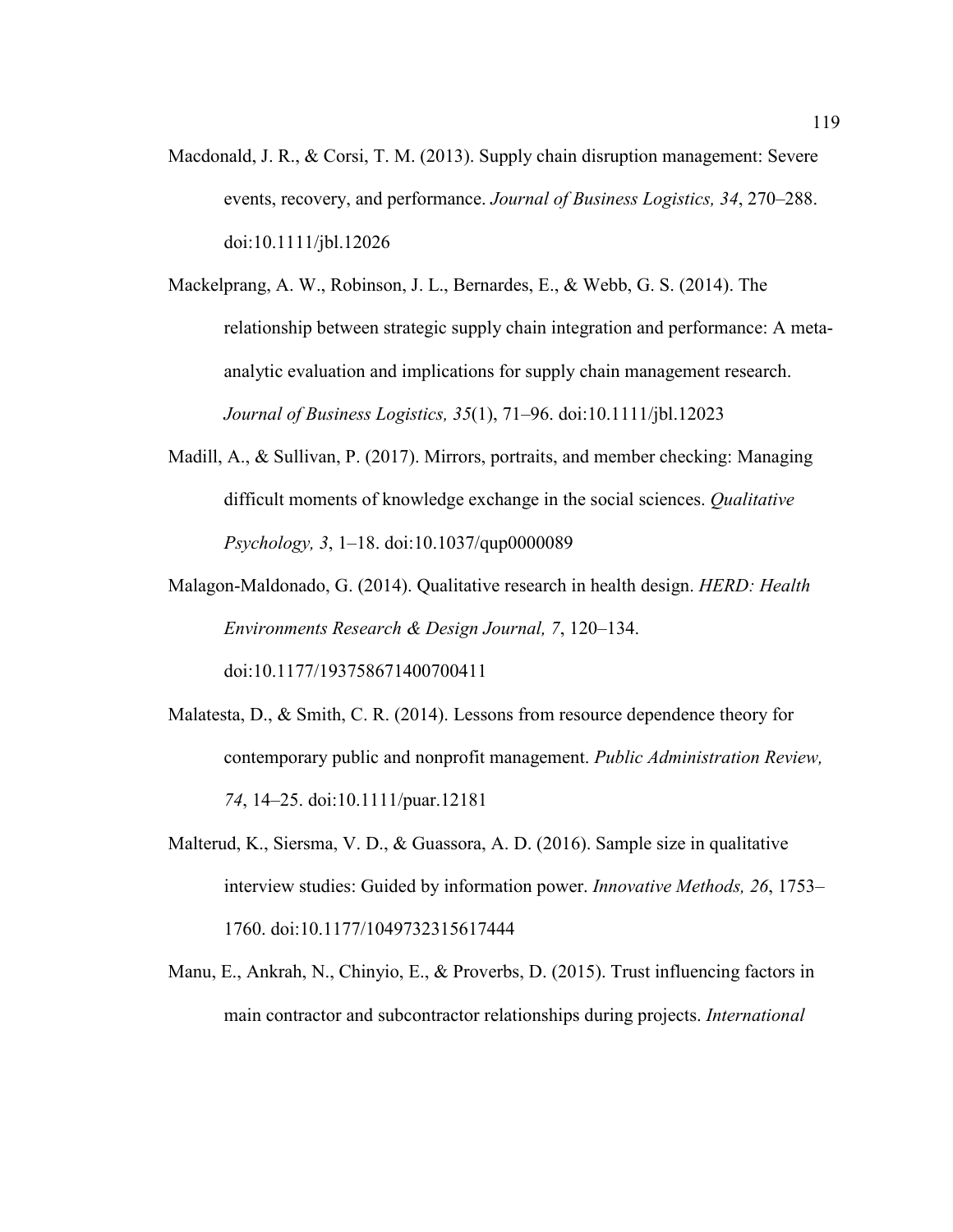Macdonald, J. R., & Corsi, T. M. (2013). Supply chain disruption management: Severe events, recovery, and performance. *Journal of Business Logistics, 34*, 270–288. doi:10.1111/jbl.12026

Mackelprang, A. W., Robinson, J. L., Bernardes, E., & Webb, G. S. (2014). The relationship between strategic supply chain integration and performance: A meta-analytic evaluation and implications for supply chain management research. *Journal of Business Logistics, 35*(1), 71–96. doi:10.1111/jbl.12023

Madill, A., & Sullivan, P. (2017). Mirrors, portraits, and member checking: Managing difficult moments of knowledge exchange in the social sciences. *Qualitative Psychology, 3*, 1–18. doi:10.1037/qup0000089

Malagon-Maldonado, G. (2014). Qualitative research in health design. *HERD: Health Environments Research & Design Journal, 7*, 120–134. doi:10.1177/193758671400700411

Malatesta, D., & Smith, C. R. (2014). Lessons from resource dependence theory for contemporary public and nonprofit management. *Public Administration Review, 74*, 14–25. doi:10.1111/puar.12181

Malterud, K., Siersma, V. D., & Guassora, A. D. (2016). Sample size in qualitative interview studies: Guided by information power. *Innovative Methods, 26*, 1753–1760. doi:10.1177/1049732315617444

Manu, E., Ankrah, N., Chinyio, E., & Proverbs, D. (2015). Trust influencing factors in main contractor and subcontractor relationships during projects. *International*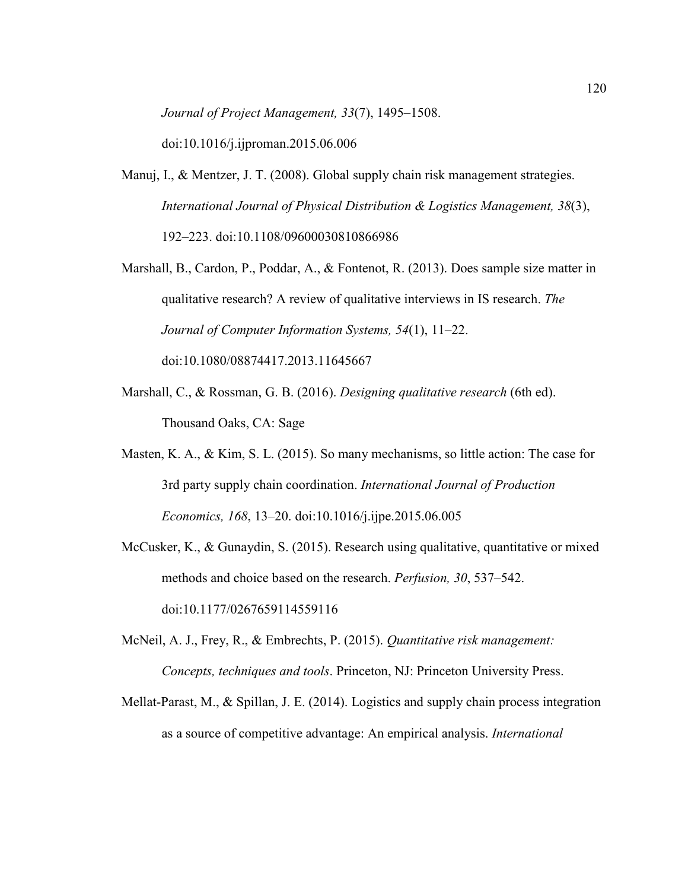*Journal of Project Management, 33*(7), 1495–1508. doi:10.1016/j.ijproman.2015.06.006

Manuj, I., & Mentzer, J. T. (2008). Global supply chain risk management strategies. *International Journal of Physical Distribution & Logistics Management, 38*(3), 192–223. doi:10.1108/09600030810866986

Marshall, B., Cardon, P., Poddar, A., & Fontenot, R. (2013). Does sample size matter in qualitative research? A review of qualitative interviews in IS research. *The Journal of Computer Information Systems, 54*(1), 11–22. doi:10.1080/08874417.2013.11645667

Marshall, C., & Rossman, G. B. (2016). *Designing qualitative research* (6th ed). Thousand Oaks, CA: Sage

Masten, K. A., & Kim, S. L. (2015). So many mechanisms, so little action: The case for 3rd party supply chain coordination. *International Journal of Production Economics, 168*, 13–20. doi:10.1016/j.ijpe.2015.06.005

McCusker, K., & Gunaydin, S. (2015). Research using qualitative, quantitative or mixed methods and choice based on the research. *Perfusion, 30*, 537–542. doi:10.1177/0267659114559116

McNeil, A. J., Frey, R., & Embrechts, P. (2015). *Quantitative risk management: Concepts, techniques and tools*. Princeton, NJ: Princeton University Press.

Mellat-Parast, M., & Spillan, J. E. (2014). Logistics and supply chain process integration as a source of competitive advantage: An empirical analysis. *International*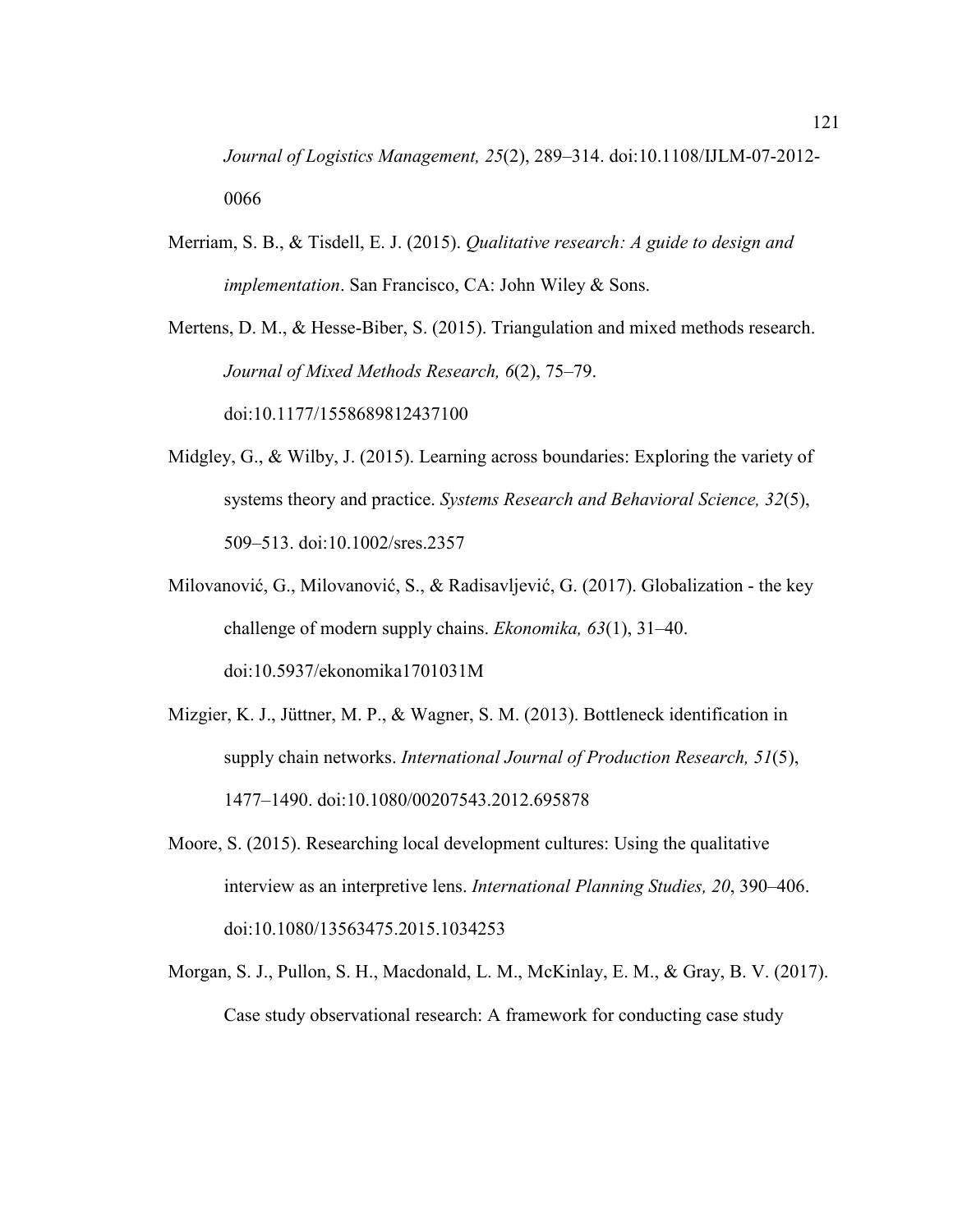*Journal of Logistics Management, 25*(2), 289–314. doi:10.1108/IJLM-07-2012-0066

Merriam, S. B., & Tisdell, E. J. (2015). *Qualitative research: A guide to design and implementation*. San Francisco, CA: John Wiley & Sons.

Mertens, D. M., & Hesse-Biber, S. (2015). Triangulation and mixed methods research. *Journal of Mixed Methods Research, 6*(2), 75–79. doi:10.1177/1558689812437100

Midgley, G., & Wilby, J. (2015). Learning across boundaries: Exploring the variety of systems theory and practice. *Systems Research and Behavioral Science, 32*(5), 509–513. doi:10.1002/sres.2357

Milovanović, G., Milovanović, S., & Radisavljević, G. (2017). Globalization - the key challenge of modern supply chains. *Ekonomika, 63*(1), 31–40. doi:10.5937/ekonomika1701031M

Mizgier, K. J., Jüttner, M. P., & Wagner, S. M. (2013). Bottleneck identification in supply chain networks. *International Journal of Production Research, 51*(5), 1477–1490. doi:10.1080/00207543.2012.695878

Moore, S. (2015). Researching local development cultures: Using the qualitative interview as an interpretive lens. *International Planning Studies, 20*, 390–406. doi:10.1080/13563475.2015.1034253

Morgan, S. J., Pullon, S. H., Macdonald, L. M., McKinlay, E. M., & Gray, B. V. (2017). Case study observational research: A framework for conducting case study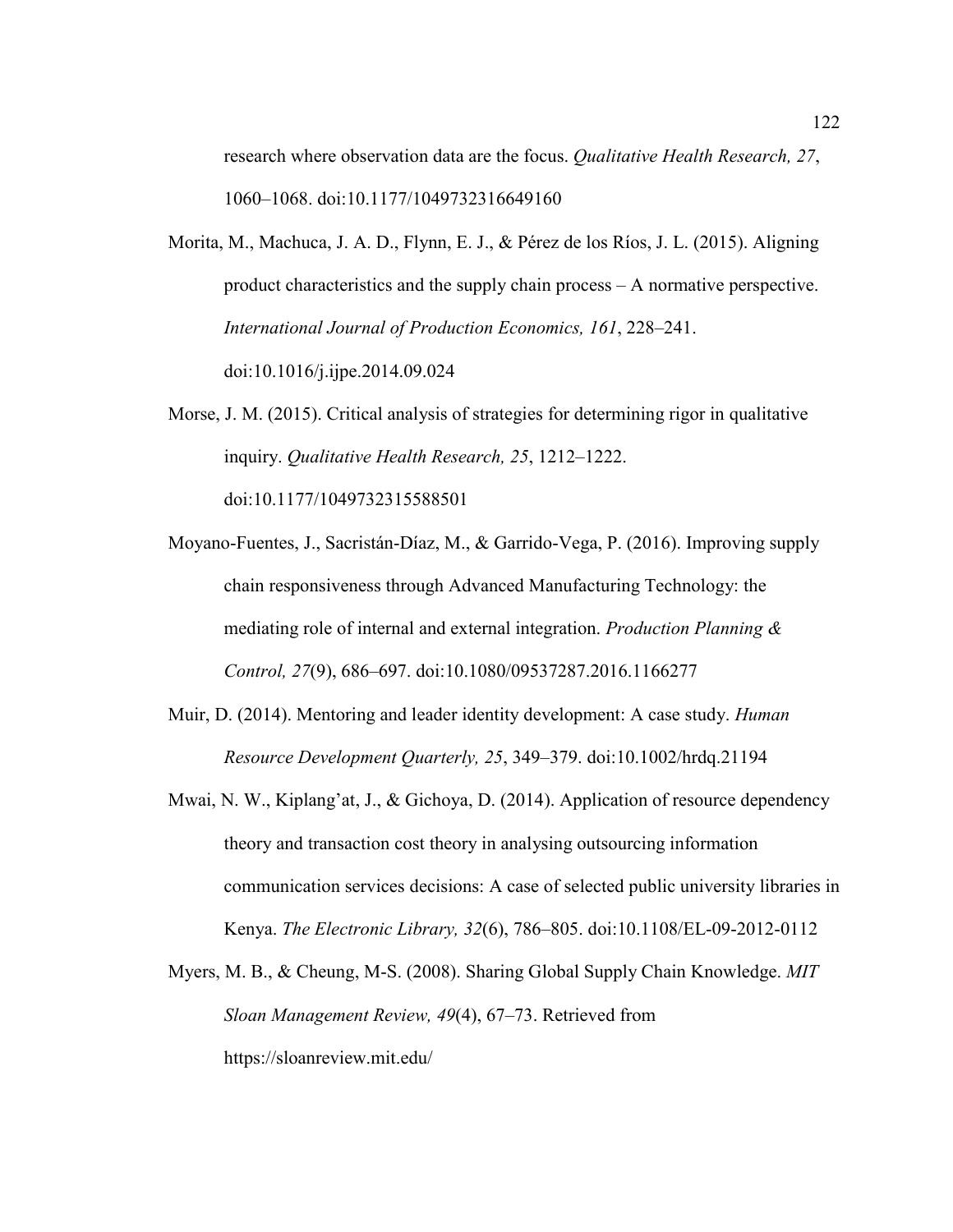research where observation data are the focus. *Qualitative Health Research, 27*, 1060–1068. doi:10.1177/1049732316649160

Morita, M., Machuca, J. A. D., Flynn, E. J., & Pérez de los Ríos, J. L. (2015). Aligning product characteristics and the supply chain process – A normative perspective. *International Journal of Production Economics, 161*, 228–241. doi:10.1016/j.ijpe.2014.09.024

Morse, J. M. (2015). Critical analysis of strategies for determining rigor in qualitative inquiry. *Qualitative Health Research, 25*, 1212–1222. doi:10.1177/1049732315588501

Moyano-Fuentes, J., Sacristán-Díaz, M., & Garrido-Vega, P. (2016). Improving supply chain responsiveness through Advanced Manufacturing Technology: the mediating role of internal and external integration. *Production Planning & Control, 27*(9), 686–697. doi:10.1080/09537287.2016.1166277

Muir, D. (2014). Mentoring and leader identity development: A case study. *Human Resource Development Quarterly, 25*, 349–379. doi:10.1002/hrdq.21194

Mwai, N. W., Kiplang'at, J., & Gichoya, D. (2014). Application of resource dependency theory and transaction cost theory in analysing outsourcing information communication services decisions: A case of selected public university libraries in Kenya. *The Electronic Library, 32*(6), 786–805. doi:10.1108/EL-09-2012-0112

Myers, M. B., & Cheung, M-S. (2008). Sharing Global Supply Chain Knowledge. *MIT Sloan Management Review, 49*(4), 67–73. Retrieved from https://sloanreview.mit.edu/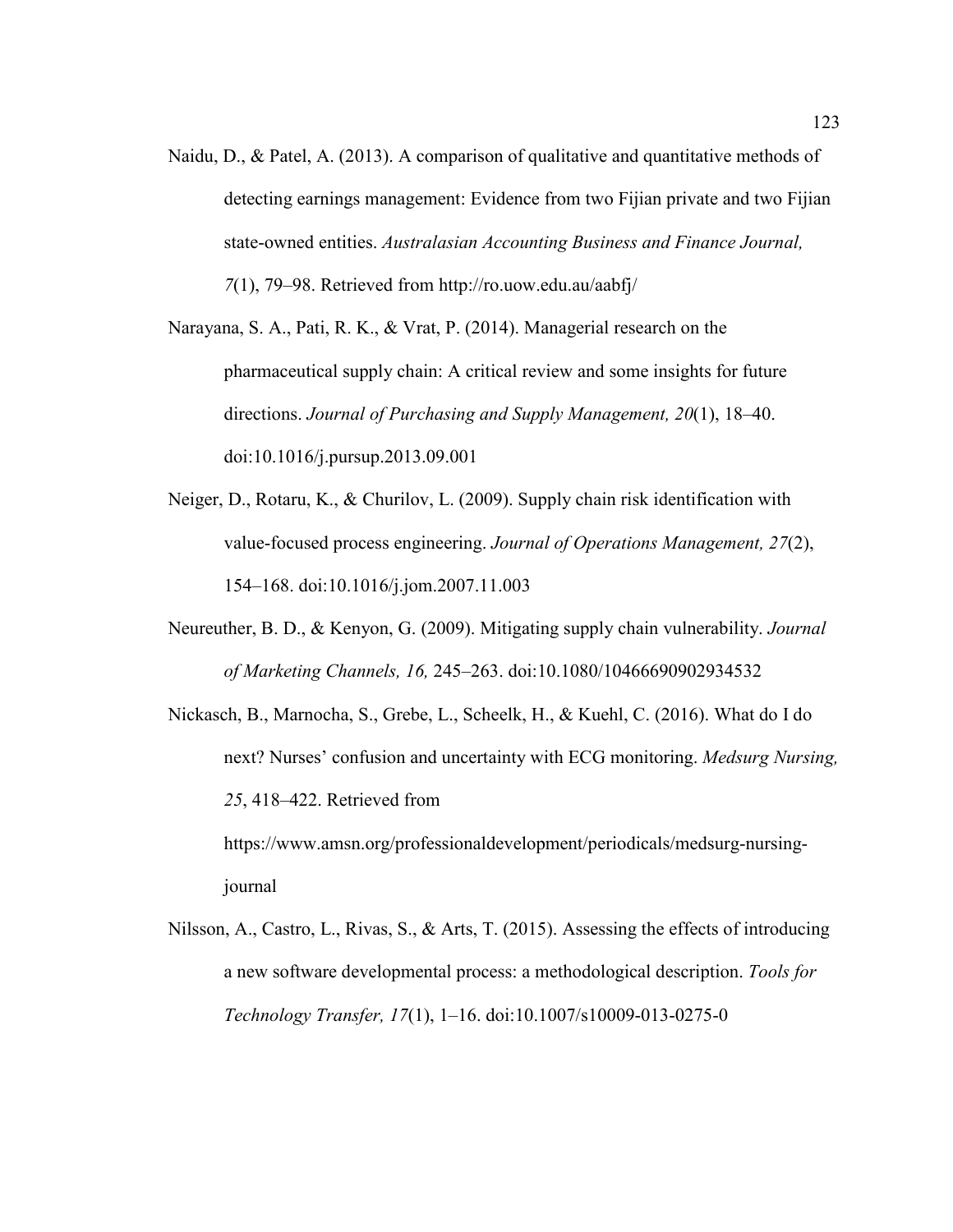Naidu, D., & Patel, A. (2013). A comparison of qualitative and quantitative methods of detecting earnings management: Evidence from two Fijian private and two Fijian state-owned entities. *Australasian Accounting Business and Finance Journal, 7*(1), 79–98. Retrieved from http://ro.uow.edu.au/aabfj/

Narayana, S. A., Pati, R. K., & Vrat, P. (2014). Managerial research on the pharmaceutical supply chain: A critical review and some insights for future directions. *Journal of Purchasing and Supply Management, 20*(1), 18–40. doi:10.1016/j.pursup.2013.09.001

Neiger, D., Rotaru, K., & Churilov, L. (2009). Supply chain risk identification with value-focused process engineering. *Journal of Operations Management, 27*(2), 154–168. doi:10.1016/j.jom.2007.11.003

Neureuther, B. D., & Kenyon, G. (2009). Mitigating supply chain vulnerability. *Journal of Marketing Channels, 16,* 245–263. doi:10.1080/10466690902934532

Nickasch, B., Marnocha, S., Grebe, L., Scheelk, H., & Kuehl, C. (2016). What do I do next? Nurses' confusion and uncertainty with ECG monitoring. *Medsurg Nursing, 25*, 418–422. Retrieved from https://www.amsn.org/professionaldevelopment/periodicals/medsurg-nursing-journal

Nilsson, A., Castro, L., Rivas, S., & Arts, T. (2015). Assessing the effects of introducing a new software developmental process: a methodological description. *Tools for Technology Transfer, 17*(1), 1–16. doi:10.1007/s10009-013-0275-0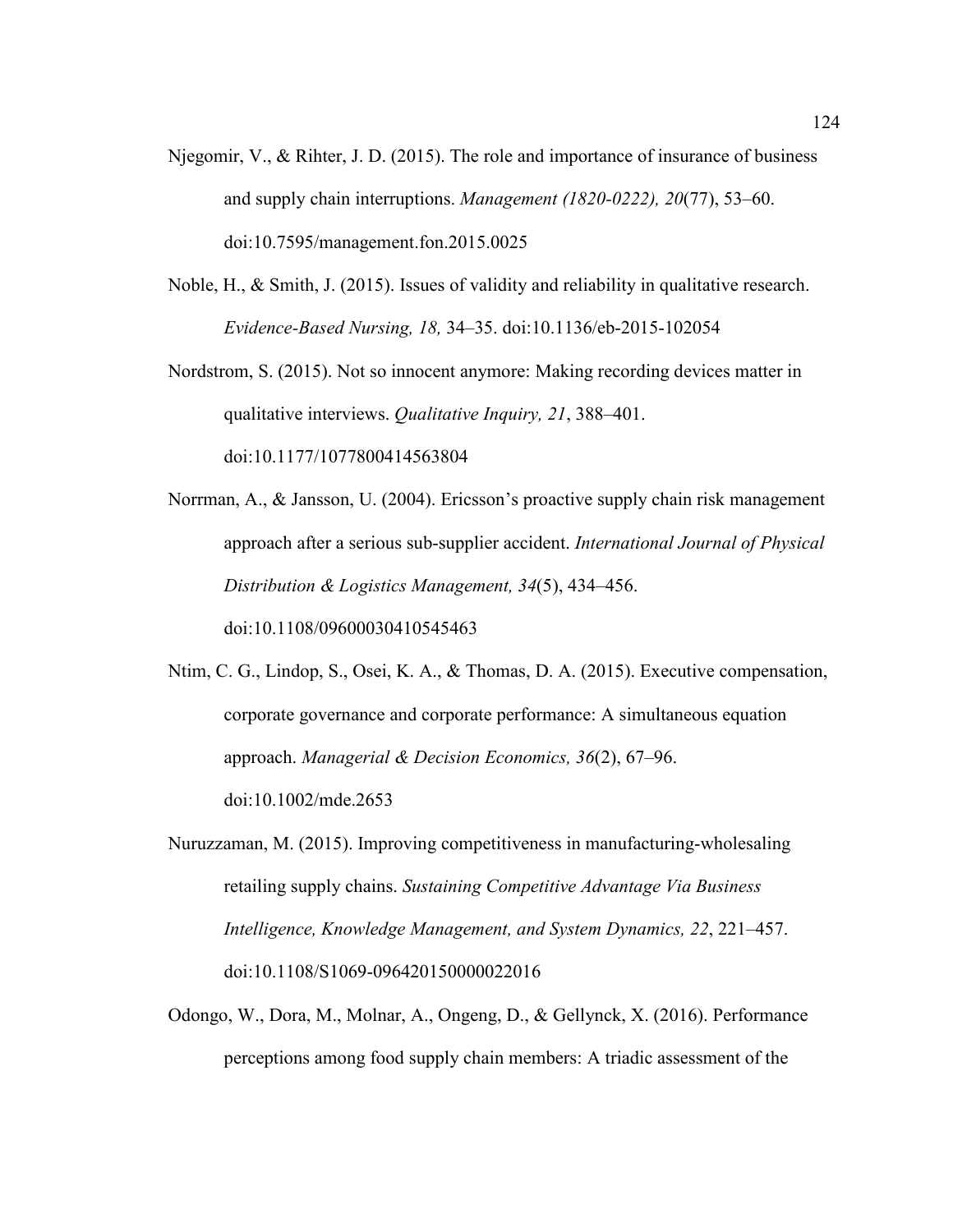Njegomir, V., & Rihter, J. D. (2015). The role and importance of insurance of business and supply chain interruptions. *Management (1820-0222), 20*(77), 53–60. doi:10.7595/management.fon.2015.0025

Noble, H., & Smith, J. (2015). Issues of validity and reliability in qualitative research. *Evidence-Based Nursing, 18,* 34–35. doi:10.1136/eb-2015-102054

Nordstrom, S. (2015). Not so innocent anymore: Making recording devices matter in qualitative interviews. *Qualitative Inquiry, 21*, 388–401. doi:10.1177/1077800414563804

Norrman, A., & Jansson, U. (2004). Ericsson's proactive supply chain risk management approach after a serious sub-supplier accident. *International Journal of Physical Distribution & Logistics Management, 34*(5), 434–456. doi:10.1108/09600030410545463

Ntim, C. G., Lindop, S., Osei, K. A., & Thomas, D. A. (2015). Executive compensation, corporate governance and corporate performance: A simultaneous equation approach. *Managerial & Decision Economics, 36*(2), 67–96. doi:10.1002/mde.2653

Nuruzzaman, M. (2015). Improving competitiveness in manufacturing-wholesaling retailing supply chains. *Sustaining Competitive Advantage Via Business Intelligence, Knowledge Management, and System Dynamics, 22*, 221–457. doi:10.1108/S1069-096420150000022016

Odongo, W., Dora, M., Molnar, A., Ongeng, D., & Gellynck, X. (2016). Performance perceptions among food supply chain members: A triadic assessment of the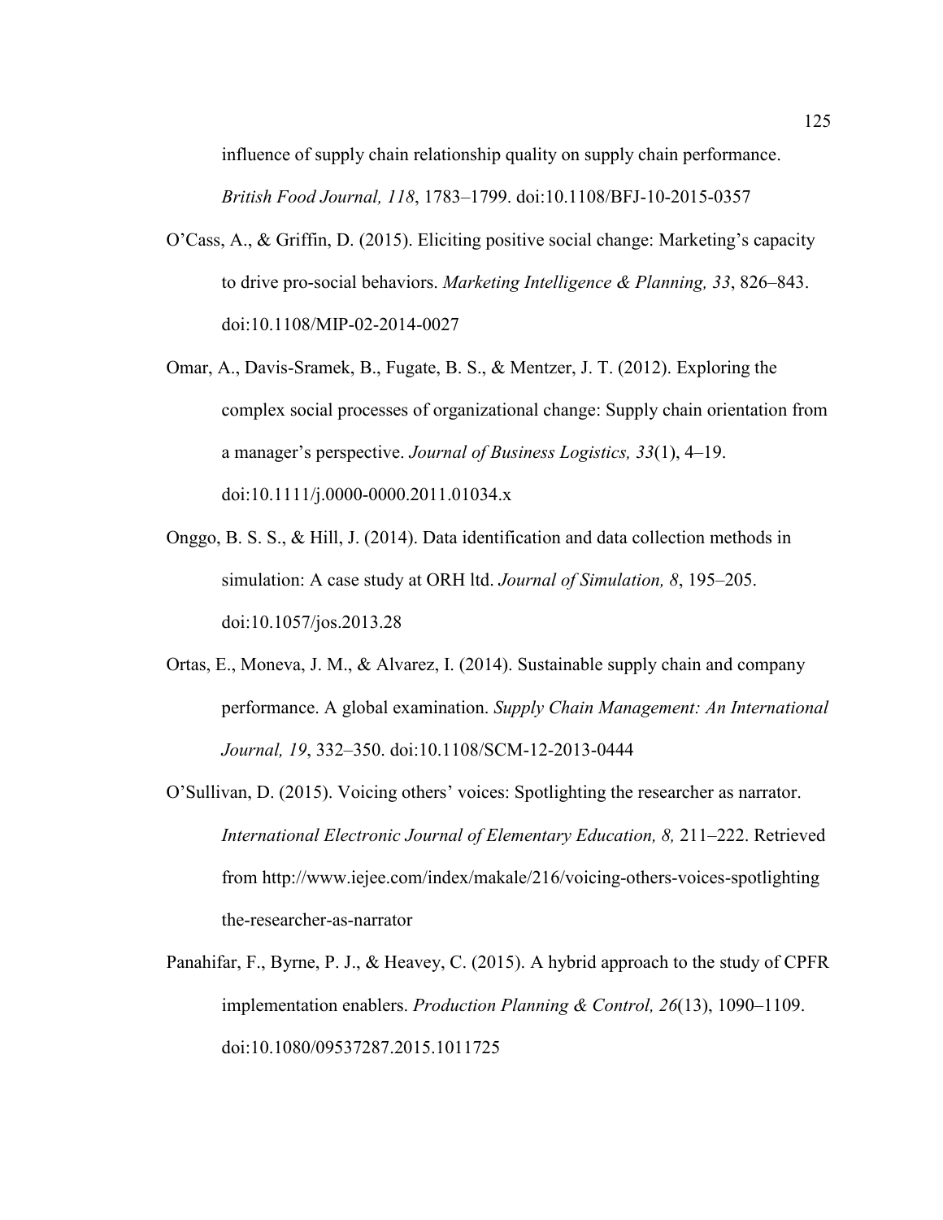influence of supply chain relationship quality on supply chain performance. *British Food Journal, 118*, 1783–1799. doi:10.1108/BFJ-10-2015-0357

O'Cass, A., & Griffin, D. (2015). Eliciting positive social change: Marketing's capacity to drive pro-social behaviors. *Marketing Intelligence & Planning, 33*, 826–843. doi:10.1108/MIP-02-2014-0027

Omar, A., Davis-Sramek, B., Fugate, B. S., & Mentzer, J. T. (2012). Exploring the complex social processes of organizational change: Supply chain orientation from a manager's perspective. *Journal of Business Logistics, 33*(1), 4–19. doi:10.1111/j.0000-0000.2011.01034.x

Onggo, B. S. S., & Hill, J. (2014). Data identification and data collection methods in simulation: A case study at ORH ltd. *Journal of Simulation, 8*, 195–205. doi:10.1057/jos.2013.28

Ortas, E., Moneva, J. M., & Alvarez, I. (2014). Sustainable supply chain and company performance. A global examination. *Supply Chain Management: An International Journal, 19*, 332–350. doi:10.1108/SCM-12-2013-0444

O'Sullivan, D. (2015). Voicing others' voices: Spotlighting the researcher as narrator. *International Electronic Journal of Elementary Education, 8,* 211–222. Retrieved from http://www.iejee.com/index/makale/216/voicing-others-voices-spotlighting the-researcher-as-narrator

Panahifar, F., Byrne, P. J., & Heavey, C. (2015). A hybrid approach to the study of CPFR implementation enablers. *Production Planning & Control, 26*(13), 1090–1109. doi:10.1080/09537287.2015.1011725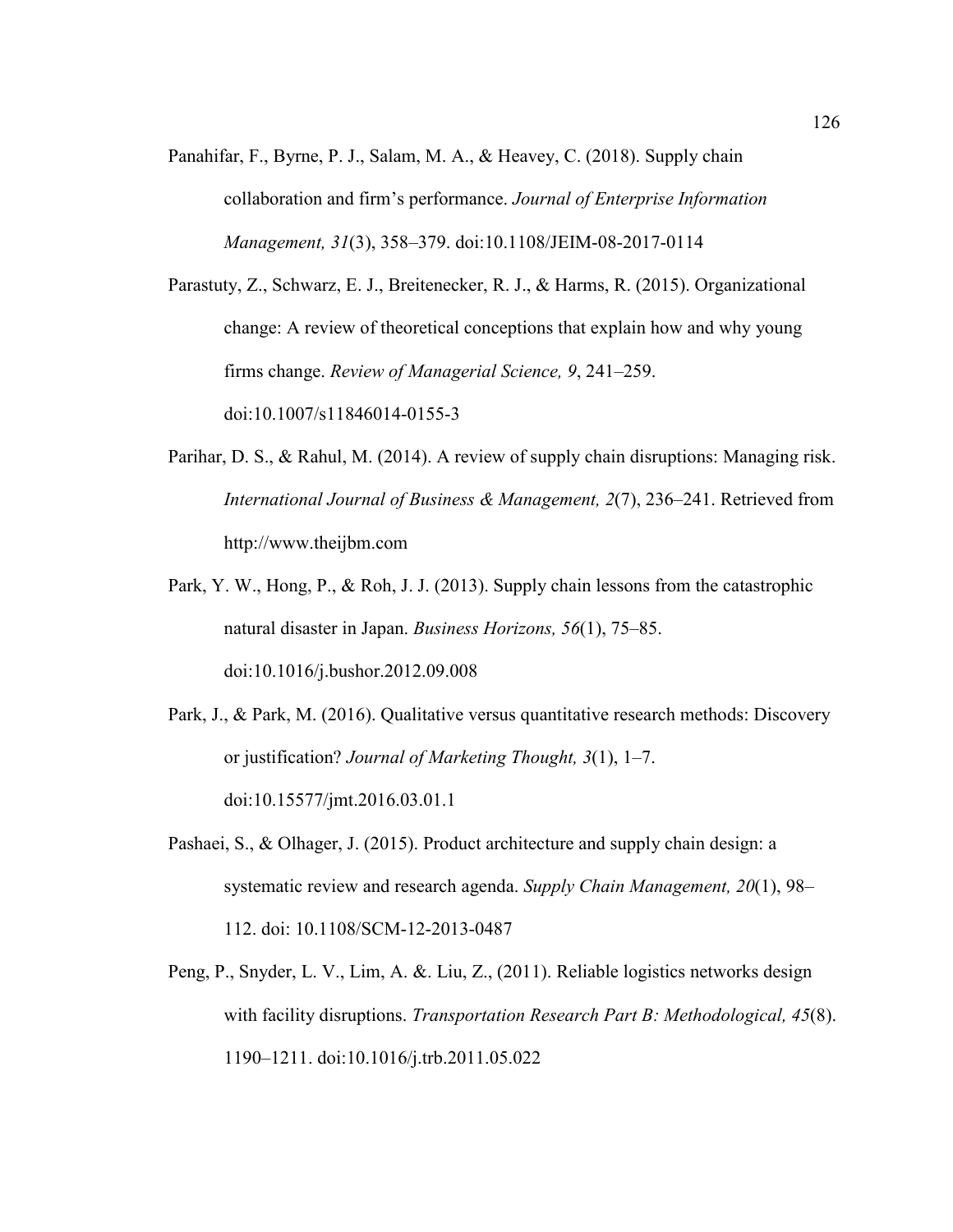Panahifar, F., Byrne, P. J., Salam, M. A., & Heavey, C. (2018). Supply chain collaboration and firm's performance. *Journal of Enterprise Information Management, 31*(3), 358–379. doi:10.1108/JEIM-08-2017-0114

Parastuty, Z., Schwarz, E. J., Breitenecker, R. J., & Harms, R. (2015). Organizational change: A review of theoretical conceptions that explain how and why young firms change. *Review of Managerial Science, 9*, 241–259. doi:10.1007/s11846014-0155-3

Parihar, D. S., & Rahul, M. (2014). A review of supply chain disruptions: Managing risk. *International Journal of Business & Management, 2*(7), 236–241. Retrieved from http://www.theijbm.com

Park, Y. W., Hong, P., & Roh, J. J. (2013). Supply chain lessons from the catastrophic natural disaster in Japan. *Business Horizons, 56*(1), 75–85. doi:10.1016/j.bushor.2012.09.008

Park, J., & Park, M. (2016). Qualitative versus quantitative research methods: Discovery or justification? *Journal of Marketing Thought, 3*(1), 1–7. doi:10.15577/jmt.2016.03.01.1

Pashaei, S., & Olhager, J. (2015). Product architecture and supply chain design: a systematic review and research agenda. *Supply Chain Management, 20*(1), 98–112. doi: 10.1108/SCM-12-2013-0487

Peng, P., Snyder, L. V., Lim, A. &. Liu, Z., (2011). Reliable logistics networks design with facility disruptions. *Transportation Research Part B: Methodological, 45*(8). 1190–1211. doi:10.1016/j.trb.2011.05.022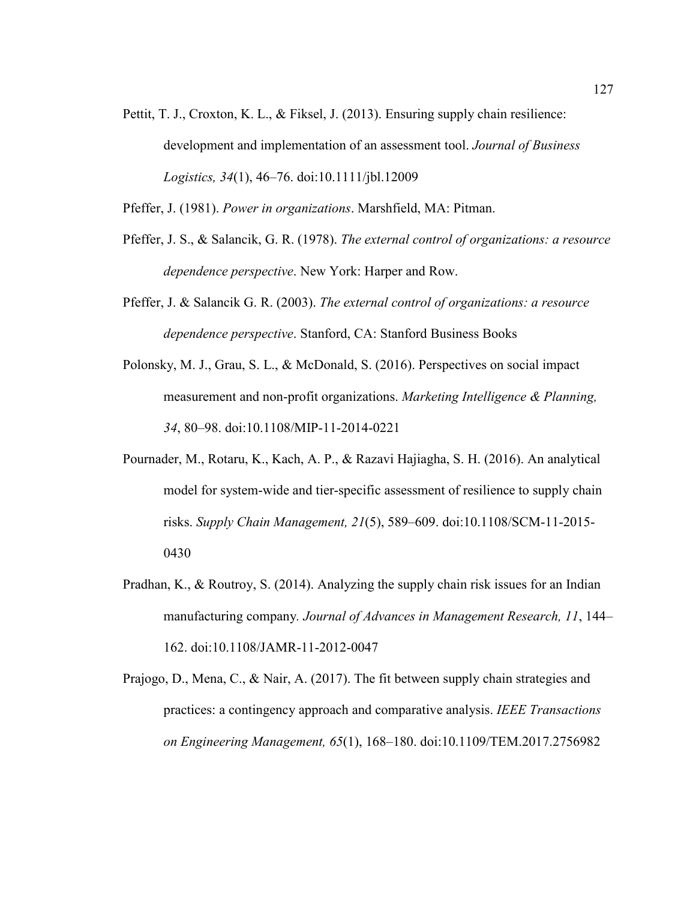Pettit, T. J., Croxton, K. L., & Fiksel, J. (2013). Ensuring supply chain resilience: development and implementation of an assessment tool. *Journal of Business Logistics, 34*(1), 46–76. doi:10.1111/jbl.12009

Pfeffer, J. (1981). *Power in organizations*. Marshfield, MA: Pitman.

Pfeffer, J. S., & Salancik, G. R. (1978). *The external control of organizations: a resource dependence perspective*. New York: Harper and Row.

Pfeffer, J. & Salancik G. R. (2003). *The external control of organizations: a resource dependence perspective*. Stanford, CA: Stanford Business Books

Polonsky, M. J., Grau, S. L., & McDonald, S. (2016). Perspectives on social impact measurement and non-profit organizations. *Marketing Intelligence & Planning, 34*, 80–98. doi:10.1108/MIP-11-2014-0221

Pournader, M., Rotaru, K., Kach, A. P., & Razavi Hajiagha, S. H. (2016). An analytical model for system-wide and tier-specific assessment of resilience to supply chain risks. *Supply Chain Management, 21*(5), 589–609. doi:10.1108/SCM-11-2015-0430

Pradhan, K., & Routroy, S. (2014). Analyzing the supply chain risk issues for an Indian manufacturing company. *Journal of Advances in Management Research, 11*, 144–162. doi:10.1108/JAMR-11-2012-0047

Prajogo, D., Mena, C., & Nair, A. (2017). The fit between supply chain strategies and practices: a contingency approach and comparative analysis. *IEEE Transactions on Engineering Management, 65*(1), 168–180. doi:10.1109/TEM.2017.2756982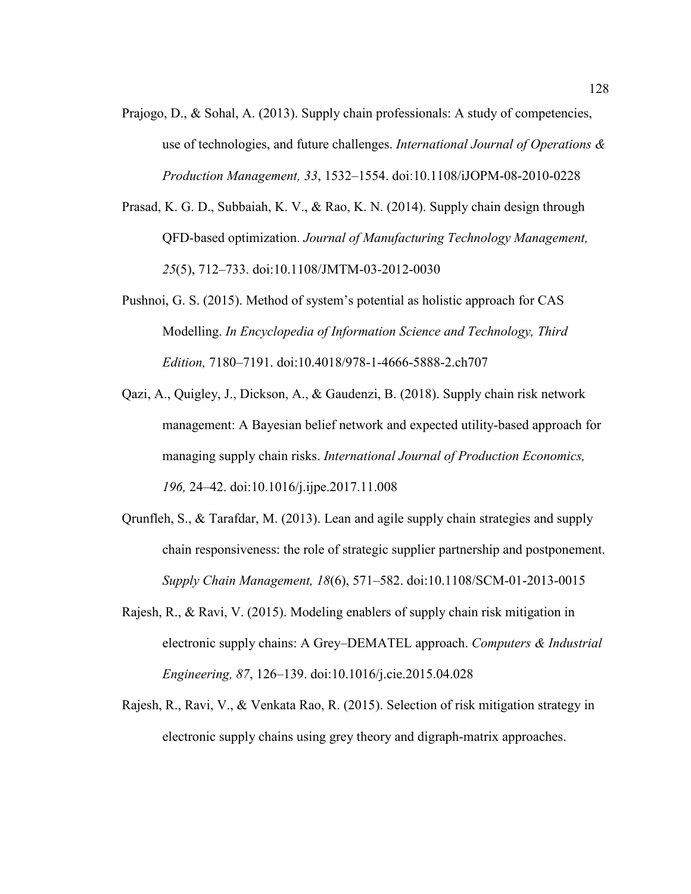Prajogo, D., & Sohal, A. (2013). Supply chain professionals: A study of competencies, use of technologies, and future challenges. *International Journal of Operations & Production Management, 33*, 1532–1554. doi:10.1108/iJOPM-08-2010-0228

Prasad, K. G. D., Subbaiah, K. V., & Rao, K. N. (2014). Supply chain design through QFD-based optimization. *Journal of Manufacturing Technology Management, 25*(5), 712–733. doi:10.1108/JMTM-03-2012-0030

Pushnoi, G. S. (2015). Method of system's potential as holistic approach for CAS Modelling. *In Encyclopedia of Information Science and Technology, Third Edition,* 7180–7191. doi:10.4018/978-1-4666-5888-2.ch707

Qazi, A., Quigley, J., Dickson, A., & Gaudenzi, B. (2018). Supply chain risk network management: A Bayesian belief network and expected utility-based approach for managing supply chain risks. *International Journal of Production Economics, 196,* 24–42. doi:10.1016/j.ijpe.2017.11.008

Qrunfleh, S., & Tarafdar, M. (2013). Lean and agile supply chain strategies and supply chain responsiveness: the role of strategic supplier partnership and postponement. *Supply Chain Management, 18*(6), 571–582. doi:10.1108/SCM-01-2013-0015

Rajesh, R., & Ravi, V. (2015). Modeling enablers of supply chain risk mitigation in electronic supply chains: A Grey–DEMATEL approach. *Computers & Industrial Engineering, 87*, 126–139. doi:10.1016/j.cie.2015.04.028

Rajesh, R., Ravi, V., & Venkata Rao, R. (2015). Selection of risk mitigation strategy in electronic supply chains using grey theory and digraph-matrix approaches.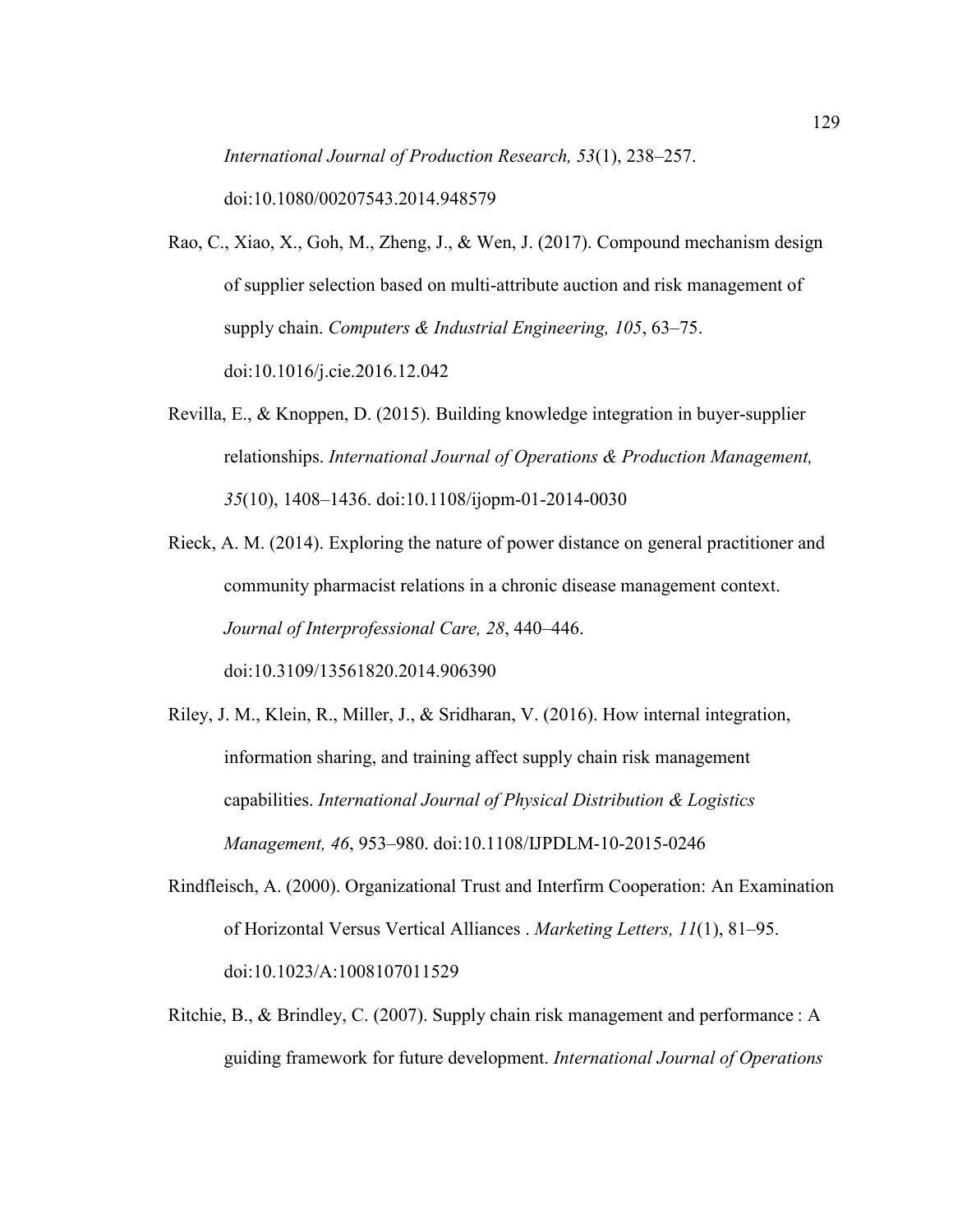*International Journal of Production Research, 53*(1), 238–257. doi:10.1080/00207543.2014.948579

Rao, C., Xiao, X., Goh, M., Zheng, J., & Wen, J. (2017). Compound mechanism design of supplier selection based on multi-attribute auction and risk management of supply chain. *Computers & Industrial Engineering, 105*, 63–75. doi:10.1016/j.cie.2016.12.042

Revilla, E., & Knoppen, D. (2015). Building knowledge integration in buyer-supplier relationships. *International Journal of Operations & Production Management, 35*(10), 1408–1436. doi:10.1108/ijopm-01-2014-0030

Rieck, A. M. (2014). Exploring the nature of power distance on general practitioner and community pharmacist relations in a chronic disease management context. *Journal of Interprofessional Care, 28*, 440–446. doi:10.3109/13561820.2014.906390

Riley, J. M., Klein, R., Miller, J., & Sridharan, V. (2016). How internal integration, information sharing, and training affect supply chain risk management capabilities. *International Journal of Physical Distribution & Logistics Management, 46*, 953–980. doi:10.1108/IJPDLM-10-2015-0246

Rindfleisch, A. (2000). Organizational Trust and Interfirm Cooperation: An Examination of Horizontal Versus Vertical Alliances . *Marketing Letters, 11*(1), 81–95. doi:10.1023/A:1008107011529

Ritchie, B., & Brindley, C. (2007). Supply chain risk management and performance : A guiding framework for future development. *International Journal of Operations*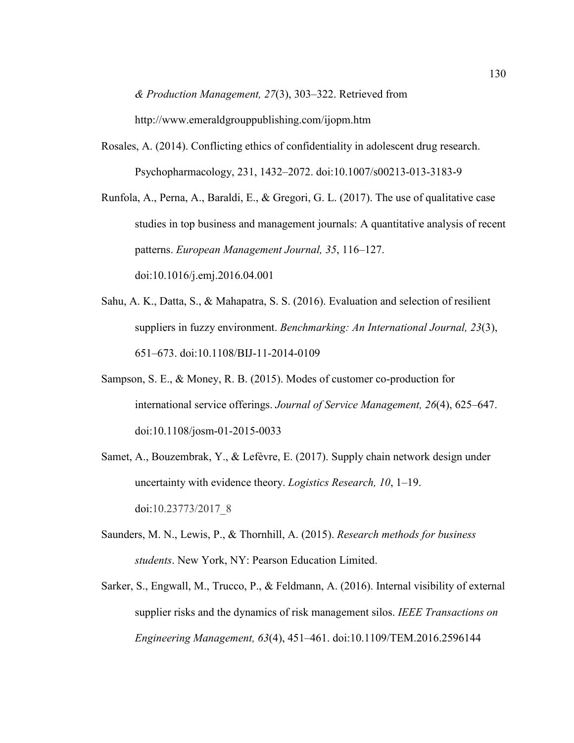*& Production Management, 27*(3), 303–322. Retrieved from http://www.emeraldgrouppublishing.com/ijopm.htm

Rosales, A. (2014). Conflicting ethics of confidentiality in adolescent drug research. Psychopharmacology, 231, 1432–2072. doi:10.1007/s00213-013-3183-9

Runfola, A., Perna, A., Baraldi, E., & Gregori, G. L. (2017). The use of qualitative case studies in top business and management journals: A quantitative analysis of recent patterns. *European Management Journal, 35*, 116–127. doi:10.1016/j.emj.2016.04.001

Sahu, A. K., Datta, S., & Mahapatra, S. S. (2016). Evaluation and selection of resilient suppliers in fuzzy environment. *Benchmarking: An International Journal, 23*(3), 651–673. doi:10.1108/BIJ-11-2014-0109

Sampson, S. E., & Money, R. B. (2015). Modes of customer co-production for international service offerings. *Journal of Service Management, 26*(4), 625–647. doi:10.1108/josm-01-2015-0033

Samet, A., Bouzembrak, Y., & Lefèvre, E. (2017). Supply chain network design under uncertainty with evidence theory. *Logistics Research, 10*, 1–19. doi:10.23773/2017_8

Saunders, M. N., Lewis, P., & Thornhill, A. (2015). *Research methods for business students*. New York, NY: Pearson Education Limited.

Sarker, S., Engwall, M., Trucco, P., & Feldmann, A. (2016). Internal visibility of external supplier risks and the dynamics of risk management silos. *IEEE Transactions on Engineering Management, 63*(4), 451–461. doi:10.1109/TEM.2016.2596144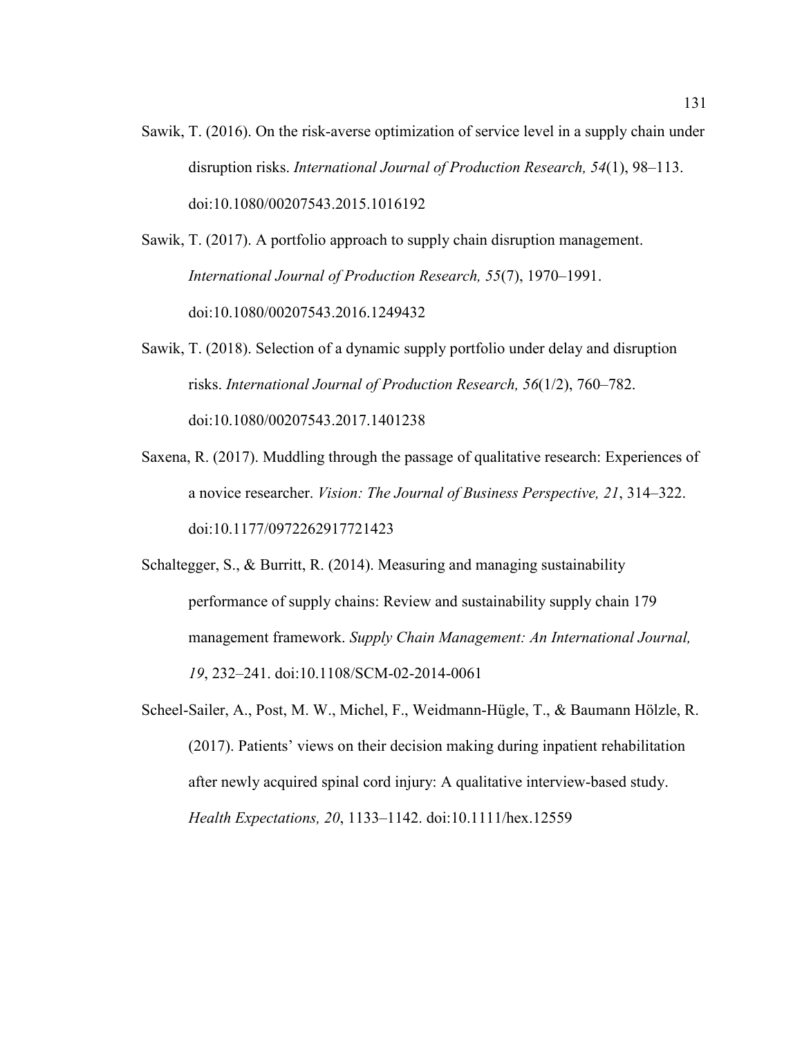Sawik, T. (2016). On the risk-averse optimization of service level in a supply chain under disruption risks. *International Journal of Production Research, 54*(1), 98–113. doi:10.1080/00207543.2015.1016192

Sawik, T. (2017). A portfolio approach to supply chain disruption management. *International Journal of Production Research, 55*(7), 1970–1991. doi:10.1080/00207543.2016.1249432

Sawik, T. (2018). Selection of a dynamic supply portfolio under delay and disruption risks. *International Journal of Production Research, 56*(1/2), 760–782. doi:10.1080/00207543.2017.1401238

Saxena, R. (2017). Muddling through the passage of qualitative research: Experiences of a novice researcher. *Vision: The Journal of Business Perspective, 21*, 314–322. doi:10.1177/0972262917721423

Schaltegger, S., & Burritt, R. (2014). Measuring and managing sustainability performance of supply chains: Review and sustainability supply chain 179 management framework. *Supply Chain Management: An International Journal, 19*, 232–241. doi:10.1108/SCM-02-2014-0061

Scheel-Sailer, A., Post, M. W., Michel, F., Weidmann-Hügle, T., & Baumann Hölzle, R. (2017). Patients' views on their decision making during inpatient rehabilitation after newly acquired spinal cord injury: A qualitative interview-based study. *Health Expectations, 20*, 1133–1142. doi:10.1111/hex.12559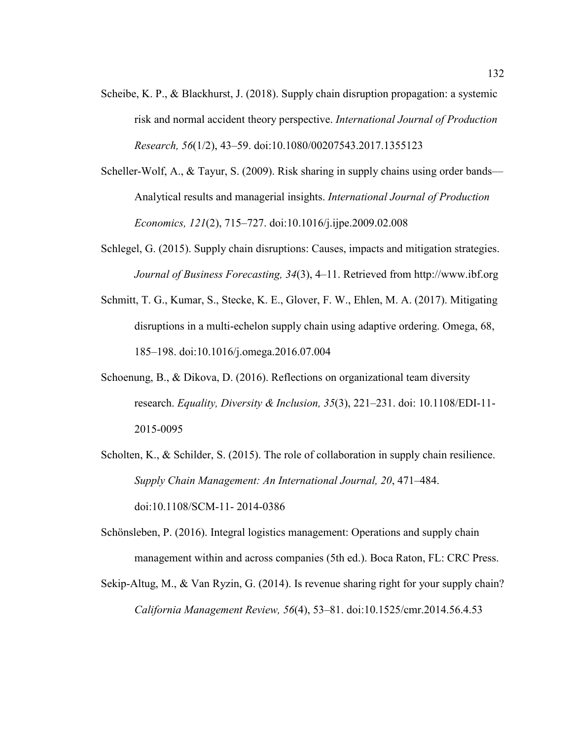Scheibe, K. P., & Blackhurst, J. (2018). Supply chain disruption propagation: a systemic risk and normal accident theory perspective. *International Journal of Production Research, 56*(1/2), 43–59. doi:10.1080/00207543.2017.1355123

Scheller-Wolf, A., & Tayur, S. (2009). Risk sharing in supply chains using order bands—Analytical results and managerial insights. *International Journal of Production Economics, 121*(2), 715–727. doi:10.1016/j.ijpe.2009.02.008

Schlegel, G. (2015). Supply chain disruptions: Causes, impacts and mitigation strategies. *Journal of Business Forecasting, 34*(3), 4–11. Retrieved from http://www.ibf.org

Schmitt, T. G., Kumar, S., Stecke, K. E., Glover, F. W., Ehlen, M. A. (2017). Mitigating disruptions in a multi-echelon supply chain using adaptive ordering. Omega, 68, 185–198. doi:10.1016/j.omega.2016.07.004

Schoenung, B., & Dikova, D. (2016). Reflections on organizational team diversity research. *Equality, Diversity & Inclusion, 35*(3), 221–231. doi: 10.1108/EDI-11-2015-0095

Scholten, K., & Schilder, S. (2015). The role of collaboration in supply chain resilience. *Supply Chain Management: An International Journal, 20*, 471–484. doi:10.1108/SCM-11- 2014-0386

Schönsleben, P. (2016). Integral logistics management: Operations and supply chain management within and across companies (5th ed.). Boca Raton, FL: CRC Press.

Sekip-Altug, M., & Van Ryzin, G. (2014). Is revenue sharing right for your supply chain? *California Management Review, 56*(4), 53–81. doi:10.1525/cmr.2014.56.4.53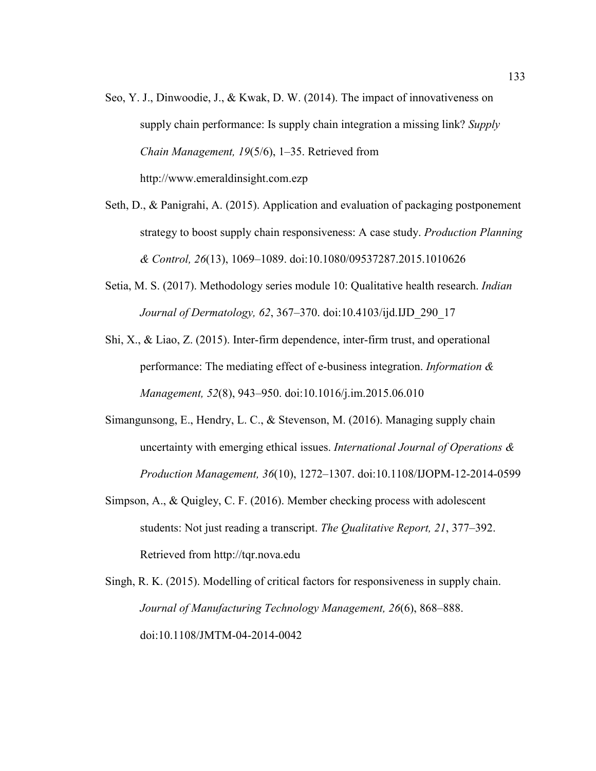Seo, Y. J., Dinwoodie, J., & Kwak, D. W. (2014). The impact of innovativeness on supply chain performance: Is supply chain integration a missing link? *Supply Chain Management, 19*(5/6), 1–35. Retrieved from http://www.emeraldinsight.com.ezp

Seth, D., & Panigrahi, A. (2015). Application and evaluation of packaging postponement strategy to boost supply chain responsiveness: A case study. *Production Planning & Control, 26*(13), 1069–1089. doi:10.1080/09537287.2015.1010626

Setia, M. S. (2017). Methodology series module 10: Qualitative health research. *Indian Journal of Dermatology, 62*, 367–370. doi:10.4103/ijd.IJD_290_17

Shi, X., & Liao, Z. (2015). Inter-firm dependence, inter-firm trust, and operational performance: The mediating effect of e-business integration. *Information & Management, 52*(8), 943–950. doi:10.1016/j.im.2015.06.010

Simangunsong, E., Hendry, L. C., & Stevenson, M. (2016). Managing supply chain uncertainty with emerging ethical issues. *International Journal of Operations & Production Management, 36*(10), 1272–1307. doi:10.1108/IJOPM-12-2014-0599

Simpson, A., & Quigley, C. F. (2016). Member checking process with adolescent students: Not just reading a transcript. *The Qualitative Report, 21*, 377–392. Retrieved from http://tqr.nova.edu

Singh, R. K. (2015). Modelling of critical factors for responsiveness in supply chain. *Journal of Manufacturing Technology Management, 26*(6), 868–888. doi:10.1108/JMTM-04-2014-0042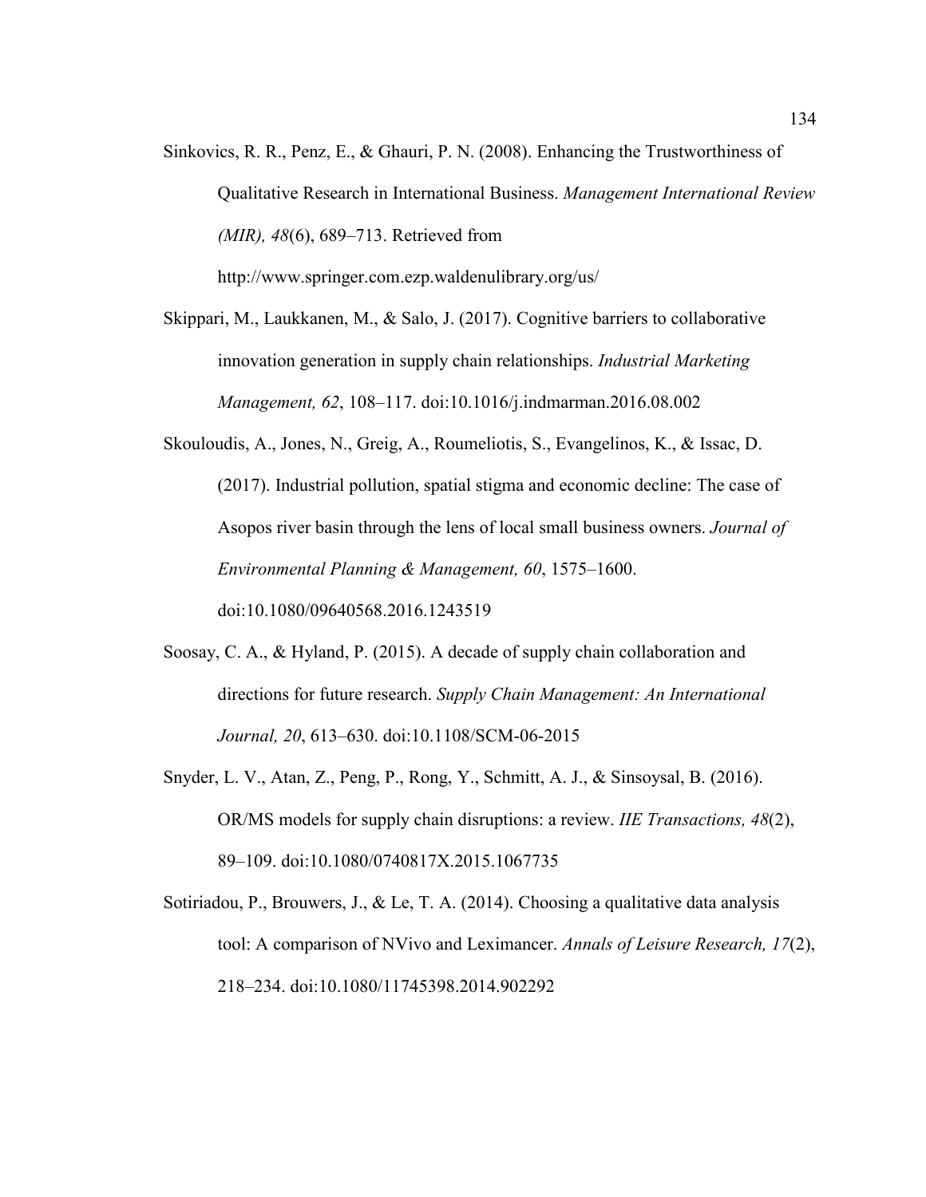Sinkovics, R. R., Penz, E., & Ghauri, P. N. (2008). Enhancing the Trustworthiness of Qualitative Research in International Business. *Management International Review (MIR), 48*(6), 689–713. Retrieved from http://www.springer.com.ezp.waldenulibrary.org/us/

Skippari, M., Laukkanen, M., & Salo, J. (2017). Cognitive barriers to collaborative innovation generation in supply chain relationships. *Industrial Marketing Management, 62*, 108–117. doi:10.1016/j.indmarman.2016.08.002

Skouloudis, A., Jones, N., Greig, A., Roumeliotis, S., Evangelinos, K., & Issac, D. (2017). Industrial pollution, spatial stigma and economic decline: The case of Asopos river basin through the lens of local small business owners. *Journal of Environmental Planning & Management, 60*, 1575–1600. doi:10.1080/09640568.2016.1243519

Soosay, C. A., & Hyland, P. (2015). A decade of supply chain collaboration and directions for future research. *Supply Chain Management: An International Journal, 20*, 613–630. doi:10.1108/SCM-06-2015

Snyder, L. V., Atan, Z., Peng, P., Rong, Y., Schmitt, A. J., & Sinsoysal, B. (2016). OR/MS models for supply chain disruptions: a review. *IIE Transactions, 48*(2), 89–109. doi:10.1080/0740817X.2015.1067735

Sotiriadou, P., Brouwers, J., & Le, T. A. (2014). Choosing a qualitative data analysis tool: A comparison of NVivo and Leximancer. *Annals of Leisure Research, 17*(2), 218–234. doi:10.1080/11745398.2014.902292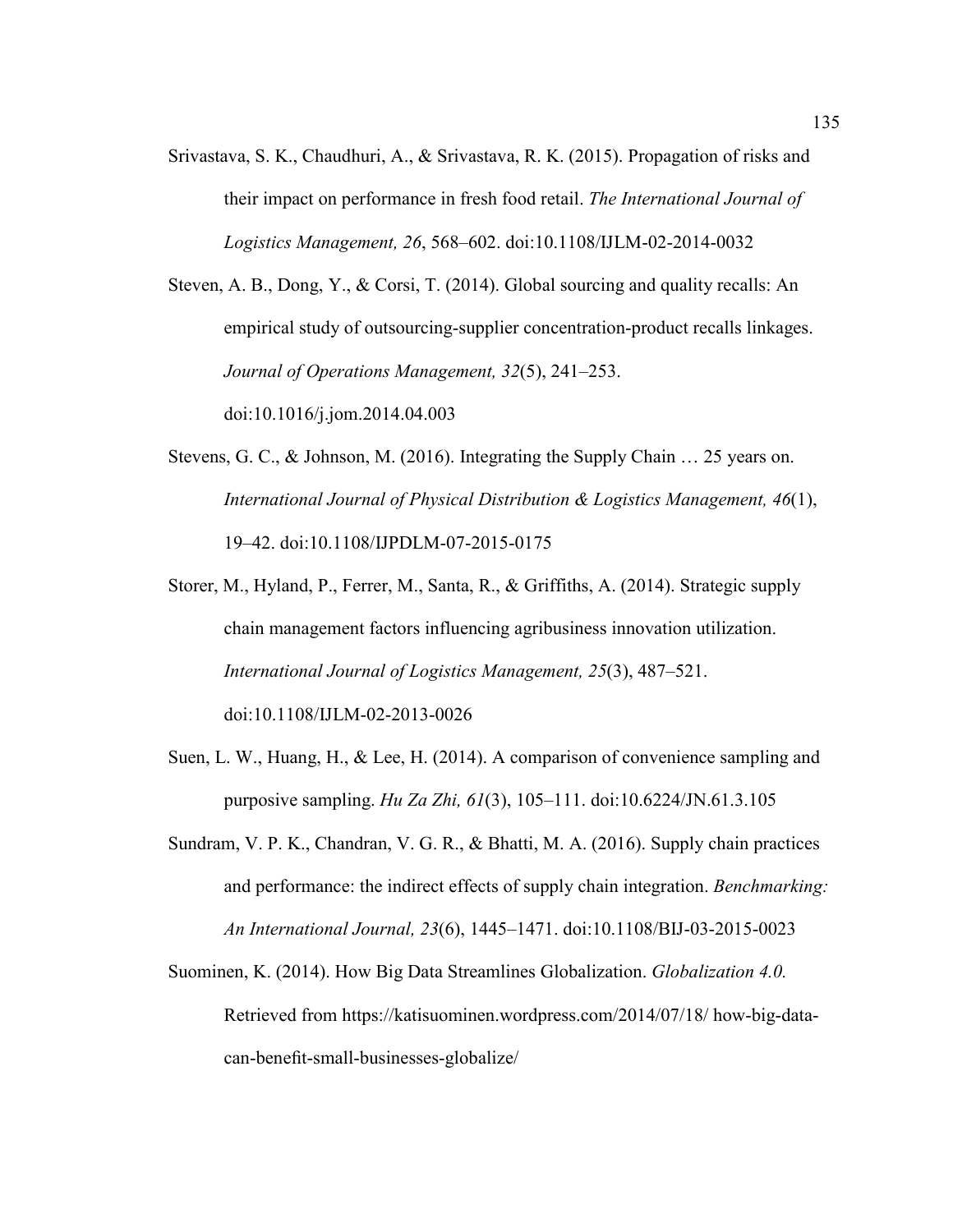Srivastava, S. K., Chaudhuri, A., & Srivastava, R. K. (2015). Propagation of risks and their impact on performance in fresh food retail. *The International Journal of Logistics Management, 26*, 568–602. doi:10.1108/IJLM-02-2014-0032

Steven, A. B., Dong, Y., & Corsi, T. (2014). Global sourcing and quality recalls: An empirical study of outsourcing-supplier concentration-product recalls linkages. *Journal of Operations Management, 32*(5), 241–253. doi:10.1016/j.jom.2014.04.003

Stevens, G. C., & Johnson, M. (2016). Integrating the Supply Chain … 25 years on. *International Journal of Physical Distribution & Logistics Management, 46*(1), 19–42. doi:10.1108/IJPDLM-07-2015-0175

Storer, M., Hyland, P., Ferrer, M., Santa, R., & Griffiths, A. (2014). Strategic supply chain management factors influencing agribusiness innovation utilization. *International Journal of Logistics Management, 25*(3), 487–521. doi:10.1108/IJLM-02-2013-0026

Suen, L. W., Huang, H., & Lee, H. (2014). A comparison of convenience sampling and purposive sampling. *Hu Za Zhi, 61*(3), 105–111. doi:10.6224/JN.61.3.105

Sundram, V. P. K., Chandran, V. G. R., & Bhatti, M. A. (2016). Supply chain practices and performance: the indirect effects of supply chain integration. *Benchmarking: An International Journal, 23*(6), 1445–1471. doi:10.1108/BIJ-03-2015-0023

Suominen, K. (2014). How Big Data Streamlines Globalization. *Globalization 4.0.* Retrieved from https://katisuominen.wordpress.com/2014/07/18/ how-big-data-can-benefit-small-businesses-globalize/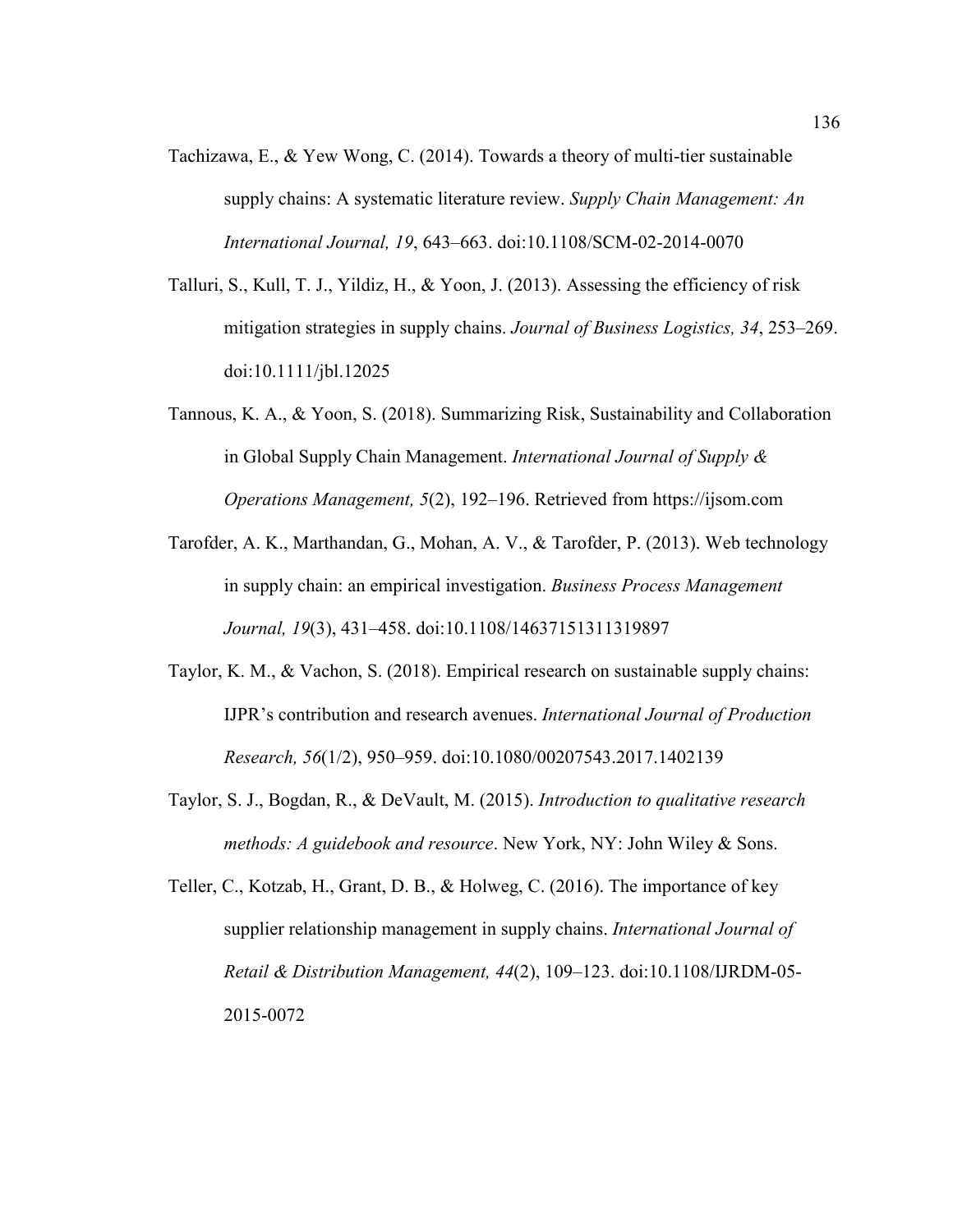Tachizawa, E., & Yew Wong, C. (2014). Towards a theory of multi-tier sustainable supply chains: A systematic literature review. *Supply Chain Management: An International Journal, 19*, 643–663. doi:10.1108/SCM-02-2014-0070

Talluri, S., Kull, T. J., Yildiz, H., & Yoon, J. (2013). Assessing the efficiency of risk mitigation strategies in supply chains. *Journal of Business Logistics, 34*, 253–269. doi:10.1111/jbl.12025

Tannous, K. A., & Yoon, S. (2018). Summarizing Risk, Sustainability and Collaboration in Global Supply Chain Management. *International Journal of Supply & Operations Management, 5*(2), 192–196. Retrieved from https://ijsom.com

Tarofder, A. K., Marthandan, G., Mohan, A. V., & Tarofder, P. (2013). Web technology in supply chain: an empirical investigation. *Business Process Management Journal, 19*(3), 431–458. doi:10.1108/14637151311319897

Taylor, K. M., & Vachon, S. (2018). Empirical research on sustainable supply chains: IJPR's contribution and research avenues. *International Journal of Production Research, 56*(1/2), 950–959. doi:10.1080/00207543.2017.1402139

Taylor, S. J., Bogdan, R., & DeVault, M. (2015). *Introduction to qualitative research methods: A guidebook and resource*. New York, NY: John Wiley & Sons.

Teller, C., Kotzab, H., Grant, D. B., & Holweg, C. (2016). The importance of key supplier relationship management in supply chains. *International Journal of Retail & Distribution Management, 44*(2), 109–123. doi:10.1108/IJRDM-05-2015-0072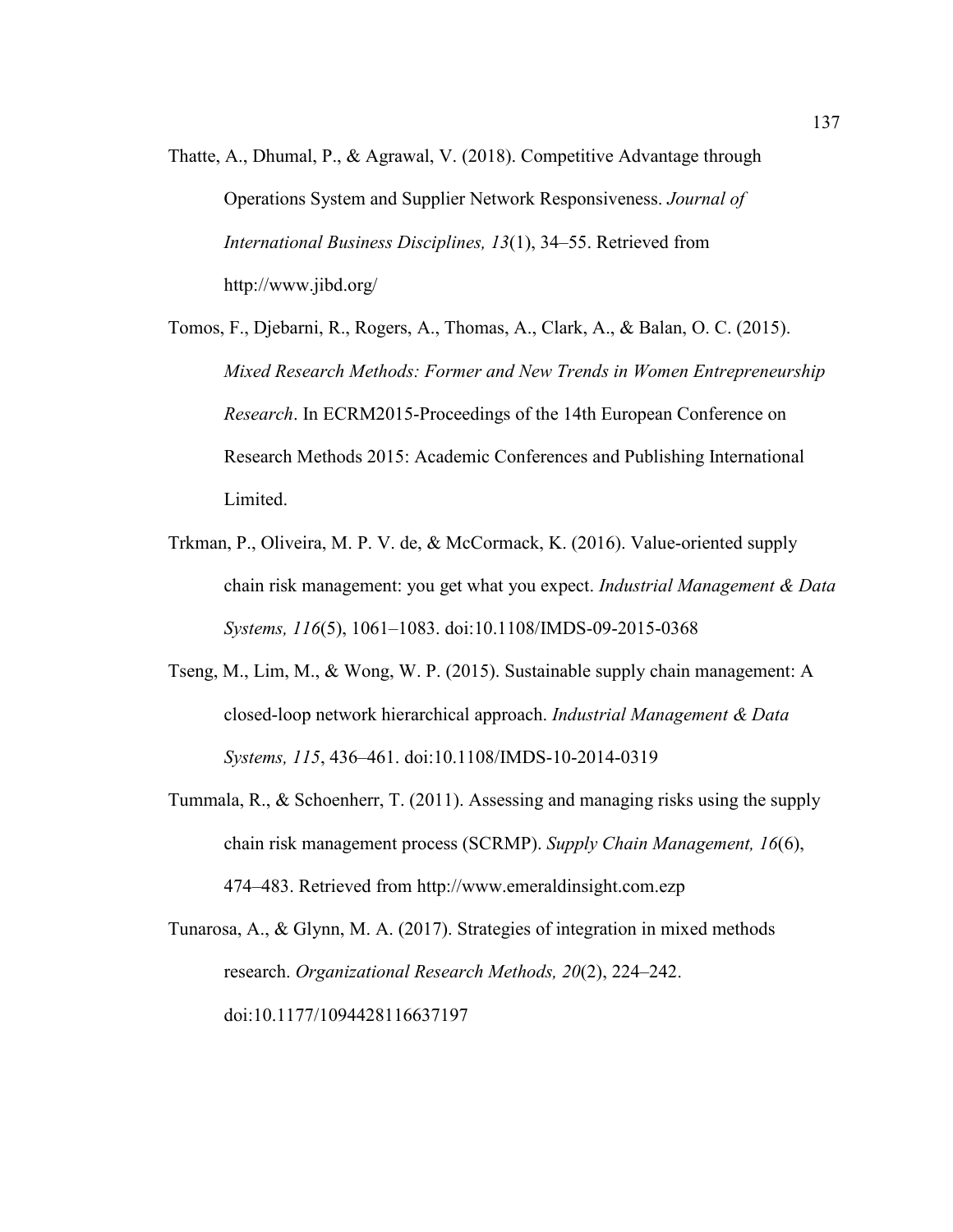Thatte, A., Dhumal, P., & Agrawal, V. (2018). Competitive Advantage through Operations System and Supplier Network Responsiveness. *Journal of International Business Disciplines, 13*(1), 34–55. Retrieved from http://www.jibd.org/

Tomos, F., Djebarni, R., Rogers, A., Thomas, A., Clark, A., & Balan, O. C. (2015). *Mixed Research Methods: Former and New Trends in Women Entrepreneurship Research*. In ECRM2015-Proceedings of the 14th European Conference on Research Methods 2015: Academic Conferences and Publishing International Limited.

Trkman, P., Oliveira, M. P. V. de, & McCormack, K. (2016). Value-oriented supply chain risk management: you get what you expect. *Industrial Management & Data Systems, 116*(5), 1061–1083. doi:10.1108/IMDS-09-2015-0368

Tseng, M., Lim, M., & Wong, W. P. (2015). Sustainable supply chain management: A closed-loop network hierarchical approach. *Industrial Management & Data Systems, 115*, 436–461. doi:10.1108/IMDS-10-2014-0319

Tummala, R., & Schoenherr, T. (2011). Assessing and managing risks using the supply chain risk management process (SCRMP). *Supply Chain Management, 16*(6), 474–483. Retrieved from http://www.emeraldinsight.com.ezp

Tunarosa, A., & Glynn, M. A. (2017). Strategies of integration in mixed methods research. *Organizational Research Methods, 20*(2), 224–242. doi:10.1177/1094428116637197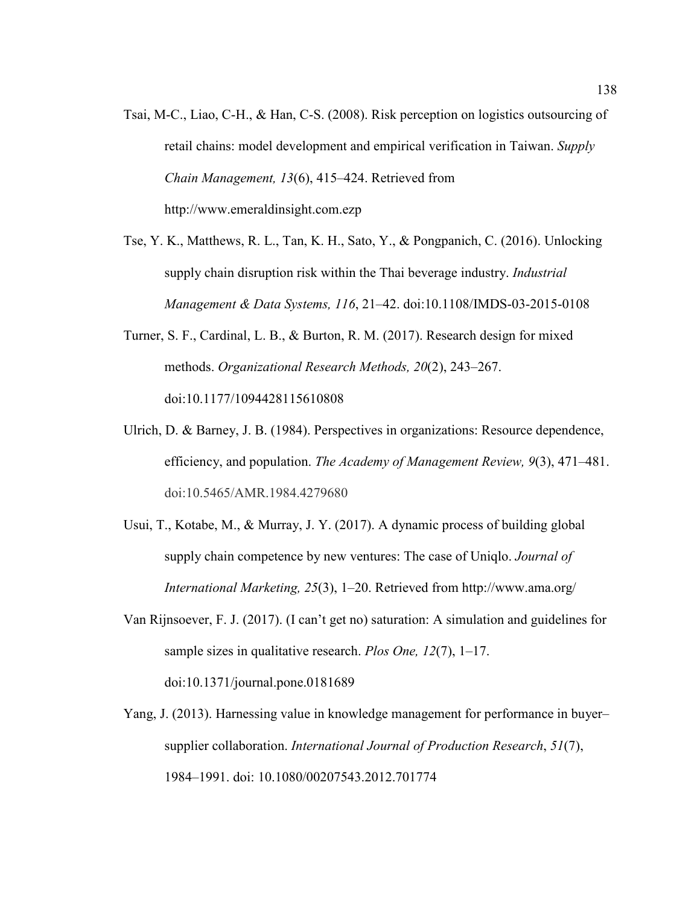Tsai, M-C., Liao, C-H., & Han, C-S. (2008). Risk perception on logistics outsourcing of retail chains: model development and empirical verification in Taiwan. *Supply Chain Management, 13*(6), 415–424. Retrieved from http://www.emeraldinsight.com.ezp

Tse, Y. K., Matthews, R. L., Tan, K. H., Sato, Y., & Pongpanich, C. (2016). Unlocking supply chain disruption risk within the Thai beverage industry. *Industrial Management & Data Systems, 116*, 21–42. doi:10.1108/IMDS-03-2015-0108

Turner, S. F., Cardinal, L. B., & Burton, R. M. (2017). Research design for mixed methods. *Organizational Research Methods, 20*(2), 243–267. doi:10.1177/1094428115610808

Ulrich, D. & Barney, J. B. (1984). Perspectives in organizations: Resource dependence, efficiency, and population. *The Academy of Management Review, 9*(3), 471–481. doi:10.5465/AMR.1984.4279680

Usui, T., Kotabe, M., & Murray, J. Y. (2017). A dynamic process of building global supply chain competence by new ventures: The case of Uniqlo. *Journal of International Marketing, 25*(3), 1–20. Retrieved from http://www.ama.org/

Van Rijnsoever, F. J. (2017). (I can't get no) saturation: A simulation and guidelines for sample sizes in qualitative research. *Plos One, 12*(7), 1–17. doi:10.1371/journal.pone.0181689

Yang, J. (2013). Harnessing value in knowledge management for performance in buyer–supplier collaboration. *International Journal of Production Research*, *51*(7), 1984–1991. doi: 10.1080/00207543.2012.701774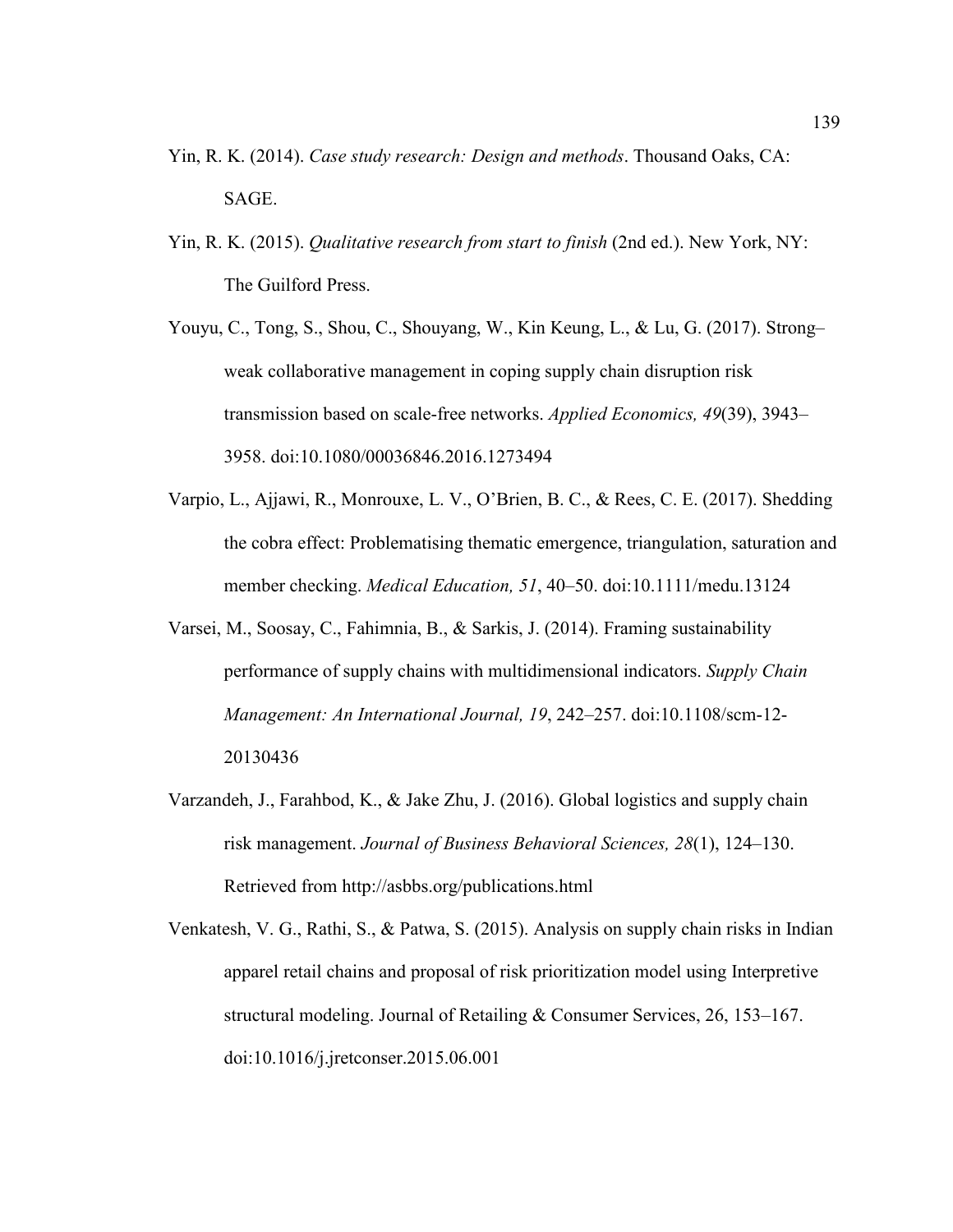Yin, R. K. (2014). *Case study research: Design and methods*. Thousand Oaks, CA: SAGE.

Yin, R. K. (2015). *Qualitative research from start to finish* (2nd ed.). New York, NY: The Guilford Press.

Youyu, C., Tong, S., Shou, C., Shouyang, W., Kin Keung, L., & Lu, G. (2017). Strong–weak collaborative management in coping supply chain disruption risk transmission based on scale-free networks. *Applied Economics, 49*(39), 3943–3958. doi:10.1080/00036846.2016.1273494

Varpio, L., Ajjawi, R., Monrouxe, L. V., O'Brien, B. C., & Rees, C. E. (2017). Shedding the cobra effect: Problematising thematic emergence, triangulation, saturation and member checking. *Medical Education, 51*, 40–50. doi:10.1111/medu.13124

Varsei, M., Soosay, C., Fahimnia, B., & Sarkis, J. (2014). Framing sustainability performance of supply chains with multidimensional indicators. *Supply Chain Management: An International Journal, 19*, 242–257. doi:10.1108/scm-12-20130436

Varzandeh, J., Farahbod, K., & Jake Zhu, J. (2016). Global logistics and supply chain risk management. *Journal of Business Behavioral Sciences, 28*(1), 124–130. Retrieved from http://asbbs.org/publications.html

Venkatesh, V. G., Rathi, S., & Patwa, S. (2015). Analysis on supply chain risks in Indian apparel retail chains and proposal of risk prioritization model using Interpretive structural modeling. Journal of Retailing & Consumer Services, 26, 153–167. doi:10.1016/j.jretconser.2015.06.001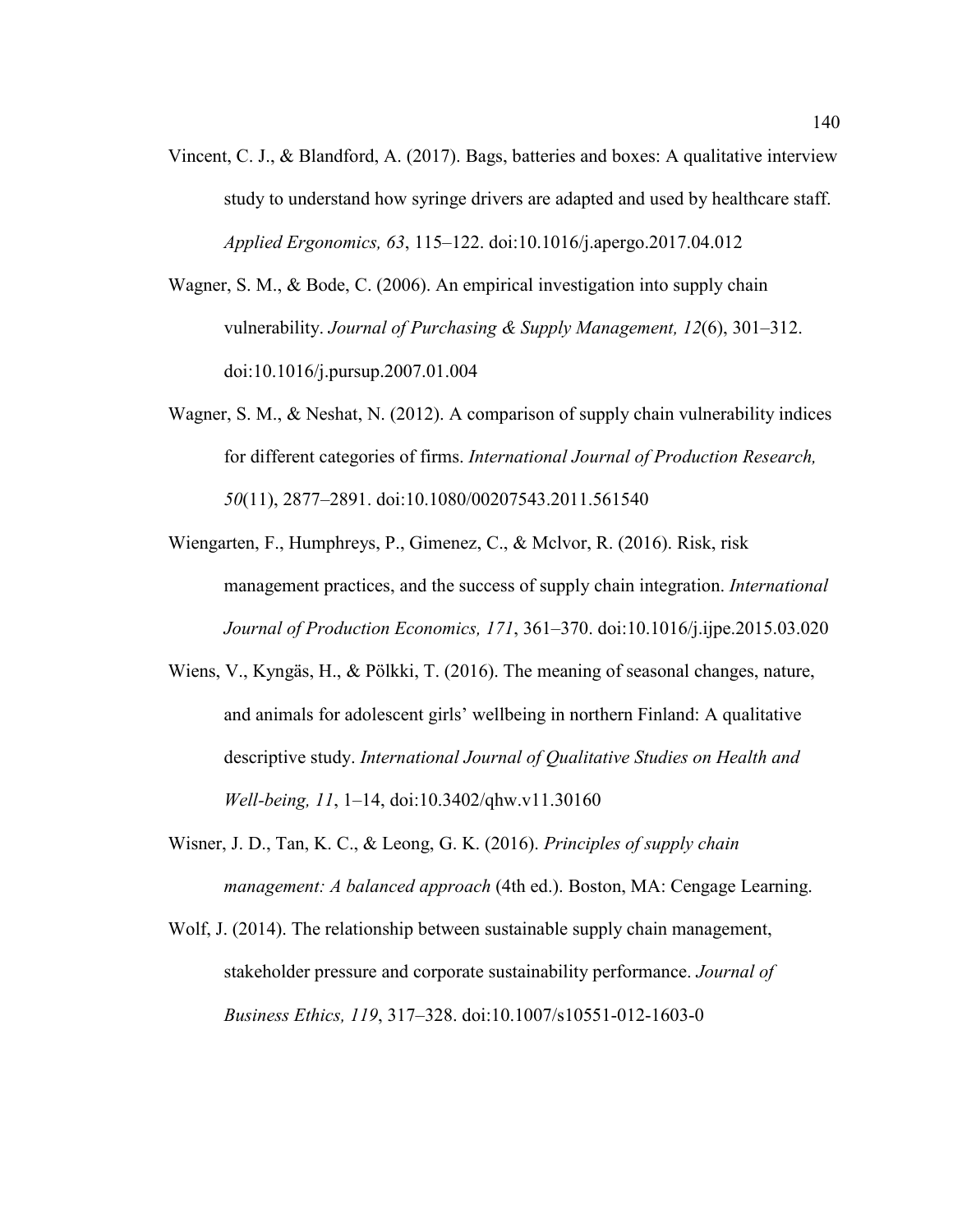Vincent, C. J., & Blandford, A. (2017). Bags, batteries and boxes: A qualitative interview study to understand how syringe drivers are adapted and used by healthcare staff. *Applied Ergonomics, 63*, 115–122. doi:10.1016/j.apergo.2017.04.012

Wagner, S. M., & Bode, C. (2006). An empirical investigation into supply chain vulnerability. *Journal of Purchasing & Supply Management, 12*(6), 301–312. doi:10.1016/j.pursup.2007.01.004

Wagner, S. M., & Neshat, N. (2012). A comparison of supply chain vulnerability indices for different categories of firms. *International Journal of Production Research, 50*(11), 2877–2891. doi:10.1080/00207543.2011.561540

Wiengarten, F., Humphreys, P., Gimenez, C., & Mclvor, R. (2016). Risk, risk management practices, and the success of supply chain integration. *International Journal of Production Economics, 171*, 361–370. doi:10.1016/j.ijpe.2015.03.020

Wiens, V., Kyngäs, H., & Pölkki, T. (2016). The meaning of seasonal changes, nature, and animals for adolescent girls' wellbeing in northern Finland: A qualitative descriptive study. *International Journal of Qualitative Studies on Health and Well-being, 11*, 1–14, doi:10.3402/qhw.v11.30160

Wisner, J. D., Tan, K. C., & Leong, G. K. (2016). *Principles of supply chain management: A balanced approach* (4th ed.). Boston, MA: Cengage Learning.

Wolf, J. (2014). The relationship between sustainable supply chain management, stakeholder pressure and corporate sustainability performance. *Journal of Business Ethics, 119*, 317–328. doi:10.1007/s10551-012-1603-0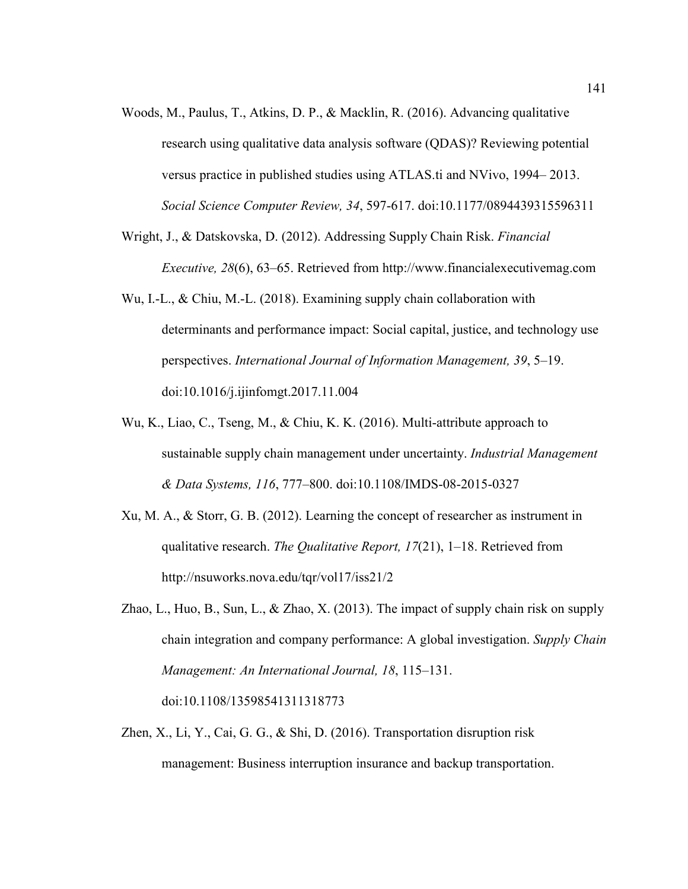Woods, M., Paulus, T., Atkins, D. P., & Macklin, R. (2016). Advancing qualitative research using qualitative data analysis software (QDAS)? Reviewing potential versus practice in published studies using ATLAS.ti and NVivo, 1994– 2013. *Social Science Computer Review, 34*, 597-617. doi:10.1177/0894439315596311

Wright, J., & Datskovska, D. (2012). Addressing Supply Chain Risk. *Financial Executive, 28*(6), 63–65. Retrieved from http://www.financialexecutivemag.com

Wu, I.-L., & Chiu, M.-L. (2018). Examining supply chain collaboration with determinants and performance impact: Social capital, justice, and technology use perspectives. *International Journal of Information Management, 39*, 5–19. doi:10.1016/j.ijinfomgt.2017.11.004

Wu, K., Liao, C., Tseng, M., & Chiu, K. K. (2016). Multi-attribute approach to sustainable supply chain management under uncertainty. *Industrial Management & Data Systems, 116*, 777–800. doi:10.1108/IMDS-08-2015-0327

Xu, M. A., & Storr, G. B. (2012). Learning the concept of researcher as instrument in qualitative research. *The Qualitative Report, 17*(21), 1–18. Retrieved from http://nsuworks.nova.edu/tqr/vol17/iss21/2

Zhao, L., Huo, B., Sun, L., & Zhao, X. (2013). The impact of supply chain risk on supply chain integration and company performance: A global investigation. *Supply Chain Management: An International Journal, 18*, 115–131. doi:10.1108/13598541311318773

Zhen, X., Li, Y., Cai, G. G., & Shi, D. (2016). Transportation disruption risk management: Business interruption insurance and backup transportation.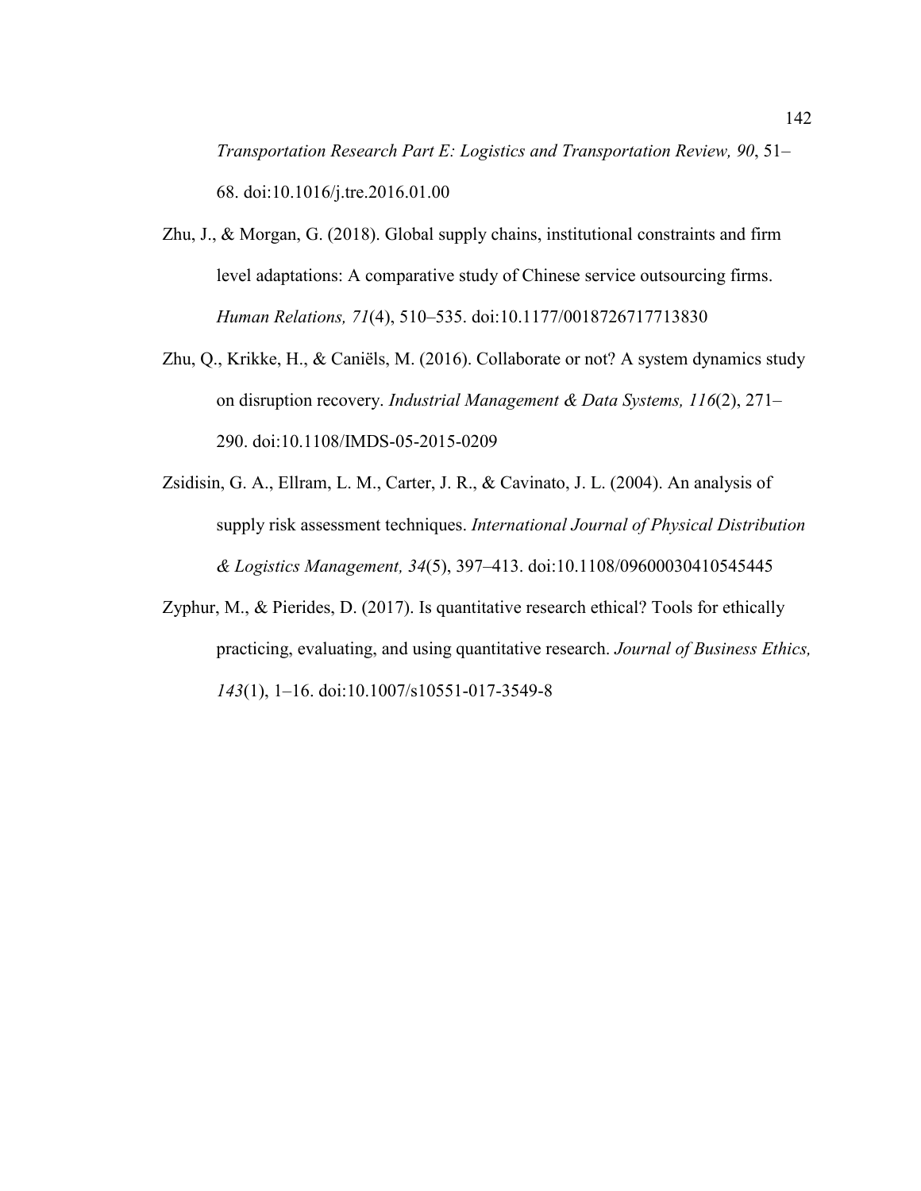*Transportation Research Part E: Logistics and Transportation Review, 90*, 51–68. doi:10.1016/j.tre.2016.01.00

Zhu, J., & Morgan, G. (2018). Global supply chains, institutional constraints and firm level adaptations: A comparative study of Chinese service outsourcing firms. *Human Relations, 71*(4), 510–535. doi:10.1177/0018726717713830

Zhu, Q., Krikke, H., & Caniëls, M. (2016). Collaborate or not? A system dynamics study on disruption recovery. *Industrial Management & Data Systems, 116*(2), 271–290. doi:10.1108/IMDS-05-2015-0209

Zsidisin, G. A., Ellram, L. M., Carter, J. R., & Cavinato, J. L. (2004). An analysis of supply risk assessment techniques. *International Journal of Physical Distribution & Logistics Management, 34*(5), 397–413. doi:10.1108/09600030410545445

Zyphur, M., & Pierides, D. (2017). Is quantitative research ethical? Tools for ethically practicing, evaluating, and using quantitative research. *Journal of Business Ethics, 143*(1), 1–16. doi:10.1007/s10551-017-3549-8